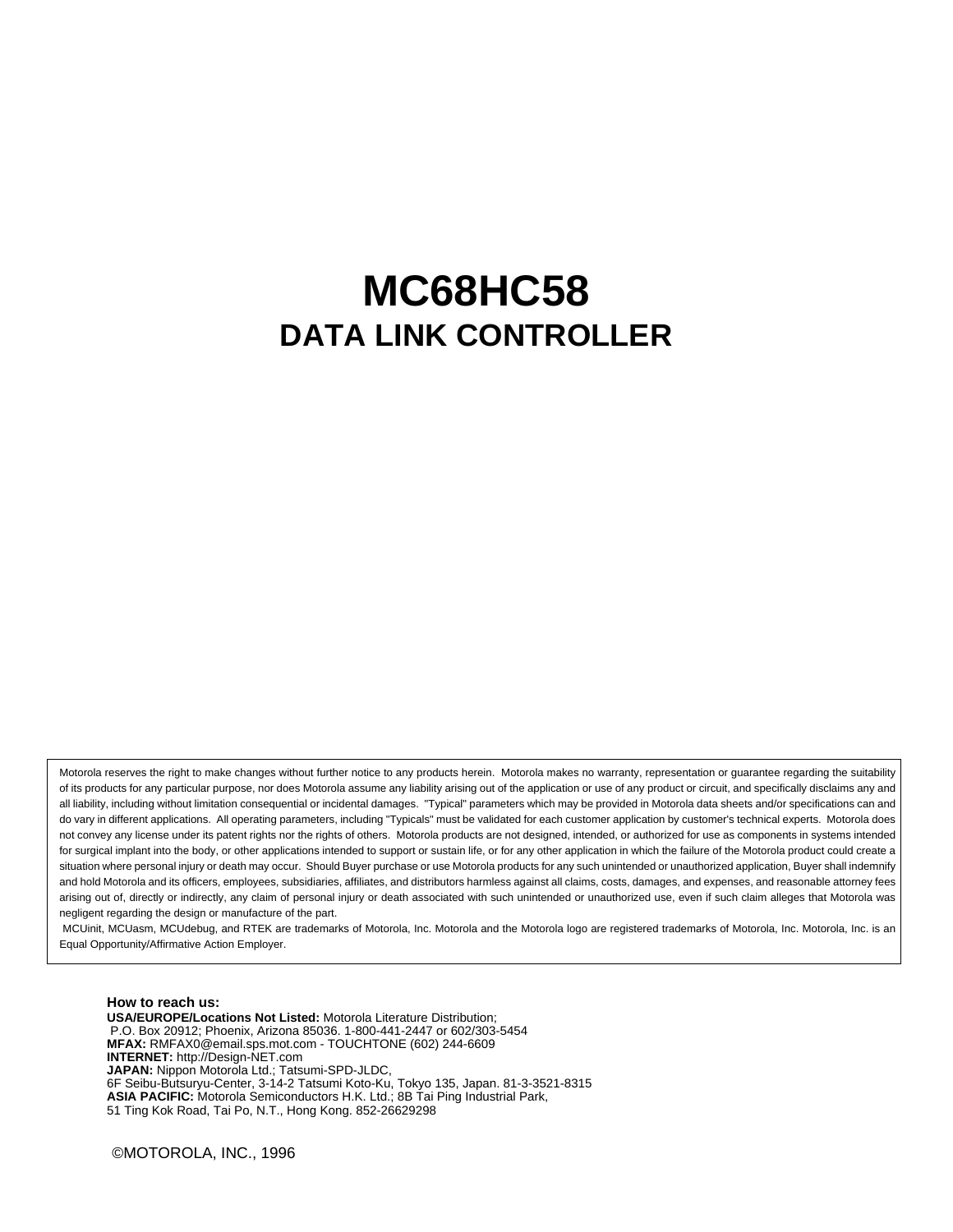# MC68HC58

## DATA LINK CONTROLLER

Motorola reserves the right to make changes without further notice to any products herein. Motorola makes no warranty, representation or guarantee regarding the suitability of its products for any particular purpose, nor does Motorola assume any liability arising out of the application or use of any product or circuit, and specifically disclaims any and all liability, including without limitation consequential or incidental damages. "Typical" parameters which may be provided in Motorola data sheets and/or specifications can and do vary in different applications. All operating parameters, including "Typicals" must be validated for each customer application by customer's technical experts. Motorola does not convey any license under its patent rights nor the rights of others. Motorola products are not designed, intended, or authorized for use as components in systems intended for surgical implant into the body, or other applications intended to support or sustain life, or for any other application in which the failure of the Motorola product could create a situation where personal injury or death may occur. Should Buyer purchase or use Motorola products for any such unintended or unauthorized application, Buyer shall indemnify and hold Motorola and its officers, employees, subsidiaries, affiliates, and distributors harmless against all claims, costs, damages, and expenses, and reasonable attorney fees arising out of, directly or indirectly, any claim of personal injury or death associated with such unintended or unauthorized use, even if such claim alleges that Motorola was negligent regarding the design or manufacture of the part.
MCUinit, MCUasm, MCUdebug, and RTEK are trademarks of Motorola, Inc. Motorola and the Motorola logo are registered trademarks of Motorola, Inc. Motorola, Inc. is an Equal Opportunity/Affirmative Action Employer.

**How to reach us:**
**USA/EUROPE/Locations Not Listed:** Motorola Literature Distribution;
P.O. Box 20912; Phoenix, Arizona 85036. 1-800-441-2447 or 602/303-5454
**MFAX:** RMFAX0@email.sps.mot.com - TOUCHTONE (602) 244-6609
**INTERNET:** http://Design-NET.com
**JAPAN:** Nippon Motorola Ltd.; Tatsumi-SPD-JLDC,
6F Seibu-Butsuryu-Center, 3-14-2 Tatsumi Koto-Ku, Tokyo 135, Japan. 81-3-3521-8315
**ASIA PACIFIC:** Motorola Semiconductors H.K. Ltd.; 8B Tai Ping Industrial Park,
51 Ting Kok Road, Tai Po, N.T., Hong Kong. 852-26629298

©MOTOROLA, INC., 1996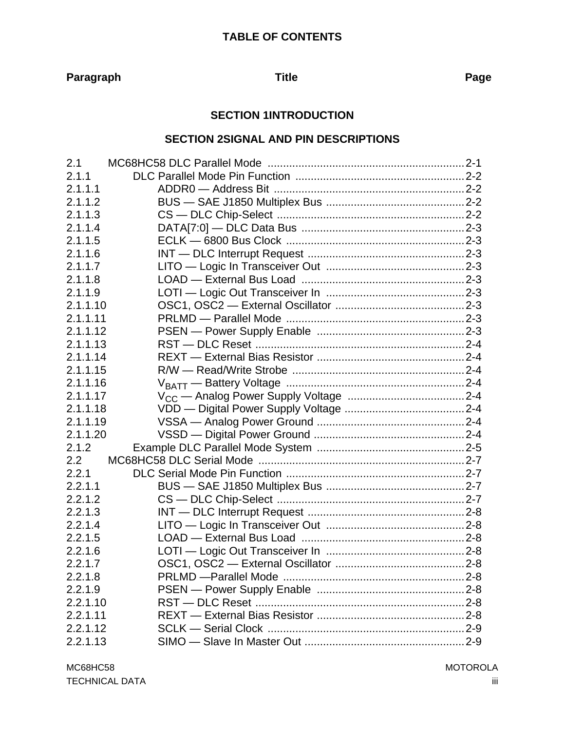# TABLE OF CONTENTS

| Paragraph | Title | Page |
|---|---|---|
| | **SECTION 1INTRODUCTION** | |
| | **SECTION 2SIGNAL AND PIN DESCRIPTIONS** | |
| 2.1 | MC68HC58 DLC Parallel Mode | 2-1 |
| 2.1.1 | DLC Parallel Mode Pin Function | 2-2 |
| 2.1.1.1 | ADDR0 — Address Bit | 2-2 |
| 2.1.1.2 | BUS — SAE J1850 Multiplex Bus | 2-2 |
| 2.1.1.3 | CS — DLC Chip-Select | 2-2 |
| 2.1.1.4 | DATA[7:0] — DLC Data Bus | 2-3 |
| 2.1.1.5 | ECLK — 6800 Bus Clock | 2-3 |
| 2.1.1.6 | INT — DLC Interrupt Request | 2-3 |
| 2.1.1.7 | LITO — Logic In Transceiver Out | 2-3 |
| 2.1.1.8 | LOAD — External Bus Load | 2-3 |
| 2.1.1.9 | LOTI — Logic Out Transceiver In | 2-3 |
| 2.1.1.10 | OSC1, OSC2 — External Oscillator | 2-3 |
| 2.1.1.11 | PRLMD — Parallel Mode | 2-3 |
| 2.1.1.12 | PSEN — Power Supply Enable | 2-3 |
| 2.1.1.13 | RST — DLC Reset | 2-4 |
| 2.1.1.14 | REXT — External Bias Resistor | 2-4 |
| 2.1.1.15 | R/W — Read/Write Strobe | 2-4 |
| 2.1.1.16 | $V_{BATT}$ — Battery Voltage | 2-4 |
| 2.1.1.17 | $V_{CC}$ — Analog Power Supply Voltage | 2-4 |
| 2.1.1.18 | VDD — Digital Power Supply Voltage | 2-4 |
| 2.1.1.19 | VSSA — Analog Power Ground | 2-4 |
| 2.1.1.20 | VSSD — Digital Power Ground | 2-4 |
| 2.1.2 | Example DLC Parallel Mode System | 2-5 |
| 2.2 | MC68HC58 DLC Serial Mode | 2-7 |
| 2.2.1 | DLC Serial Mode Pin Function | 2-7 |
| 2.2.1.1 | BUS — SAE J1850 Multiplex Bus | 2-7 |
| 2.2.1.2 | CS — DLC Chip-Select | 2-7 |
| 2.2.1.3 | INT — DLC Interrupt Request | 2-8 |
| 2.2.1.4 | LITO — Logic In Transceiver Out | 2-8 |
| 2.2.1.5 | LOAD — External Bus Load | 2-8 |
| 2.2.1.6 | LOTI — Logic Out Transceiver In | 2-8 |
| 2.2.1.7 | OSC1, OSC2 — External Oscillator | 2-8 |
| 2.2.1.8 | PRLMD —Parallel Mode | 2-8 |
| 2.2.1.9 | PSEN — Power Supply Enable | 2-8 |
| 2.2.1.10 | RST — DLC Reset | 2-8 |
| 2.2.1.11 | REXT — External Bias Resistor | 2-8 |
| 2.2.1.12 | SCLK — Serial Clock | 2-9 |
| 2.2.1.13 | SIMO — Slave In Master Out | 2-9 |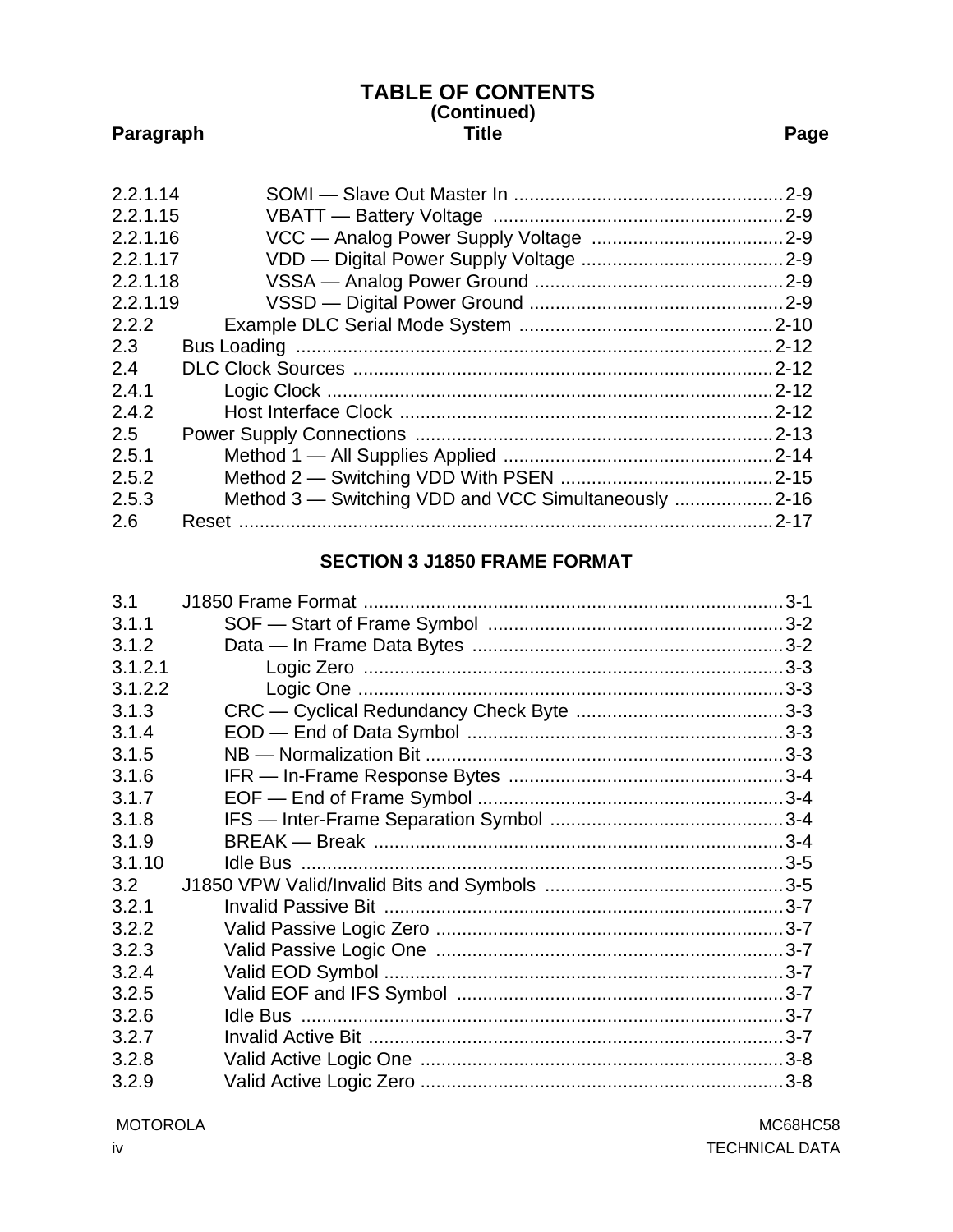# TABLE OF CONTENTS
## (Continued)

| Paragraph | Title | Page |
|---|---|---|
| 2.2.1.14 | SOMI — Slave Out Master In | 2-9 |
| 2.2.1.15 | VBATT — Battery Voltage | 2-9 |
| 2.2.1.16 | VCC — Analog Power Supply Voltage | 2-9 |
| 2.2.1.17 | VDD — Digital Power Supply Voltage | 2-9 |
| 2.2.1.18 | VSSA — Analog Power Ground | 2-9 |
| 2.2.1.19 | VSSD — Digital Power Ground | 2-9 |
| 2.2.2 | Example DLC Serial Mode System | 2-10 |
| 2.3 | Bus Loading | 2-12 |
| 2.4 | DLC Clock Sources | 2-12 |
| 2.4.1 | Logic Clock | 2-12 |
| 2.4.2 | Host Interface Clock | 2-12 |
| 2.5 | Power Supply Connections | 2-13 |
| 2.5.1 | Method 1 — All Supplies Applied | 2-14 |
| 2.5.2 | Method 2 — Switching VDD With PSEN | 2-15 |
| 2.5.3 | Method 3 — Switching VDD and VCC Simultaneously | 2-16 |
| 2.6 | Reset | 2-17 |

## SECTION 3 J1850 FRAME FORMAT

| | | |
|---|---|---|
| 3.1 | J1850 Frame Format | 3-1 |
| 3.1.1 | SOF — Start of Frame Symbol | 3-2 |
| 3.1.2 | Data — In Frame Data Bytes | 3-2 |
| 3.1.2.1 | Logic Zero | 3-3 |
| 3.1.2.2 | Logic One | 3-3 |
| 3.1.3 | CRC — Cyclical Redundancy Check Byte | 3-3 |
| 3.1.4 | EOD — End of Data Symbol | 3-3 |
| 3.1.5 | NB — Normalization Bit | 3-3 |
| 3.1.6 | IFR — In-Frame Response Bytes | 3-4 |
| 3.1.7 | EOF — End of Frame Symbol | 3-4 |
| 3.1.8 | IFS — Inter-Frame Separation Symbol | 3-4 |
| 3.1.9 | BREAK — Break | 3-4 |
| 3.1.10 | Idle Bus | 3-5 |
| 3.2 | J1850 VPW Valid/Invalid Bits and Symbols | 3-5 |
| 3.2.1 | Invalid Passive Bit | 3-7 |
| 3.2.2 | Valid Passive Logic Zero | 3-7 |
| 3.2.3 | Valid Passive Logic One | 3-7 |
| 3.2.4 | Valid EOD Symbol | 3-7 |
| 3.2.5 | Valid EOF and IFS Symbol | 3-7 |
| 3.2.6 | Idle Bus | 3-7 |
| 3.2.7 | Invalid Active Bit | 3-7 |
| 3.2.8 | Valid Active Logic One | 3-8 |
| 3.2.9 | Valid Active Logic Zero | 3-8 |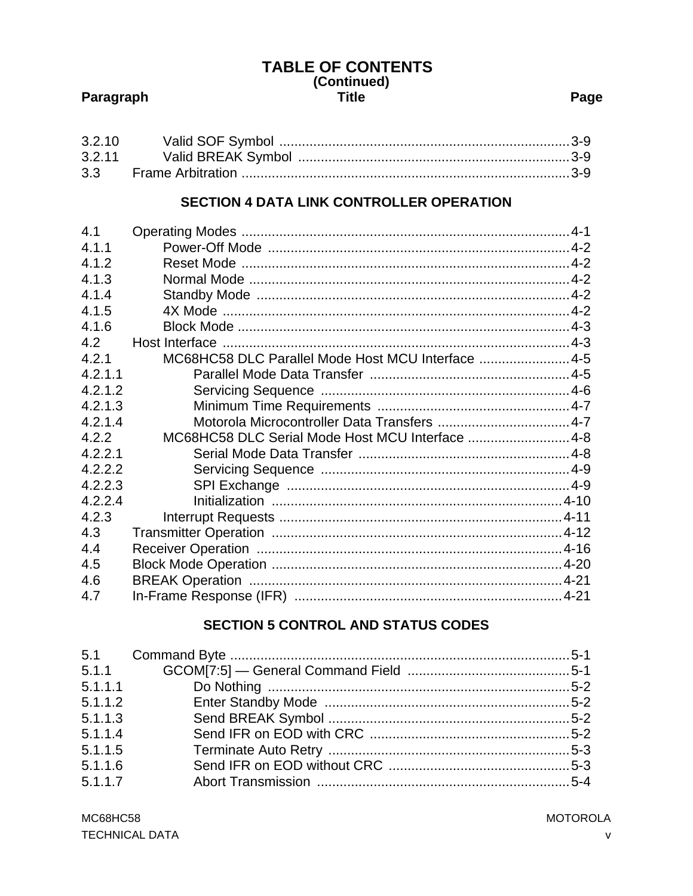# TABLE OF CONTENTS
## (Continued)

| Paragraph | Title | Page |
|---|---|---|
| 3.2.10 | Valid SOF Symbol | 3-9 |
| 3.2.11 | Valid BREAK Symbol | 3-9 |
| 3.3 | Frame Arbitration | 3-9 |

## SECTION 4 DATA LINK CONTROLLER OPERATION

| Paragraph | Title | Page |
|---|---|---|
| 4.1 | Operating Modes | 4-1 |
| 4.1.1 | Power-Off Mode | 4-2 |
| 4.1.2 | Reset Mode | 4-2 |
| 4.1.3 | Normal Mode | 4-2 |
| 4.1.4 | Standby Mode | 4-2 |
| 4.1.5 | 4X Mode | 4-2 |
| 4.1.6 | Block Mode | 4-3 |
| 4.2 | Host Interface | 4-3 |
| 4.2.1 | MC68HC58 DLC Parallel Mode Host MCU Interface | 4-5 |
| 4.2.1.1 | Parallel Mode Data Transfer | 4-5 |
| 4.2.1.2 | Servicing Sequence | 4-6 |
| 4.2.1.3 | Minimum Time Requirements | 4-7 |
| 4.2.1.4 | Motorola Microcontroller Data Transfers | 4-7 |
| 4.2.2 | MC68HC58 DLC Serial Mode Host MCU Interface | 4-8 |
| 4.2.2.1 | Serial Mode Data Transfer | 4-8 |
| 4.2.2.2 | Servicing Sequence | 4-9 |
| 4.2.2.3 | SPI Exchange | 4-9 |
| 4.2.2.4 | Initialization | 4-10 |
| 4.2.3 | Interrupt Requests | 4-11 |
| 4.3 | Transmitter Operation | 4-12 |
| 4.4 | Receiver Operation | 4-16 |
| 4.5 | Block Mode Operation | 4-20 |
| 4.6 | BREAK Operation | 4-21 |
| 4.7 | In-Frame Response (IFR) | 4-21 |

## SECTION 5 CONTROL AND STATUS CODES

| Paragraph | Title | Page |
|---|---|---|
| 5.1 | Command Byte | 5-1 |
| 5.1.1 | GCOM[7:5] — General Command Field | 5-1 |
| 5.1.1.1 | Do Nothing | 5-2 |
| 5.1.1.2 | Enter Standby Mode | 5-2 |
| 5.1.1.3 | Send BREAK Symbol | 5-2 |
| 5.1.1.4 | Send IFR on EOD with CRC | 5-2 |
| 5.1.1.5 | Terminate Auto Retry | 5-3 |
| 5.1.1.6 | Send IFR on EOD without CRC | 5-3 |
| 5.1.1.7 | Abort Transmission | 5-4 |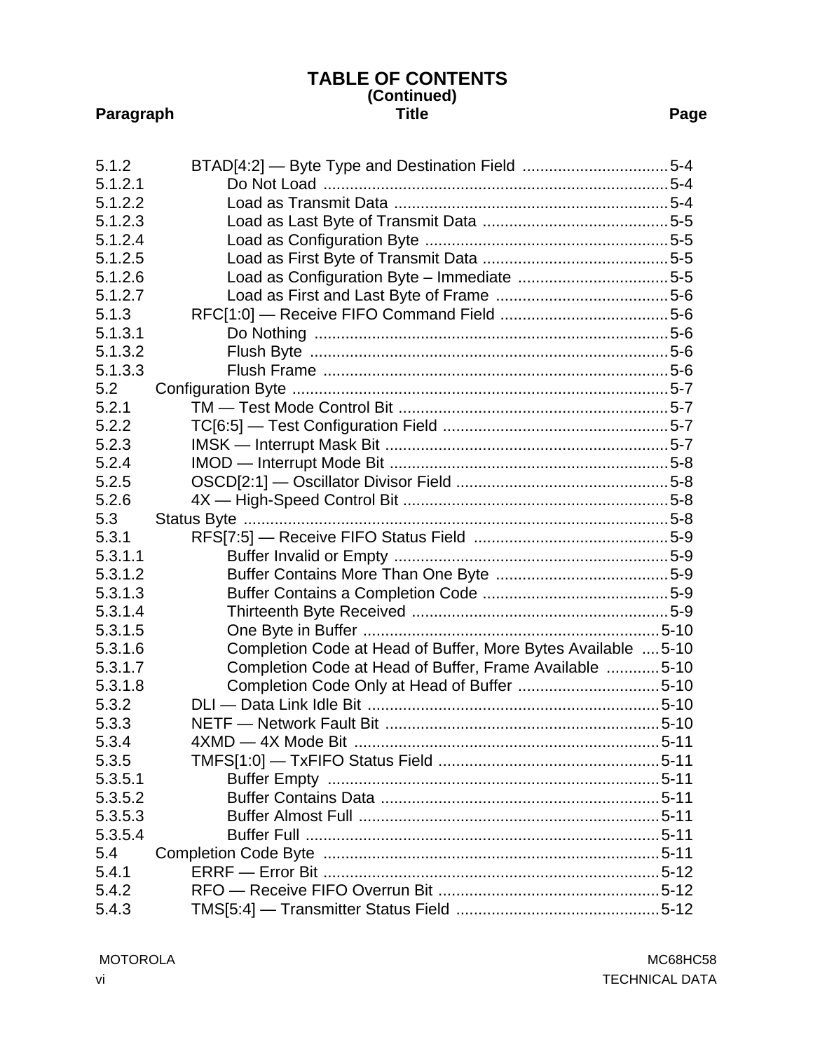# TABLE OF CONTENTS
## (Continued)

| Paragraph | Title | Page |
|---|---|---|
| 5.1.2 | BTAD[4:2] — Byte Type and Destination Field | 5-4 |
| 5.1.2.1 | Do Not Load | 5-4 |
| 5.1.2.2 | Load as Transmit Data | 5-4 |
| 5.1.2.3 | Load as Last Byte of Transmit Data | 5-5 |
| 5.1.2.4 | Load as Configuration Byte | 5-5 |
| 5.1.2.5 | Load as First Byte of Transmit Data | 5-5 |
| 5.1.2.6 | Load as Configuration Byte – Immediate | 5-5 |
| 5.1.2.7 | Load as First and Last Byte of Frame | 5-6 |
| 5.1.3 | RFC[1:0] — Receive FIFO Command Field | 5-6 |
| 5.1.3.1 | Do Nothing | 5-6 |
| 5.1.3.2 | Flush Byte | 5-6 |
| 5.1.3.3 | Flush Frame | 5-6 |
| 5.2 | Configuration Byte | 5-7 |
| 5.2.1 | TM — Test Mode Control Bit | 5-7 |
| 5.2.2 | TC[6:5] — Test Configuration Field | 5-7 |
| 5.2.3 | IMSK — Interrupt Mask Bit | 5-7 |
| 5.2.4 | IMOD — Interrupt Mode Bit | 5-8 |
| 5.2.5 | OSCD[2:1] — Oscillator Divisor Field | 5-8 |
| 5.2.6 | 4X — High-Speed Control Bit | 5-8 |
| 5.3 | Status Byte | 5-8 |
| 5.3.1 | RFS[7:5] — Receive FIFO Status Field | 5-9 |
| 5.3.1.1 | Buffer Invalid or Empty | 5-9 |
| 5.3.1.2 | Buffer Contains More Than One Byte | 5-9 |
| 5.3.1.3 | Buffer Contains a Completion Code | 5-9 |
| 5.3.1.4 | Thirteenth Byte Received | 5-9 |
| 5.3.1.5 | One Byte in Buffer | 5-10 |
| 5.3.1.6 | Completion Code at Head of Buffer, More Bytes Available | 5-10 |
| 5.3.1.7 | Completion Code at Head of Buffer, Frame Available | 5-10 |
| 5.3.1.8 | Completion Code Only at Head of Buffer | 5-10 |
| 5.3.2 | DLI — Data Link Idle Bit | 5-10 |
| 5.3.3 | NETF — Network Fault Bit | 5-10 |
| 5.3.4 | 4XMD — 4X Mode Bit | 5-11 |
| 5.3.5 | TMFS[1:0] — TxFIFO Status Field | 5-11 |
| 5.3.5.1 | Buffer Empty | 5-11 |
| 5.3.5.2 | Buffer Contains Data | 5-11 |
| 5.3.5.3 | Buffer Almost Full | 5-11 |
| 5.3.5.4 | Buffer Full | 5-11 |
| 5.4 | Completion Code Byte | 5-11 |
| 5.4.1 | ERRF — Error Bit | 5-12 |
| 5.4.2 | RFO — Receive FIFO Overrun Bit | 5-12 |
| 5.4.3 | TMS[5:4] — Transmitter Status Field | 5-12 |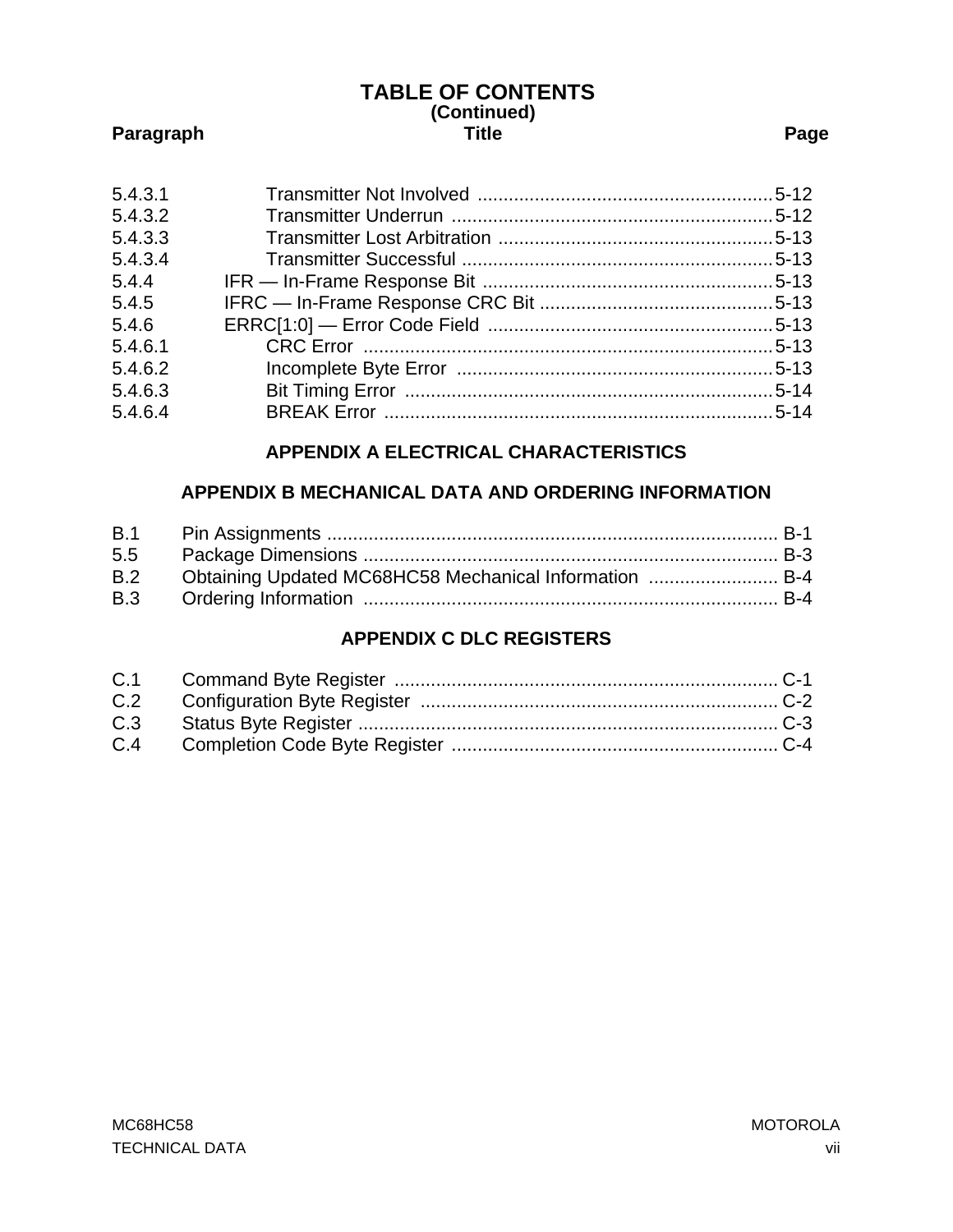# TABLE OF CONTENTS
**(Continued)**

| Paragraph | Title | Page |
|---|---|---|
| 5.4.3.1 | Transmitter Not Involved | 5-12 |
| 5.4.3.2 | Transmitter Underrun | 5-12 |
| 5.4.3.3 | Transmitter Lost Arbitration | 5-13 |
| 5.4.3.4 | Transmitter Successful | 5-13 |
| 5.4.4 | IFR — In-Frame Response Bit | 5-13 |
| 5.4.5 | IFRC — In-Frame Response CRC Bit | 5-13 |
| 5.4.6 | ERRC[1:0] — Error Code Field | 5-13 |
| 5.4.6.1 | CRC Error | 5-13 |
| 5.4.6.2 | Incomplete Byte Error | 5-13 |
| 5.4.6.3 | Bit Timing Error | 5-14 |
| 5.4.6.4 | BREAK Error | 5-14 |

## APPENDIX A ELECTRICAL CHARACTERISTICS

## APPENDIX B MECHANICAL DATA AND ORDERING INFORMATION

| | | |
|---|---|---|
| B.1 | Pin Assignments | B-1 |
| 5.5 | Package Dimensions | B-3 |
| B.2 | Obtaining Updated MC68HC58 Mechanical Information | B-4 |
| B.3 | Ordering Information | B-4 |

## APPENDIX C DLC REGISTERS

| | | |
|---|---|---|
| C.1 | Command Byte Register | C-1 |
| C.2 | Configuration Byte Register | C-2 |
| C.3 | Status Byte Register | C-3 |
| C.4 | Completion Code Byte Register | C-4 |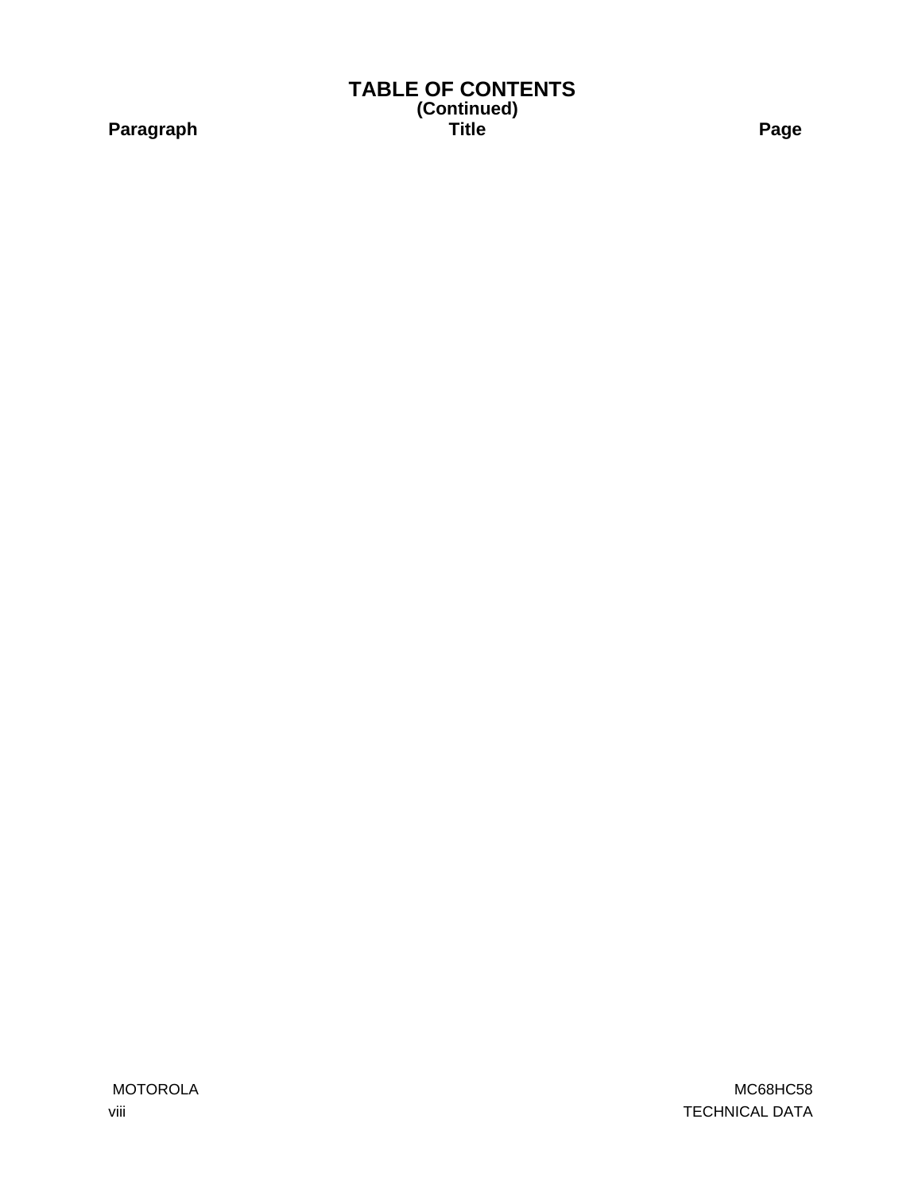# TABLE OF CONTENTS
**(Continued)**

**Paragraph** **Title** **Page**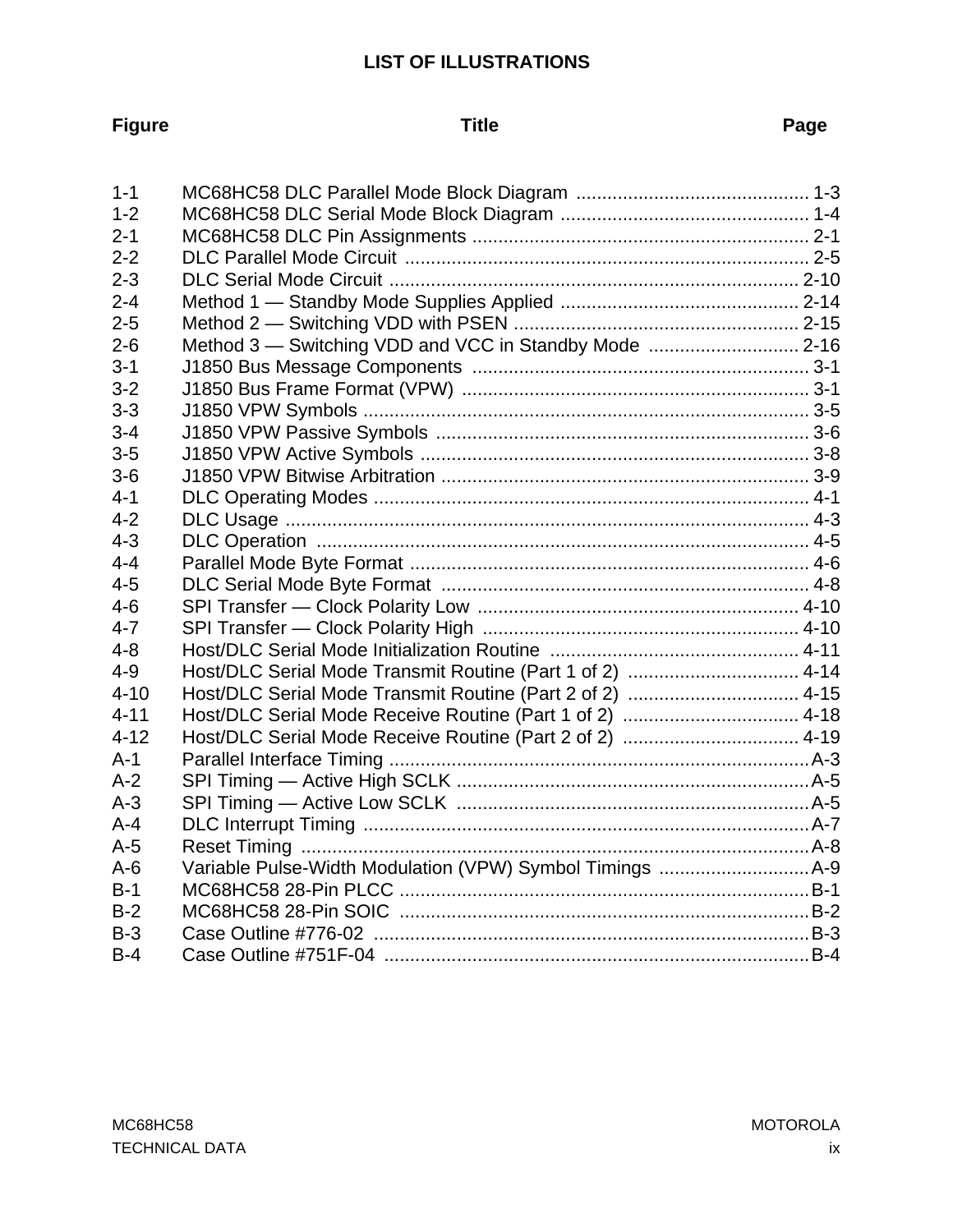# LIST OF ILLUSTRATIONS

| Figure | Title | Page |
|---|---|---|
| 1-1 | MC68HC58 DLC Parallel Mode Block Diagram | 1-3 |
| 1-2 | MC68HC58 DLC Serial Mode Block Diagram | 1-4 |
| 2-1 | MC68HC58 DLC Pin Assignments | 2-1 |
| 2-2 | DLC Parallel Mode Circuit | 2-5 |
| 2-3 | DLC Serial Mode Circuit | 2-10 |
| 2-4 | Method 1 — Standby Mode Supplies Applied | 2-14 |
| 2-5 | Method 2 — Switching VDD with PSEN | 2-15 |
| 2-6 | Method 3 — Switching VDD and VCC in Standby Mode | 2-16 |
| 3-1 | J1850 Bus Message Components | 3-1 |
| 3-2 | J1850 Bus Frame Format (VPW) | 3-1 |
| 3-3 | J1850 VPW Symbols | 3-5 |
| 3-4 | J1850 VPW Passive Symbols | 3-6 |
| 3-5 | J1850 VPW Active Symbols | 3-8 |
| 3-6 | J1850 VPW Bitwise Arbitration | 3-9 |
| 4-1 | DLC Operating Modes | 4-1 |
| 4-2 | DLC Usage | 4-3 |
| 4-3 | DLC Operation | 4-5 |
| 4-4 | Parallel Mode Byte Format | 4-6 |
| 4-5 | DLC Serial Mode Byte Format | 4-8 |
| 4-6 | SPI Transfer — Clock Polarity Low | 4-10 |
| 4-7 | SPI Transfer — Clock Polarity High | 4-10 |
| 4-8 | Host/DLC Serial Mode Initialization Routine | 4-11 |
| 4-9 | Host/DLC Serial Mode Transmit Routine (Part 1 of 2) | 4-14 |
| 4-10 | Host/DLC Serial Mode Transmit Routine (Part 2 of 2) | 4-15 |
| 4-11 | Host/DLC Serial Mode Receive Routine (Part 1 of 2) | 4-18 |
| 4-12 | Host/DLC Serial Mode Receive Routine (Part 2 of 2) | 4-19 |
| A-1 | Parallel Interface Timing | A-3 |
| A-2 | SPI Timing — Active High SCLK | A-5 |
| A-3 | SPI Timing — Active Low SCLK | A-5 |
| A-4 | DLC Interrupt Timing | A-7 |
| A-5 | Reset Timing | A-8 |
| A-6 | Variable Pulse-Width Modulation (VPW) Symbol Timings | A-9 |
| B-1 | MC68HC58 28-Pin PLCC | B-1 |
| B-2 | MC68HC58 28-Pin SOIC | B-2 |
| B-3 | Case Outline #776-02 | B-3 |
| B-4 | Case Outline #751F-04 | B-4 |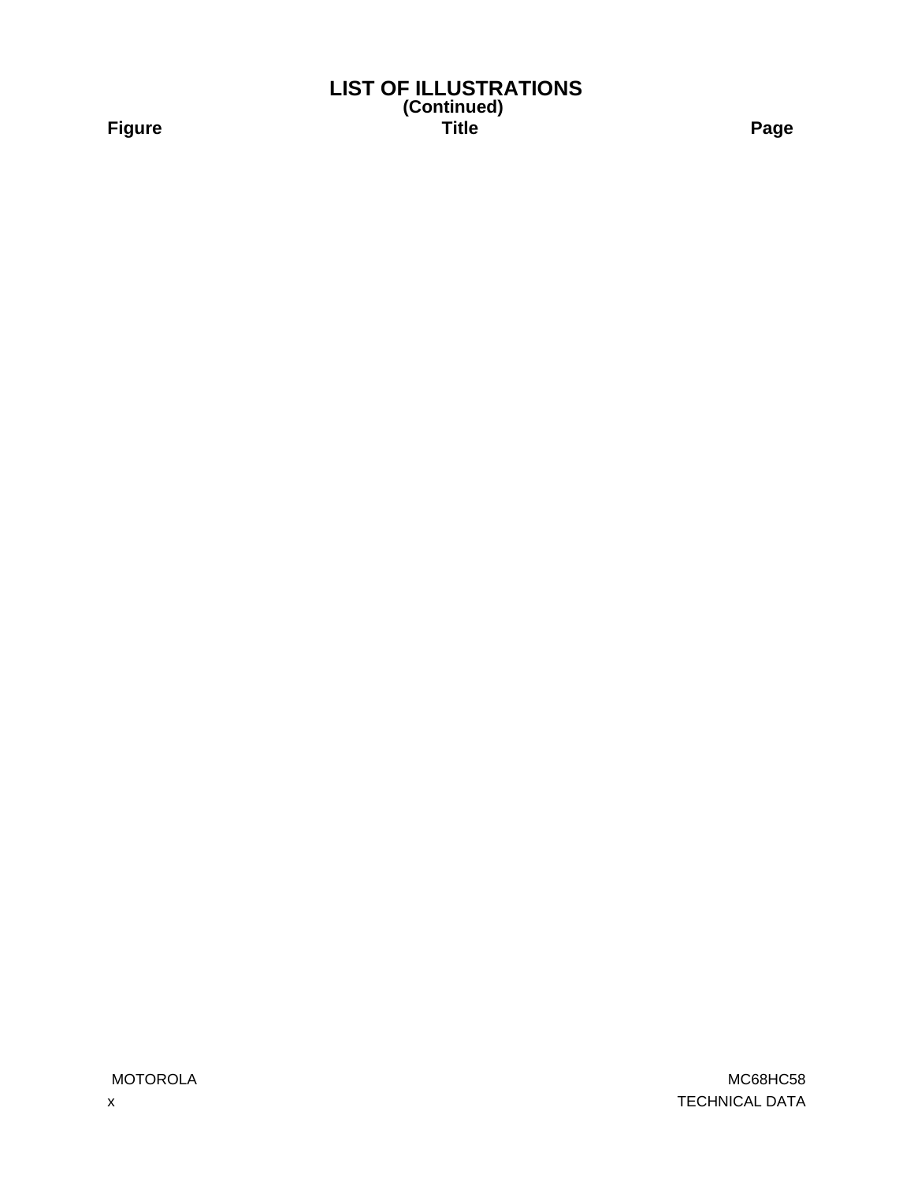# LIST OF ILLUSTRATIONS
**(Continued)**

| Figure | Title | Page |
|---|---|---|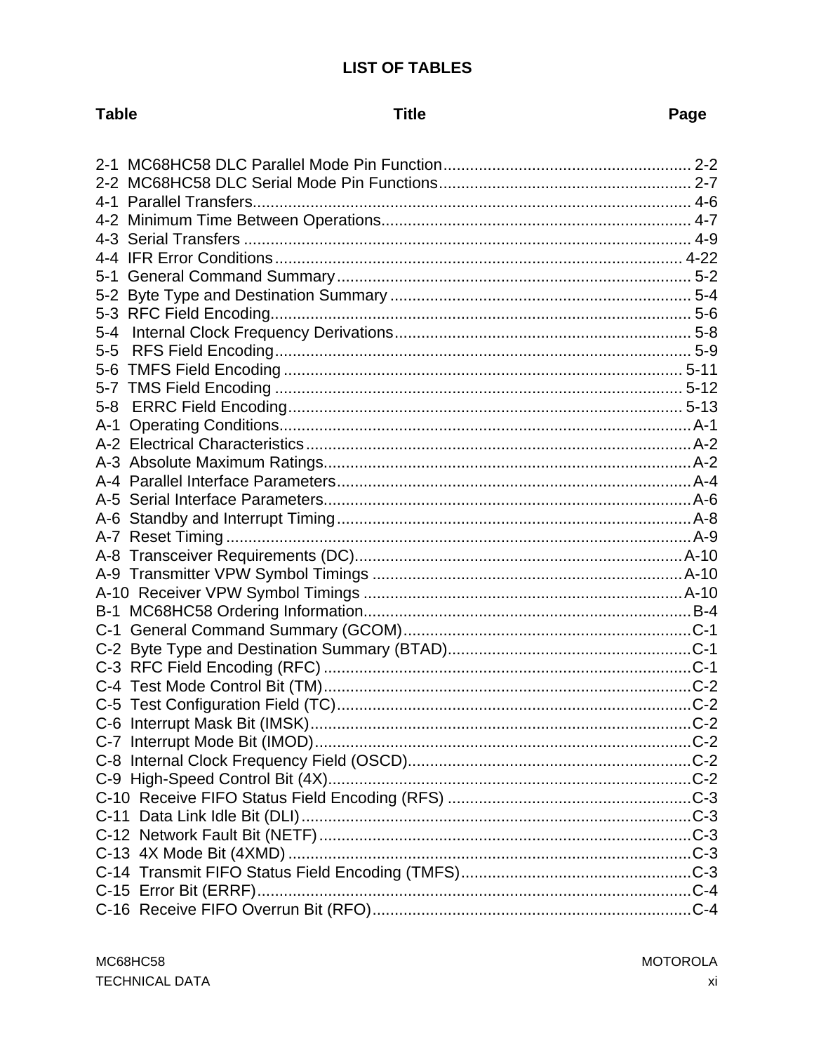# LIST OF TABLES

| Table | Title | Page |
|---|---|---|
| 2-1 | MC68HC58 DLC Parallel Mode Pin Function | 2-2 |
| 2-2 | MC68HC58 DLC Serial Mode Pin Functions | 2-7 |
| 4-1 | Parallel Transfers | 4-6 |
| 4-2 | Minimum Time Between Operations | 4-7 |
| 4-3 | Serial Transfers | 4-9 |
| 4-4 | IFR Error Conditions | 4-22 |
| 5-1 | General Command Summary | 5-2 |
| 5-2 | Byte Type and Destination Summary | 5-4 |
| 5-3 | RFC Field Encoding | 5-6 |
| 5-4 | Internal Clock Frequency Derivations | 5-8 |
| 5-5 | RFS Field Encoding | 5-9 |
| 5-6 | TMFS Field Encoding | 5-11 |
| 5-7 | TMS Field Encoding | 5-12 |
| 5-8 | ERRC Field Encoding | 5-13 |
| A-1 | Operating Conditions | A-1 |
| A-2 | Electrical Characteristics | A-2 |
| A-3 | Absolute Maximum Ratings | A-2 |
| A-4 | Parallel Interface Parameters | A-4 |
| A-5 | Serial Interface Parameters | A-6 |
| A-6 | Standby and Interrupt Timing | A-8 |
| A-7 | Reset Timing | A-9 |
| A-8 | Transceiver Requirements (DC) | A-10 |
| A-9 | Transmitter VPW Symbol Timings | A-10 |
| A-10 | Receiver VPW Symbol Timings | A-10 |
| B-1 | MC68HC58 Ordering Information | B-4 |
| C-1 | General Command Summary (GCOM) | C-1 |
| C-2 | Byte Type and Destination Summary (BTAD) | C-1 |
| C-3 | RFC Field Encoding (RFC) | C-1 |
| C-4 | Test Mode Control Bit (TM) | C-2 |
| C-5 | Test Configuration Field (TC) | C-2 |
| C-6 | Interrupt Mask Bit (IMSK) | C-2 |
| C-7 | Interrupt Mode Bit (IMOD) | C-2 |
| C-8 | Internal Clock Frequency Field (OSCD) | C-2 |
| C-9 | High-Speed Control Bit (4X) | C-2 |
| C-10 | Receive FIFO Status Field Encoding (RFS) | C-3 |
| C-11 | Data Link Idle Bit (DLI) | C-3 |
| C-12 | Network Fault Bit (NETF) | C-3 |
| C-13 | 4X Mode Bit (4XMD) | C-3 |
| C-14 | Transmit FIFO Status Field Encoding (TMFS) | C-3 |
| C-15 | Error Bit (ERRF) | C-4 |
| C-16 | Receive FIFO Overrun Bit (RFO) | C-4 |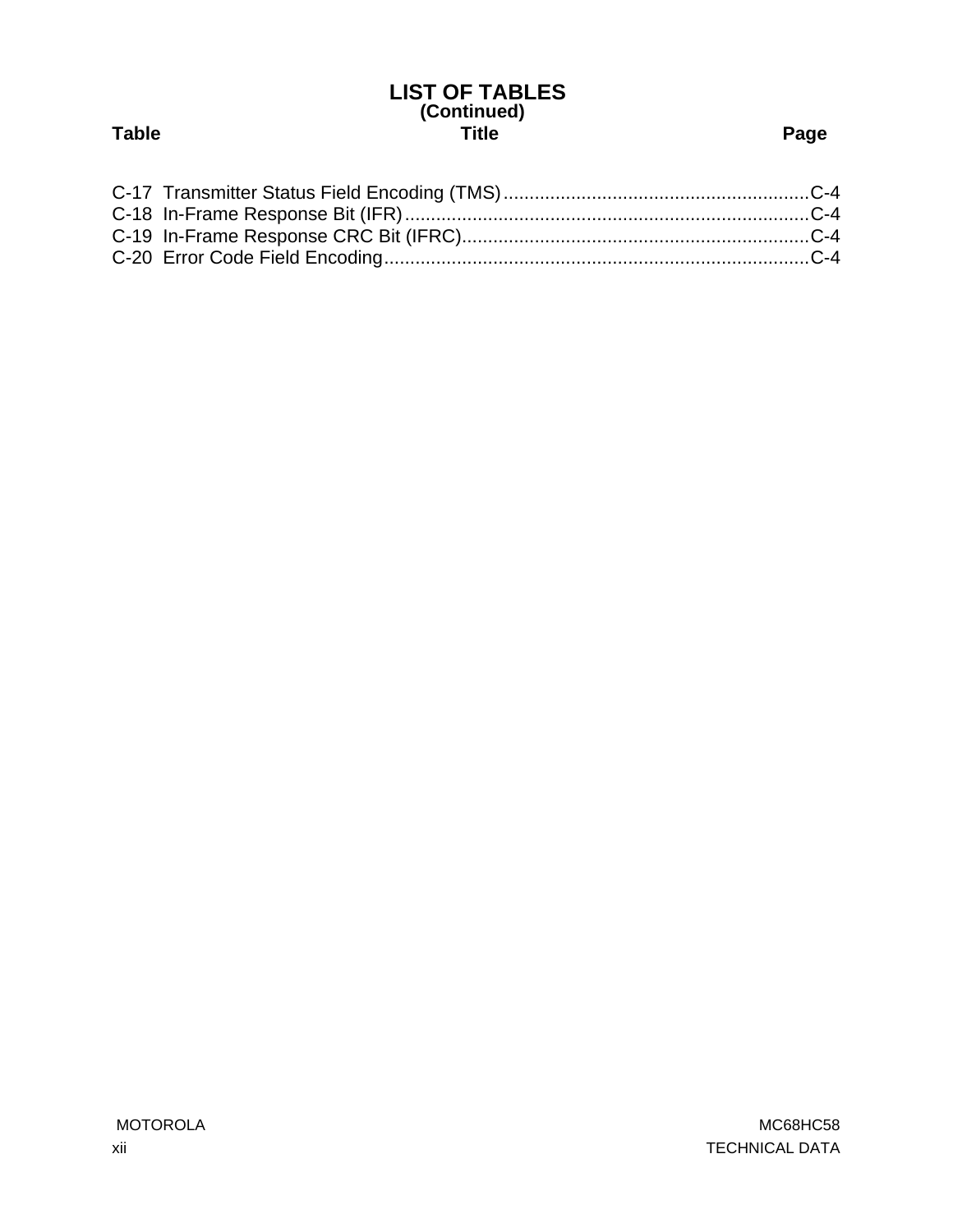# LIST OF TABLES
**(Continued)**

| Table | Title | Page |
|---|---|---|
| C-17 | Transmitter Status Field Encoding (TMS) | C-4 |
| C-18 | In-Frame Response Bit (IFR) | C-4 |
| C-19 | In-Frame Response CRC Bit (IFRC) | C-4 |
| C-20 | Error Code Field Encoding | C-4 |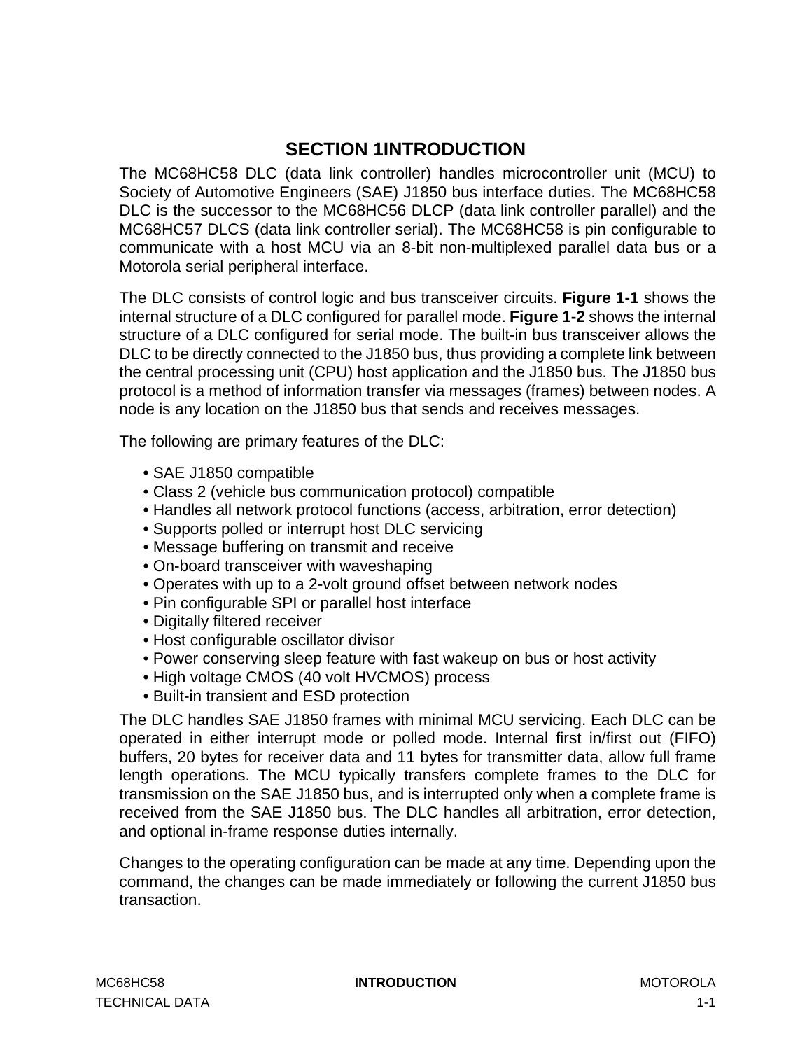# SECTION 1INTRODUCTION

The MC68HC58 DLC (data link controller) handles microcontroller unit (MCU) to Society of Automotive Engineers (SAE) J1850 bus interface duties. The MC68HC58 DLC is the successor to the MC68HC56 DLCP (data link controller parallel) and the MC68HC57 DLCS (data link controller serial). The MC68HC58 is pin configurable to communicate with a host MCU via an 8-bit non-multiplexed parallel data bus or a Motorola serial peripheral interface.

The DLC consists of control logic and bus transceiver circuits. **Figure 1-1** shows the internal structure of a DLC configured for parallel mode. **Figure 1-2** shows the internal structure of a DLC configured for serial mode. The built-in bus transceiver allows the DLC to be directly connected to the J1850 bus, thus providing a complete link between the central processing unit (CPU) host application and the J1850 bus. The J1850 bus protocol is a method of information transfer via messages (frames) between nodes. A node is any location on the J1850 bus that sends and receives messages.

The following are primary features of the DLC:

- SAE J1850 compatible
- Class 2 (vehicle bus communication protocol) compatible
- Handles all network protocol functions (access, arbitration, error detection)
- Supports polled or interrupt host DLC servicing
- Message buffering on transmit and receive
- On-board transceiver with waveshaping
- Operates with up to a 2-volt ground offset between network nodes
- Pin configurable SPI or parallel host interface
- Digitally filtered receiver
- Host configurable oscillator divisor
- Power conserving sleep feature with fast wakeup on bus or host activity
- High voltage CMOS (40 volt HVCMOS) process
- Built-in transient and ESD protection

The DLC handles SAE J1850 frames with minimal MCU servicing. Each DLC can be operated in either interrupt mode or polled mode. Internal first in/first out (FIFO) buffers, 20 bytes for receiver data and 11 bytes for transmitter data, allow full frame length operations. The MCU typically transfers complete frames to the DLC for transmission on the SAE J1850 bus, and is interrupted only when a complete frame is received from the SAE J1850 bus. The DLC handles all arbitration, error detection, and optional in-frame response duties internally.

Changes to the operating configuration can be made at any time. Depending upon the command, the changes can be made immediately or following the current J1850 bus transaction.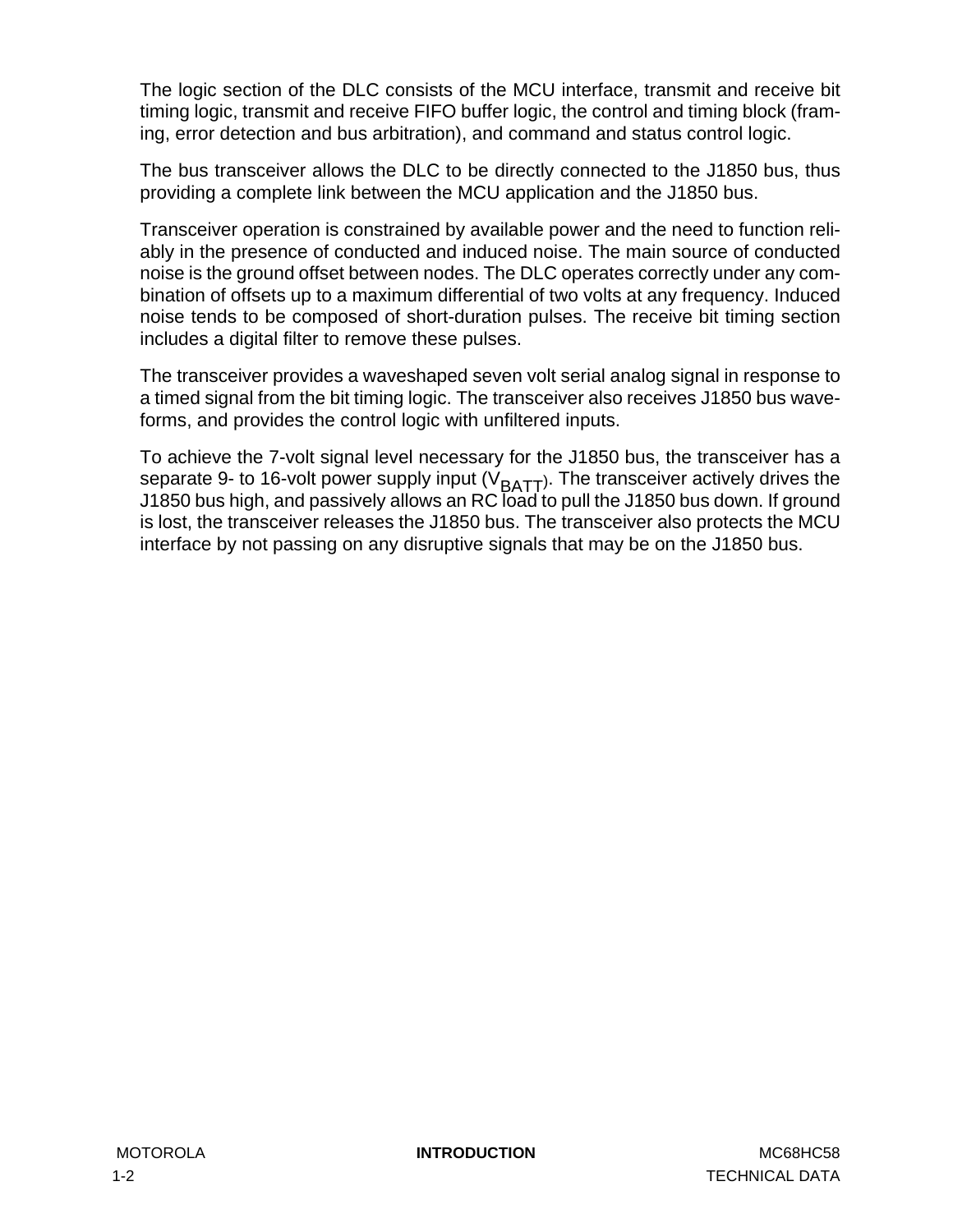The logic section of the DLC consists of the MCU interface, transmit and receive bit timing logic, transmit and receive FIFO buffer logic, the control and timing block (framing, error detection and bus arbitration), and command and status control logic.

The bus transceiver allows the DLC to be directly connected to the J1850 bus, thus providing a complete link between the MCU application and the J1850 bus.

Transceiver operation is constrained by available power and the need to function reliably in the presence of conducted and induced noise. The main source of conducted noise is the ground offset between nodes. The DLC operates correctly under any combination of offsets up to a maximum differential of two volts at any frequency. Induced noise tends to be composed of short-duration pulses. The receive bit timing section includes a digital filter to remove these pulses.

The transceiver provides a waveshaped seven volt serial analog signal in response to a timed signal from the bit timing logic. The transceiver also receives J1850 bus waveforms, and provides the control logic with unfiltered inputs.

To achieve the 7-volt signal level necessary for the J1850 bus, the transceiver has a separate 9- to 16-volt power supply input ($V_{BATT}$). The transceiver actively drives the J1850 bus high, and passively allows an RC load to pull the J1850 bus down. If ground is lost, the transceiver releases the J1850 bus. The transceiver also protects the MCU interface by not passing on any disruptive signals that may be on the J1850 bus.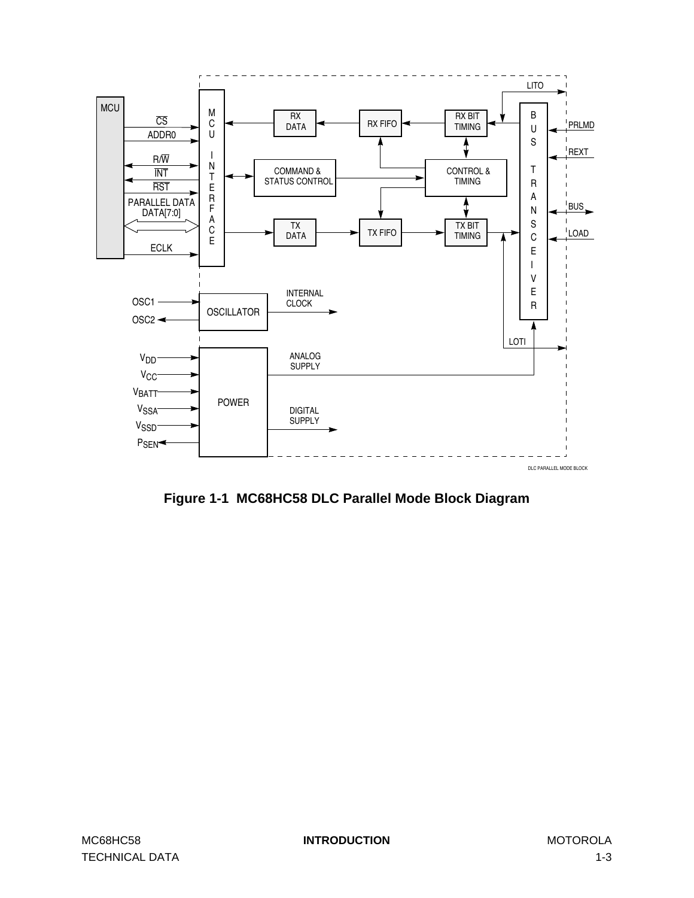MCU

$\overline{CS}$

ADDR0

R/$\overline{W}$

$\overline{INT}$

$\overline{RST}$

PARALLEL DATA
DATA[7:0]

ECLK

MCU INTERFACE

RX DATA

RX FIFO

RX BIT TIMING

COMMAND & STATUS CONTROL

CONTROL & TIMING

TX DATA

TX FIFO

TX BIT TIMING

BUS TRANSCEIVER

LITO

PRLMD

REXT

BUS

LOAD

LOTI

OSC1

OSC2

OSCILLATOR

INTERNAL CLOCK

$V_{DD}$

$V_{CC}$

$V_{BATT}$

$V_{SSA}$

$V_{SSD}$

$P_{SEN}$

POWER

ANALOG SUPPLY

DIGITAL SUPPLY

DLC PARALLEL MODE BLOCK

**Figure 1-1 MC68HC58 DLC Parallel Mode Block Diagram**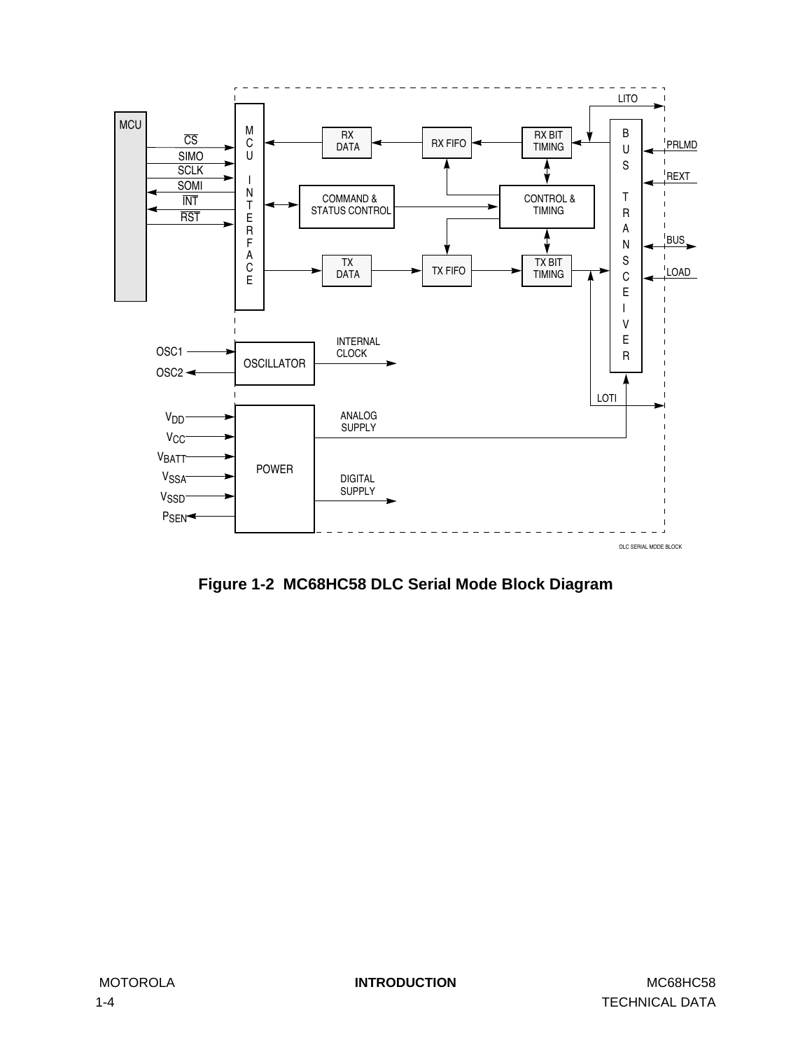MCU

$\overline{CS}$

SIMO

SCLK

SOMI

$\overline{INT}$

$\overline{RST}$

MCU INTERFACE

RX DATA

RX FIFO

RX BIT TIMING

LITO

BUS TRANSCEIVER

PRLMD

REXT

COMMAND & STATUS CONTROL

CONTROL & TIMING

BUS

TX DATA

TX FIFO

TX BIT TIMING

LOAD

OSC1

OSC2

OSCILLATOR

INTERNAL CLOCK

LOTI

$V_{DD}$

$V_{CC}$

$V_{BATT}$

$V_{SSA}$

$V_{SSD}$

$P_{SEN}$

POWER

ANALOG SUPPLY

DIGITAL SUPPLY

DLC SERIAL MODE BLOCK

**Figure 1-2 MC68HC58 DLC Serial Mode Block Diagram**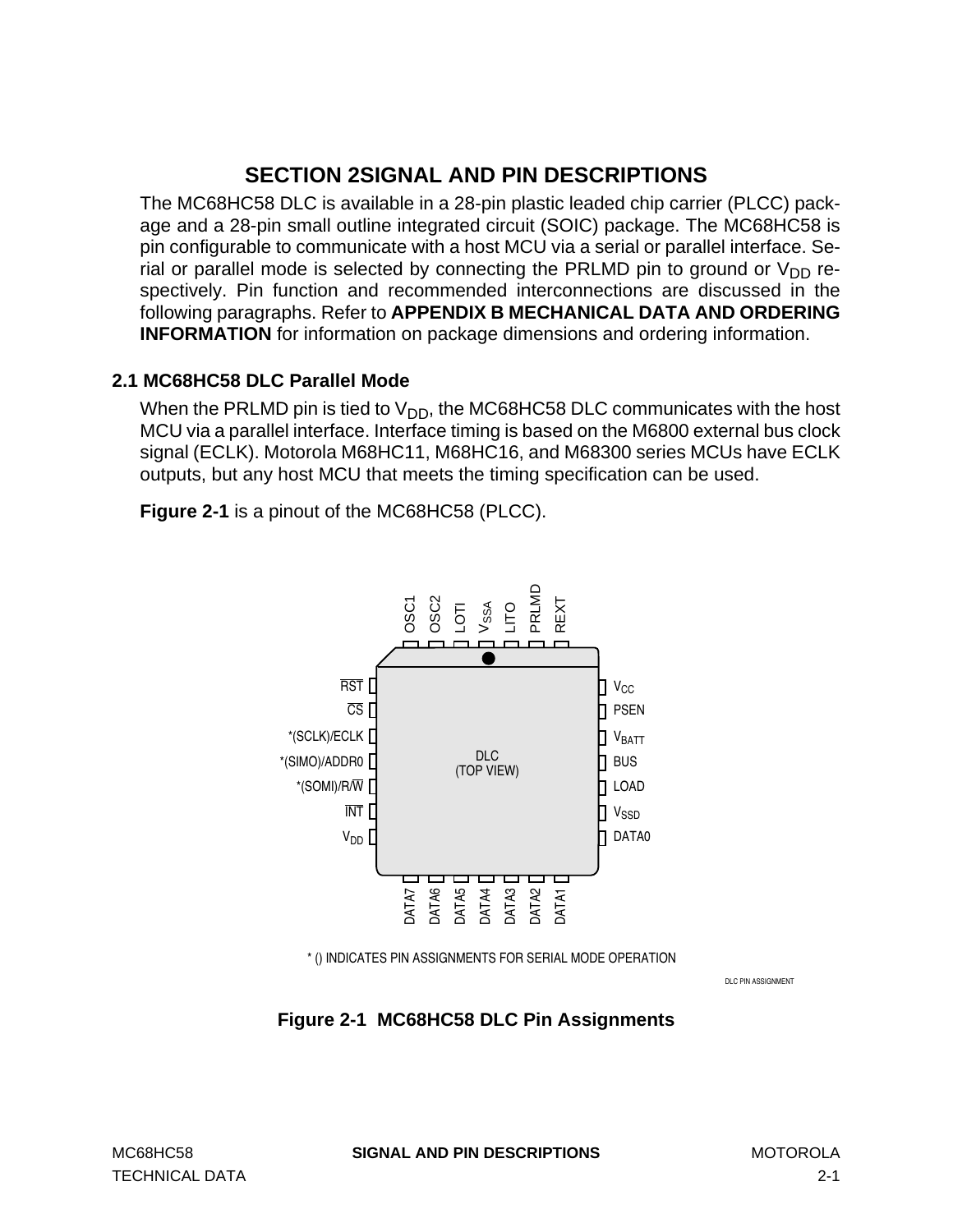# SECTION 2 SIGNAL AND PIN DESCRIPTIONS

The MC68HC58 DLC is available in a 28-pin plastic leaded chip carrier (PLCC) package and a 28-pin small outline integrated circuit (SOIC) package. The MC68HC58 is pin configurable to communicate with a host MCU via a serial or parallel interface. Serial or parallel mode is selected by connecting the PRLMD pin to ground or $V_{DD}$ respectively. Pin function and recommended interconnections are discussed in the following paragraphs. Refer to **APPENDIX B MECHANICAL DATA AND ORDERING INFORMATION** for information on package dimensions and ordering information.

## 2.1 MC68HC58 DLC Parallel Mode

When the PRLMD pin is tied to $V_{DD}$, the MC68HC58 DLC communicates with the host MCU via a parallel interface. Interface timing is based on the M6800 external bus clock signal (ECLK). Motorola M68HC11, M68HC16, and M68300 series MCUs have ECLK outputs, but any host MCU that meets the timing specification can be used.

**Figure 2-1** is a pinout of the MC68HC58 (PLCC).

OSC1
OSC2
LOTI
$V_{SSA}$
LITO
PRLMD
REXT

RST
CS
*(SCLK)/ECLK
*(SIMO)/ADDR0
*(SOMI)/R/W
INT
$V_{DD}$

DLC
(TOP VIEW)

$V_{CC}$
PSEN
$V_{BATT}$
BUS
LOAD
$V_{SSD}$
DATA0

DATA7
DATA6
DATA5
DATA4
DATA3
DATA2
DATA1

* () INDICATES PIN ASSIGNMENTS FOR SERIAL MODE OPERATION

DLC PIN ASSIGNMENT

**Figure 2-1 MC68HC58 DLC Pin Assignments**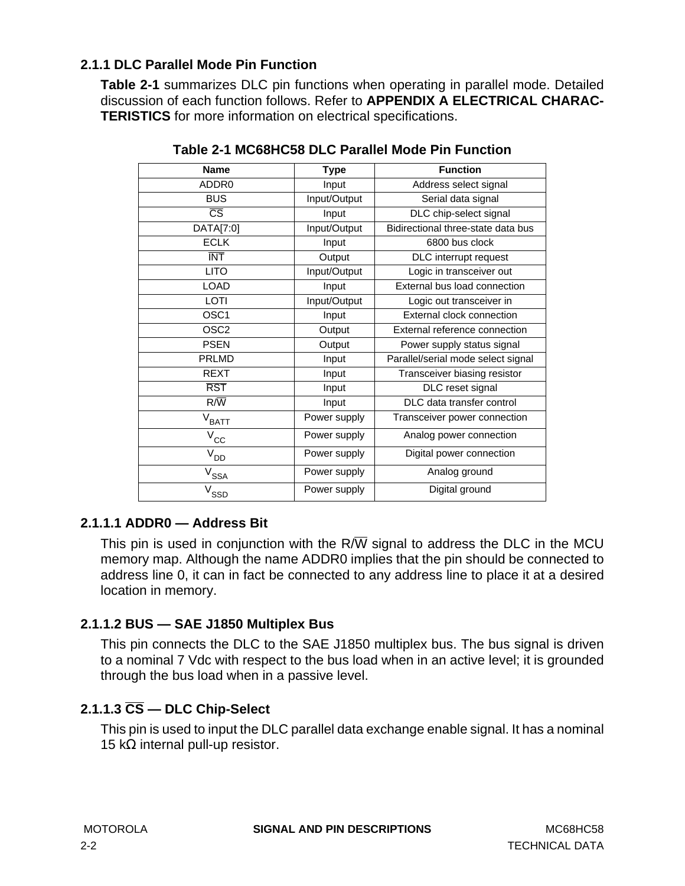### 2.1.1 DLC Parallel Mode Pin Function

**Table 2-1** summarizes DLC pin functions when operating in parallel mode. Detailed discussion of each function follows. Refer to **APPENDIX A ELECTRICAL CHARACTERISTICS** for more information on electrical specifications.

**Table 2-1 MC68HC58 DLC Parallel Mode Pin Function**

| Name | Type | Function |
|---|---|---|
| ADDR0 | Input | Address select signal |
| BUS | Input/Output | Serial data signal |
| $\overline{CS}$ | Input | DLC chip-select signal |
| DATA[7:0] | Input/Output | Bidirectional three-state data bus |
| ECLK | Input | 6800 bus clock |
| $\overline{INT}$ | Output | DLC interrupt request |
| LITO | Input/Output | Logic in transceiver out |
| LOAD | Input | External bus load connection |
| LOTI | Input/Output | Logic out transceiver in |
| OSC1 | Input | External clock connection |
| OSC2 | Output | External reference connection |
| PSEN | Output | Power supply status signal |
| PRLMD | Input | Parallel/serial mode select signal |
| REXT | Input | Transceiver biasing resistor |
| $\overline{RST}$ | Input | DLC reset signal |
| R/$\overline{W}$ | Input | DLC data transfer control |
| $V_{BATT}$ | Power supply | Transceiver power connection |
| $V_{CC}$ | Power supply | Analog power connection |
| $V_{DD}$ | Power supply | Digital power connection |
| $V_{SSA}$ | Power supply | Analog ground |
| $V_{SSD}$ | Power supply | Digital ground |

#### 2.1.1.1 ADDR0 — Address Bit

This pin is used in conjunction with the R/$\overline{W}$ signal to address the DLC in the MCU memory map. Although the name ADDR0 implies that the pin should be connected to address line 0, it can in fact be connected to any address line to place it at a desired location in memory.

#### 2.1.1.2 BUS — SAE J1850 Multiplex Bus

This pin connects the DLC to the SAE J1850 multiplex bus. The bus signal is driven to a nominal 7 Vdc with respect to the bus load when in an active level; it is grounded through the bus load when in a passive level.

#### 2.1.1.3 $\overline{CS}$ — DLC Chip-Select

This pin is used to input the DLC parallel data exchange enable signal. It has a nominal 15 kΩ internal pull-up resistor.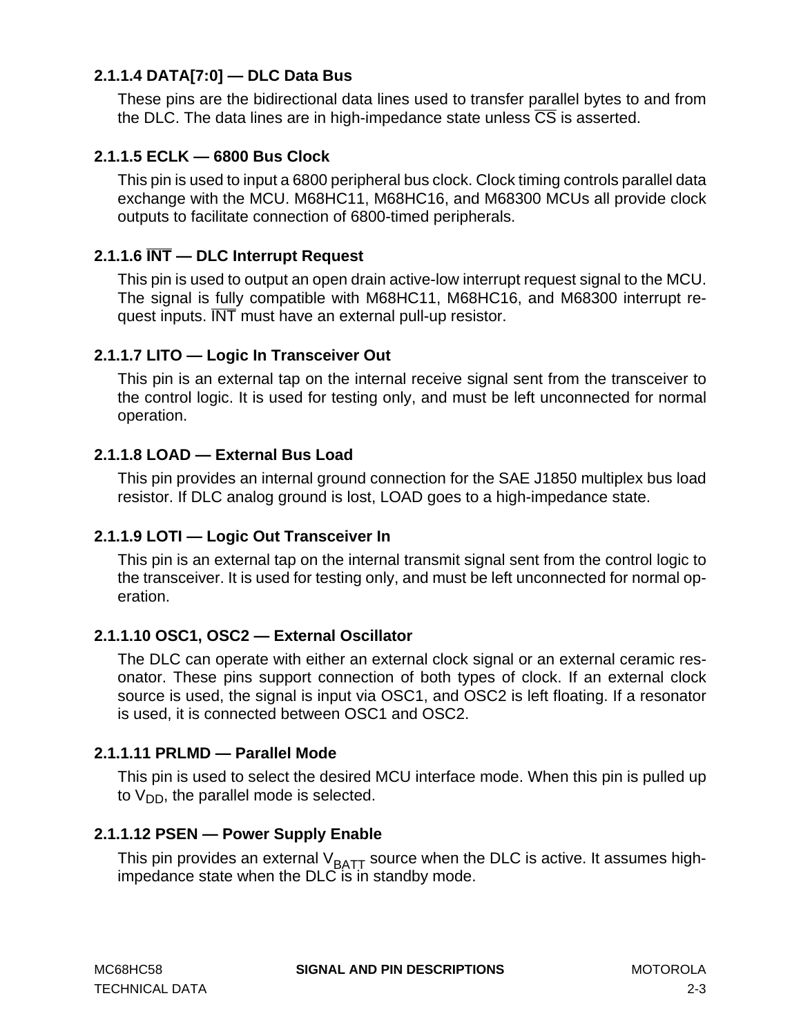#### 2.1.1.4 DATA[7:0] — DLC Data Bus

These pins are the bidirectional data lines used to transfer parallel bytes to and from the DLC. The data lines are in high-impedance state unless $\overline{CS}$ is asserted.

#### 2.1.1.5 ECLK — 6800 Bus Clock

This pin is used to input a 6800 peripheral bus clock. Clock timing controls parallel data exchange with the MCU. M68HC11, M68HC16, and M68300 MCUs all provide clock outputs to facilitate connection of 6800-timed peripherals.

#### 2.1.1.6 $\overline{INT}$ — DLC Interrupt Request

This pin is used to output an open drain active-low interrupt request signal to the MCU. The signal is fully compatible with M68HC11, M68HC16, and M68300 interrupt request inputs. $\overline{INT}$ must have an external pull-up resistor.

#### 2.1.1.7 LITO — Logic In Transceiver Out

This pin is an external tap on the internal receive signal sent from the transceiver to the control logic. It is used for testing only, and must be left unconnected for normal operation.

#### 2.1.1.8 LOAD — External Bus Load

This pin provides an internal ground connection for the SAE J1850 multiplex bus load resistor. If DLC analog ground is lost, LOAD goes to a high-impedance state.

#### 2.1.1.9 LOTI — Logic Out Transceiver In

This pin is an external tap on the internal transmit signal sent from the control logic to the transceiver. It is used for testing only, and must be left unconnected for normal operation.

#### 2.1.1.10 OSC1, OSC2 — External Oscillator

The DLC can operate with either an external clock signal or an external ceramic resonator. These pins support connection of both types of clock. If an external clock source is used, the signal is input via OSC1, and OSC2 is left floating. If a resonator is used, it is connected between OSC1 and OSC2.

#### 2.1.1.11 PRLMD — Parallel Mode

This pin is used to select the desired MCU interface mode. When this pin is pulled up to $V_{DD}$, the parallel mode is selected.

#### 2.1.1.12 PSEN — Power Supply Enable

This pin provides an external $V_{BATT}$ source when the DLC is active. It assumes high-impedance state when the DLC is in standby mode.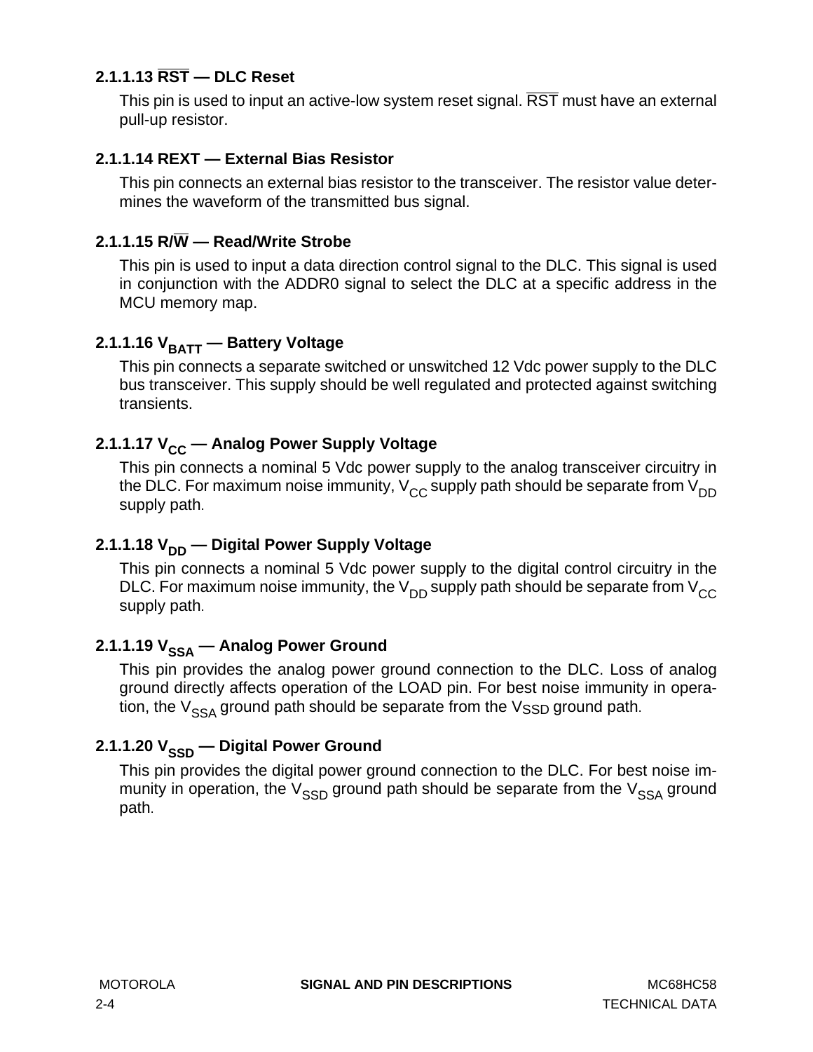#### 2.1.1.13 $\overline{RST}$ — DLC Reset

This pin is used to input an active-low system reset signal. $\overline{RST}$ must have an external pull-up resistor.

#### 2.1.1.14 REXT — External Bias Resistor

This pin connects an external bias resistor to the transceiver. The resistor value determines the waveform of the transmitted bus signal.

#### 2.1.1.15 R/$\overline{W}$ — Read/Write Strobe

This pin is used to input a data direction control signal to the DLC. This signal is used in conjunction with the ADDR0 signal to select the DLC at a specific address in the MCU memory map.

#### 2.1.1.16 $V_{BATT}$ — Battery Voltage

This pin connects a separate switched or unswitched 12 Vdc power supply to the DLC bus transceiver. This supply should be well regulated and protected against switching transients.

#### 2.1.1.17 $V_{CC}$ — Analog Power Supply Voltage

This pin connects a nominal 5 Vdc power supply to the analog transceiver circuitry in the DLC. For maximum noise immunity, $V_{CC}$ supply path should be separate from $V_{DD}$ supply path.

#### 2.1.1.18 $V_{DD}$ — Digital Power Supply Voltage

This pin connects a nominal 5 Vdc power supply to the digital control circuitry in the DLC. For maximum noise immunity, the $V_{DD}$ supply path should be separate from $V_{CC}$ supply path.

#### 2.1.1.19 $V_{SSA}$ — Analog Power Ground

This pin provides the analog power ground connection to the DLC. Loss of analog ground directly affects operation of the LOAD pin. For best noise immunity in operation, the $V_{SSA}$ ground path should be separate from the $V_{SSD}$ ground path.

#### 2.1.1.20 $V_{SSD}$ — Digital Power Ground

This pin provides the digital power ground connection to the DLC. For best noise immunity in operation, the $V_{SSD}$ ground path should be separate from the $V_{SSA}$ ground path.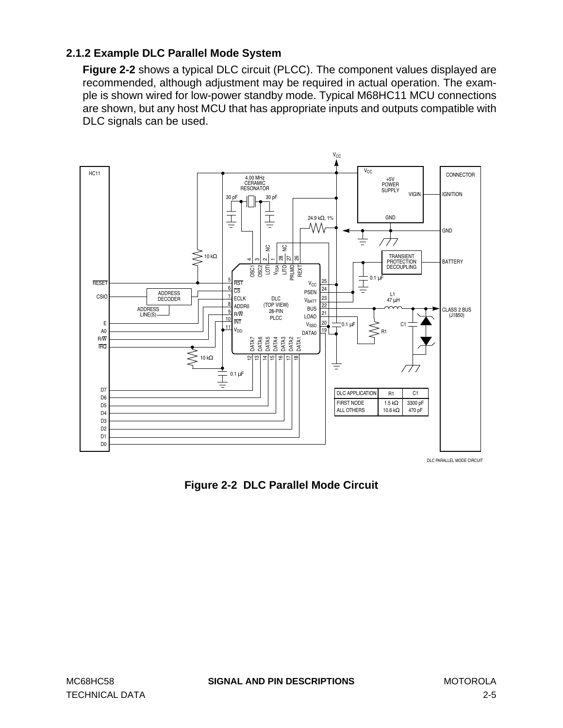### 2.1.2 Example DLC Parallel Mode System

**Figure 2-2** shows a typical DLC circuit (PLCC). The component values displayed are recommended, although adjustment may be required in actual operation. The example is shown wired for low-power standby mode. Typical M68HC11 MCU connections are shown, but any host MCU that has appropriate inputs and outputs compatible with DLC signals can be used.

| DLC APPLICATION | R1 | C1 |
|---|---|---|
| FIRST NODE | 1.5 kΩ | 3300 pF |
| ALL OTHERS | 10.6 kΩ | 470 pF |

DLC PARALLEL MODE CIRCUIT

**Figure 2-2 DLC Parallel Mode Circuit**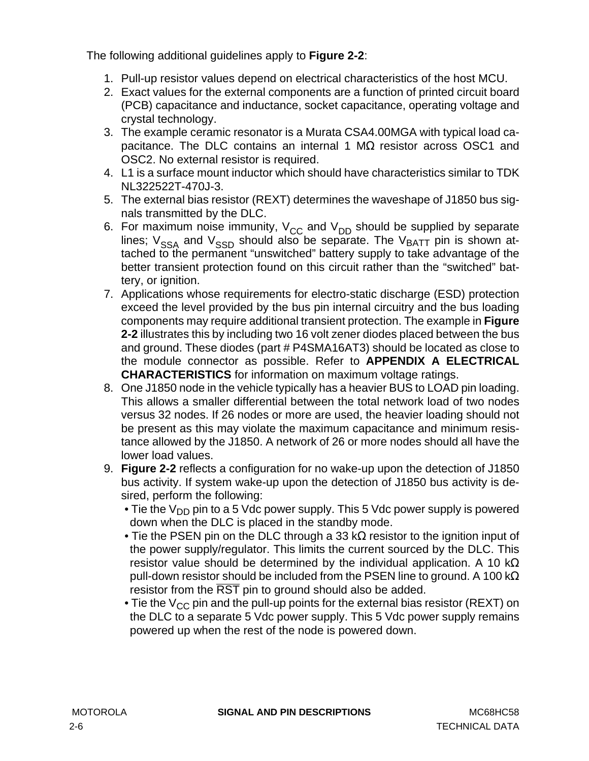The following additional guidelines apply to **Figure 2-2**:

1. Pull-up resistor values depend on electrical characteristics of the host MCU.
2. Exact values for the external components are a function of printed circuit board (PCB) capacitance and inductance, socket capacitance, operating voltage and crystal technology.
3. The example ceramic resonator is a Murata CSA4.00MGA with typical load capacitance. The DLC contains an internal 1 MΩ resistor across OSC1 and OSC2. No external resistor is required.
4. L1 is a surface mount inductor which should have characteristics similar to TDK NL322522T-470J-3.
5. The external bias resistor (REXT) determines the waveshape of J1850 bus signals transmitted by the DLC.
6. For maximum noise immunity, $V_{CC}$ and $V_{DD}$ should be supplied by separate lines; $V_{SSA}$ and $V_{SSD}$ should also be separate. The $V_{BATT}$ pin is shown attached to the permanent "unswitched" battery supply to take advantage of the better transient protection found on this circuit rather than the "switched" battery, or ignition.
7. Applications whose requirements for electro-static discharge (ESD) protection exceed the level provided by the bus pin internal circuitry and the bus loading components may require additional transient protection. The example in **Figure 2-2** illustrates this by including two 16 volt zener diodes placed between the bus and ground. These diodes (part # P4SMA16AT3) should be located as close to the module connector as possible. Refer to **APPENDIX A ELECTRICAL CHARACTERISTICS** for information on maximum voltage ratings.
8. One J1850 node in the vehicle typically has a heavier BUS to LOAD pin loading. This allows a smaller differential between the total network load of two nodes versus 32 nodes. If 26 nodes or more are used, the heavier loading should not be present as this may violate the maximum capacitance and minimum resistance allowed by the J1850. A network of 26 or more nodes should all have the lower load values.
9. **Figure 2-2** reflects a configuration for no wake-up upon the detection of J1850 bus activity. If system wake-up upon the detection of J1850 bus activity is desired, perform the following:
   - Tie the $V_{DD}$ pin to a 5 Vdc power supply. This 5 Vdc power supply is powered down when the DLC is placed in the standby mode.
   - Tie the PSEN pin on the DLC through a 33 kΩ resistor to the ignition input of the power supply/regulator. This limits the current sourced by the DLC. This resistor value should be determined by the individual application. A 10 kΩ pull-down resistor should be included from the PSEN line to ground. A 100 kΩ resistor from the $\overline{\text{RST}}$ pin to ground should also be added.
   - Tie the $V_{CC}$ pin and the pull-up points for the external bias resistor (REXT) on the DLC to a separate 5 Vdc power supply. This 5 Vdc power supply remains powered up when the rest of the node is powered down.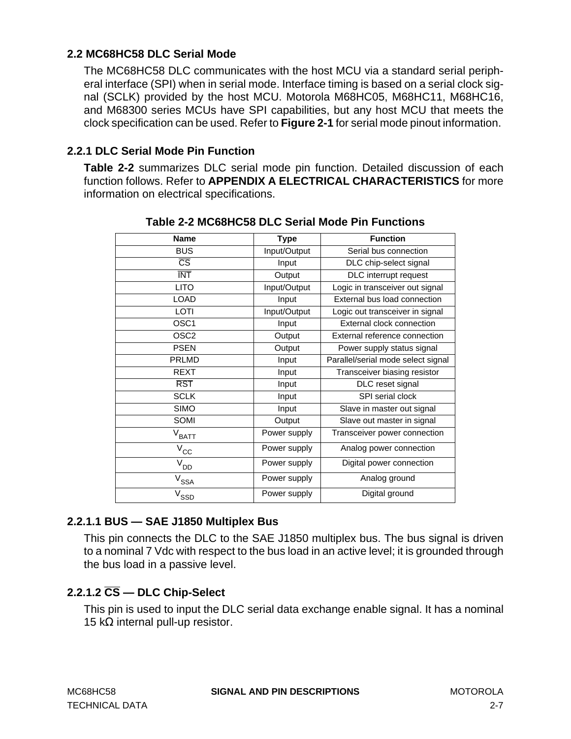## 2.2 MC68HC58 DLC Serial Mode

The MC68HC58 DLC communicates with the host MCU via a standard serial peripheral interface (SPI) when in serial mode. Interface timing is based on a serial clock signal (SCLK) provided by the host MCU. Motorola M68HC05, M68HC11, M68HC16, and M68300 series MCUs have SPI capabilities, but any host MCU that meets the clock specification can be used. Refer to **Figure 2-1** for serial mode pinout information.

### 2.2.1 DLC Serial Mode Pin Function

**Table 2-2** summarizes DLC serial mode pin function. Detailed discussion of each function follows. Refer to **APPENDIX A ELECTRICAL CHARACTERISTICS** for more information on electrical specifications.

**Table 2-2 MC68HC58 DLC Serial Mode Pin Functions**

| Name | Type | Function |
|---|---|---|
| BUS | Input/Output | Serial bus connection |
| $\overline{CS}$ | Input | DLC chip-select signal |
| $\overline{INT}$ | Output | DLC interrupt request |
| LITO | Input/Output | Logic in transceiver out signal |
| LOAD | Input | External bus load connection |
| LOTI | Input/Output | Logic out transceiver in signal |
| OSC1 | Input | External clock connection |
| OSC2 | Output | External reference connection |
| PSEN | Output | Power supply status signal |
| PRLMD | Input | Parallel/serial mode select signal |
| REXT | Input | Transceiver biasing resistor |
| $\overline{RST}$ | Input | DLC reset signal |
| SCLK | Input | SPI serial clock |
| SIMO | Input | Slave in master out signal |
| SOMI | Output | Slave out master in signal |
| $V_{BATT}$ | Power supply | Transceiver power connection |
| $V_{CC}$ | Power supply | Analog power connection |
| $V_{DD}$ | Power supply | Digital power connection |
| $V_{SSA}$ | Power supply | Analog ground |
| $V_{SSD}$ | Power supply | Digital ground |

#### 2.2.1.1 BUS — SAE J1850 Multiplex Bus

This pin connects the DLC to the SAE J1850 multiplex bus. The bus signal is driven to a nominal 7 Vdc with respect to the bus load in an active level; it is grounded through the bus load in a passive level.

#### 2.2.1.2 $\overline{CS}$ — DLC Chip-Select

This pin is used to input the DLC serial data exchange enable signal. It has a nominal 15 kΩ internal pull-up resistor.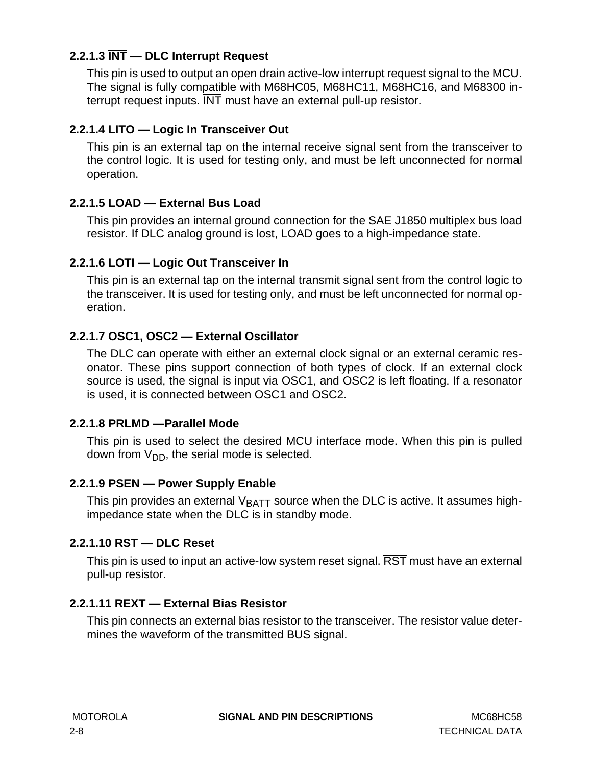#### 2.2.1.3 $\overline{\text{INT}}$ — DLC Interrupt Request

This pin is used to output an open drain active-low interrupt request signal to the MCU. The signal is fully compatible with M68HC05, M68HC11, M68HC16, and M68300 interrupt request inputs. $\overline{\text{INT}}$ must have an external pull-up resistor.

#### 2.2.1.4 LITO — Logic In Transceiver Out

This pin is an external tap on the internal receive signal sent from the transceiver to the control logic. It is used for testing only, and must be left unconnected for normal operation.

#### 2.2.1.5 LOAD — External Bus Load

This pin provides an internal ground connection for the SAE J1850 multiplex bus load resistor. If DLC analog ground is lost, LOAD goes to a high-impedance state.

#### 2.2.1.6 LOTI — Logic Out Transceiver In

This pin is an external tap on the internal transmit signal sent from the control logic to the transceiver. It is used for testing only, and must be left unconnected for normal operation.

#### 2.2.1.7 OSC1, OSC2 — External Oscillator

The DLC can operate with either an external clock signal or an external ceramic resonator. These pins support connection of both types of clock. If an external clock source is used, the signal is input via OSC1, and OSC2 is left floating. If a resonator is used, it is connected between OSC1 and OSC2.

#### 2.2.1.8 PRLMD —Parallel Mode

This pin is used to select the desired MCU interface mode. When this pin is pulled down from $V_{DD}$, the serial mode is selected.

#### 2.2.1.9 PSEN — Power Supply Enable

This pin provides an external $V_{BATT}$ source when the DLC is active. It assumes high-impedance state when the DLC is in standby mode.

#### 2.2.1.10 $\overline{\text{RST}}$ — DLC Reset

This pin is used to input an active-low system reset signal. $\overline{\text{RST}}$ must have an external pull-up resistor.

#### 2.2.1.11 REXT — External Bias Resistor

This pin connects an external bias resistor to the transceiver. The resistor value determines the waveform of the transmitted BUS signal.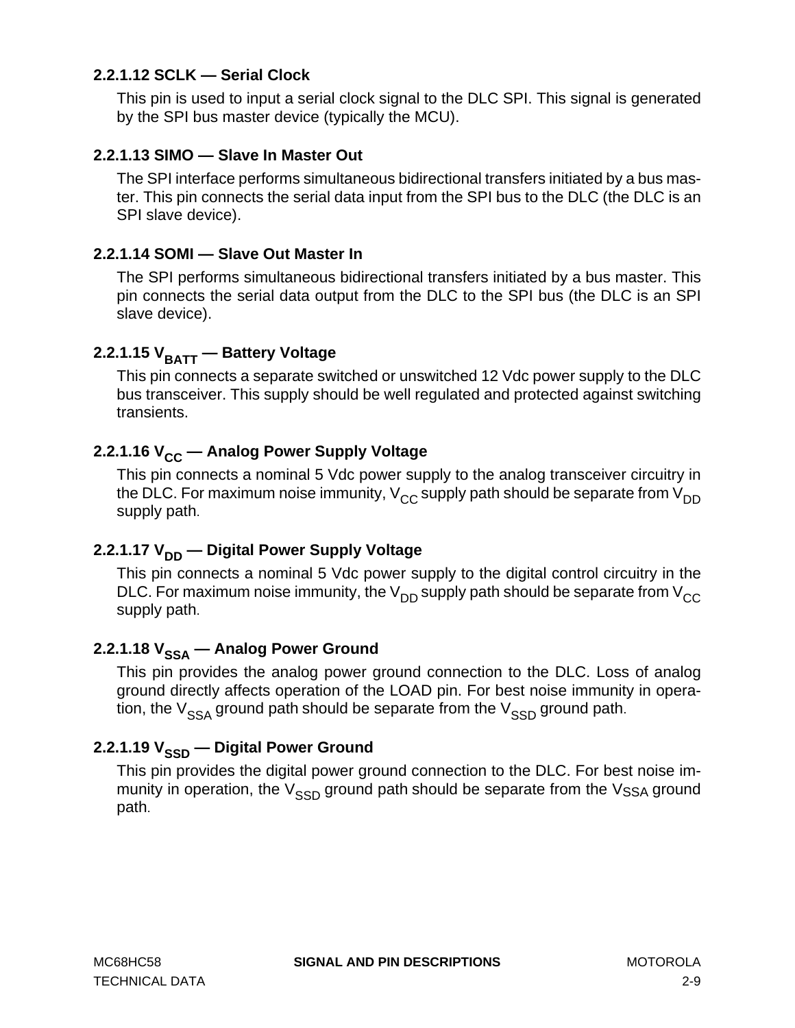#### 2.2.1.12 SCLK — Serial Clock

This pin is used to input a serial clock signal to the DLC SPI. This signal is generated by the SPI bus master device (typically the MCU).

#### 2.2.1.13 SIMO — Slave In Master Out

The SPI interface performs simultaneous bidirectional transfers initiated by a bus master. This pin connects the serial data input from the SPI bus to the DLC (the DLC is an SPI slave device).

#### 2.2.1.14 SOMI — Slave Out Master In

The SPI performs simultaneous bidirectional transfers initiated by a bus master. This pin connects the serial data output from the DLC to the SPI bus (the DLC is an SPI slave device).

#### 2.2.1.15 $V_{BATT}$ — Battery Voltage

This pin connects a separate switched or unswitched 12 Vdc power supply to the DLC bus transceiver. This supply should be well regulated and protected against switching transients.

#### 2.2.1.16 $V_{CC}$ — Analog Power Supply Voltage

This pin connects a nominal 5 Vdc power supply to the analog transceiver circuitry in the DLC. For maximum noise immunity, $V_{CC}$ supply path should be separate from $V_{DD}$ supply path.

#### 2.2.1.17 $V_{DD}$ — Digital Power Supply Voltage

This pin connects a nominal 5 Vdc power supply to the digital control circuitry in the DLC. For maximum noise immunity, the $V_{DD}$ supply path should be separate from $V_{CC}$ supply path.

#### 2.2.1.18 $V_{SSA}$ — Analog Power Ground

This pin provides the analog power ground connection to the DLC. Loss of analog ground directly affects operation of the LOAD pin. For best noise immunity in operation, the $V_{SSA}$ ground path should be separate from the $V_{SSD}$ ground path.

#### 2.2.1.19 $V_{SSD}$ — Digital Power Ground

This pin provides the digital power ground connection to the DLC. For best noise immunity in operation, the $V_{SSD}$ ground path should be separate from the $V_{SSA}$ ground path.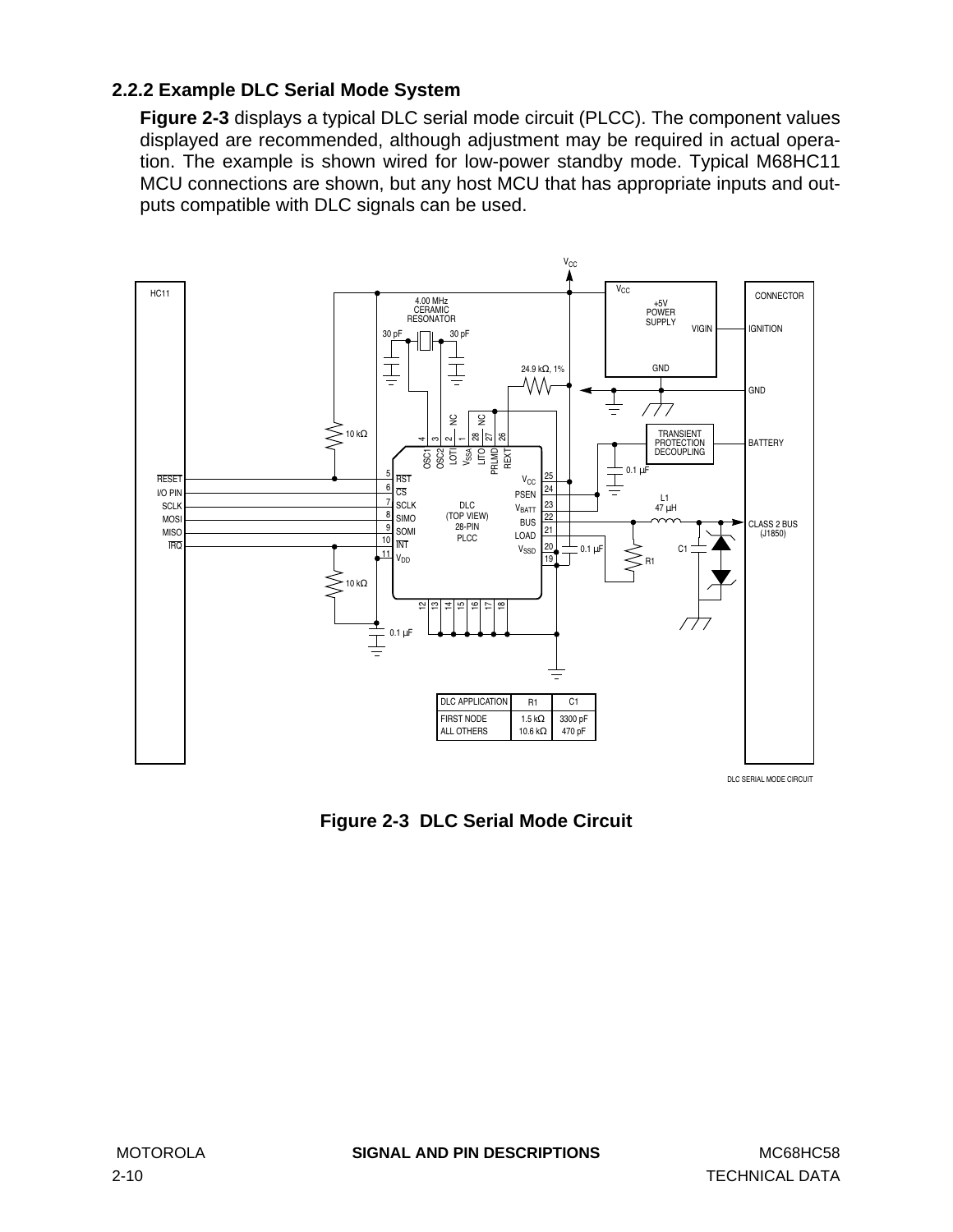### 2.2.2 Example DLC Serial Mode System

**Figure 2-3** displays a typical DLC serial mode circuit (PLCC). The component values displayed are recommended, although adjustment may be required in actual operation. The example is shown wired for low-power standby mode. Typical M68HC11 MCU connections are shown, but any host MCU that has appropriate inputs and outputs compatible with DLC signals can be used.

HC11
RESET
I/O PIN
SCLK
MOSI
MISO
IRQ

$V_{CC}$
4.00 MHz CERAMIC RESONATOR
30 pF
30 pF
24.9 kΩ, 1%
10 kΩ
10 kΩ
0.1 µF

OSC1 4
OSC2 3
LOTI 2 NC
$V_{SSA}$ 1
LITO 28 NC
PRLMD 27
REXT 26

5 RST
6 CS
7 SCLK
8 SIMO
9 SOMI
10 INT
11 $V_{DD}$

DLC (TOP VIEW) 28-PIN PLCC

$V_{CC}$ 25
PSEN 24
$V_{BATT}$ 23
BUS 22
LOAD 21
$V_{SSD}$ 20
19

12 13 14 15 16 17 18

0.1 µF

$V_{CC}$
+5V POWER SUPPLY
VIGIN
GND

TRANSIENT PROTECTION DECOUPLING
0.1 µF
L1 47 µH
R1
C1

CONNECTOR
IGNITION
GND
BATTERY
CLASS 2 BUS (J1850)

| DLC APPLICATION | R1 | C1 |
|---|---|---|
| FIRST NODE | 1.5 kΩ | 3300 pF |
| ALL OTHERS | 10.6 kΩ | 470 pF |

DLC SERIAL MODE CIRCUIT

**Figure 2-3 DLC Serial Mode Circuit**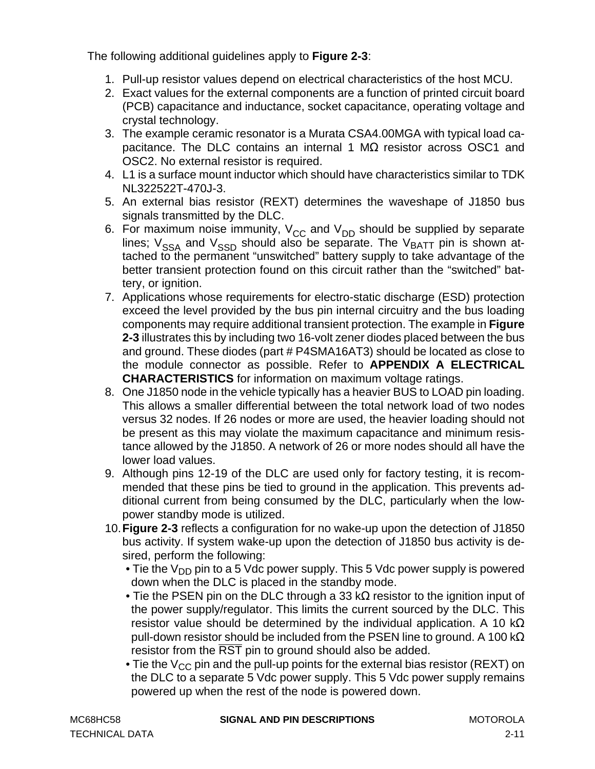The following additional guidelines apply to **Figure 2-3**:

1. Pull-up resistor values depend on electrical characteristics of the host MCU.
2. Exact values for the external components are a function of printed circuit board (PCB) capacitance and inductance, socket capacitance, operating voltage and crystal technology.
3. The example ceramic resonator is a Murata CSA4.00MGA with typical load capacitance. The DLC contains an internal 1 MΩ resistor across OSC1 and OSC2. No external resistor is required.
4. L1 is a surface mount inductor which should have characteristics similar to TDK NL322522T-470J-3.
5. An external bias resistor (REXT) determines the waveshape of J1850 bus signals transmitted by the DLC.
6. For maximum noise immunity, $V_{CC}$ and $V_{DD}$ should be supplied by separate lines; $V_{SSA}$ and $V_{SSD}$ should also be separate. The $V_{BATT}$ pin is shown attached to the permanent "unswitched" battery supply to take advantage of the better transient protection found on this circuit rather than the "switched" battery, or ignition.
7. Applications whose requirements for electro-static discharge (ESD) protection exceed the level provided by the bus pin internal circuitry and the bus loading components may require additional transient protection. The example in **Figure 2-3** illustrates this by including two 16-volt zener diodes placed between the bus and ground. These diodes (part # P4SMA16AT3) should be located as close to the module connector as possible. Refer to **APPENDIX A ELECTRICAL CHARACTERISTICS** for information on maximum voltage ratings.
8. One J1850 node in the vehicle typically has a heavier BUS to LOAD pin loading. This allows a smaller differential between the total network load of two nodes versus 32 nodes. If 26 nodes or more are used, the heavier loading should not be present as this may violate the maximum capacitance and minimum resistance allowed by the J1850. A network of 26 or more nodes should all have the lower load values.
9. Although pins 12-19 of the DLC are used only for factory testing, it is recommended that these pins be tied to ground in the application. This prevents additional current from being consumed by the DLC, particularly when the low-power standby mode is utilized.
10. **Figure 2-3** reflects a configuration for no wake-up upon the detection of J1850 bus activity. If system wake-up upon the detection of J1850 bus activity is desired, perform the following:
    - Tie the $V_{DD}$ pin to a 5 Vdc power supply. This 5 Vdc power supply is powered down when the DLC is placed in the standby mode.
    - Tie the PSEN pin on the DLC through a 33 kΩ resistor to the ignition input of the power supply/regulator. This limits the current sourced by the DLC. This resistor value should be determined by the individual application. A 10 kΩ pull-down resistor should be included from the PSEN line to ground. A 100 kΩ resistor from the $\overline{\text{RST}}$ pin to ground should also be added.
    - Tie the $V_{CC}$ pin and the pull-up points for the external bias resistor (REXT) on the DLC to a separate 5 Vdc power supply. This 5 Vdc power supply remains powered up when the rest of the node is powered down.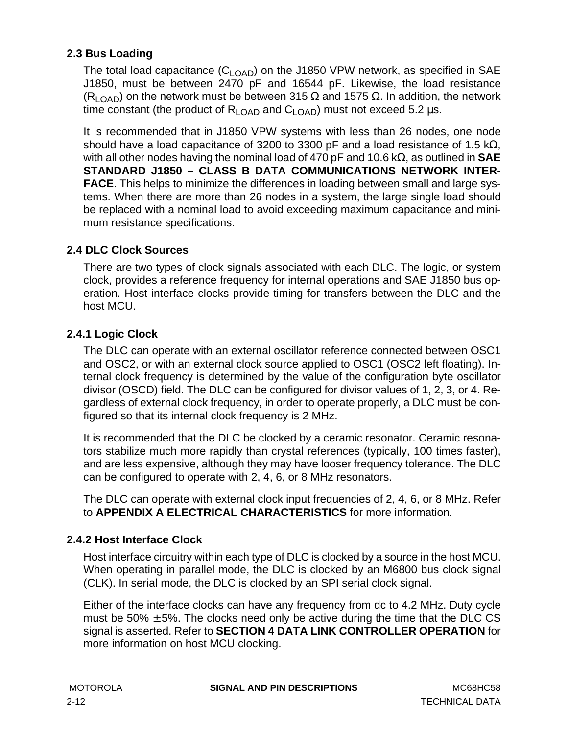## 2.3 Bus Loading

The total load capacitance ($C_{LOAD}$) on the J1850 VPW network, as specified in SAE J1850, must be between 2470 pF and 16544 pF. Likewise, the load resistance ($R_{LOAD}$) on the network must be between 315 Ω and 1575 Ω. In addition, the network time constant (the product of $R_{LOAD}$ and $C_{LOAD}$) must not exceed 5.2 µs.

It is recommended that in J1850 VPW systems with less than 26 nodes, one node should have a load capacitance of 3200 to 3300 pF and a load resistance of 1.5 kΩ, with all other nodes having the nominal load of 470 pF and 10.6 kΩ, as outlined in **SAE STANDARD J1850 – CLASS B DATA COMMUNICATIONS NETWORK INTERFACE**. This helps to minimize the differences in loading between small and large systems. When there are more than 26 nodes in a system, the large single load should be replaced with a nominal load to avoid exceeding maximum capacitance and minimum resistance specifications.

## 2.4 DLC Clock Sources

There are two types of clock signals associated with each DLC. The logic, or system clock, provides a reference frequency for internal operations and SAE J1850 bus operation. Host interface clocks provide timing for transfers between the DLC and the host MCU.

### 2.4.1 Logic Clock

The DLC can operate with an external oscillator reference connected between OSC1 and OSC2, or with an external clock source applied to OSC1 (OSC2 left floating). Internal clock frequency is determined by the value of the configuration byte oscillator divisor (OSCD) field. The DLC can be configured for divisor values of 1, 2, 3, or 4. Regardless of external clock frequency, in order to operate properly, a DLC must be configured so that its internal clock frequency is 2 MHz.

It is recommended that the DLC be clocked by a ceramic resonator. Ceramic resonators stabilize much more rapidly than crystal references (typically, 100 times faster), and are less expensive, although they may have looser frequency tolerance. The DLC can be configured to operate with 2, 4, 6, or 8 MHz resonators.

The DLC can operate with external clock input frequencies of 2, 4, 6, or 8 MHz. Refer to **APPENDIX A ELECTRICAL CHARACTERISTICS** for more information.

### 2.4.2 Host Interface Clock

Host interface circuitry within each type of DLC is clocked by a source in the host MCU. When operating in parallel mode, the DLC is clocked by an M6800 bus clock signal (CLK). In serial mode, the DLC is clocked by an SPI serial clock signal.

Either of the interface clocks can have any frequency from dc to 4.2 MHz. Duty cycle must be 50% ± 5%. The clocks need only be active during the time that the DLC $\overline{CS}$ signal is asserted. Refer to **SECTION 4 DATA LINK CONTROLLER OPERATION** for more information on host MCU clocking.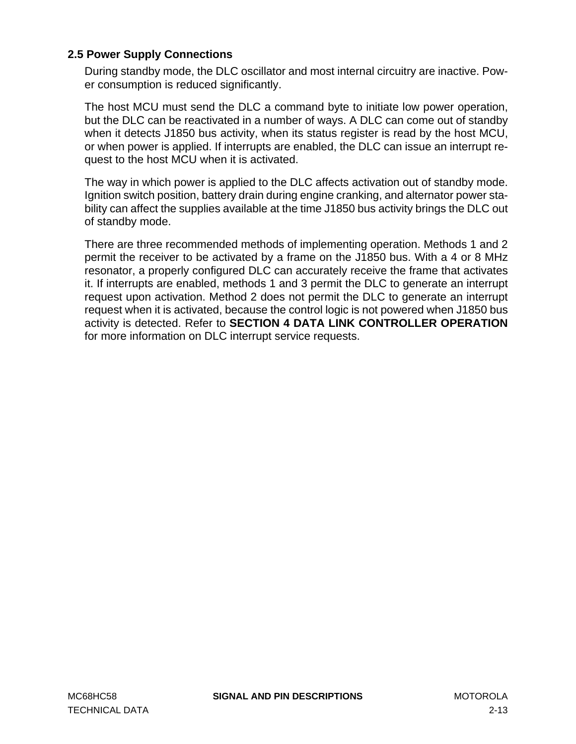## 2.5 Power Supply Connections

During standby mode, the DLC oscillator and most internal circuitry are inactive. Power consumption is reduced significantly.

The host MCU must send the DLC a command byte to initiate low power operation, but the DLC can be reactivated in a number of ways. A DLC can come out of standby when it detects J1850 bus activity, when its status register is read by the host MCU, or when power is applied. If interrupts are enabled, the DLC can issue an interrupt request to the host MCU when it is activated.

The way in which power is applied to the DLC affects activation out of standby mode. Ignition switch position, battery drain during engine cranking, and alternator power stability can affect the supplies available at the time J1850 bus activity brings the DLC out of standby mode.

There are three recommended methods of implementing operation. Methods 1 and 2 permit the receiver to be activated by a frame on the J1850 bus. With a 4 or 8 MHz resonator, a properly configured DLC can accurately receive the frame that activates it. If interrupts are enabled, methods 1 and 3 permit the DLC to generate an interrupt request upon activation. Method 2 does not permit the DLC to generate an interrupt request when it is activated, because the control logic is not powered when J1850 bus activity is detected. Refer to **SECTION 4 DATA LINK CONTROLLER OPERATION** for more information on DLC interrupt service requests.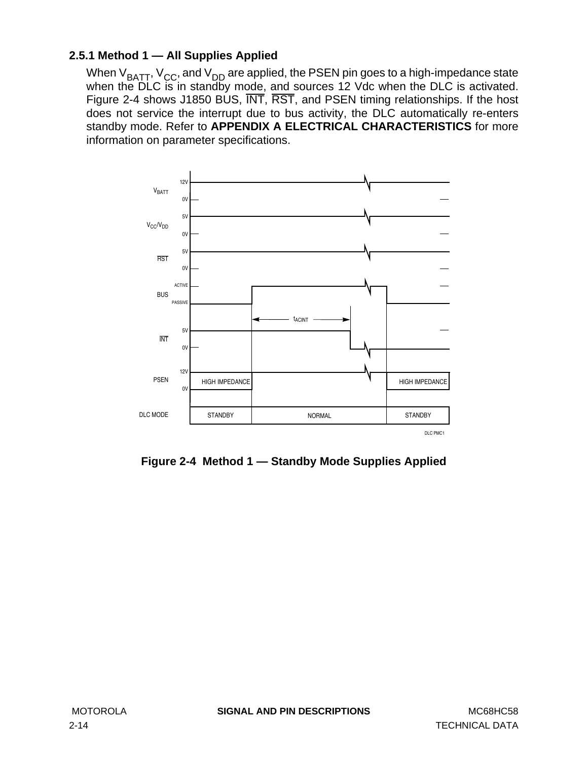### 2.5.1 Method 1 — All Supplies Applied

When $V_{BATT}$, $V_{CC}$, and $V_{DD}$ are applied, the PSEN pin goes to a high-impedance state when the DLC is in standby mode, and sources 12 Vdc when the DLC is activated. Figure 2-4 shows J1850 BUS, $\overline{INT}$, $\overline{RST}$, and PSEN timing relationships. If the host does not service the interrupt due to bus activity, the DLC automatically re-enters standby mode. Refer to **APPENDIX A ELECTRICAL CHARACTERISTICS** for more information on parameter specifications.

$V_{BATT}$
12V
0V

$V_{CC}/V_{DD}$
5V
0V

$\overline{RST}$
5V
0V

BUS
ACTIVE
PASSIVE

$t_{ACINT}$

$\overline{INT}$
5V
0V

PSEN
12V
0V
HIGH IMPEDANCE
HIGH IMPEDANCE

DLC MODE
STANDBY
NORMAL
STANDBY

DLC PMC1

**Figure 2-4 Method 1 — Standby Mode Supplies Applied**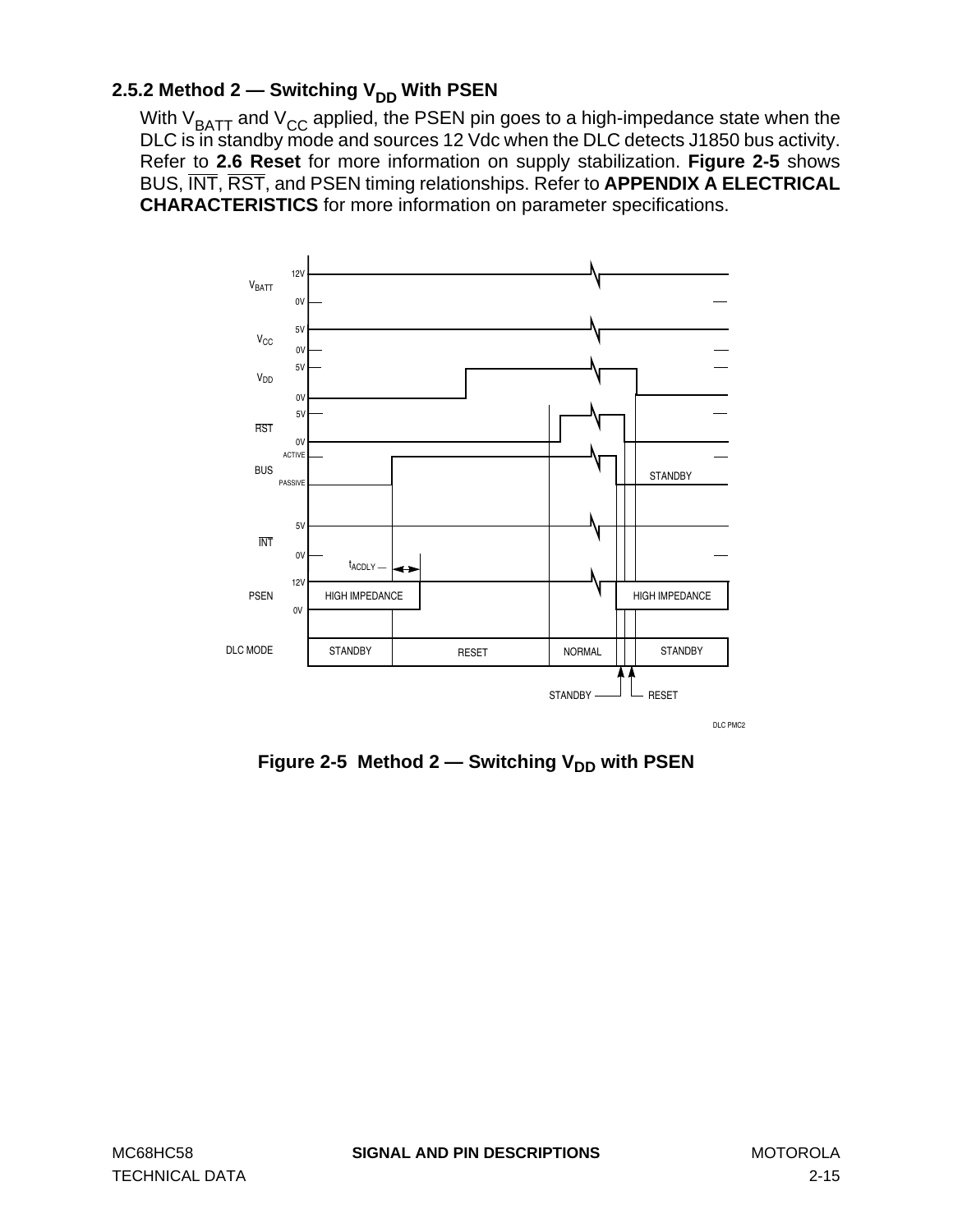### 2.5.2 Method 2 — Switching $V_{DD}$ With PSEN

With $V_{BATT}$ and $V_{CC}$ applied, the PSEN pin goes to a high-impedance state when the DLC is in standby mode and sources 12 Vdc when the DLC detects J1850 bus activity. Refer to **2.6 Reset** for more information on supply stabilization. **Figure 2-5** shows BUS, $\overline{INT}$, $\overline{RST}$, and PSEN timing relationships. Refer to **APPENDIX A ELECTRICAL CHARACTERISTICS** for more information on parameter specifications.

$V_{BATT}$
12V
0V
$V_{CC}$
5V
0V
$V_{DD}$
5V
0V
$\overline{RST}$
5V
0V
BUS
ACTIVE
PASSIVE
STANDBY
$\overline{INT}$
5V
0V
$t_{ACDLY}$
PSEN
12V
0V
HIGH IMPEDANCE
HIGH IMPEDANCE
DLC MODE
STANDBY
RESET
NORMAL
STANDBY
STANDBY
RESET
DLC PMC2

**Figure 2-5 Method 2 — Switching $V_{DD}$ with PSEN**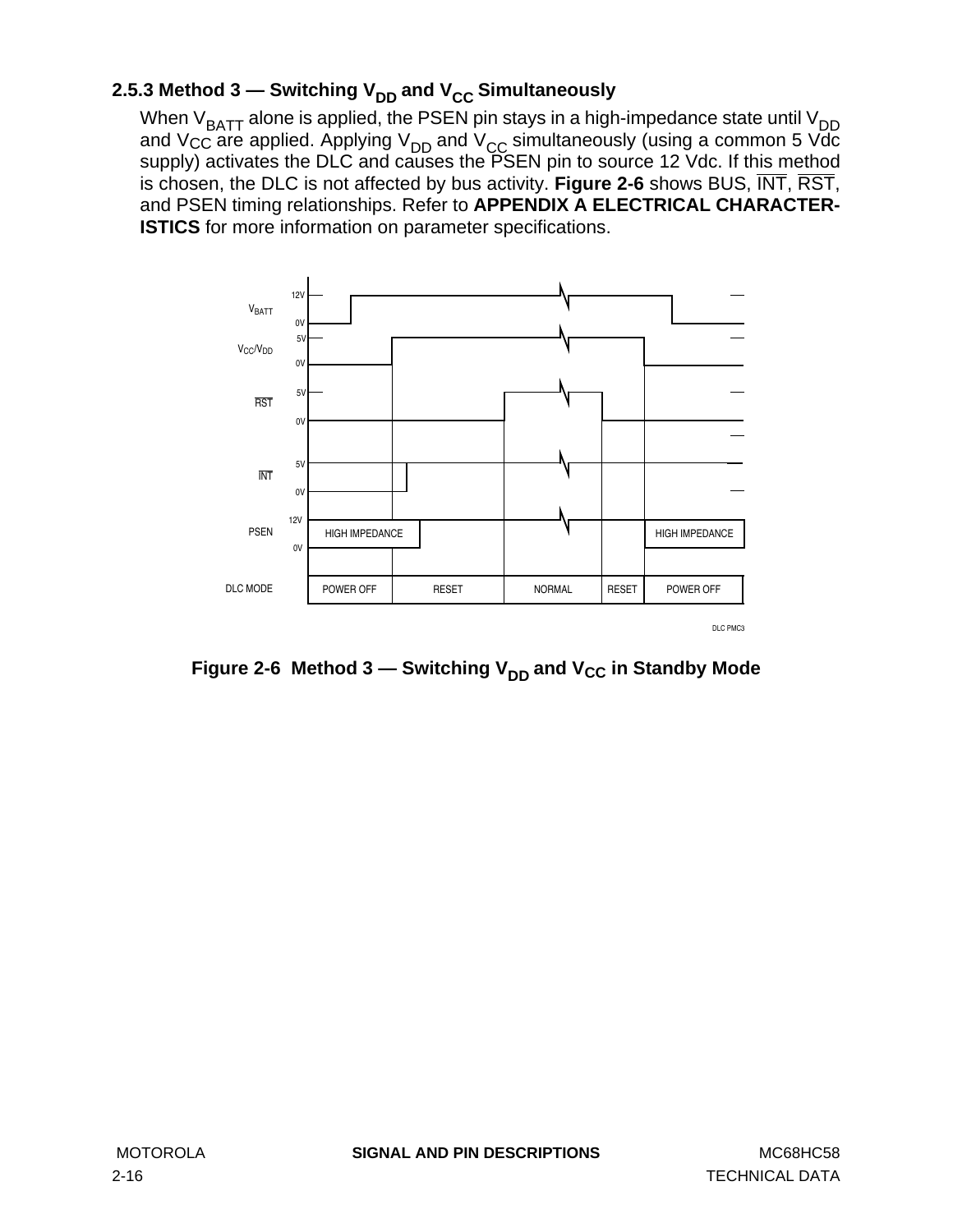### 2.5.3 Method 3 — Switching $V_{DD}$ and $V_{CC}$ Simultaneously

When $V_{BATT}$ alone is applied, the PSEN pin stays in a high-impedance state until $V_{DD}$ and $V_{CC}$ are applied. Applying $V_{DD}$ and $V_{CC}$ simultaneously (using a common 5 Vdc supply) activates the DLC and causes the PSEN pin to source 12 Vdc. If this method is chosen, the DLC is not affected by bus activity. **Figure 2-6** shows BUS, $\overline{INT}$, $\overline{RST}$, and PSEN timing relationships. Refer to **APPENDIX A ELECTRICAL CHARACTERISTICS** for more information on parameter specifications.

$V_{BATT}$ 12V 0V
$V_{CC}/V_{DD}$ 5V 0V
$\overline{RST}$ 5V 0V
$\overline{INT}$ 5V 0V
PSEN 12V 0V HIGH IMPEDANCE HIGH IMPEDANCE
DLC MODE POWER OFF RESET NORMAL RESET POWER OFF

DLC PMC3

**Figure 2-6 Method 3 — Switching $V_{DD}$ and $V_{CC}$ in Standby Mode**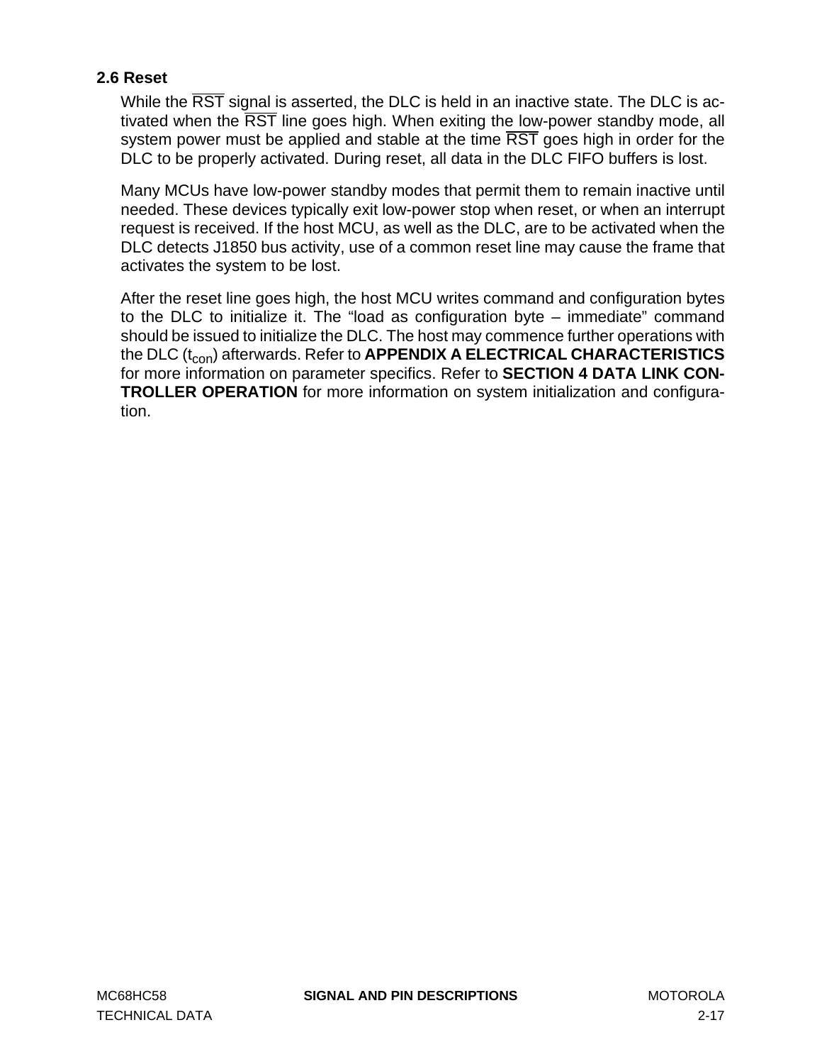## 2.6 Reset

While the $\overline{RST}$ signal is asserted, the DLC is held in an inactive state. The DLC is activated when the $\overline{RST}$ line goes high. When exiting the low-power standby mode, all system power must be applied and stable at the time $\overline{RST}$ goes high in order for the DLC to be properly activated. During reset, all data in the DLC FIFO buffers is lost.

Many MCUs have low-power standby modes that permit them to remain inactive until needed. These devices typically exit low-power stop when reset, or when an interrupt request is received. If the host MCU, as well as the DLC, are to be activated when the DLC detects J1850 bus activity, use of a common reset line may cause the frame that activates the system to be lost.

After the reset line goes high, the host MCU writes command and configuration bytes to the DLC to initialize it. The "load as configuration byte – immediate" command should be issued to initialize the DLC. The host may commence further operations with the DLC ($t_{con}$) afterwards. Refer to **APPENDIX A ELECTRICAL CHARACTERISTICS** for more information on parameter specifics. Refer to **SECTION 4 DATA LINK CONTROLLER OPERATION** for more information on system initialization and configuration.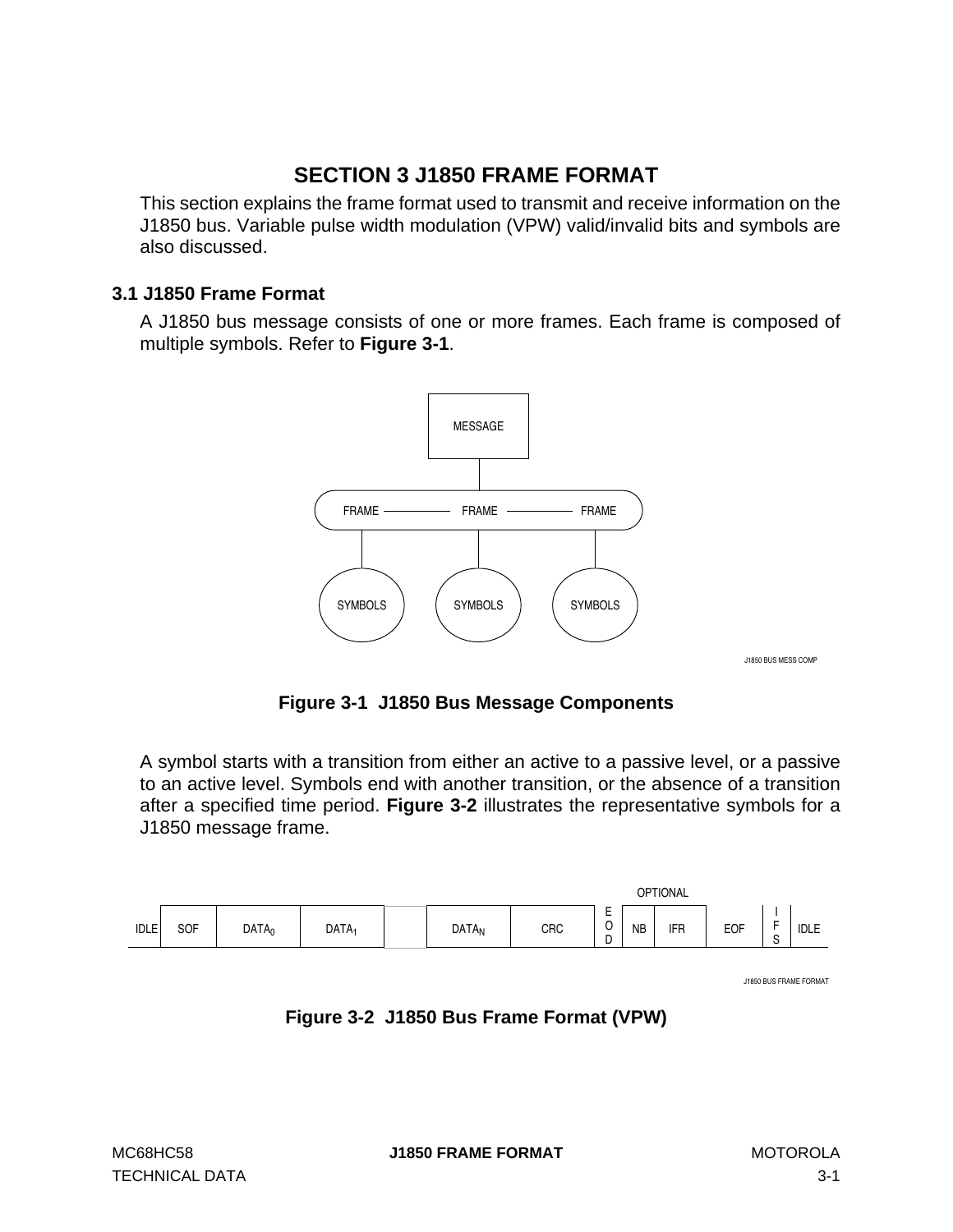# SECTION 3 J1850 FRAME FORMAT

This section explains the frame format used to transmit and receive information on the J1850 bus. Variable pulse width modulation (VPW) valid/invalid bits and symbols are also discussed.

## 3.1 J1850 Frame Format

A J1850 bus message consists of one or more frames. Each frame is composed of multiple symbols. Refer to **Figure 3-1**.

MESSAGE

FRAME FRAME FRAME

SYMBOLS SYMBOLS SYMBOLS

J1850 BUS MESS COMP

**Figure 3-1 J1850 Bus Message Components**

A symbol starts with a transition from either an active to a passive level, or a passive to an active level. Symbols end with another transition, or the absence of a transition after a specified time period. **Figure 3-2** illustrates the representative symbols for a J1850 message frame.

OPTIONAL

IDLE SOF $DATA_0$ $DATA_1$ $DATA_N$ CRC EOD NB IFR EOF IFS IDLE

J1850 BUS FRAME FORMAT

**Figure 3-2 J1850 Bus Frame Format (VPW)**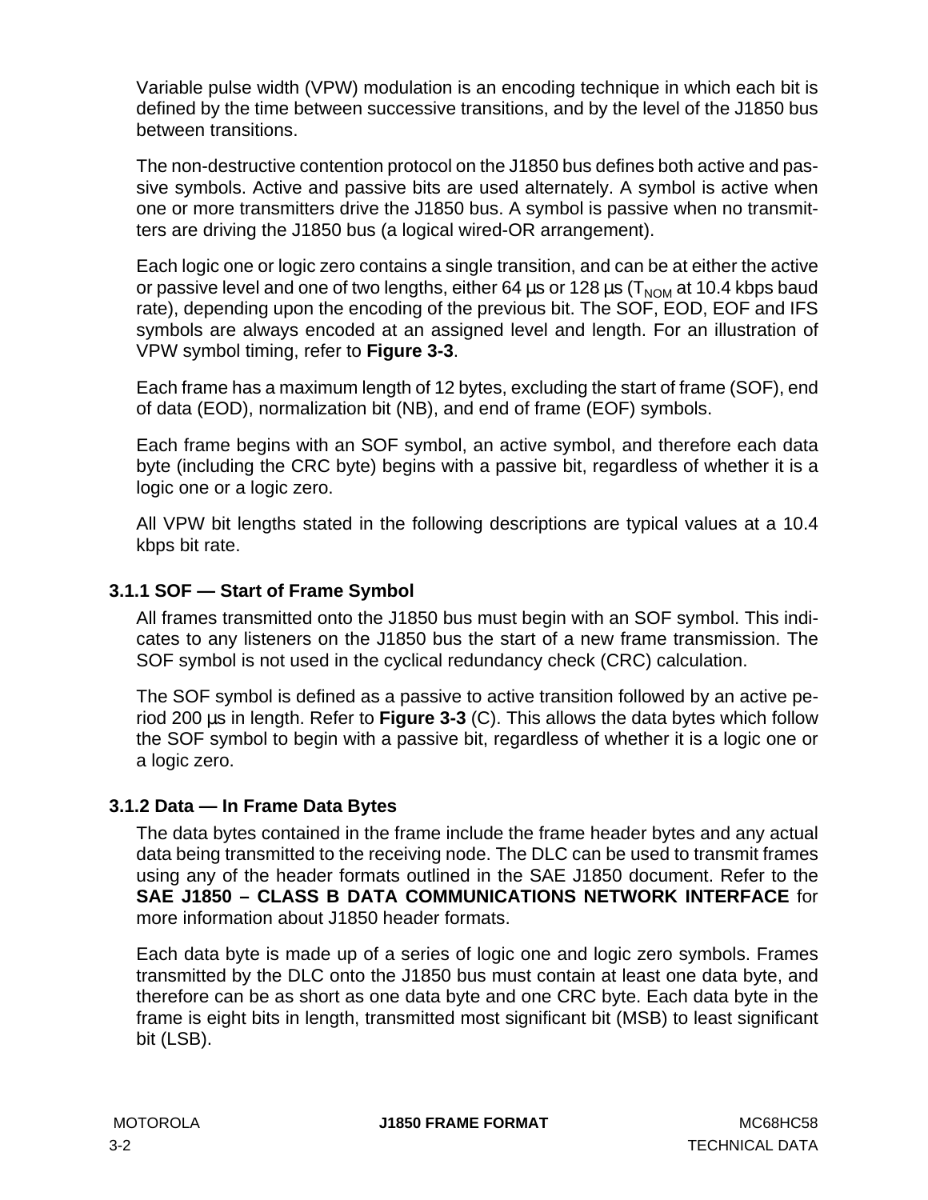Variable pulse width (VPW) modulation is an encoding technique in which each bit is defined by the time between successive transitions, and by the level of the J1850 bus between transitions.

The non-destructive contention protocol on the J1850 bus defines both active and passive symbols. Active and passive bits are used alternately. A symbol is active when one or more transmitters drive the J1850 bus. A symbol is passive when no transmitters are driving the J1850 bus (a logical wired-OR arrangement).

Each logic one or logic zero contains a single transition, and can be at either the active or passive level and one of two lengths, either 64 µs or 128 µs ($T_{NOM}$ at 10.4 kbps baud rate), depending upon the encoding of the previous bit. The SOF, EOD, EOF and IFS symbols are always encoded at an assigned level and length. For an illustration of VPW symbol timing, refer to **Figure 3-3**.

Each frame has a maximum length of 12 bytes, excluding the start of frame (SOF), end of data (EOD), normalization bit (NB), and end of frame (EOF) symbols.

Each frame begins with an SOF symbol, an active symbol, and therefore each data byte (including the CRC byte) begins with a passive bit, regardless of whether it is a logic one or a logic zero.

All VPW bit lengths stated in the following descriptions are typical values at a 10.4 kbps bit rate.

### 3.1.1 SOF — Start of Frame Symbol

All frames transmitted onto the J1850 bus must begin with an SOF symbol. This indicates to any listeners on the J1850 bus the start of a new frame transmission. The SOF symbol is not used in the cyclical redundancy check (CRC) calculation.

The SOF symbol is defined as a passive to active transition followed by an active period 200 µs in length. Refer to **Figure 3-3** (C). This allows the data bytes which follow the SOF symbol to begin with a passive bit, regardless of whether it is a logic one or a logic zero.

### 3.1.2 Data — In Frame Data Bytes

The data bytes contained in the frame include the frame header bytes and any actual data being transmitted to the receiving node. The DLC can be used to transmit frames using any of the header formats outlined in the SAE J1850 document. Refer to the **SAE J1850 – CLASS B DATA COMMUNICATIONS NETWORK INTERFACE** for more information about J1850 header formats.

Each data byte is made up of a series of logic one and logic zero symbols. Frames transmitted by the DLC onto the J1850 bus must contain at least one data byte, and therefore can be as short as one data byte and one CRC byte. Each data byte in the frame is eight bits in length, transmitted most significant bit (MSB) to least significant bit (LSB).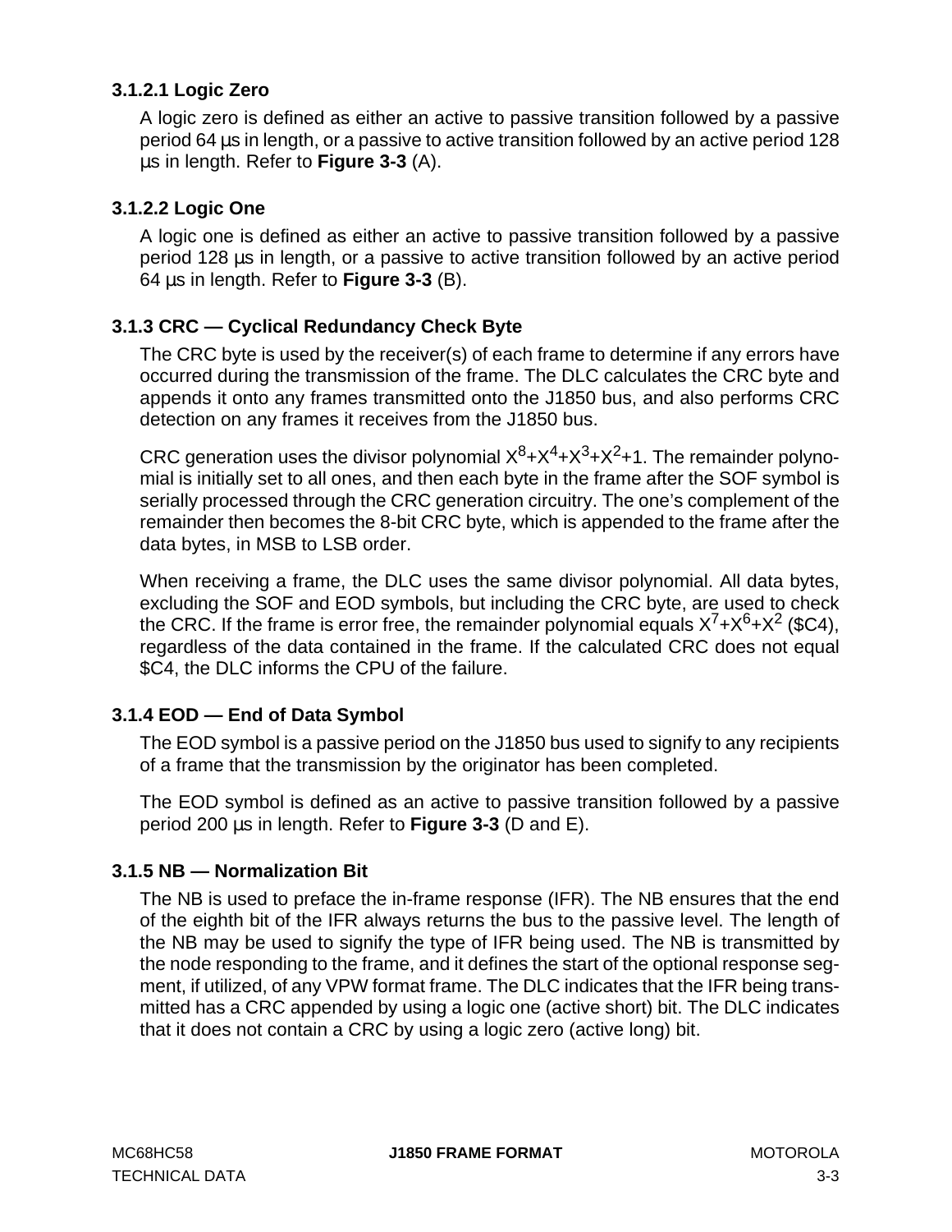#### 3.1.2.1 Logic Zero

A logic zero is defined as either an active to passive transition followed by a passive period 64 µs in length, or a passive to active transition followed by an active period 128 µs in length. Refer to **Figure 3-3** (A).

#### 3.1.2.2 Logic One

A logic one is defined as either an active to passive transition followed by a passive period 128 µs in length, or a passive to active transition followed by an active period 64 µs in length. Refer to **Figure 3-3** (B).

### 3.1.3 CRC — Cyclical Redundancy Check Byte

The CRC byte is used by the receiver(s) of each frame to determine if any errors have occurred during the transmission of the frame. The DLC calculates the CRC byte and appends it onto any frames transmitted onto the J1850 bus, and also performs CRC detection on any frames it receives from the J1850 bus.

CRC generation uses the divisor polynomial $X^8+X^4+X^3+X^2+1$. The remainder polynomial is initially set to all ones, and then each byte in the frame after the SOF symbol is serially processed through the CRC generation circuitry. The one's complement of the remainder then becomes the 8-bit CRC byte, which is appended to the frame after the data bytes, in MSB to LSB order.

When receiving a frame, the DLC uses the same divisor polynomial. All data bytes, excluding the SOF and EOD symbols, but including the CRC byte, are used to check the CRC. If the frame is error free, the remainder polynomial equals $X^7+X^6+X^2$ ($C4), regardless of the data contained in the frame. If the calculated CRC does not equal $C4, the DLC informs the CPU of the failure.

### 3.1.4 EOD — End of Data Symbol

The EOD symbol is a passive period on the J1850 bus used to signify to any recipients of a frame that the transmission by the originator has been completed.

The EOD symbol is defined as an active to passive transition followed by a passive period 200 µs in length. Refer to **Figure 3-3** (D and E).

### 3.1.5 NB — Normalization Bit

The NB is used to preface the in-frame response (IFR). The NB ensures that the end of the eighth bit of the IFR always returns the bus to the passive level. The length of the NB may be used to signify the type of IFR being used. The NB is transmitted by the node responding to the frame, and it defines the start of the optional response segment, if utilized, of any VPW format frame. The DLC indicates that the IFR being transmitted has a CRC appended by using a logic one (active short) bit. The DLC indicates that it does not contain a CRC by using a logic zero (active long) bit.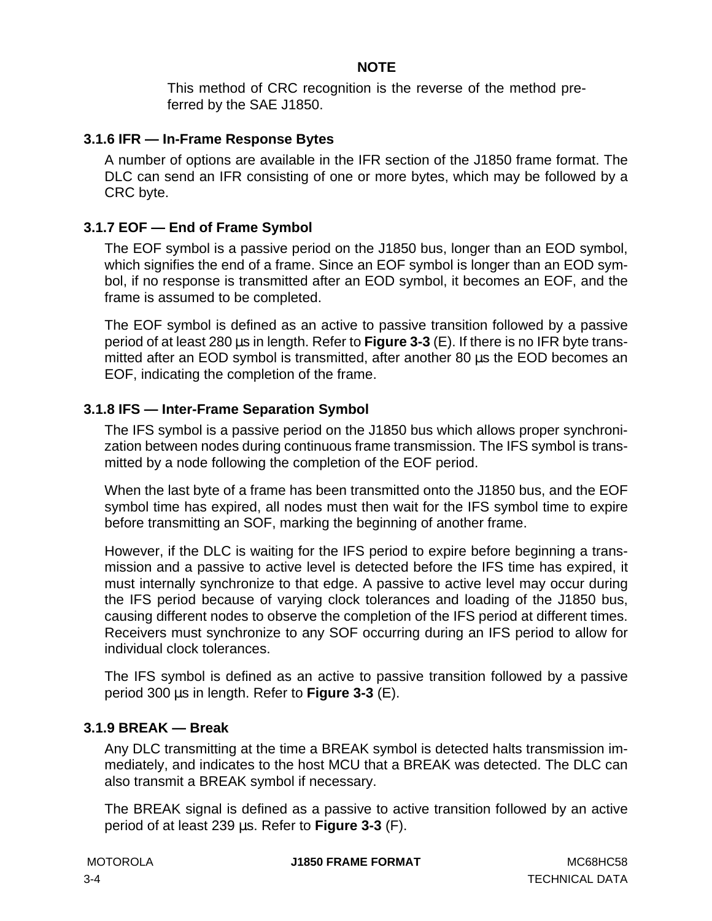**NOTE**

This method of CRC recognition is the reverse of the method preferred by the SAE J1850.

### 3.1.6 IFR — In-Frame Response Bytes

A number of options are available in the IFR section of the J1850 frame format. The DLC can send an IFR consisting of one or more bytes, which may be followed by a CRC byte.

### 3.1.7 EOF — End of Frame Symbol

The EOF symbol is a passive period on the J1850 bus, longer than an EOD symbol, which signifies the end of a frame. Since an EOF symbol is longer than an EOD symbol, if no response is transmitted after an EOD symbol, it becomes an EOF, and the frame is assumed to be completed.

The EOF symbol is defined as an active to passive transition followed by a passive period of at least 280 µs in length. Refer to **Figure 3-3** (E). If there is no IFR byte transmitted after an EOD symbol is transmitted, after another 80 µs the EOD becomes an EOF, indicating the completion of the frame.

### 3.1.8 IFS — Inter-Frame Separation Symbol

The IFS symbol is a passive period on the J1850 bus which allows proper synchronization between nodes during continuous frame transmission. The IFS symbol is transmitted by a node following the completion of the EOF period.

When the last byte of a frame has been transmitted onto the J1850 bus, and the EOF symbol time has expired, all nodes must then wait for the IFS symbol time to expire before transmitting an SOF, marking the beginning of another frame.

However, if the DLC is waiting for the IFS period to expire before beginning a transmission and a passive to active level is detected before the IFS time has expired, it must internally synchronize to that edge. A passive to active level may occur during the IFS period because of varying clock tolerances and loading of the J1850 bus, causing different nodes to observe the completion of the IFS period at different times. Receivers must synchronize to any SOF occurring during an IFS period to allow for individual clock tolerances.

The IFS symbol is defined as an active to passive transition followed by a passive period 300 µs in length. Refer to **Figure 3-3** (E).

### 3.1.9 BREAK — Break

Any DLC transmitting at the time a BREAK symbol is detected halts transmission immediately, and indicates to the host MCU that a BREAK was detected. The DLC can also transmit a BREAK symbol if necessary.

The BREAK signal is defined as a passive to active transition followed by an active period of at least 239 µs. Refer to **Figure 3-3** (F).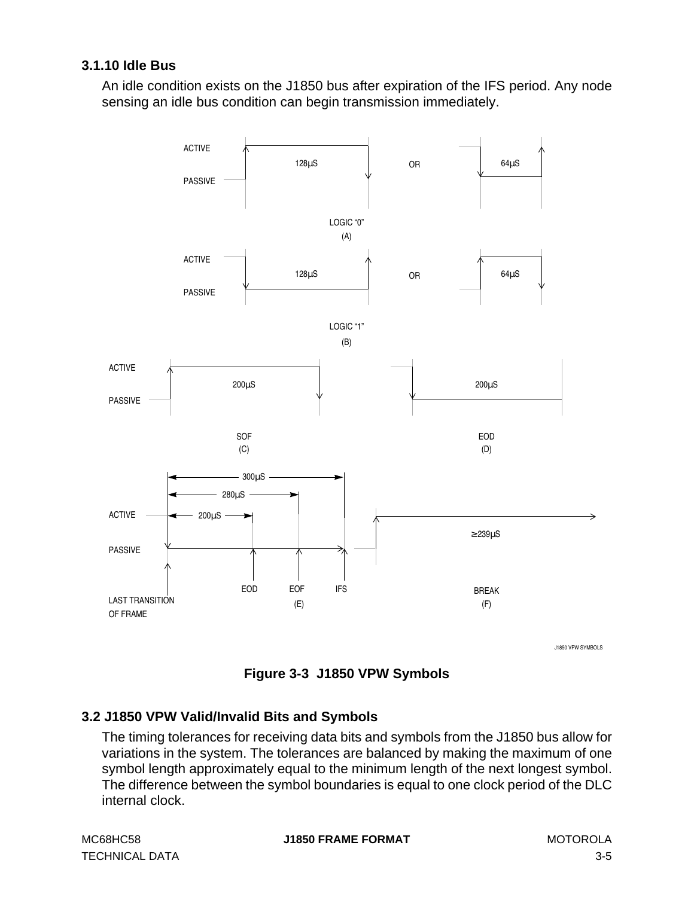### 3.1.10 Idle Bus

An idle condition exists on the J1850 bus after expiration of the IFS period. Any node sensing an idle bus condition can begin transmission immediately.

ACTIVE
PASSIVE
128µS
OR
64µS
LOGIC "0"
(A)

ACTIVE
PASSIVE
128µS
OR
64µS
LOGIC "1"
(B)

ACTIVE
PASSIVE
200µS
SOF
(C)
200µS
EOD
(D)

300µS
280µS
ACTIVE
200µS
PASSIVE
≥239µS
EOD
EOF
(E)
IFS
BREAK
(F)
LAST TRANSITION OF FRAME

J1850 VPW SYMBOLS

**Figure 3-3 J1850 VPW Symbols**

## 3.2 J1850 VPW Valid/Invalid Bits and Symbols

The timing tolerances for receiving data bits and symbols from the J1850 bus allow for variations in the system. The tolerances are balanced by making the maximum of one symbol length approximately equal to the minimum length of the next longest symbol. The difference between the symbol boundaries is equal to one clock period of the DLC internal clock.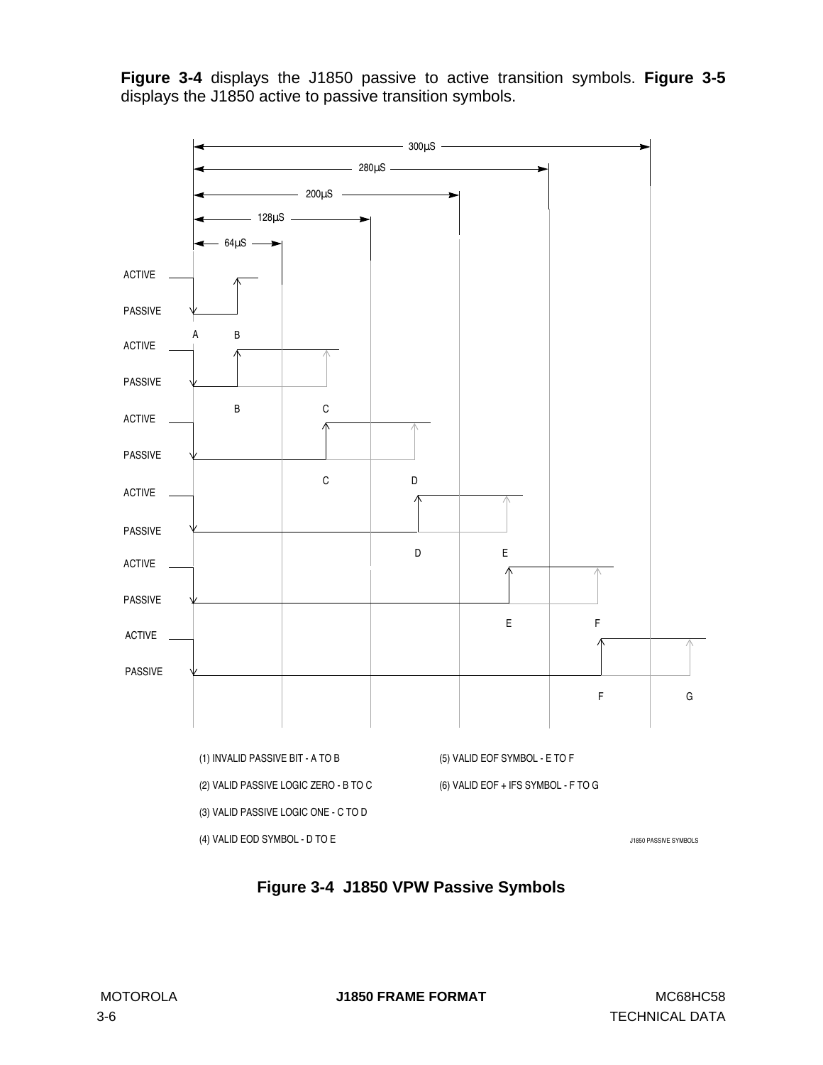**Figure 3-4** displays the J1850 passive to active transition symbols. **Figure 3-5** displays the J1850 active to passive transition symbols.

300µS
280µS
200µS
128µS
64µS

ACTIVE
PASSIVE
A B

(1) INVALID PASSIVE BIT - A TO B

(2) VALID PASSIVE LOGIC ZERO - B TO C

(3) VALID PASSIVE LOGIC ONE - C TO D

(4) VALID EOD SYMBOL - D TO E

(5) VALID EOF SYMBOL - E TO F

(6) VALID EOF + IFS SYMBOL - F TO G

J1850 PASSIVE SYMBOLS

**Figure 3-4 J1850 VPW Passive Symbols**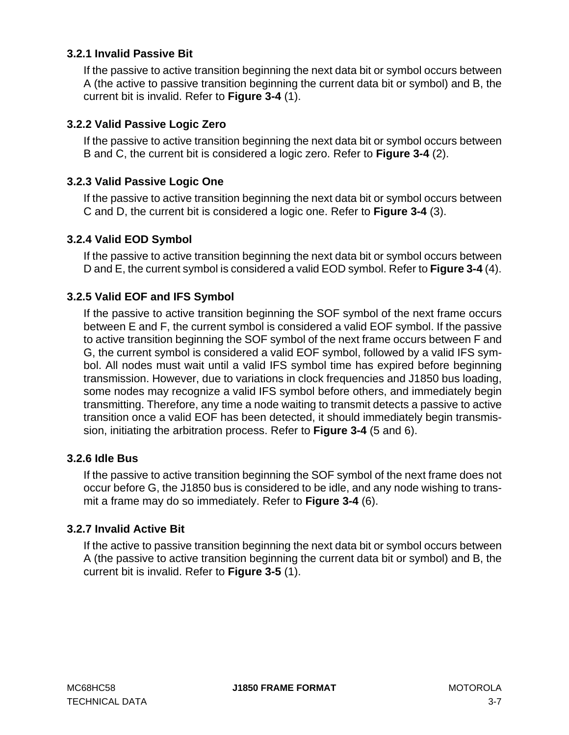### 3.2.1 Invalid Passive Bit

If the passive to active transition beginning the next data bit or symbol occurs between A (the active to passive transition beginning the current data bit or symbol) and B, the current bit is invalid. Refer to **Figure 3-4** (1).

### 3.2.2 Valid Passive Logic Zero

If the passive to active transition beginning the next data bit or symbol occurs between B and C, the current bit is considered a logic zero. Refer to **Figure 3-4** (2).

### 3.2.3 Valid Passive Logic One

If the passive to active transition beginning the next data bit or symbol occurs between C and D, the current bit is considered a logic one. Refer to **Figure 3-4** (3).

### 3.2.4 Valid EOD Symbol

If the passive to active transition beginning the next data bit or symbol occurs between D and E, the current symbol is considered a valid EOD symbol. Refer to **Figure 3-4** (4).

### 3.2.5 Valid EOF and IFS Symbol

If the passive to active transition beginning the SOF symbol of the next frame occurs between E and F, the current symbol is considered a valid EOF symbol. If the passive to active transition beginning the SOF symbol of the next frame occurs between F and G, the current symbol is considered a valid EOF symbol, followed by a valid IFS symbol. All nodes must wait until a valid IFS symbol time has expired before beginning transmission. However, due to variations in clock frequencies and J1850 bus loading, some nodes may recognize a valid IFS symbol before others, and immediately begin transmitting. Therefore, any time a node waiting to transmit detects a passive to active transition once a valid EOF has been detected, it should immediately begin transmission, initiating the arbitration process. Refer to **Figure 3-4** (5 and 6).

### 3.2.6 Idle Bus

If the passive to active transition beginning the SOF symbol of the next frame does not occur before G, the J1850 bus is considered to be idle, and any node wishing to transmit a frame may do so immediately. Refer to **Figure 3-4** (6).

### 3.2.7 Invalid Active Bit

If the active to passive transition beginning the next data bit or symbol occurs between A (the passive to active transition beginning the current data bit or symbol) and B, the current bit is invalid. Refer to **Figure 3-5** (1).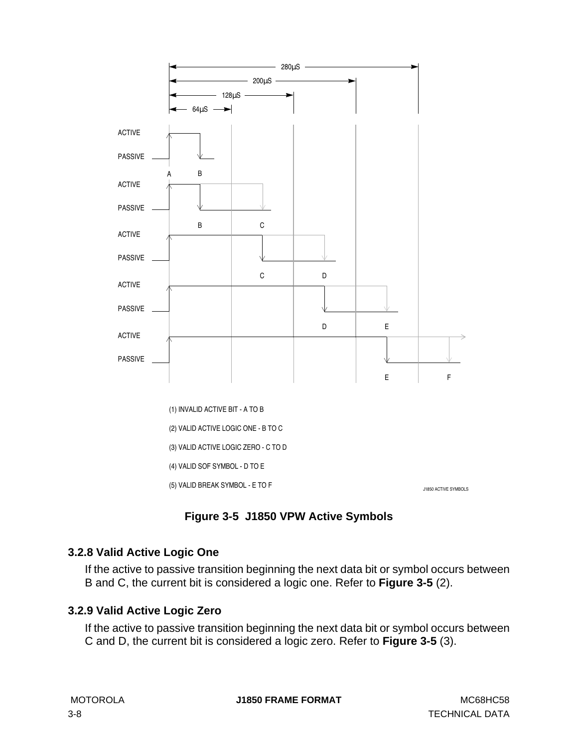280µS

200µS

128µS

64µS

ACTIVE

PASSIVE

A B

ACTIVE

PASSIVE

B C

ACTIVE

PASSIVE

C D

ACTIVE

PASSIVE

D E

ACTIVE

PASSIVE

E F

(1) INVALID ACTIVE BIT - A TO B

(2) VALID ACTIVE LOGIC ONE - B TO C

(3) VALID ACTIVE LOGIC ZERO - C TO D

(4) VALID SOF SYMBOL - D TO E

(5) VALID BREAK SYMBOL - E TO F

J1850 ACTIVE SYMBOLS

**Figure 3-5 J1850 VPW Active Symbols**

### 3.2.8 Valid Active Logic One

If the active to passive transition beginning the next data bit or symbol occurs between B and C, the current bit is considered a logic one. Refer to **Figure 3-5** (2).

### 3.2.9 Valid Active Logic Zero

If the active to passive transition beginning the next data bit or symbol occurs between C and D, the current bit is considered a logic zero. Refer to **Figure 3-5** (3).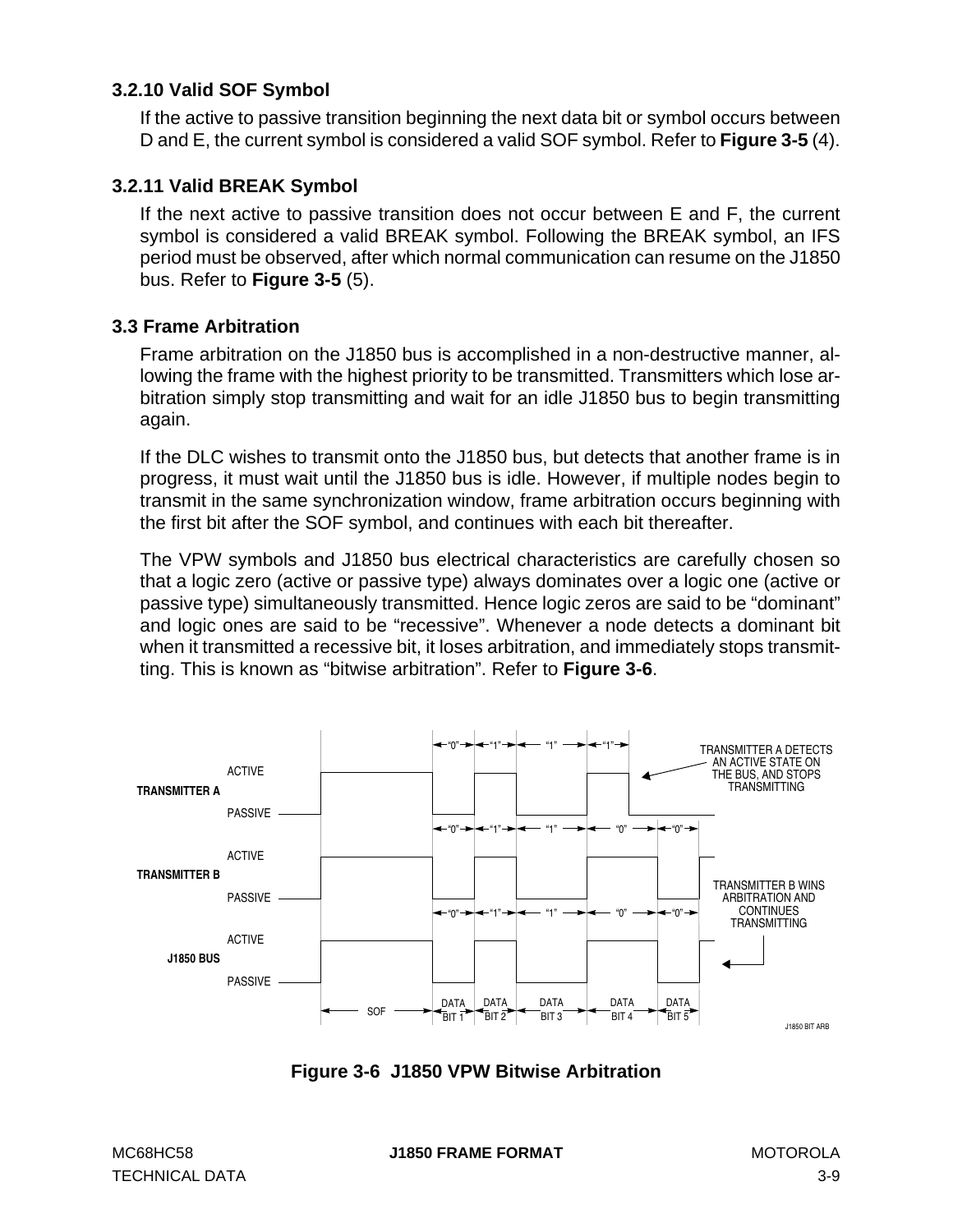### 3.2.10 Valid SOF Symbol

If the active to passive transition beginning the next data bit or symbol occurs between D and E, the current symbol is considered a valid SOF symbol. Refer to **Figure 3-5** (4).

### 3.2.11 Valid BREAK Symbol

If the next active to passive transition does not occur between E and F, the current symbol is considered a valid BREAK symbol. Following the BREAK symbol, an IFS period must be observed, after which normal communication can resume on the J1850 bus. Refer to **Figure 3-5** (5).

## 3.3 Frame Arbitration

Frame arbitration on the J1850 bus is accomplished in a non-destructive manner, allowing the frame with the highest priority to be transmitted. Transmitters which lose arbitration simply stop transmitting and wait for an idle J1850 bus to begin transmitting again.

If the DLC wishes to transmit onto the J1850 bus, but detects that another frame is in progress, it must wait until the J1850 bus is idle. However, if multiple nodes begin to transmit in the same synchronization window, frame arbitration occurs beginning with the first bit after the SOF symbol, and continues with each bit thereafter.

The VPW symbols and J1850 bus electrical characteristics are carefully chosen so that a logic zero (active or passive type) always dominates over a logic one (active or passive type) simultaneously transmitted. Hence logic zeros are said to be "dominant" and logic ones are said to be "recessive". Whenever a node detects a dominant bit when it transmitted a recessive bit, it loses arbitration, and immediately stops transmitting. This is known as "bitwise arbitration". Refer to **Figure 3-6**.

**Figure 3-6 J1850 VPW Bitwise Arbitration**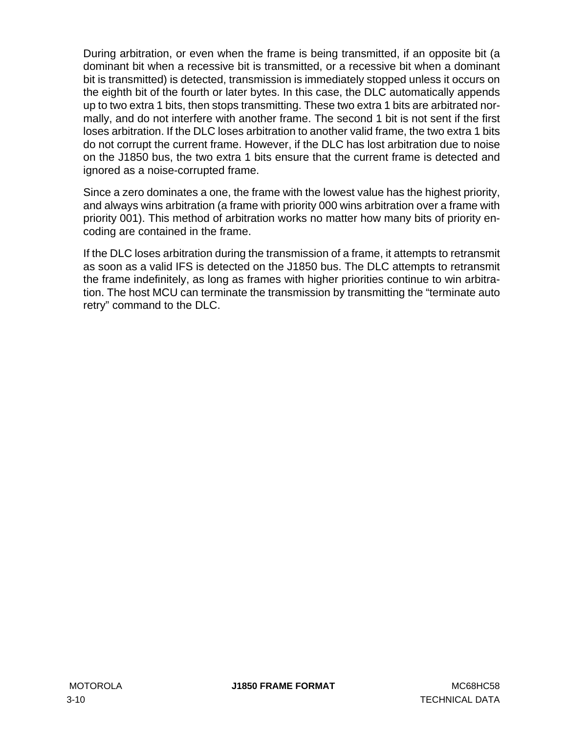During arbitration, or even when the frame is being transmitted, if an opposite bit (a dominant bit when a recessive bit is transmitted, or a recessive bit when a dominant bit is transmitted) is detected, transmission is immediately stopped unless it occurs on the eighth bit of the fourth or later bytes. In this case, the DLC automatically appends up to two extra 1 bits, then stops transmitting. These two extra 1 bits are arbitrated normally, and do not interfere with another frame. The second 1 bit is not sent if the first loses arbitration. If the DLC loses arbitration to another valid frame, the two extra 1 bits do not corrupt the current frame. However, if the DLC has lost arbitration due to noise on the J1850 bus, the two extra 1 bits ensure that the current frame is detected and ignored as a noise-corrupted frame.

Since a zero dominates a one, the frame with the lowest value has the highest priority, and always wins arbitration (a frame with priority 000 wins arbitration over a frame with priority 001). This method of arbitration works no matter how many bits of priority encoding are contained in the frame.

If the DLC loses arbitration during the transmission of a frame, it attempts to retransmit as soon as a valid IFS is detected on the J1850 bus. The DLC attempts to retransmit the frame indefinitely, as long as frames with higher priorities continue to win arbitration. The host MCU can terminate the transmission by transmitting the “terminate auto retry” command to the DLC.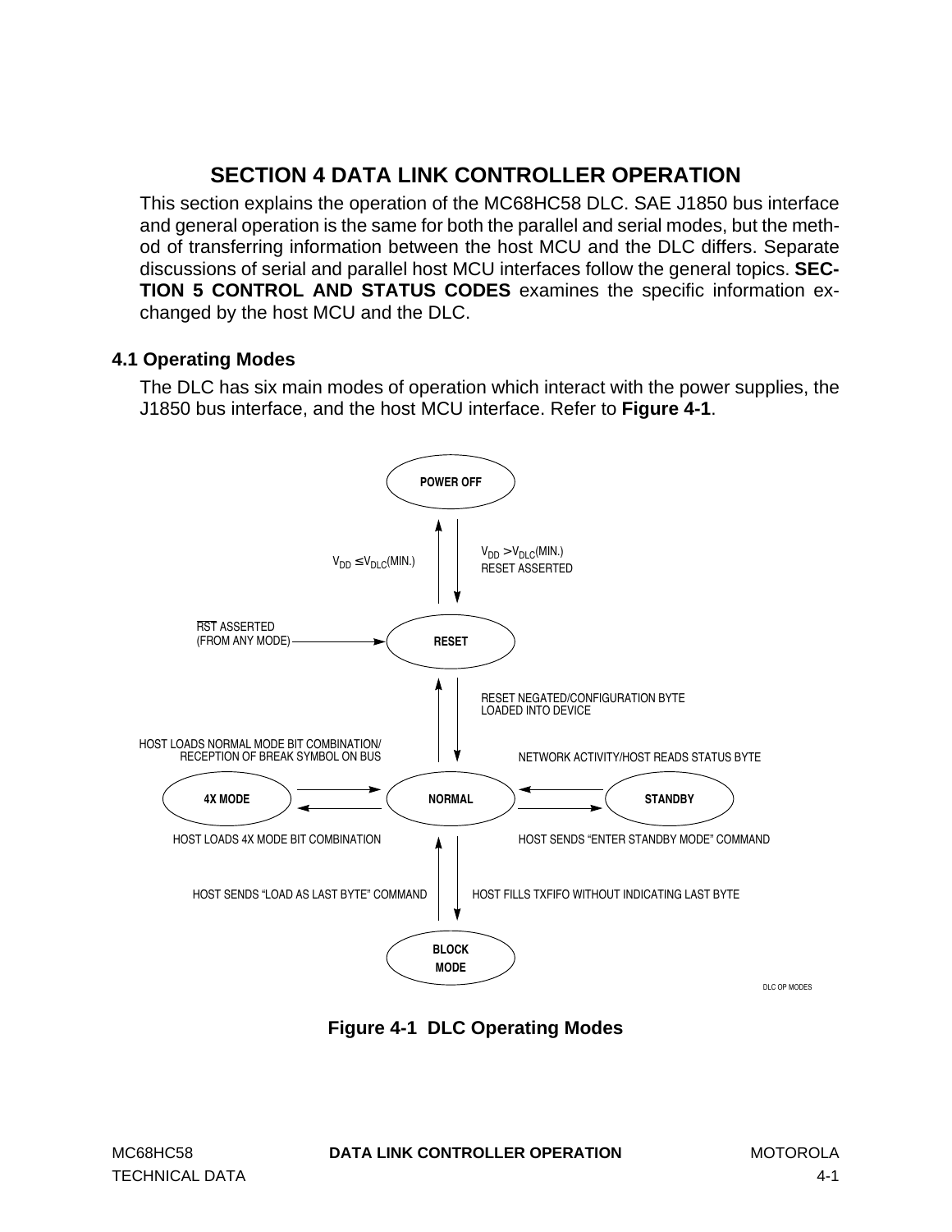# SECTION 4 DATA LINK CONTROLLER OPERATION

This section explains the operation of the MC68HC58 DLC. SAE J1850 bus interface and general operation is the same for both the parallel and serial modes, but the method of transferring information between the host MCU and the DLC differs. Separate discussions of serial and parallel host MCU interfaces follow the general topics. **SECTION 5 CONTROL AND STATUS CODES** examines the specific information exchanged by the host MCU and the DLC.

## 4.1 Operating Modes

The DLC has six main modes of operation which interact with the power supplies, the J1850 bus interface, and the host MCU interface. Refer to **Figure 4-1**.

POWER OFF

$V_{DD} \leq V_{DLC}$(MIN.)

$V_{DD} > V_{DLC}$(MIN.)
RESET ASSERTED

RST ASSERTED
(FROM ANY MODE)

RESET

RESET NEGATED/CONFIGURATION BYTE
LOADED INTO DEVICE

HOST LOADS NORMAL MODE BIT COMBINATION/
RECEPTION OF BREAK SYMBOL ON BUS

NETWORK ACTIVITY/HOST READS STATUS BYTE

4X MODE

NORMAL

STANDBY

HOST LOADS 4X MODE BIT COMBINATION

HOST SENDS "ENTER STANDBY MODE" COMMAND

HOST SENDS "LOAD AS LAST BYTE" COMMAND

HOST FILLS TXFIFO WITHOUT INDICATING LAST BYTE

BLOCK
MODE

DLC OP MODES

**Figure 4-1 DLC Operating Modes**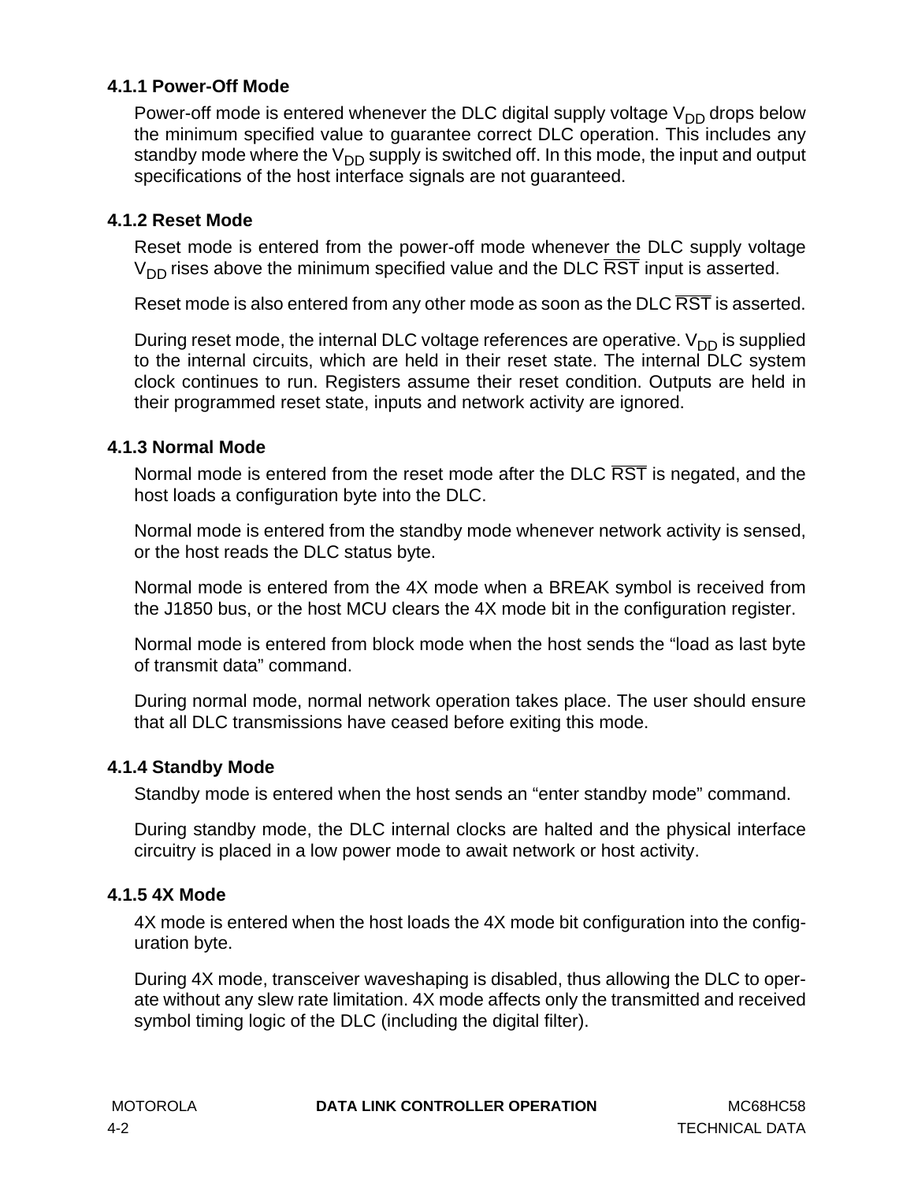### 4.1.1 Power-Off Mode

Power-off mode is entered whenever the DLC digital supply voltage $V_{DD}$ drops below the minimum specified value to guarantee correct DLC operation. This includes any standby mode where the $V_{DD}$ supply is switched off. In this mode, the input and output specifications of the host interface signals are not guaranteed.

### 4.1.2 Reset Mode

Reset mode is entered from the power-off mode whenever the DLC supply voltage $V_{DD}$ rises above the minimum specified value and the DLC $\overline{RST}$ input is asserted.

Reset mode is also entered from any other mode as soon as the DLC $\overline{RST}$ is asserted.

During reset mode, the internal DLC voltage references are operative. $V_{DD}$ is supplied to the internal circuits, which are held in their reset state. The internal DLC system clock continues to run. Registers assume their reset condition. Outputs are held in their programmed reset state, inputs and network activity are ignored.

### 4.1.3 Normal Mode

Normal mode is entered from the reset mode after the DLC $\overline{RST}$ is negated, and the host loads a configuration byte into the DLC.

Normal mode is entered from the standby mode whenever network activity is sensed, or the host reads the DLC status byte.

Normal mode is entered from the 4X mode when a BREAK symbol is received from the J1850 bus, or the host MCU clears the 4X mode bit in the configuration register.

Normal mode is entered from block mode when the host sends the “load as last byte of transmit data” command.

During normal mode, normal network operation takes place. The user should ensure that all DLC transmissions have ceased before exiting this mode.

### 4.1.4 Standby Mode

Standby mode is entered when the host sends an “enter standby mode” command.

During standby mode, the DLC internal clocks are halted and the physical interface circuitry is placed in a low power mode to await network or host activity.

### 4.1.5 4X Mode

4X mode is entered when the host loads the 4X mode bit configuration into the configuration byte.

During 4X mode, transceiver waveshaping is disabled, thus allowing the DLC to operate without any slew rate limitation. 4X mode affects only the transmitted and received symbol timing logic of the DLC (including the digital filter).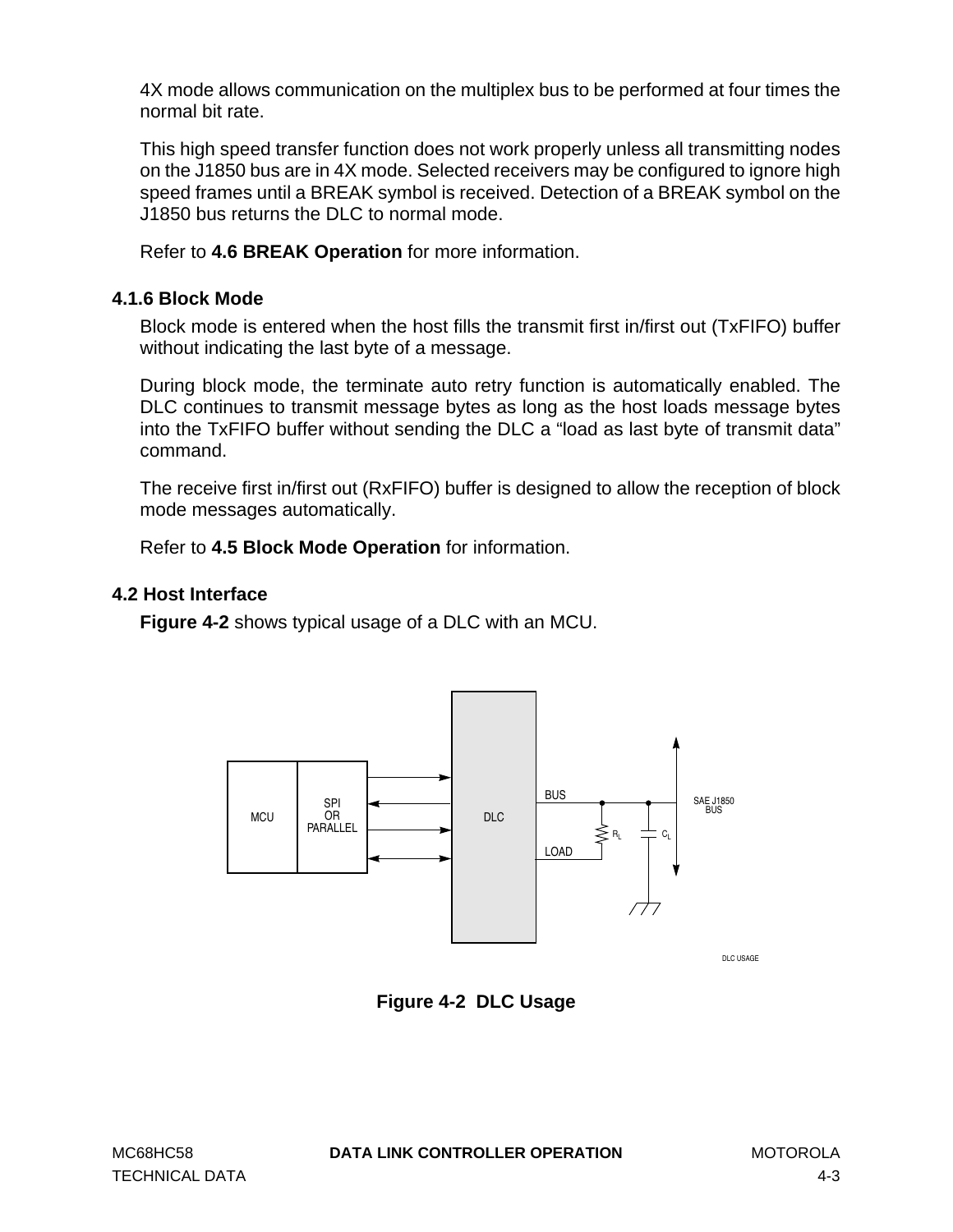4X mode allows communication on the multiplex bus to be performed at four times the normal bit rate.

This high speed transfer function does not work properly unless all transmitting nodes on the J1850 bus are in 4X mode. Selected receivers may be configured to ignore high speed frames until a BREAK symbol is received. Detection of a BREAK symbol on the J1850 bus returns the DLC to normal mode.

Refer to **4.6 BREAK Operation** for more information.

### 4.1.6 Block Mode

Block mode is entered when the host fills the transmit first in/first out (TxFIFO) buffer without indicating the last byte of a message.

During block mode, the terminate auto retry function is automatically enabled. The DLC continues to transmit message bytes as long as the host loads message bytes into the TxFIFO buffer without sending the DLC a “load as last byte of transmit data” command.

The receive first in/first out (RxFIFO) buffer is designed to allow the reception of block mode messages automatically.

Refer to **4.5 Block Mode Operation** for information.

## 4.2 Host Interface

**Figure 4-2** shows typical usage of a DLC with an MCU.

MCU

SPI OR PARALLEL

DLC

BUS

LOAD

$R_L$

$C_L$

SAE J1850 BUS

DLC USAGE

**Figure 4-2 DLC Usage**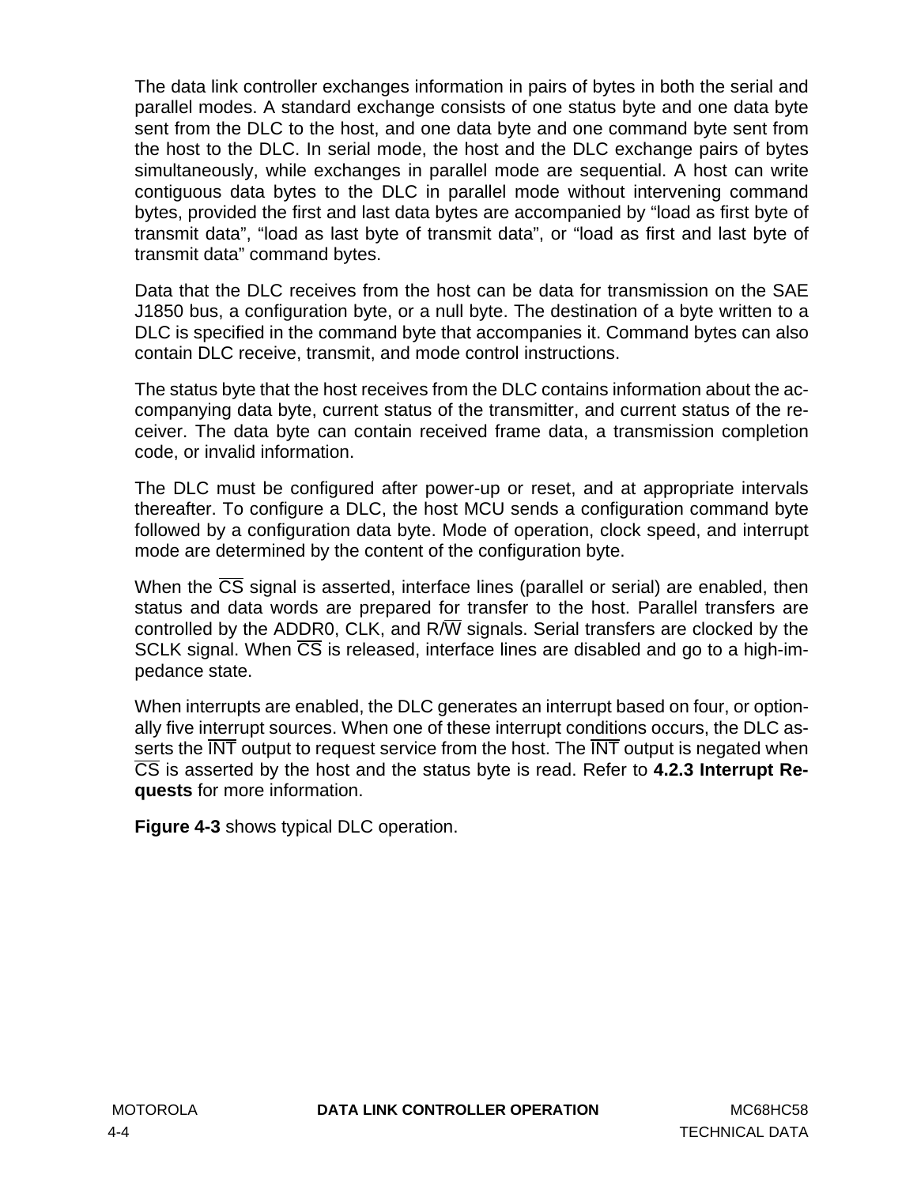The data link controller exchanges information in pairs of bytes in both the serial and parallel modes. A standard exchange consists of one status byte and one data byte sent from the DLC to the host, and one data byte and one command byte sent from the host to the DLC. In serial mode, the host and the DLC exchange pairs of bytes simultaneously, while exchanges in parallel mode are sequential. A host can write contiguous data bytes to the DLC in parallel mode without intervening command bytes, provided the first and last data bytes are accompanied by “load as first byte of transmit data”, “load as last byte of transmit data”, or “load as first and last byte of transmit data” command bytes.

Data that the DLC receives from the host can be data for transmission on the SAE J1850 bus, a configuration byte, or a null byte. The destination of a byte written to a DLC is specified in the command byte that accompanies it. Command bytes can also contain DLC receive, transmit, and mode control instructions.

The status byte that the host receives from the DLC contains information about the accompanying data byte, current status of the transmitter, and current status of the receiver. The data byte can contain received frame data, a transmission completion code, or invalid information.

The DLC must be configured after power-up or reset, and at appropriate intervals thereafter. To configure a DLC, the host MCU sends a configuration command byte followed by a configuration data byte. Mode of operation, clock speed, and interrupt mode are determined by the content of the configuration byte.

When the $\overline{CS}$ signal is asserted, interface lines (parallel or serial) are enabled, then status and data words are prepared for transfer to the host. Parallel transfers are controlled by the ADDR0, CLK, and R/$\overline{W}$ signals. Serial transfers are clocked by the SCLK signal. When $\overline{CS}$ is released, interface lines are disabled and go to a high-impedance state.

When interrupts are enabled, the DLC generates an interrupt based on four, or optionally five interrupt sources. When one of these interrupt conditions occurs, the DLC asserts the $\overline{INT}$ output to request service from the host. The $\overline{INT}$ output is negated when $\overline{CS}$ is asserted by the host and the status byte is read. Refer to **4.2.3 Interrupt Requests** for more information.

**Figure 4-3** shows typical DLC operation.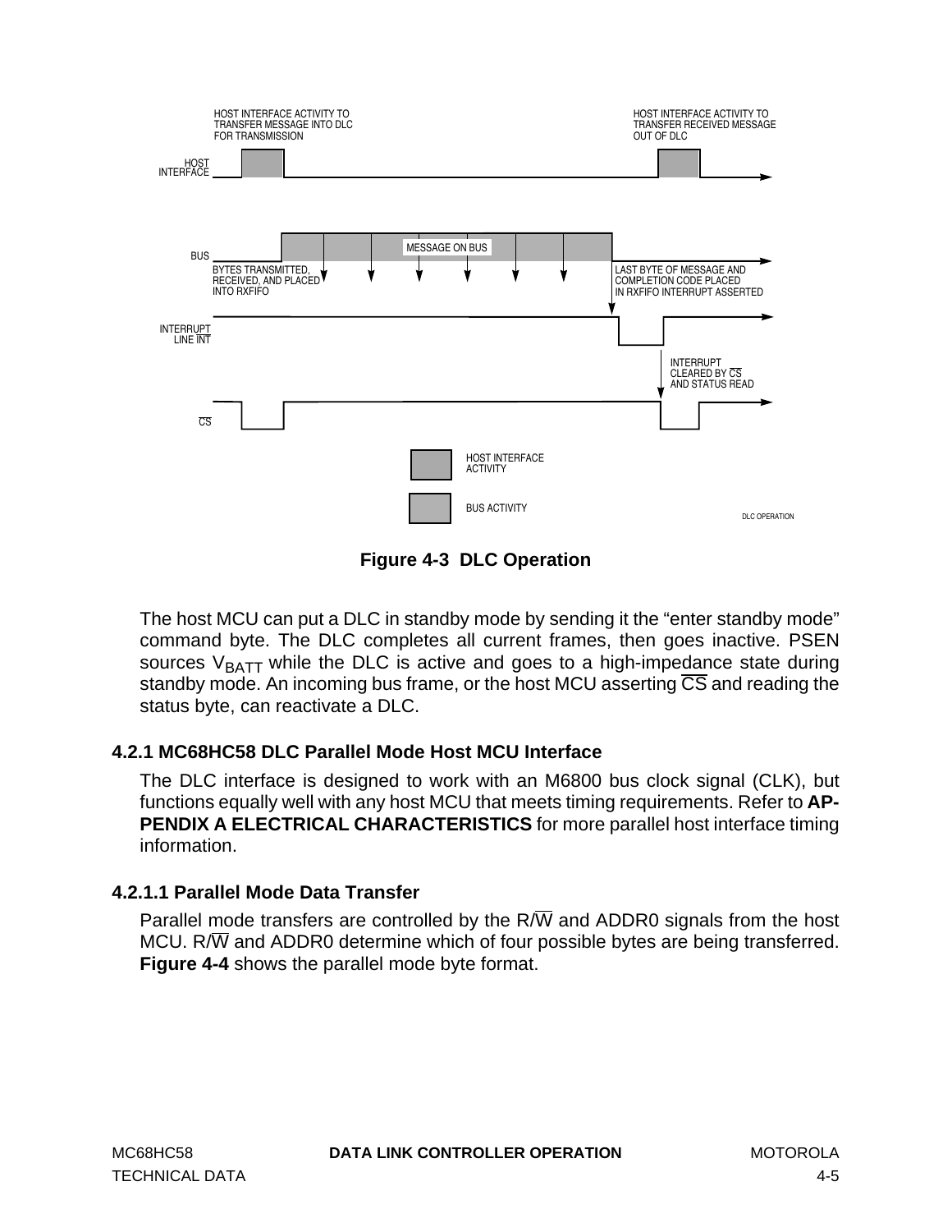HOST INTERFACE ACTIVITY TO TRANSFER MESSAGE INTO DLC FOR TRANSMISSION

HOST INTERFACE ACTIVITY TO TRANSFER RECEIVED MESSAGE OUT OF DLC

HOST INTERFACE

BUS

MESSAGE ON BUS

BYTES TRANSMITTED, RECEIVED, AND PLACED INTO RXFIFO

LAST BYTE OF MESSAGE AND COMPLETION CODE PLACED IN RXFIFO INTERRUPT ASSERTED

INTERRUPT LINE $\overline{INT}$

INTERRUPT CLEARED BY $\overline{CS}$ AND STATUS READ

$\overline{CS}$

HOST INTERFACE ACTIVITY

BUS ACTIVITY

DLC OPERATION

**Figure 4-3 DLC Operation**

The host MCU can put a DLC in standby mode by sending it the "enter standby mode" command byte. The DLC completes all current frames, then goes inactive. PSEN sources $V_{BATT}$ while the DLC is active and goes to a high-impedance state during standby mode. An incoming bus frame, or the host MCU asserting $\overline{CS}$ and reading the status byte, can reactivate a DLC.

### 4.2.1 MC68HC58 DLC Parallel Mode Host MCU Interface

The DLC interface is designed to work with an M6800 bus clock signal (CLK), but functions equally well with any host MCU that meets timing requirements. Refer to **APPENDIX A ELECTRICAL CHARACTERISTICS** for more parallel host interface timing information.

#### 4.2.1.1 Parallel Mode Data Transfer

Parallel mode transfers are controlled by the R/$\overline{W}$ and ADDR0 signals from the host MCU. R/$\overline{W}$ and ADDR0 determine which of four possible bytes are being transferred. **Figure 4-4** shows the parallel mode byte format.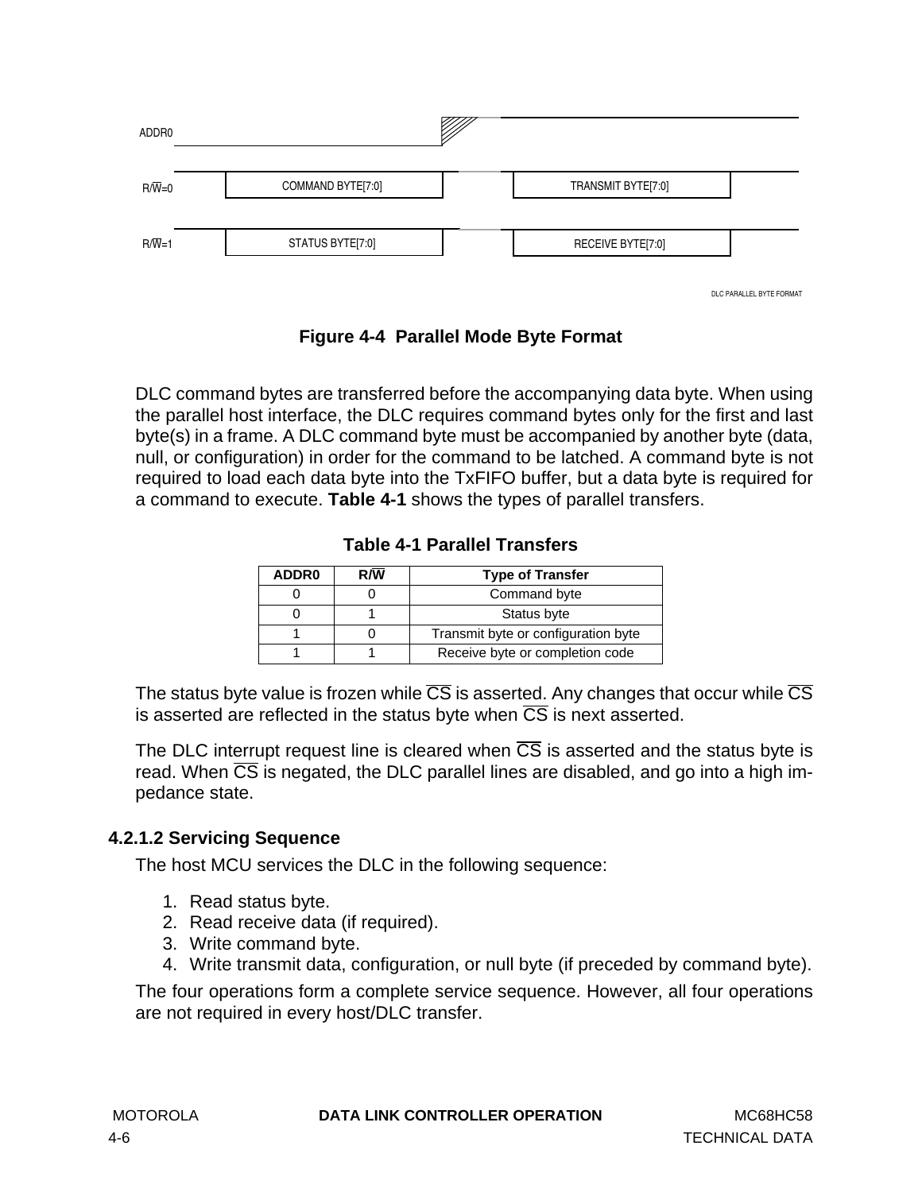ADDR0

R/$\overline{W}$=0 COMMAND BYTE[7:0] TRANSMIT BYTE[7:0]

R/$\overline{W}$=1 STATUS BYTE[7:0] RECEIVE BYTE[7:0]

DLC PARALLEL BYTE FORMAT

**Figure 4-4 Parallel Mode Byte Format**

DLC command bytes are transferred before the accompanying data byte. When using the parallel host interface, the DLC requires command bytes only for the first and last byte(s) in a frame. A DLC command byte must be accompanied by another byte (data, null, or configuration) in order for the command to be latched. A command byte is not required to load each data byte into the TxFIFO buffer, but a data byte is required for a command to execute. **Table 4-1** shows the types of parallel transfers.

**Table 4-1 Parallel Transfers**

| ADDR0 | R/$\overline{W}$ | Type of Transfer |
|---|---|---|
| 0 | 0 | Command byte |
| 0 | 1 | Status byte |
| 1 | 0 | Transmit byte or configuration byte |
| 1 | 1 | Receive byte or completion code |

The status byte value is frozen while $\overline{CS}$ is asserted. Any changes that occur while $\overline{CS}$ is asserted are reflected in the status byte when $\overline{CS}$ is next asserted.

The DLC interrupt request line is cleared when $\overline{CS}$ is asserted and the status byte is read. When $\overline{CS}$ is negated, the DLC parallel lines are disabled, and go into a high impedance state.

### 4.2.1.2 Servicing Sequence

The host MCU services the DLC in the following sequence:

1. Read status byte.
2. Read receive data (if required).
3. Write command byte.
4. Write transmit data, configuration, or null byte (if preceded by command byte).

The four operations form a complete service sequence. However, all four operations are not required in every host/DLC transfer.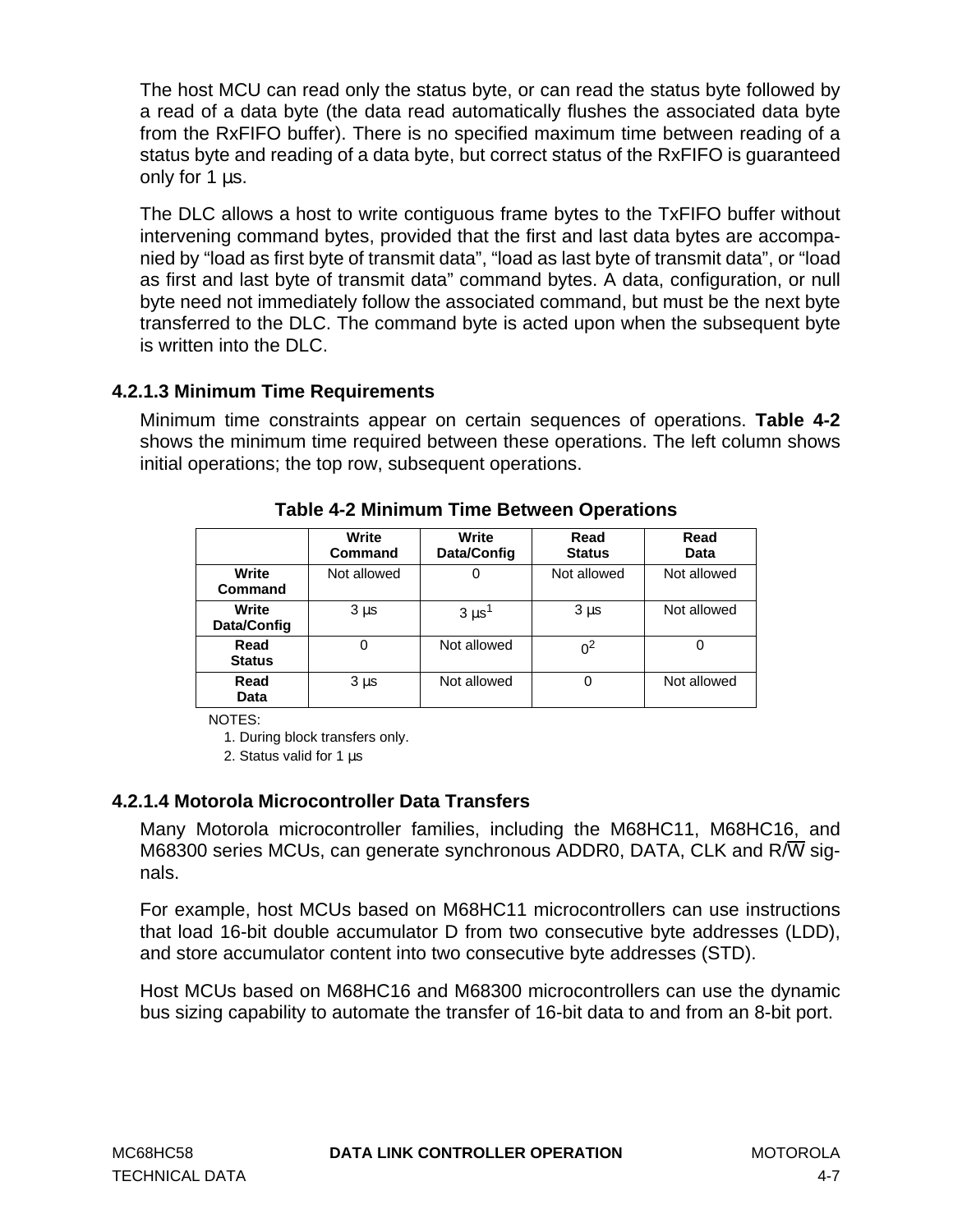The host MCU can read only the status byte, or can read the status byte followed by a read of a data byte (the data read automatically flushes the associated data byte from the RxFIFO buffer). There is no specified maximum time between reading of a status byte and reading of a data byte, but correct status of the RxFIFO is guaranteed only for 1 µs.

The DLC allows a host to write contiguous frame bytes to the TxFIFO buffer without intervening command bytes, provided that the first and last data bytes are accompanied by "load as first byte of transmit data", "load as last byte of transmit data", or "load as first and last byte of transmit data" command bytes. A data, configuration, or null byte need not immediately follow the associated command, but must be the next byte transferred to the DLC. The command byte is acted upon when the subsequent byte is written into the DLC.

### 4.2.1.3 Minimum Time Requirements

Minimum time constraints appear on certain sequences of operations. **Table 4-2** shows the minimum time required between these operations. The left column shows initial operations; the top row, subsequent operations.

**Table 4-2 Minimum Time Between Operations**

| | Write Command | Write Data/Config | Read Status | Read Data |
|---|---|---|---|---|
| **Write Command** | Not allowed | 0 | Not allowed | Not allowed |
| **Write Data/Config** | 3 µs | 3 µs[1] | 3 µs | Not allowed |
| **Read Status** | 0 | Not allowed | 0[2] | 0 |
| **Read Data** | 3 µs | Not allowed | 0 | Not allowed |

NOTES:
1. During block transfers only.
2. Status valid for 1 µs

### 4.2.1.4 Motorola Microcontroller Data Transfers

Many Motorola microcontroller families, including the M68HC11, M68HC16, and M68300 series MCUs, can generate synchronous ADDR0, DATA, CLK and R/$\overline{\text{W}}$ signals.

For example, host MCUs based on M68HC11 microcontrollers can use instructions that load 16-bit double accumulator D from two consecutive byte addresses (LDD), and store accumulator content into two consecutive byte addresses (STD).

Host MCUs based on M68HC16 and M68300 microcontrollers can use the dynamic bus sizing capability to automate the transfer of 16-bit data to and from an 8-bit port.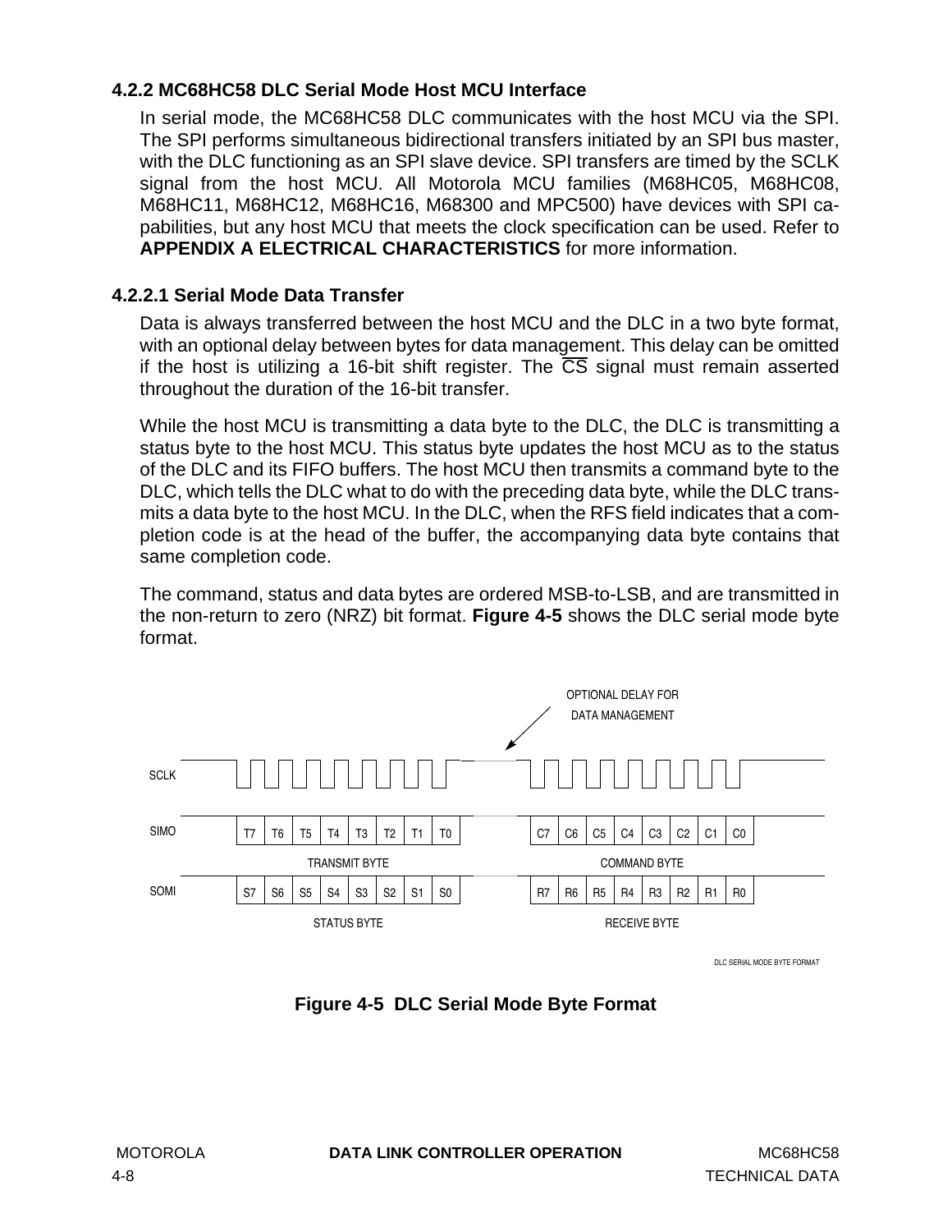### 4.2.2 MC68HC58 DLC Serial Mode Host MCU Interface

In serial mode, the MC68HC58 DLC communicates with the host MCU via the SPI. The SPI performs simultaneous bidirectional transfers initiated by an SPI bus master, with the DLC functioning as an SPI slave device. SPI transfers are timed by the SCLK signal from the host MCU. All Motorola MCU families (M68HC05, M68HC08, M68HC11, M68HC12, M68HC16, M68300 and MPC500) have devices with SPI capabilities, but any host MCU that meets the clock specification can be used. Refer to **APPENDIX A ELECTRICAL CHARACTERISTICS** for more information.

#### 4.2.2.1 Serial Mode Data Transfer

Data is always transferred between the host MCU and the DLC in a two byte format, with an optional delay between bytes for data management. This delay can be omitted if the host is utilizing a 16-bit shift register. The $\overline{CS}$ signal must remain asserted throughout the duration of the 16-bit transfer.

While the host MCU is transmitting a data byte to the DLC, the DLC is transmitting a status byte to the host MCU. This status byte updates the host MCU as to the status of the DLC and its FIFO buffers. The host MCU then transmits a command byte to the DLC, which tells the DLC what to do with the preceding data byte, while the DLC transmits a data byte to the host MCU. In the DLC, when the RFS field indicates that a completion code is at the head of the buffer, the accompanying data byte contains that same completion code.

The command, status and data bytes are ordered MSB-to-LSB, and are transmitted in the non-return to zero (NRZ) bit format. **Figure 4-5** shows the DLC serial mode byte format.

OPTIONAL DELAY FOR DATA MANAGEMENT

SCLK

SIMO: T7 T6 T5 T4 T3 T2 T1 T0 — C7 C6 C5 C4 C3 C2 C1 C0

TRANSMIT BYTE — COMMAND BYTE

SOMI: S7 S6 S5 S4 S3 S2 S1 S0 — R7 R6 R5 R4 R3 R2 R1 R0

STATUS BYTE — RECEIVE BYTE

DLC SERIAL MODE BYTE FORMAT

**Figure 4-5 DLC Serial Mode Byte Format**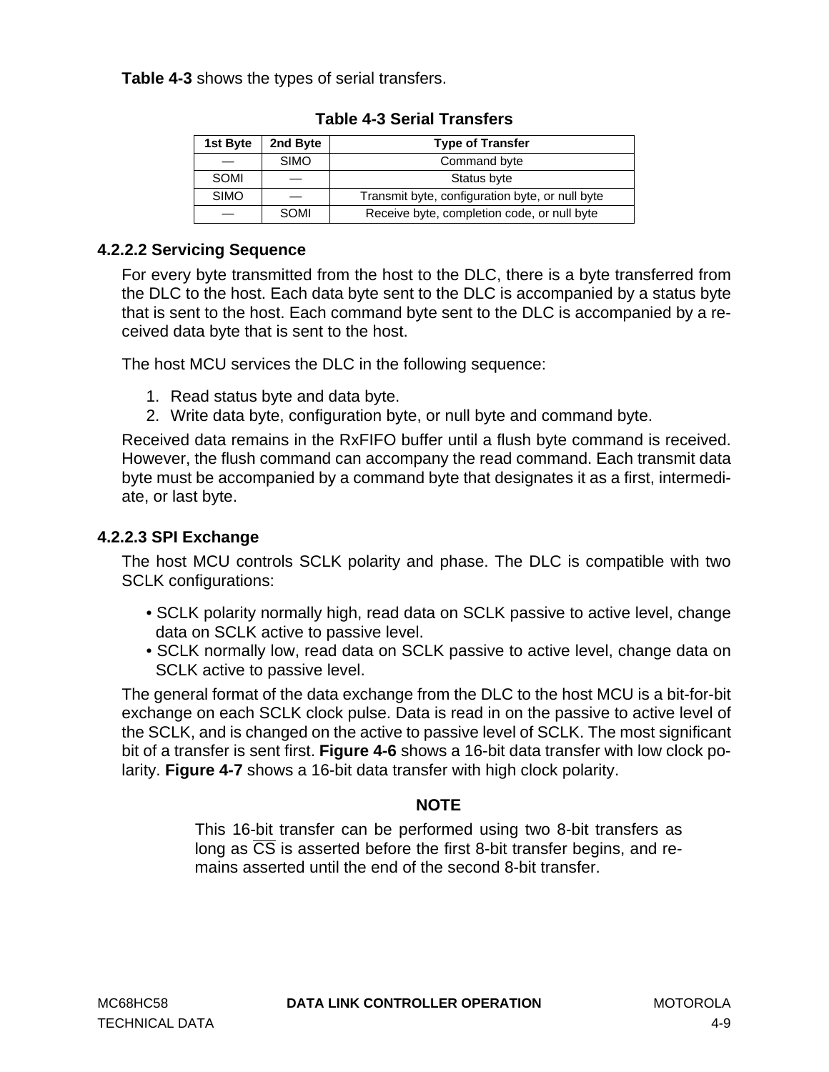**Table 4-3** shows the types of serial transfers.

**Table 4-3 Serial Transfers**

| 1st Byte | 2nd Byte | Type of Transfer |
|---|---|---|
| — | SIMO | Command byte |
| SOMI | — | Status byte |
| SIMO | — | Transmit byte, configuration byte, or null byte |
| — | SOMI | Receive byte, completion code, or null byte |

### 4.2.2.2 Servicing Sequence

For every byte transmitted from the host to the DLC, there is a byte transferred from the DLC to the host. Each data byte sent to the DLC is accompanied by a status byte that is sent to the host. Each command byte sent to the DLC is accompanied by a received data byte that is sent to the host.

The host MCU services the DLC in the following sequence:

1. Read status byte and data byte.
2. Write data byte, configuration byte, or null byte and command byte.

Received data remains in the RxFIFO buffer until a flush byte command is received. However, the flush command can accompany the read command. Each transmit data byte must be accompanied by a command byte that designates it as a first, intermediate, or last byte.

### 4.2.2.3 SPI Exchange

The host MCU controls SCLK polarity and phase. The DLC is compatible with two SCLK configurations:

- SCLK polarity normally high, read data on SCLK passive to active level, change data on SCLK active to passive level.
- SCLK normally low, read data on SCLK passive to active level, change data on SCLK active to passive level.

The general format of the data exchange from the DLC to the host MCU is a bit-for-bit exchange on each SCLK clock pulse. Data is read in on the passive to active level of the SCLK, and is changed on the active to passive level of SCLK. The most significant bit of a transfer is sent first. **Figure 4-6** shows a 16-bit data transfer with low clock polarity. **Figure 4-7** shows a 16-bit data transfer with high clock polarity.

**NOTE**

This 16-bit transfer can be performed using two 8-bit transfers as long as $\overline{CS}$ is asserted before the first 8-bit transfer begins, and remains asserted until the end of the second 8-bit transfer.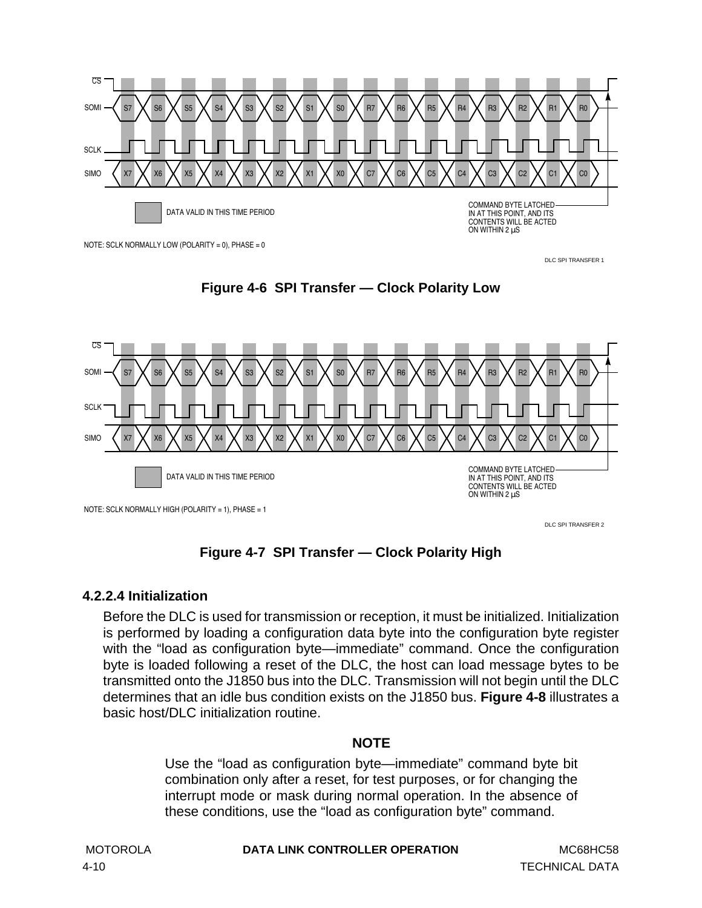CS

SOMI S7 S6 S5 S4 S3 S2 S1 S0 R7 R6 R5 R4 R3 R2 R1 R0

SCLK

SIMO X7 X6 X5 X4 X3 X2 X1 X0 C7 C6 C5 C4 C3 C2 C1 C0

DATA VALID IN THIS TIME PERIOD

COMMAND BYTE LATCHED IN AT THIS POINT, AND ITS CONTENTS WILL BE ACTED ON WITHIN 2 µS

NOTE: SCLK NORMALLY LOW (POLARITY = 0), PHASE = 0

DLC SPI TRANSFER 1

**Figure 4-6 SPI Transfer — Clock Polarity Low**

CS

SOMI S7 S6 S5 S4 S3 S2 S1 S0 R7 R6 R5 R4 R3 R2 R1 R0

SCLK

SIMO X7 X6 X5 X4 X3 X2 X1 X0 C7 C6 C5 C4 C3 C2 C1 C0

DATA VALID IN THIS TIME PERIOD

COMMAND BYTE LATCHED IN AT THIS POINT, AND ITS CONTENTS WILL BE ACTED ON WITHIN 2 µS

NOTE: SCLK NORMALLY HIGH (POLARITY = 1), PHASE = 1

DLC SPI TRANSFER 2

**Figure 4-7 SPI Transfer — Clock Polarity High**

#### 4.2.2.4 Initialization

Before the DLC is used for transmission or reception, it must be initialized. Initialization is performed by loading a configuration data byte into the configuration byte register with the “load as configuration byte—immediate” command. Once the configuration byte is loaded following a reset of the DLC, the host can load message bytes to be transmitted onto the J1850 bus into the DLC. Transmission will not begin until the DLC determines that an idle bus condition exists on the J1850 bus. **Figure 4-8** illustrates a basic host/DLC initialization routine.

**NOTE**

Use the “load as configuration byte—immediate” command byte bit combination only after a reset, for test purposes, or for changing the interrupt mode or mask during normal operation. In the absence of these conditions, use the “load as configuration byte” command.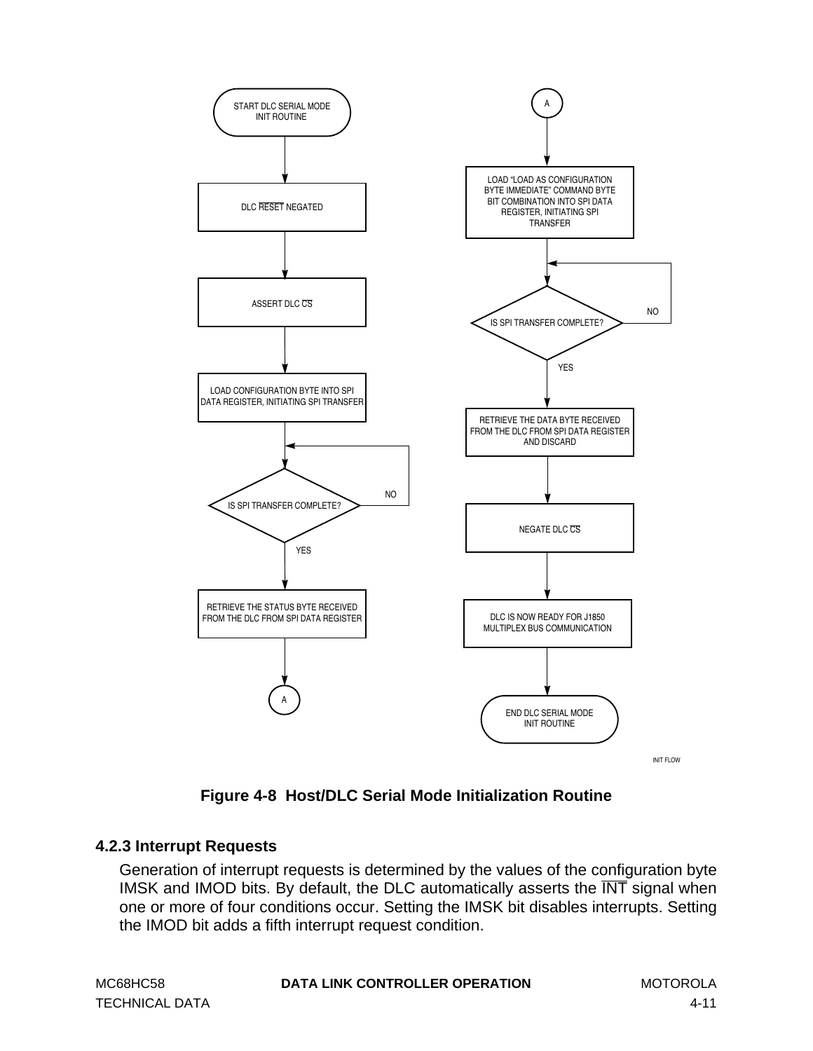START DLC SERIAL MODE INIT ROUTINE

DLC $\overline{\text{RESET}}$ NEGATED

ASSERT DLC $\overline{\text{CS}}$

LOAD CONFIGURATION BYTE INTO SPI DATA REGISTER, INITIATING SPI TRANSFER

IS SPI TRANSFER COMPLETE?

NO

YES

RETRIEVE THE STATUS BYTE RECEIVED FROM THE DLC FROM SPI DATA REGISTER

A

A

LOAD "LOAD AS CONFIGURATION BYTE IMMEDIATE" COMMAND BYTE BIT COMBINATION INTO SPI DATA REGISTER, INITIATING SPI TRANSFER

IS SPI TRANSFER COMPLETE?

NO

YES

RETRIEVE THE DATA BYTE RECEIVED FROM THE DLC FROM SPI DATA REGISTER AND DISCARD

NEGATE DLC $\overline{\text{CS}}$

DLC IS NOW READY FOR J1850 MULTIPLEX BUS COMMUNICATION

END DLC SERIAL MODE INIT ROUTINE

INIT FLOW

**Figure 4-8 Host/DLC Serial Mode Initialization Routine**

### 4.2.3 Interrupt Requests

Generation of interrupt requests is determined by the values of the configuration byte IMSK and IMOD bits. By default, the DLC automatically asserts the $\overline{\text{INT}}$ signal when one or more of four conditions occur. Setting the IMSK bit disables interrupts. Setting the IMOD bit adds a fifth interrupt request condition.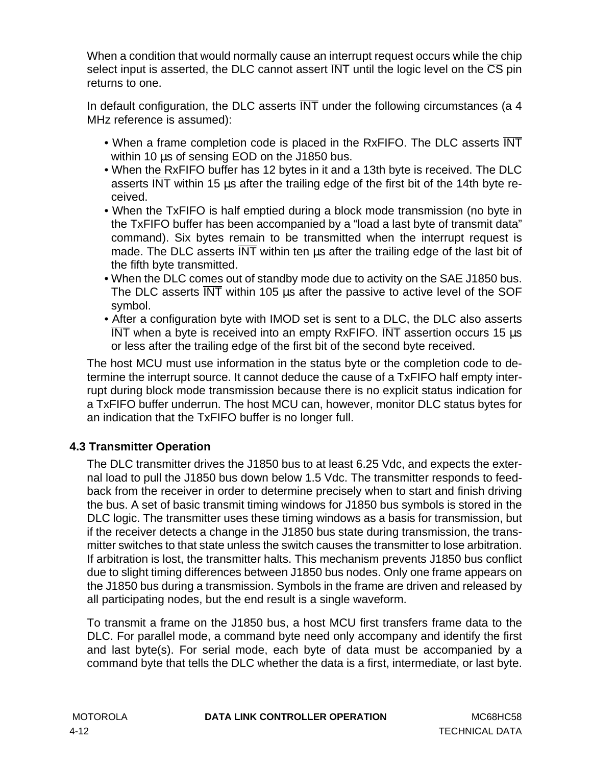When a condition that would normally cause an interrupt request occurs while the chip select input is asserted, the DLC cannot assert $\overline{INT}$ until the logic level on the $\overline{CS}$ pin returns to one.

In default configuration, the DLC asserts $\overline{INT}$ under the following circumstances (a 4 MHz reference is assumed):

- When a frame completion code is placed in the RxFIFO. The DLC asserts $\overline{INT}$ within 10 µs of sensing EOD on the J1850 bus.
- When the RxFIFO buffer has 12 bytes in it and a 13th byte is received. The DLC asserts $\overline{INT}$ within 15 µs after the trailing edge of the first bit of the 14th byte received.
- When the TxFIFO is half emptied during a block mode transmission (no byte in the TxFIFO buffer has been accompanied by a "load a last byte of transmit data" command). Six bytes remain to be transmitted when the interrupt request is made. The DLC asserts $\overline{INT}$ within ten µs after the trailing edge of the last bit of the fifth byte transmitted.
- When the DLC comes out of standby mode due to activity on the SAE J1850 bus. The DLC asserts $\overline{INT}$ within 105 µs after the passive to active level of the SOF symbol.
- After a configuration byte with IMOD set is sent to a DLC, the DLC also asserts $\overline{INT}$ when a byte is received into an empty RxFIFO. $\overline{INT}$ assertion occurs 15 µs or less after the trailing edge of the first bit of the second byte received.

The host MCU must use information in the status byte or the completion code to determine the interrupt source. It cannot deduce the cause of a TxFIFO half empty interrupt during block mode transmission because there is no explicit status indication for a TxFIFO buffer underrun. The host MCU can, however, monitor DLC status bytes for an indication that the TxFIFO buffer is no longer full.

## 4.3 Transmitter Operation

The DLC transmitter drives the J1850 bus to at least 6.25 Vdc, and expects the external load to pull the J1850 bus down below 1.5 Vdc. The transmitter responds to feedback from the receiver in order to determine precisely when to start and finish driving the bus. A set of basic transmit timing windows for J1850 bus symbols is stored in the DLC logic. The transmitter uses these timing windows as a basis for transmission, but if the receiver detects a change in the J1850 bus state during transmission, the transmitter switches to that state unless the switch causes the transmitter to lose arbitration. If arbitration is lost, the transmitter halts. This mechanism prevents J1850 bus conflict due to slight timing differences between J1850 bus nodes. Only one frame appears on the J1850 bus during a transmission. Symbols in the frame are driven and released by all participating nodes, but the end result is a single waveform.

To transmit a frame on the J1850 bus, a host MCU first transfers frame data to the DLC. For parallel mode, a command byte need only accompany and identify the first and last byte(s). For serial mode, each byte of data must be accompanied by a command byte that tells the DLC whether the data is a first, intermediate, or last byte.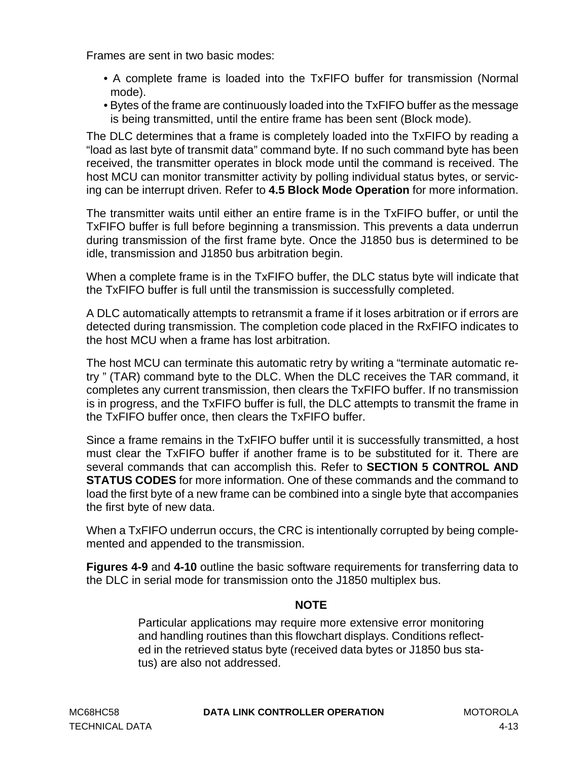Frames are sent in two basic modes:

- A complete frame is loaded into the TxFIFO buffer for transmission (Normal mode).
- Bytes of the frame are continuously loaded into the TxFIFO buffer as the message is being transmitted, until the entire frame has been sent (Block mode).

The DLC determines that a frame is completely loaded into the TxFIFO by reading a “load as last byte of transmit data” command byte. If no such command byte has been received, the transmitter operates in block mode until the command is received. The host MCU can monitor transmitter activity by polling individual status bytes, or servicing can be interrupt driven. Refer to **4.5 Block Mode Operation** for more information.

The transmitter waits until either an entire frame is in the TxFIFO buffer, or until the TxFIFO buffer is full before beginning a transmission. This prevents a data underrun during transmission of the first frame byte. Once the J1850 bus is determined to be idle, transmission and J1850 bus arbitration begin.

When a complete frame is in the TxFIFO buffer, the DLC status byte will indicate that the TxFIFO buffer is full until the transmission is successfully completed.

A DLC automatically attempts to retransmit a frame if it loses arbitration or if errors are detected during transmission. The completion code placed in the RxFIFO indicates to the host MCU when a frame has lost arbitration.

The host MCU can terminate this automatic retry by writing a “terminate automatic retry ” (TAR) command byte to the DLC. When the DLC receives the TAR command, it completes any current transmission, then clears the TxFIFO buffer. If no transmission is in progress, and the TxFIFO buffer is full, the DLC attempts to transmit the frame in the TxFIFO buffer once, then clears the TxFIFO buffer.

Since a frame remains in the TxFIFO buffer until it is successfully transmitted, a host must clear the TxFIFO buffer if another frame is to be substituted for it. There are several commands that can accomplish this. Refer to **SECTION 5 CONTROL AND STATUS CODES** for more information. One of these commands and the command to load the first byte of a new frame can be combined into a single byte that accompanies the first byte of new data.

When a TxFIFO underrun occurs, the CRC is intentionally corrupted by being complemented and appended to the transmission.

**Figures 4-9** and **4-10** outline the basic software requirements for transferring data to the DLC in serial mode for transmission onto the J1850 multiplex bus.

**NOTE**

Particular applications may require more extensive error monitoring and handling routines than this flowchart displays. Conditions reflected in the retrieved status byte (received data bytes or J1850 bus status) are also not addressed.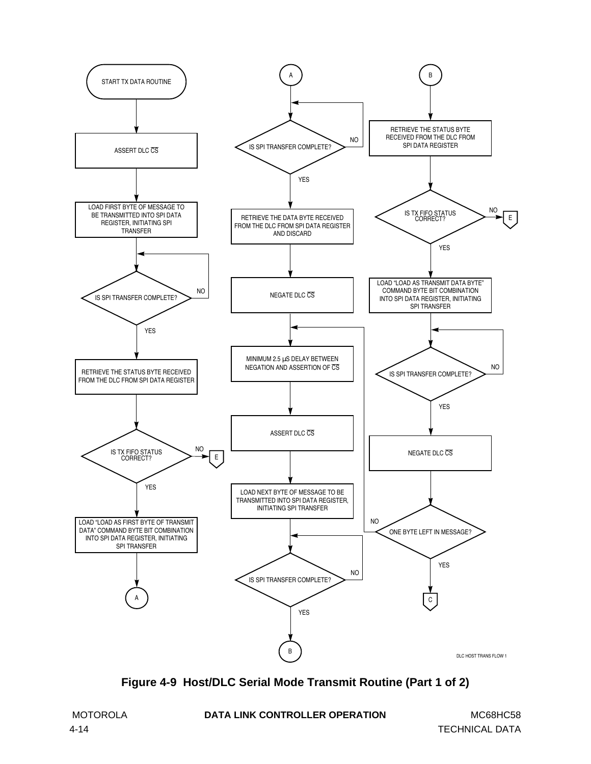START TX DATA ROUTINE

ASSERT DLC $\overline{CS}$

LOAD FIRST BYTE OF MESSAGE TO BE TRANSMITTED INTO SPI DATA REGISTER, INITIATING SPI TRANSFER

IS SPI TRANSFER COMPLETE?

NO

YES

RETRIEVE THE STATUS BYTE RECEIVED FROM THE DLC FROM SPI DATA REGISTER

IS TX FIFO STATUS CORRECT?

NO

E

YES

LOAD "LOAD AS FIRST BYTE OF TRANSMIT DATA" COMMAND BYTE BIT COMBINATION INTO SPI DATA REGISTER, INITIATING SPI TRANSFER

A

A

IS SPI TRANSFER COMPLETE?

NO

YES

RETRIEVE THE DATA BYTE RECEIVED FROM THE DLC FROM SPI DATA REGISTER AND DISCARD

NEGATE DLC $\overline{CS}$

MINIMUM 2.5 µS DELAY BETWEEN NEGATION AND ASSERTION OF $\overline{CS}$

ASSERT DLC $\overline{CS}$

LOAD NEXT BYTE OF MESSAGE TO BE TRANSMITTED INTO SPI DATA REGISTER, INITIATING SPI TRANSFER

IS SPI TRANSFER COMPLETE?

NO

YES

B

B

RETRIEVE THE STATUS BYTE RECEIVED FROM THE DLC FROM SPI DATA REGISTER

IS TX FIFO STATUS CORRECT?

NO

E

YES

LOAD "LOAD AS TRANSMIT DATA BYTE" COMMAND BYTE BIT COMBINATION INTO SPI DATA REGISTER, INITIATING SPI TRANSFER

IS SPI TRANSFER COMPLETE?

NO

YES

NEGATE DLC $\overline{CS}$

ONE BYTE LEFT IN MESSAGE?

NO

YES

C

DLC HOST TRANS FLOW 1

**Figure 4-9 Host/DLC Serial Mode Transmit Routine (Part 1 of 2)**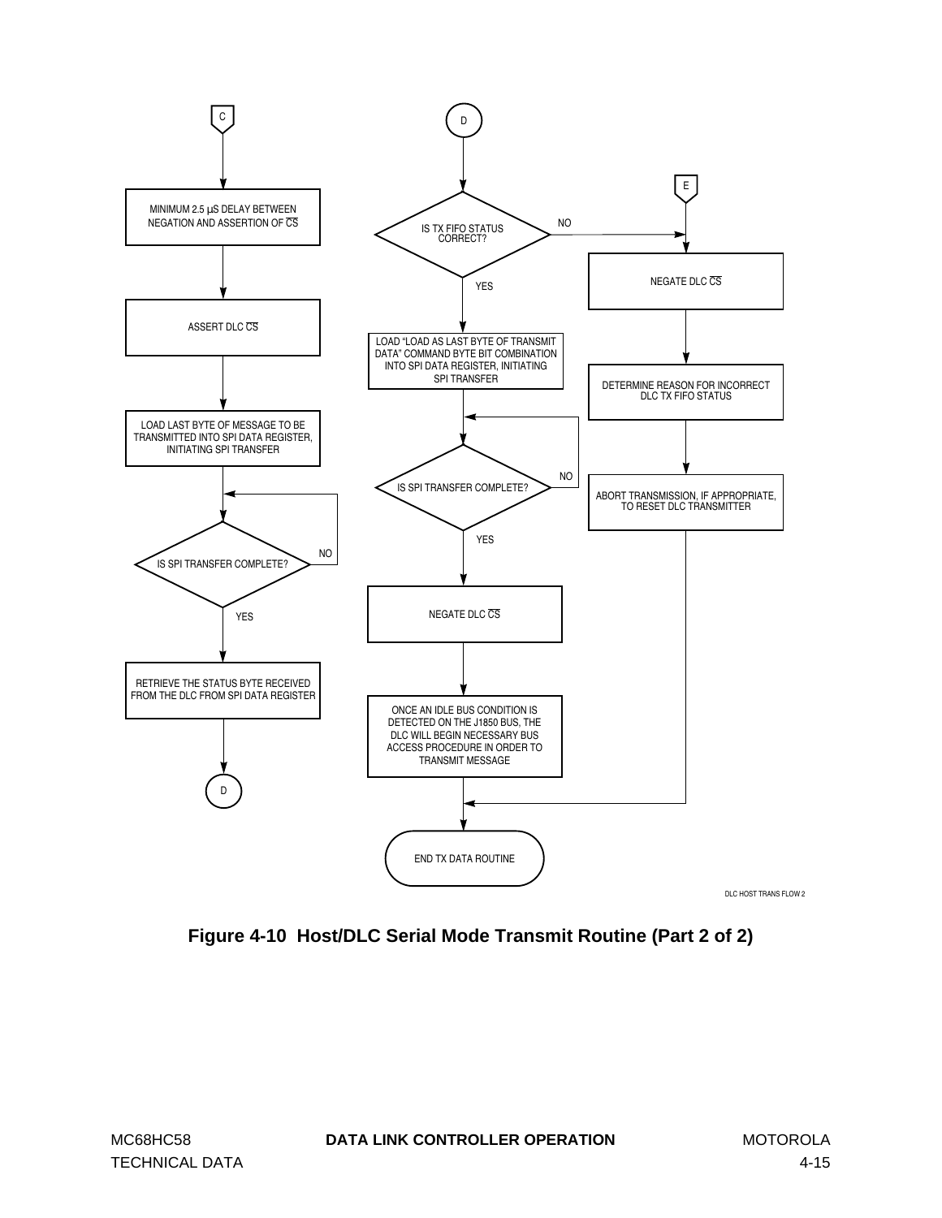C

MINIMUM 2.5 µS DELAY BETWEEN NEGATION AND ASSERTION OF CS

ASSERT DLC CS

LOAD LAST BYTE OF MESSAGE TO BE TRANSMITTED INTO SPI DATA REGISTER, INITIATING SPI TRANSFER

IS SPI TRANSFER COMPLETE?

NO

YES

RETRIEVE THE STATUS BYTE RECEIVED FROM THE DLC FROM SPI DATA REGISTER

D

D

IS TX FIFO STATUS CORRECT?

NO

YES

LOAD "LOAD AS LAST BYTE OF TRANSMIT DATA" COMMAND BYTE BIT COMBINATION INTO SPI DATA REGISTER, INITIATING SPI TRANSFER

IS SPI TRANSFER COMPLETE?

NO

YES

NEGATE DLC CS

ONCE AN IDLE BUS CONDITION IS DETECTED ON THE J1850 BUS, THE DLC WILL BEGIN NECESSARY BUS ACCESS PROCEDURE IN ORDER TO TRANSMIT MESSAGE

END TX DATA ROUTINE

E

NEGATE DLC CS

DETERMINE REASON FOR INCORRECT DLC TX FIFO STATUS

ABORT TRANSMISSION, IF APPROPRIATE, TO RESET DLC TRANSMITTER

DLC HOST TRANS FLOW 2

**Figure 4-10 Host/DLC Serial Mode Transmit Routine (Part 2 of 2)**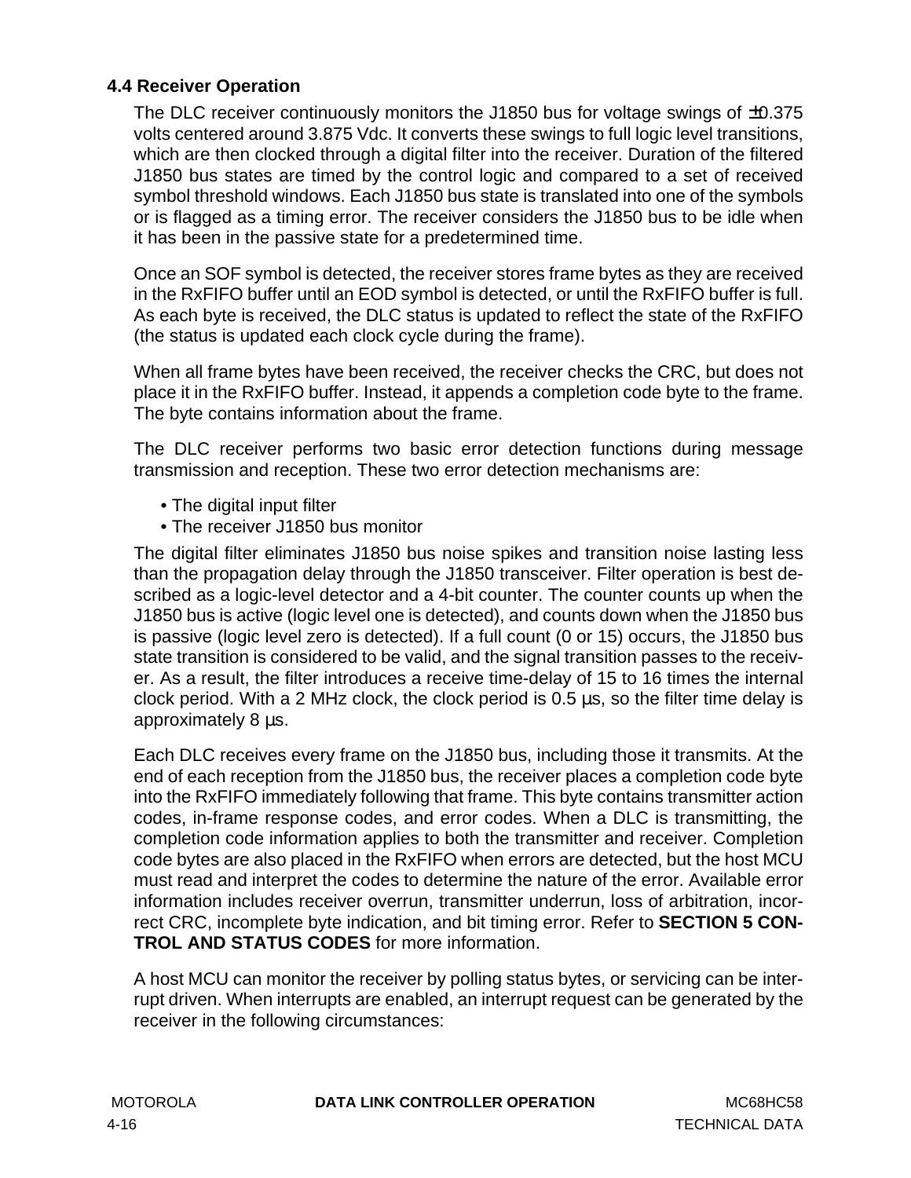## 4.4 Receiver Operation

The DLC receiver continuously monitors the J1850 bus for voltage swings of ±0.375 volts centered around 3.875 Vdc. It converts these swings to full logic level transitions, which are then clocked through a digital filter into the receiver. Duration of the filtered J1850 bus states are timed by the control logic and compared to a set of received symbol threshold windows. Each J1850 bus state is translated into one of the symbols or is flagged as a timing error. The receiver considers the J1850 bus to be idle when it has been in the passive state for a predetermined time.

Once an SOF symbol is detected, the receiver stores frame bytes as they are received in the RxFIFO buffer until an EOD symbol is detected, or until the RxFIFO buffer is full. As each byte is received, the DLC status is updated to reflect the state of the RxFIFO (the status is updated each clock cycle during the frame).

When all frame bytes have been received, the receiver checks the CRC, but does not place it in the RxFIFO buffer. Instead, it appends a completion code byte to the frame. The byte contains information about the frame.

The DLC receiver performs two basic error detection functions during message transmission and reception. These two error detection mechanisms are:

- The digital input filter
- The receiver J1850 bus monitor

The digital filter eliminates J1850 bus noise spikes and transition noise lasting less than the propagation delay through the J1850 transceiver. Filter operation is best described as a logic-level detector and a 4-bit counter. The counter counts up when the J1850 bus is active (logic level one is detected), and counts down when the J1850 bus is passive (logic level zero is detected). If a full count (0 or 15) occurs, the J1850 bus state transition is considered to be valid, and the signal transition passes to the receiver. As a result, the filter introduces a receive time-delay of 15 to 16 times the internal clock period. With a 2 MHz clock, the clock period is 0.5 µs, so the filter time delay is approximately 8 µs.

Each DLC receives every frame on the J1850 bus, including those it transmits. At the end of each reception from the J1850 bus, the receiver places a completion code byte into the RxFIFO immediately following that frame. This byte contains transmitter action codes, in-frame response codes, and error codes. When a DLC is transmitting, the completion code information applies to both the transmitter and receiver. Completion code bytes are also placed in the RxFIFO when errors are detected, but the host MCU must read and interpret the codes to determine the nature of the error. Available error information includes receiver overrun, transmitter underrun, loss of arbitration, incorrect CRC, incomplete byte indication, and bit timing error. Refer to **SECTION 5 CONTROL AND STATUS CODES** for more information.

A host MCU can monitor the receiver by polling status bytes, or servicing can be interrupt driven. When interrupts are enabled, an interrupt request can be generated by the receiver in the following circumstances: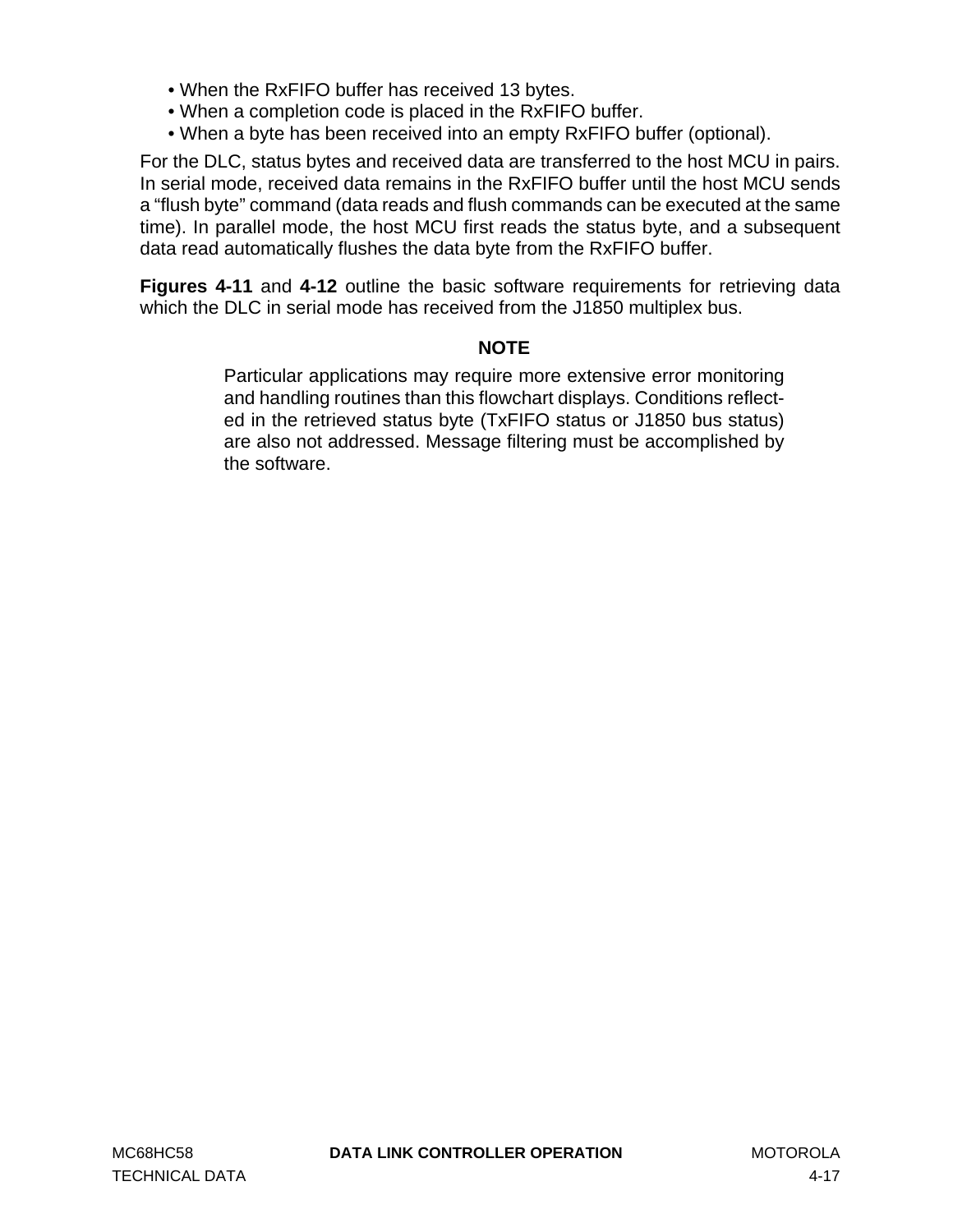- When the RxFIFO buffer has received 13 bytes.
- When a completion code is placed in the RxFIFO buffer.
- When a byte has been received into an empty RxFIFO buffer (optional).

For the DLC, status bytes and received data are transferred to the host MCU in pairs. In serial mode, received data remains in the RxFIFO buffer until the host MCU sends a "flush byte" command (data reads and flush commands can be executed at the same time). In parallel mode, the host MCU first reads the status byte, and a subsequent data read automatically flushes the data byte from the RxFIFO buffer.

**Figures 4-11** and **4-12** outline the basic software requirements for retrieving data which the DLC in serial mode has received from the J1850 multiplex bus.

**NOTE**

Particular applications may require more extensive error monitoring and handling routines than this flowchart displays. Conditions reflected in the retrieved status byte (TxFIFO status or J1850 bus status) are also not addressed. Message filtering must be accomplished by the software.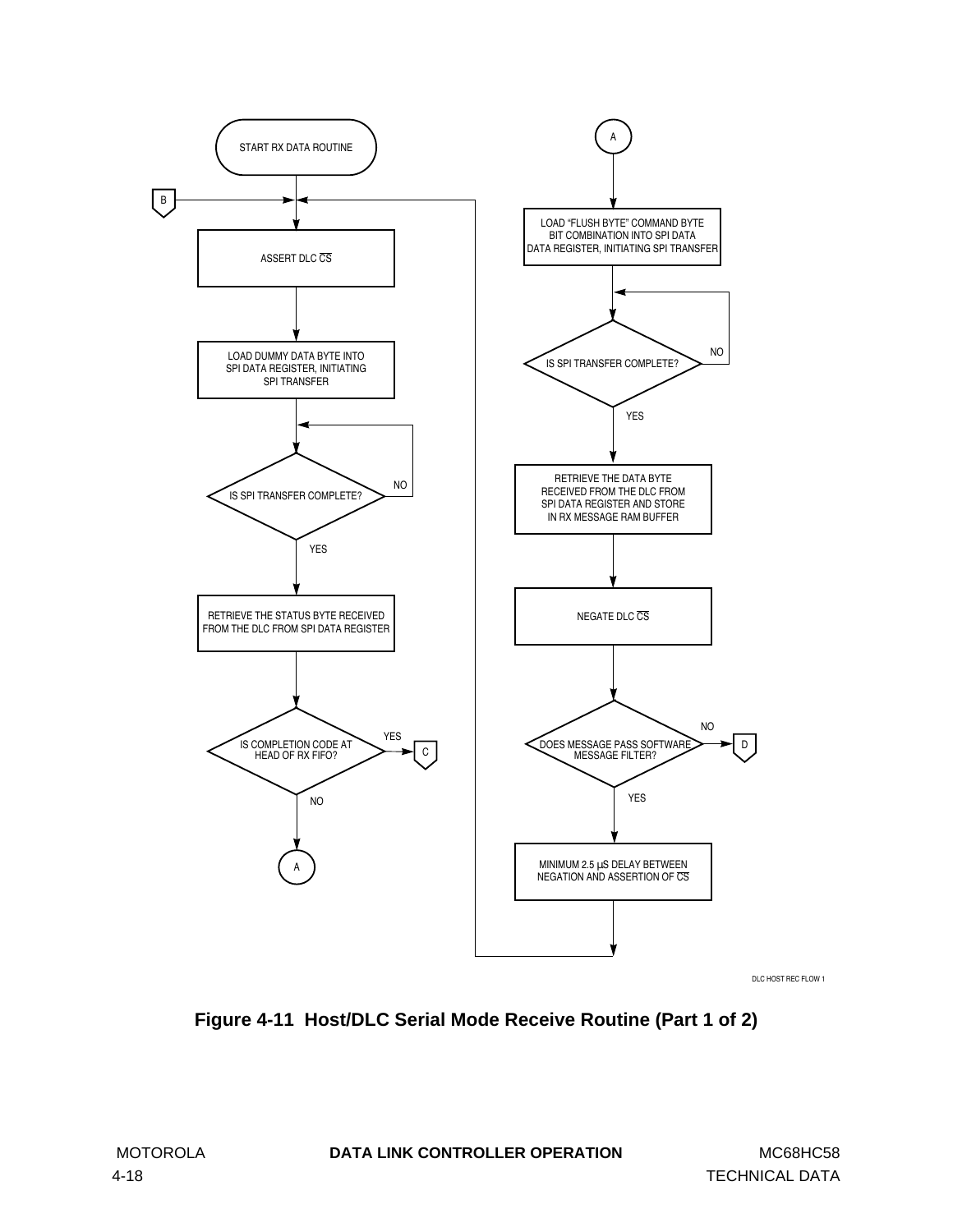START RX DATA ROUTINE

B

ASSERT DLC $\overline{CS}$

LOAD DUMMY DATA BYTE INTO SPI DATA REGISTER, INITIATING SPI TRANSFER

IS SPI TRANSFER COMPLETE?

NO

YES

RETRIEVE THE STATUS BYTE RECEIVED FROM THE DLC FROM SPI DATA REGISTER

IS COMPLETION CODE AT HEAD OF RX FIFO?

YES

C

NO

A

A

LOAD "FLUSH BYTE" COMMAND BYTE BIT COMBINATION INTO SPI DATA DATA REGISTER, INITIATING SPI TRANSFER

IS SPI TRANSFER COMPLETE?

NO

YES

RETRIEVE THE DATA BYTE RECEIVED FROM THE DLC FROM SPI DATA REGISTER AND STORE IN RX MESSAGE RAM BUFFER

NEGATE DLC $\overline{CS}$

DOES MESSAGE PASS SOFTWARE MESSAGE FILTER?

NO

D

YES

MINIMUM 2.5 µS DELAY BETWEEN NEGATION AND ASSERTION OF $\overline{CS}$

DLC HOST REC FLOW 1

**Figure 4-11 Host/DLC Serial Mode Receive Routine (Part 1 of 2)**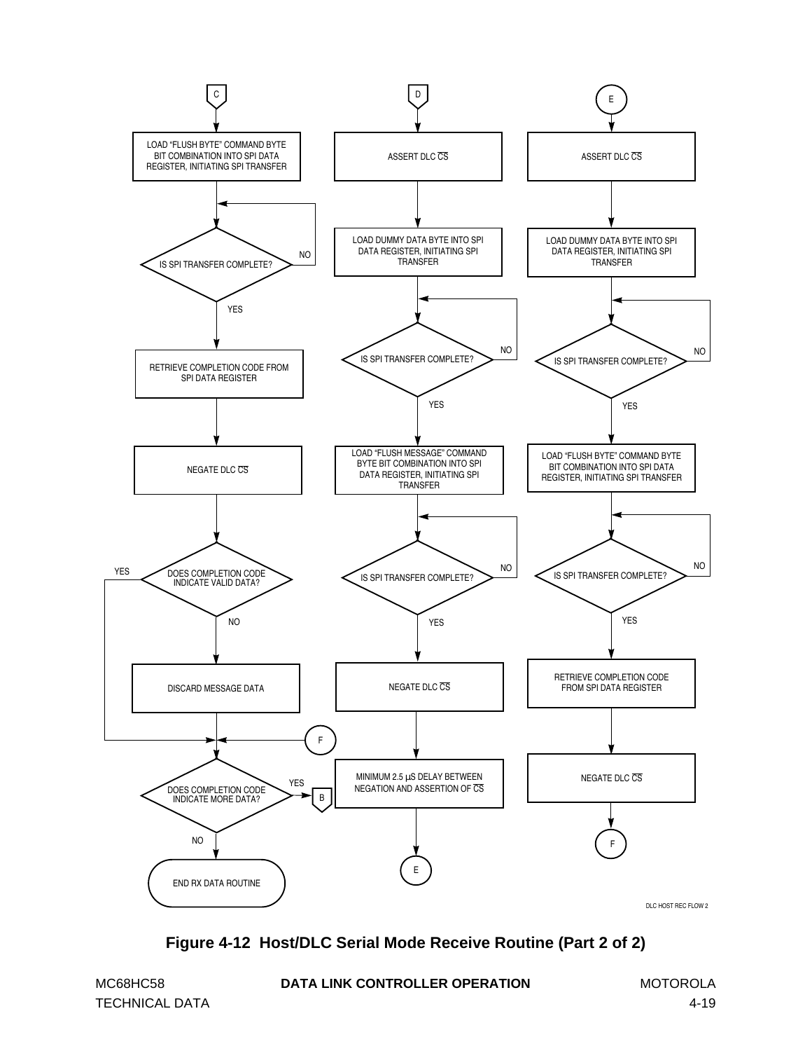C

LOAD "FLUSH BYTE" COMMAND BYTE BIT COMBINATION INTO SPI DATA REGISTER, INITIATING SPI TRANSFER

IS SPI TRANSFER COMPLETE?

NO

YES

RETRIEVE COMPLETION CODE FROM SPI DATA REGISTER

NEGATE DLC $\overline{CS}$

DOES COMPLETION CODE INDICATE VALID DATA?

YES

NO

DISCARD MESSAGE DATA

F

DOES COMPLETION CODE INDICATE MORE DATA?

YES

B

NO

END RX DATA ROUTINE

D

ASSERT DLC $\overline{CS}$

LOAD DUMMY DATA BYTE INTO SPI DATA REGISTER, INITIATING SPI TRANSFER

IS SPI TRANSFER COMPLETE?

NO

YES

LOAD "FLUSH MESSAGE" COMMAND BYTE BIT COMBINATION INTO SPI DATA REGISTER, INITIATING SPI TRANSFER

IS SPI TRANSFER COMPLETE?

NO

YES

NEGATE DLC $\overline{CS}$

MINIMUM 2.5 µS DELAY BETWEEN NEGATION AND ASSERTION OF $\overline{CS}$

E

E

ASSERT DLC $\overline{CS}$

LOAD DUMMY DATA BYTE INTO SPI DATA REGISTER, INITIATING SPI TRANSFER

IS SPI TRANSFER COMPLETE?

NO

YES

LOAD "FLUSH BYTE" COMMAND BYTE BIT COMBINATION INTO SPI DATA REGISTER, INITIATING SPI TRANSFER

IS SPI TRANSFER COMPLETE?

NO

YES

RETRIEVE COMPLETION CODE FROM SPI DATA REGISTER

NEGATE DLC $\overline{CS}$

F

DLC HOST REC FLOW 2

**Figure 4-12 Host/DLC Serial Mode Receive Routine (Part 2 of 2)**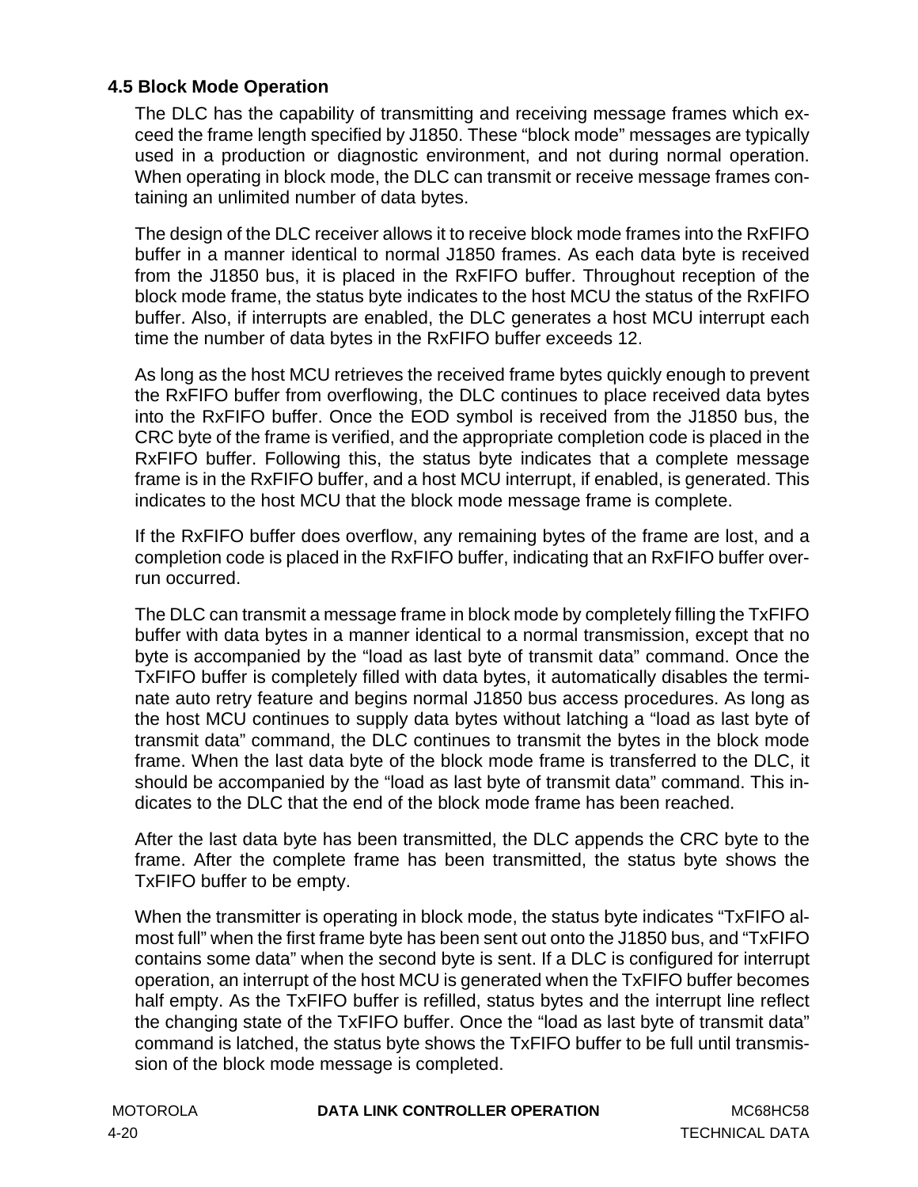### 4.5 Block Mode Operation

The DLC has the capability of transmitting and receiving message frames which exceed the frame length specified by J1850. These “block mode” messages are typically used in a production or diagnostic environment, and not during normal operation. When operating in block mode, the DLC can transmit or receive message frames containing an unlimited number of data bytes.

The design of the DLC receiver allows it to receive block mode frames into the RxFIFO buffer in a manner identical to normal J1850 frames. As each data byte is received from the J1850 bus, it is placed in the RxFIFO buffer. Throughout reception of the block mode frame, the status byte indicates to the host MCU the status of the RxFIFO buffer. Also, if interrupts are enabled, the DLC generates a host MCU interrupt each time the number of data bytes in the RxFIFO buffer exceeds 12.

As long as the host MCU retrieves the received frame bytes quickly enough to prevent the RxFIFO buffer from overflowing, the DLC continues to place received data bytes into the RxFIFO buffer. Once the EOD symbol is received from the J1850 bus, the CRC byte of the frame is verified, and the appropriate completion code is placed in the RxFIFO buffer. Following this, the status byte indicates that a complete message frame is in the RxFIFO buffer, and a host MCU interrupt, if enabled, is generated. This indicates to the host MCU that the block mode message frame is complete.

If the RxFIFO buffer does overflow, any remaining bytes of the frame are lost, and a completion code is placed in the RxFIFO buffer, indicating that an RxFIFO buffer overrun occurred.

The DLC can transmit a message frame in block mode by completely filling the TxFIFO buffer with data bytes in a manner identical to a normal transmission, except that no byte is accompanied by the “load as last byte of transmit data” command. Once the TxFIFO buffer is completely filled with data bytes, it automatically disables the terminate auto retry feature and begins normal J1850 bus access procedures. As long as the host MCU continues to supply data bytes without latching a “load as last byte of transmit data” command, the DLC continues to transmit the bytes in the block mode frame. When the last data byte of the block mode frame is transferred to the DLC, it should be accompanied by the “load as last byte of transmit data” command. This indicates to the DLC that the end of the block mode frame has been reached.

After the last data byte has been transmitted, the DLC appends the CRC byte to the frame. After the complete frame has been transmitted, the status byte shows the TxFIFO buffer to be empty.

When the transmitter is operating in block mode, the status byte indicates “TxFIFO almost full” when the first frame byte has been sent out onto the J1850 bus, and “TxFIFO contains some data” when the second byte is sent. If a DLC is configured for interrupt operation, an interrupt of the host MCU is generated when the TxFIFO buffer becomes half empty. As the TxFIFO buffer is refilled, status bytes and the interrupt line reflect the changing state of the TxFIFO buffer. Once the “load as last byte of transmit data” command is latched, the status byte shows the TxFIFO buffer to be full until transmission of the block mode message is completed.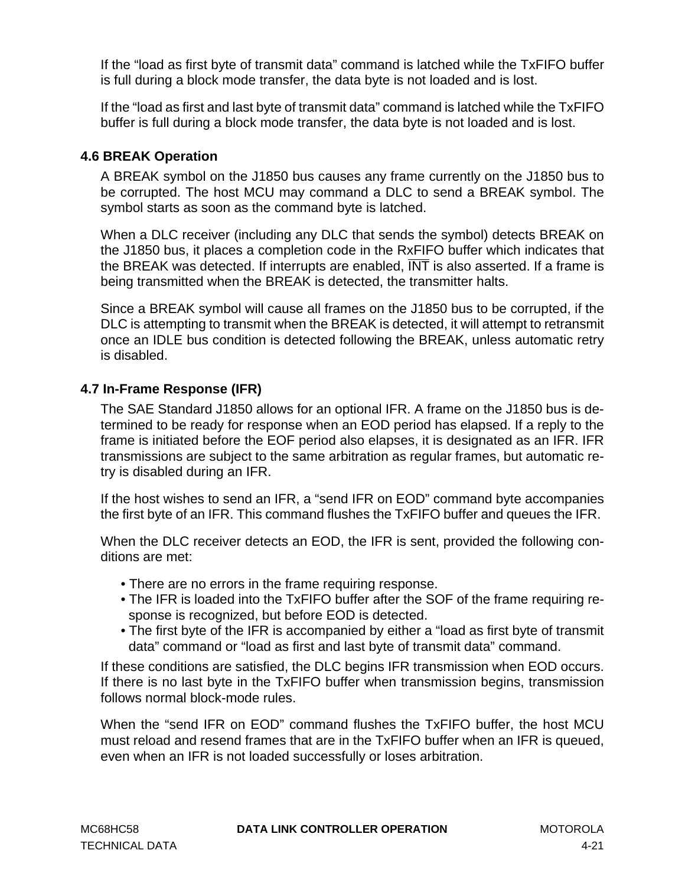If the “load as first byte of transmit data” command is latched while the TxFIFO buffer is full during a block mode transfer, the data byte is not loaded and is lost.

If the “load as first and last byte of transmit data” command is latched while the TxFIFO buffer is full during a block mode transfer, the data byte is not loaded and is lost.

### 4.6 BREAK Operation

A BREAK symbol on the J1850 bus causes any frame currently on the J1850 bus to be corrupted. The host MCU may command a DLC to send a BREAK symbol. The symbol starts as soon as the command byte is latched.

When a DLC receiver (including any DLC that sends the symbol) detects BREAK on the J1850 bus, it places a completion code in the RxFIFO buffer which indicates that the BREAK was detected. If interrupts are enabled, $\overline{\text{INT}}$ is also asserted. If a frame is being transmitted when the BREAK is detected, the transmitter halts.

Since a BREAK symbol will cause all frames on the J1850 bus to be corrupted, if the DLC is attempting to transmit when the BREAK is detected, it will attempt to retransmit once an IDLE bus condition is detected following the BREAK, unless automatic retry is disabled.

### 4.7 In-Frame Response (IFR)

The SAE Standard J1850 allows for an optional IFR. A frame on the J1850 bus is determined to be ready for response when an EOD period has elapsed. If a reply to the frame is initiated before the EOF period also elapses, it is designated as an IFR. IFR transmissions are subject to the same arbitration as regular frames, but automatic retry is disabled during an IFR.

If the host wishes to send an IFR, a “send IFR on EOD” command byte accompanies the first byte of an IFR. This command flushes the TxFIFO buffer and queues the IFR.

When the DLC receiver detects an EOD, the IFR is sent, provided the following conditions are met:

- There are no errors in the frame requiring response.
- The IFR is loaded into the TxFIFO buffer after the SOF of the frame requiring response is recognized, but before EOD is detected.
- The first byte of the IFR is accompanied by either a “load as first byte of transmit data” command or “load as first and last byte of transmit data” command.

If these conditions are satisfied, the DLC begins IFR transmission when EOD occurs. If there is no last byte in the TxFIFO buffer when transmission begins, transmission follows normal block-mode rules.

When the “send IFR on EOD” command flushes the TxFIFO buffer, the host MCU must reload and resend frames that are in the TxFIFO buffer when an IFR is queued, even when an IFR is not loaded successfully or loses arbitration.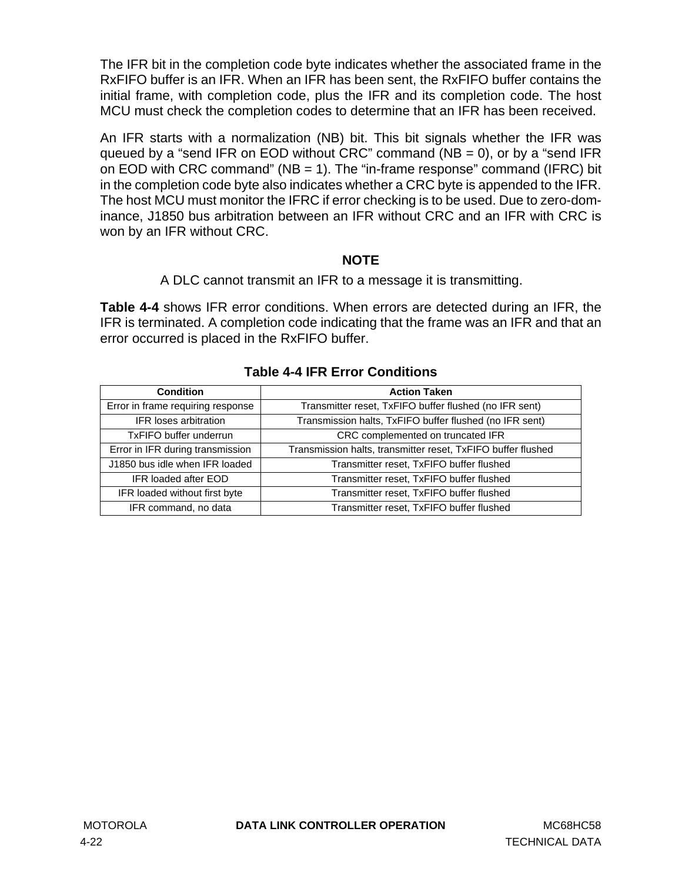The IFR bit in the completion code byte indicates whether the associated frame in the RxFIFO buffer is an IFR. When an IFR has been sent, the RxFIFO buffer contains the initial frame, with completion code, plus the IFR and its completion code. The host MCU must check the completion codes to determine that an IFR has been received.

An IFR starts with a normalization (NB) bit. This bit signals whether the IFR was queued by a “send IFR on EOD without CRC” command (NB = 0), or by a “send IFR on EOD with CRC command” (NB = 1). The “in-frame response” command (IFRC) bit in the completion code byte also indicates whether a CRC byte is appended to the IFR. The host MCU must monitor the IFRC if error checking is to be used. Due to zero-dominance, J1850 bus arbitration between an IFR without CRC and an IFR with CRC is won by an IFR without CRC.

**NOTE**

A DLC cannot transmit an IFR to a message it is transmitting.

**Table 4-4** shows IFR error conditions. When errors are detected during an IFR, the IFR is terminated. A completion code indicating that the frame was an IFR and that an error occurred is placed in the RxFIFO buffer.

**Table 4-4 IFR Error Conditions**

| Condition | Action Taken |
|---|---|
| Error in frame requiring response | Transmitter reset, TxFIFO buffer flushed (no IFR sent) |
| IFR loses arbitration | Transmission halts, TxFIFO buffer flushed (no IFR sent) |
| TxFIFO buffer underrun | CRC complemented on truncated IFR |
| Error in IFR during transmission | Transmission halts, transmitter reset, TxFIFO buffer flushed |
| J1850 bus idle when IFR loaded | Transmitter reset, TxFIFO buffer flushed |
| IFR loaded after EOD | Transmitter reset, TxFIFO buffer flushed |
| IFR loaded without first byte | Transmitter reset, TxFIFO buffer flushed |
| IFR command, no data | Transmitter reset, TxFIFO buffer flushed |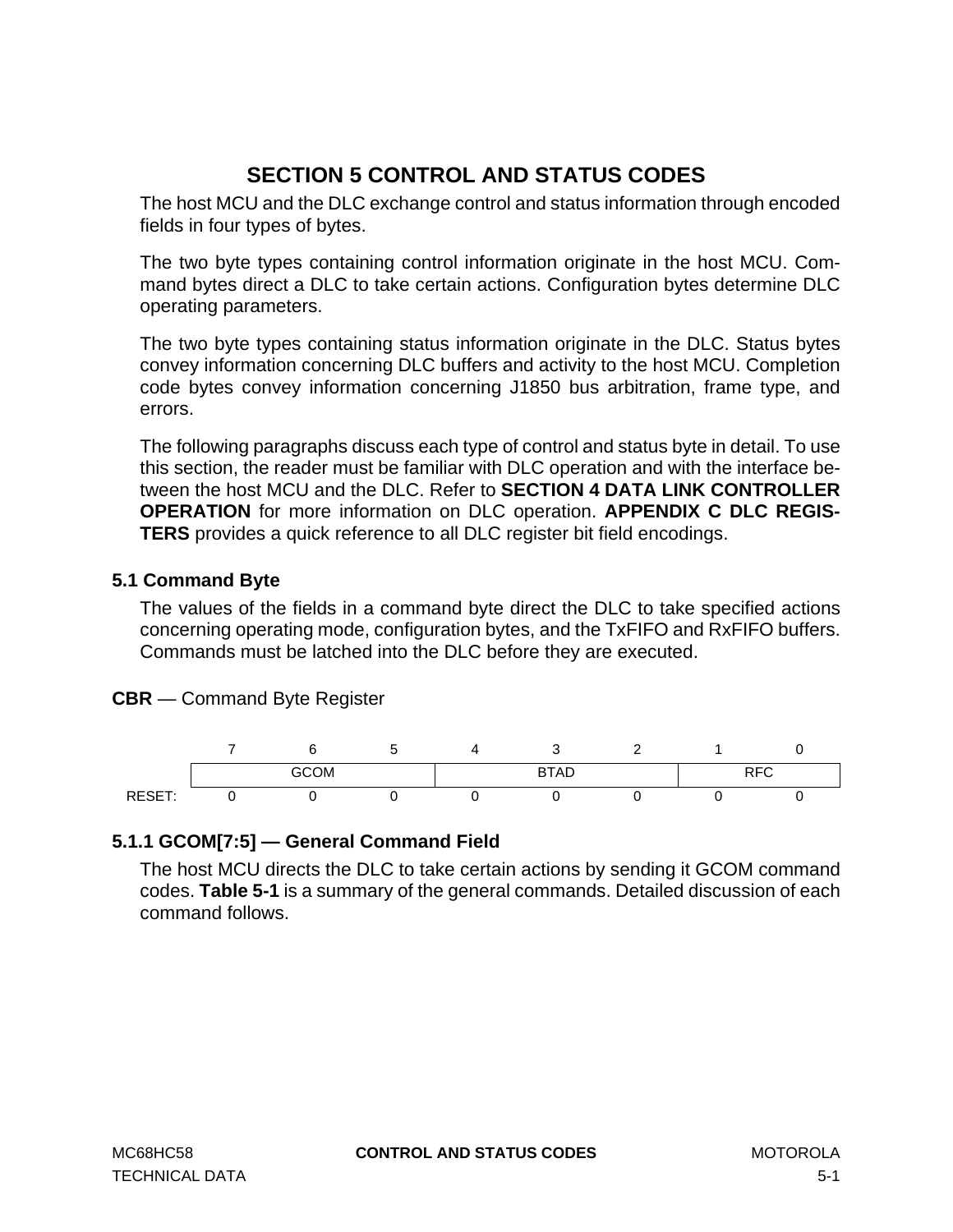# SECTION 5 CONTROL AND STATUS CODES

The host MCU and the DLC exchange control and status information through encoded fields in four types of bytes.

The two byte types containing control information originate in the host MCU. Command bytes direct a DLC to take certain actions. Configuration bytes determine DLC operating parameters.

The two byte types containing status information originate in the DLC. Status bytes convey information concerning DLC buffers and activity to the host MCU. Completion code bytes convey information concerning J1850 bus arbitration, frame type, and errors.

The following paragraphs discuss each type of control and status byte in detail. To use this section, the reader must be familiar with DLC operation and with the interface between the host MCU and the DLC. Refer to **SECTION 4 DATA LINK CONTROLLER OPERATION** for more information on DLC operation. **APPENDIX C DLC REGISTERS** provides a quick reference to all DLC register bit field encodings.

## 5.1 Command Byte

The values of the fields in a command byte direct the DLC to take specified actions concerning operating mode, configuration bytes, and the TxFIFO and RxFIFO buffers. Commands must be latched into the DLC before they are executed.

**CBR** — Command Byte Register

| | 7 | 6 | 5 | 4 | 3 | 2 | 1 | 0 |
|---|---|---|---|---|---|---|---|---|
| | GCOM | | | BTAD | | | RFC | |
| RESET: | 0 | 0 | 0 | 0 | 0 | 0 | 0 | 0 |

### 5.1.1 GCOM[7:5] — General Command Field

The host MCU directs the DLC to take certain actions by sending it GCOM command codes. **Table 5-1** is a summary of the general commands. Detailed discussion of each command follows.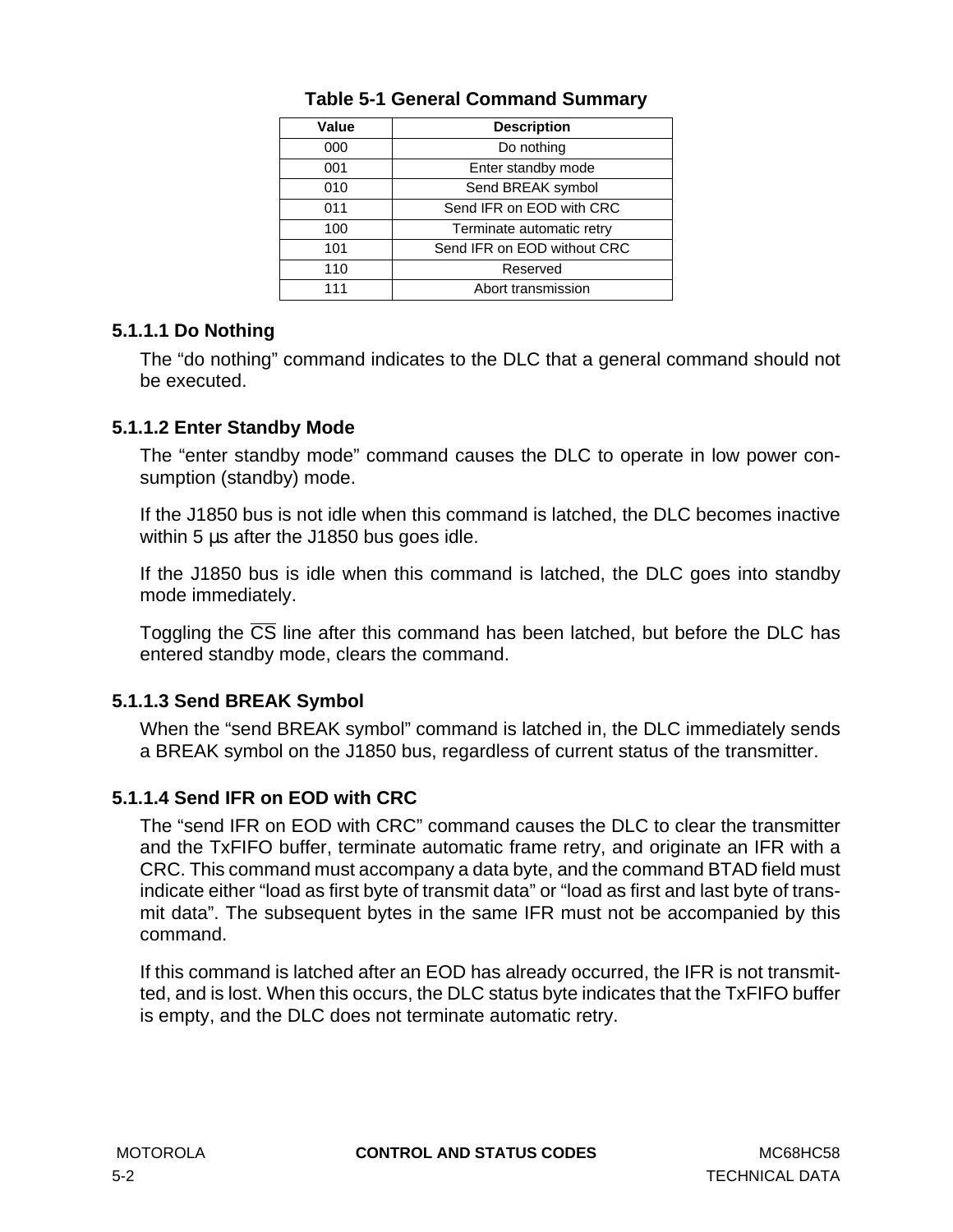**Table 5-1 General Command Summary**

| Value | Description |
|---|---|
| 000 | Do nothing |
| 001 | Enter standby mode |
| 010 | Send BREAK symbol |
| 011 | Send IFR on EOD with CRC |
| 100 | Terminate automatic retry |
| 101 | Send IFR on EOD without CRC |
| 110 | Reserved |
| 111 | Abort transmission |

#### 5.1.1.1 Do Nothing

The “do nothing” command indicates to the DLC that a general command should not be executed.

#### 5.1.1.2 Enter Standby Mode

The “enter standby mode” command causes the DLC to operate in low power consumption (standby) mode.

If the J1850 bus is not idle when this command is latched, the DLC becomes inactive within 5 µs after the J1850 bus goes idle.

If the J1850 bus is idle when this command is latched, the DLC goes into standby mode immediately.

Toggling the $\overline{CS}$ line after this command has been latched, but before the DLC has entered standby mode, clears the command.

#### 5.1.1.3 Send BREAK Symbol

When the “send BREAK symbol” command is latched in, the DLC immediately sends a BREAK symbol on the J1850 bus, regardless of current status of the transmitter.

#### 5.1.1.4 Send IFR on EOD with CRC

The “send IFR on EOD with CRC” command causes the DLC to clear the transmitter and the TxFIFO buffer, terminate automatic frame retry, and originate an IFR with a CRC. This command must accompany a data byte, and the command BTAD field must indicate either “load as first byte of transmit data” or “load as first and last byte of transmit data”. The subsequent bytes in the same IFR must not be accompanied by this command.

If this command is latched after an EOD has already occurred, the IFR is not transmitted, and is lost. When this occurs, the DLC status byte indicates that the TxFIFO buffer is empty, and the DLC does not terminate automatic retry.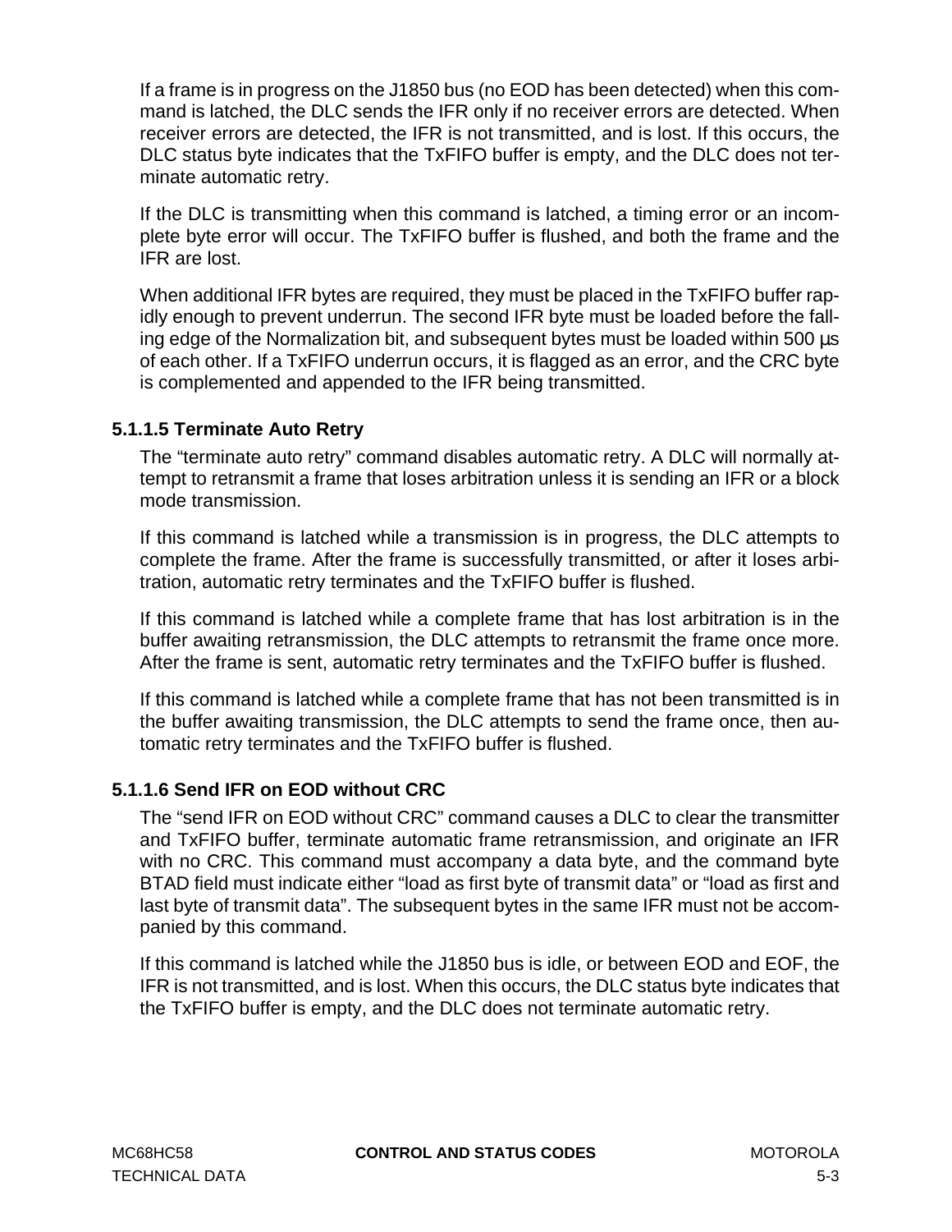If a frame is in progress on the J1850 bus (no EOD has been detected) when this command is latched, the DLC sends the IFR only if no receiver errors are detected. When receiver errors are detected, the IFR is not transmitted, and is lost. If this occurs, the DLC status byte indicates that the TxFIFO buffer is empty, and the DLC does not terminate automatic retry.

If the DLC is transmitting when this command is latched, a timing error or an incomplete byte error will occur. The TxFIFO buffer is flushed, and both the frame and the IFR are lost.

When additional IFR bytes are required, they must be placed in the TxFIFO buffer rapidly enough to prevent underrun. The second IFR byte must be loaded before the falling edge of the Normalization bit, and subsequent bytes must be loaded within 500 µs of each other. If a TxFIFO underrun occurs, it is flagged as an error, and the CRC byte is complemented and appended to the IFR being transmitted.

### 5.1.1.5 Terminate Auto Retry

The “terminate auto retry” command disables automatic retry. A DLC will normally attempt to retransmit a frame that loses arbitration unless it is sending an IFR or a block mode transmission.

If this command is latched while a transmission is in progress, the DLC attempts to complete the frame. After the frame is successfully transmitted, or after it loses arbitration, automatic retry terminates and the TxFIFO buffer is flushed.

If this command is latched while a complete frame that has lost arbitration is in the buffer awaiting retransmission, the DLC attempts to retransmit the frame once more. After the frame is sent, automatic retry terminates and the TxFIFO buffer is flushed.

If this command is latched while a complete frame that has not been transmitted is in the buffer awaiting transmission, the DLC attempts to send the frame once, then automatic retry terminates and the TxFIFO buffer is flushed.

### 5.1.1.6 Send IFR on EOD without CRC

The “send IFR on EOD without CRC” command causes a DLC to clear the transmitter and TxFIFO buffer, terminate automatic frame retransmission, and originate an IFR with no CRC. This command must accompany a data byte, and the command byte BTAD field must indicate either “load as first byte of transmit data” or “load as first and last byte of transmit data”. The subsequent bytes in the same IFR must not be accompanied by this command.

If this command is latched while the J1850 bus is idle, or between EOD and EOF, the IFR is not transmitted, and is lost. When this occurs, the DLC status byte indicates that the TxFIFO buffer is empty, and the DLC does not terminate automatic retry.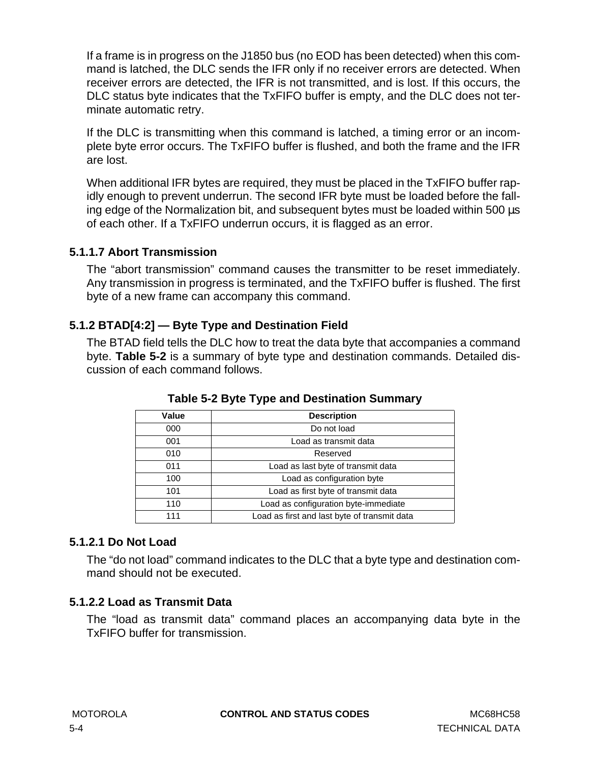If a frame is in progress on the J1850 bus (no EOD has been detected) when this command is latched, the DLC sends the IFR only if no receiver errors are detected. When receiver errors are detected, the IFR is not transmitted, and is lost. If this occurs, the DLC status byte indicates that the TxFIFO buffer is empty, and the DLC does not terminate automatic retry.

If the DLC is transmitting when this command is latched, a timing error or an incomplete byte error occurs. The TxFIFO buffer is flushed, and both the frame and the IFR are lost.

When additional IFR bytes are required, they must be placed in the TxFIFO buffer rapidly enough to prevent underrun. The second IFR byte must be loaded before the falling edge of the Normalization bit, and subsequent bytes must be loaded within 500 µs of each other. If a TxFIFO underrun occurs, it is flagged as an error.

#### 5.1.1.7 Abort Transmission

The “abort transmission” command causes the transmitter to be reset immediately. Any transmission in progress is terminated, and the TxFIFO buffer is flushed. The first byte of a new frame can accompany this command.

### 5.1.2 BTAD[4:2] — Byte Type and Destination Field

The BTAD field tells the DLC how to treat the data byte that accompanies a command byte. **Table 5-2** is a summary of byte type and destination commands. Detailed discussion of each command follows.

**Table 5-2 Byte Type and Destination Summary**

| Value | Description |
|---|---|
| 000 | Do not load |
| 001 | Load as transmit data |
| 010 | Reserved |
| 011 | Load as last byte of transmit data |
| 100 | Load as configuration byte |
| 101 | Load as first byte of transmit data |
| 110 | Load as configuration byte-immediate |
| 111 | Load as first and last byte of transmit data |

#### 5.1.2.1 Do Not Load

The “do not load” command indicates to the DLC that a byte type and destination command should not be executed.

#### 5.1.2.2 Load as Transmit Data

The “load as transmit data” command places an accompanying data byte in the TxFIFO buffer for transmission.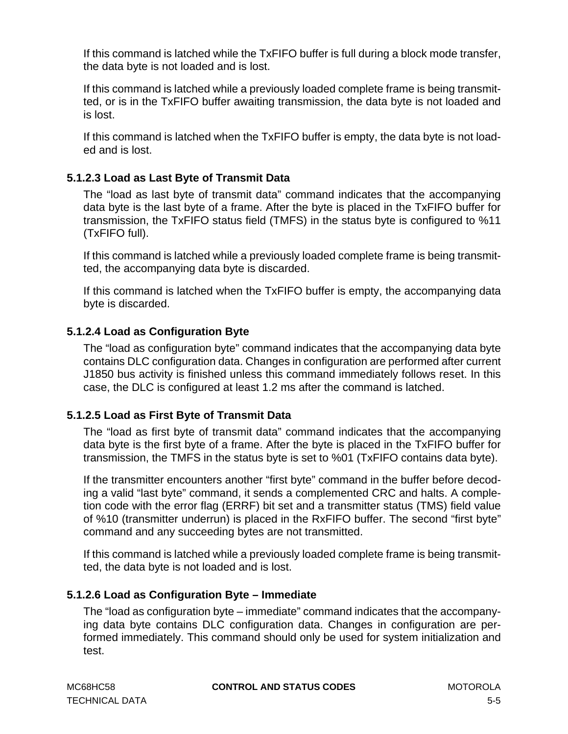If this command is latched while the TxFIFO buffer is full during a block mode transfer, the data byte is not loaded and is lost.

If this command is latched while a previously loaded complete frame is being transmitted, or is in the TxFIFO buffer awaiting transmission, the data byte is not loaded and is lost.

If this command is latched when the TxFIFO buffer is empty, the data byte is not loaded and is lost.

### 5.1.2.3 Load as Last Byte of Transmit Data

The "load as last byte of transmit data" command indicates that the accompanying data byte is the last byte of a frame. After the byte is placed in the TxFIFO buffer for transmission, the TxFIFO status field (TMFS) in the status byte is configured to %11 (TxFIFO full).

If this command is latched while a previously loaded complete frame is being transmitted, the accompanying data byte is discarded.

If this command is latched when the TxFIFO buffer is empty, the accompanying data byte is discarded.

### 5.1.2.4 Load as Configuration Byte

The "load as configuration byte" command indicates that the accompanying data byte contains DLC configuration data. Changes in configuration are performed after current J1850 bus activity is finished unless this command immediately follows reset. In this case, the DLC is configured at least 1.2 ms after the command is latched.

### 5.1.2.5 Load as First Byte of Transmit Data

The "load as first byte of transmit data" command indicates that the accompanying data byte is the first byte of a frame. After the byte is placed in the TxFIFO buffer for transmission, the TMFS in the status byte is set to %01 (TxFIFO contains data byte).

If the transmitter encounters another "first byte" command in the buffer before decoding a valid "last byte" command, it sends a complemented CRC and halts. A completion code with the error flag (ERRF) bit set and a transmitter status (TMS) field value of %10 (transmitter underrun) is placed in the RxFIFO buffer. The second "first byte" command and any succeeding bytes are not transmitted.

If this command is latched while a previously loaded complete frame is being transmitted, the data byte is not loaded and is lost.

### 5.1.2.6 Load as Configuration Byte – Immediate

The "load as configuration byte – immediate" command indicates that the accompanying data byte contains DLC configuration data. Changes in configuration are performed immediately. This command should only be used for system initialization and test.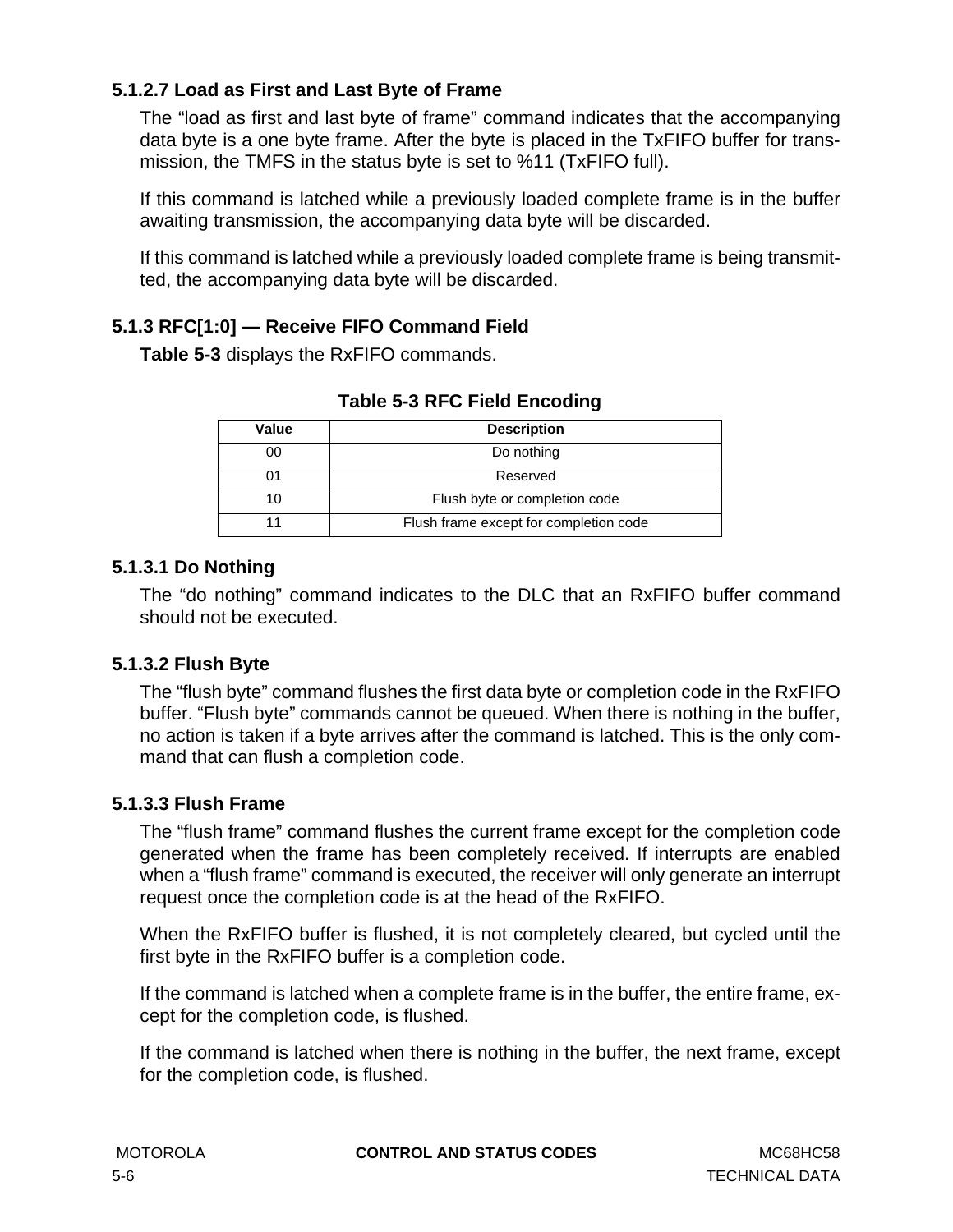#### 5.1.2.7 Load as First and Last Byte of Frame

The "load as first and last byte of frame" command indicates that the accompanying data byte is a one byte frame. After the byte is placed in the TxFIFO buffer for transmission, the TMFS in the status byte is set to %11 (TxFIFO full).

If this command is latched while a previously loaded complete frame is in the buffer awaiting transmission, the accompanying data byte will be discarded.

If this command is latched while a previously loaded complete frame is being transmitted, the accompanying data byte will be discarded.

### 5.1.3 RFC[1:0] — Receive FIFO Command Field

**Table 5-3** displays the RxFIFO commands.

**Table 5-3 RFC Field Encoding**

| Value | Description |
|---|---|
| 00 | Do nothing |
| 01 | Reserved |
| 10 | Flush byte or completion code |
| 11 | Flush frame except for completion code |

#### 5.1.3.1 Do Nothing

The "do nothing" command indicates to the DLC that an RxFIFO buffer command should not be executed.

#### 5.1.3.2 Flush Byte

The "flush byte" command flushes the first data byte or completion code in the RxFIFO buffer. "Flush byte" commands cannot be queued. When there is nothing in the buffer, no action is taken if a byte arrives after the command is latched. This is the only command that can flush a completion code.

#### 5.1.3.3 Flush Frame

The "flush frame" command flushes the current frame except for the completion code generated when the frame has been completely received. If interrupts are enabled when a "flush frame" command is executed, the receiver will only generate an interrupt request once the completion code is at the head of the RxFIFO.

When the RxFIFO buffer is flushed, it is not completely cleared, but cycled until the first byte in the RxFIFO buffer is a completion code.

If the command is latched when a complete frame is in the buffer, the entire frame, except for the completion code, is flushed.

If the command is latched when there is nothing in the buffer, the next frame, except for the completion code, is flushed.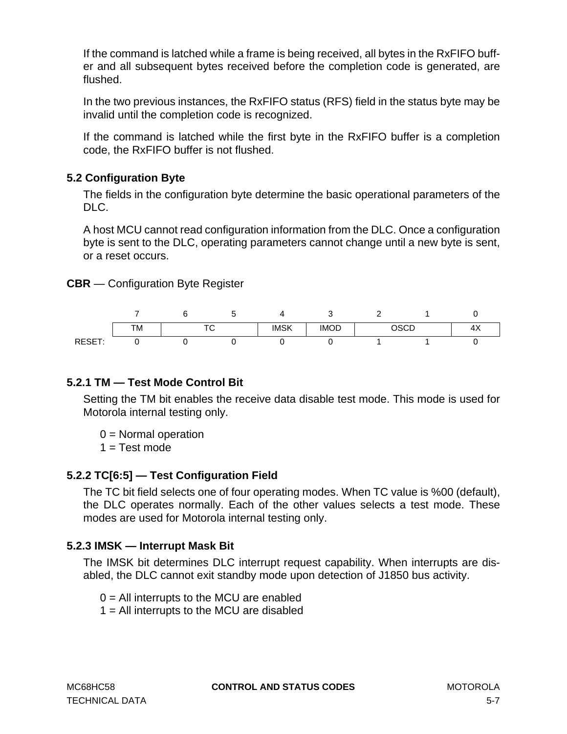If the command is latched while a frame is being received, all bytes in the RxFIFO buffer and all subsequent bytes received before the completion code is generated, are flushed.

In the two previous instances, the RxFIFO status (RFS) field in the status byte may be invalid until the completion code is recognized.

If the command is latched while the first byte in the RxFIFO buffer is a completion code, the RxFIFO buffer is not flushed.

## 5.2 Configuration Byte

The fields in the configuration byte determine the basic operational parameters of the DLC.

A host MCU cannot read configuration information from the DLC. Once a configuration byte is sent to the DLC, operating parameters cannot change until a new byte is sent, or a reset occurs.

**CBR** — Configuration Byte Register

| | 7 | 6 | 5 | 4 | 3 | 2 | 1 | 0 |
|---|---|---|---|---|---|---|---|---|
| | TM | TC | | IMSK | IMOD | OSCD | | 4X |
| RESET: | 0 | 0 | 0 | 0 | 0 | 1 | 1 | 0 |

### 5.2.1 TM — Test Mode Control Bit

Setting the TM bit enables the receive data disable test mode. This mode is used for Motorola internal testing only.

0 = Normal operation
1 = Test mode

### 5.2.2 TC[6:5] — Test Configuration Field

The TC bit field selects one of four operating modes. When TC value is %00 (default), the DLC operates normally. Each of the other values selects a test mode. These modes are used for Motorola internal testing only.

### 5.2.3 IMSK — Interrupt Mask Bit

The IMSK bit determines DLC interrupt request capability. When interrupts are disabled, the DLC cannot exit standby mode upon detection of J1850 bus activity.

0 = All interrupts to the MCU are enabled
1 = All interrupts to the MCU are disabled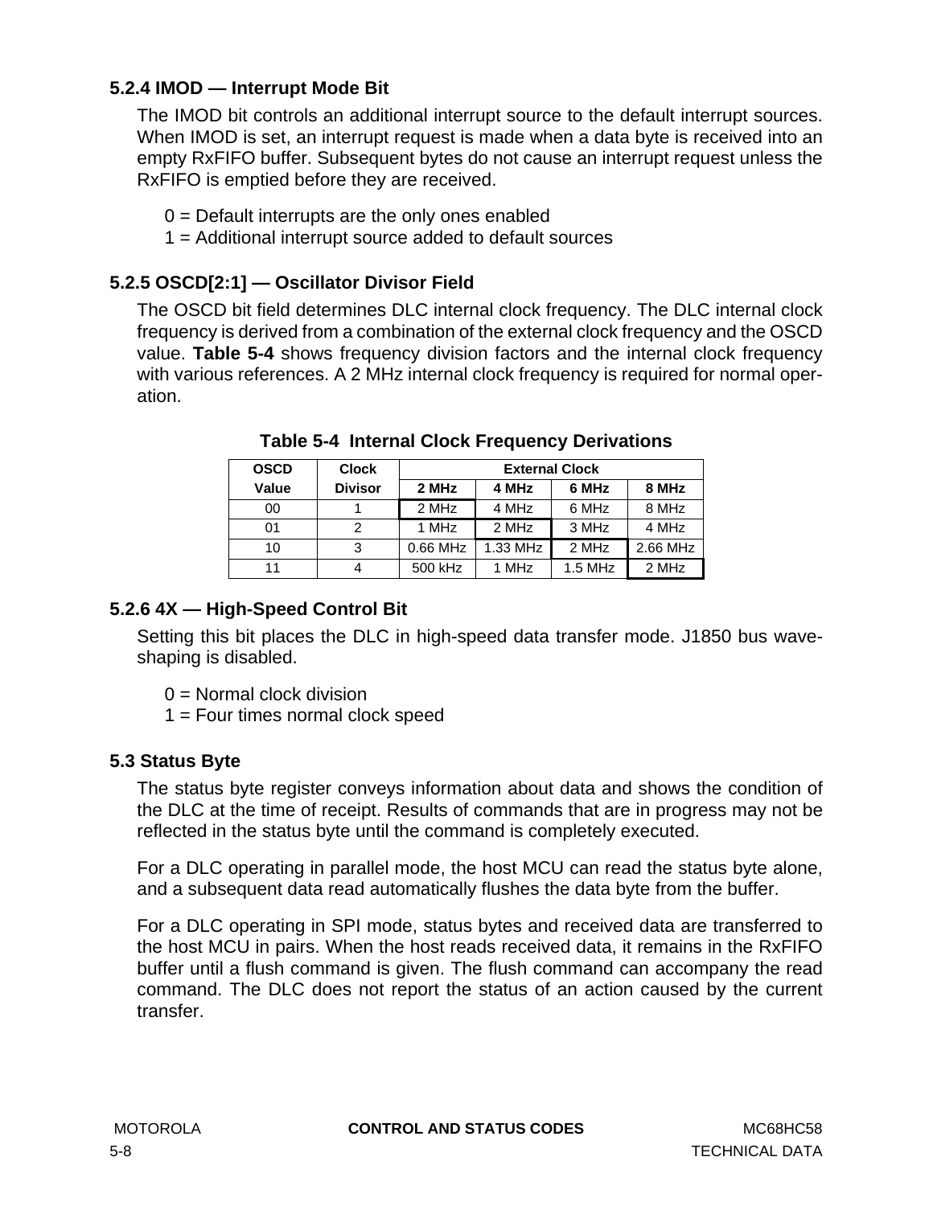### 5.2.4 IMOD — Interrupt Mode Bit

The IMOD bit controls an additional interrupt source to the default interrupt sources. When IMOD is set, an interrupt request is made when a data byte is received into an empty RxFIFO buffer. Subsequent bytes do not cause an interrupt request unless the RxFIFO is emptied before they are received.

0 = Default interrupts are the only ones enabled
1 = Additional interrupt source added to default sources

### 5.2.5 OSCD[2:1] — Oscillator Divisor Field

The OSCD bit field determines DLC internal clock frequency. The DLC internal clock frequency is derived from a combination of the external clock frequency and the OSCD value. **Table 5-4** shows frequency division factors and the internal clock frequency with various references. A 2 MHz internal clock frequency is required for normal operation.

**Table 5-4 Internal Clock Frequency Derivations**

| OSCD | Clock | External Clock | | | |
|---|---|---|---|---|---|
| Value | Divisor | 2 MHz | 4 MHz | 6 MHz | 8 MHz |
| 00 | 1 | 2 MHz | 4 MHz | 6 MHz | 8 MHz |
| 01 | 2 | 1 MHz | 2 MHz | 3 MHz | 4 MHz |
| 10 | 3 | 0.66 MHz | 1.33 MHz | 2 MHz | 2.66 MHz |
| 11 | 4 | 500 kHz | 1 MHz | 1.5 MHz | 2 MHz |

### 5.2.6 4X — High-Speed Control Bit

Setting this bit places the DLC in high-speed data transfer mode. J1850 bus wave-shaping is disabled.

0 = Normal clock division
1 = Four times normal clock speed

## 5.3 Status Byte

The status byte register conveys information about data and shows the condition of the DLC at the time of receipt. Results of commands that are in progress may not be reflected in the status byte until the command is completely executed.

For a DLC operating in parallel mode, the host MCU can read the status byte alone, and a subsequent data read automatically flushes the data byte from the buffer.

For a DLC operating in SPI mode, status bytes and received data are transferred to the host MCU in pairs. When the host reads received data, it remains in the RxFIFO buffer until a flush command is given. The flush command can accompany the read command. The DLC does not report the status of an action caused by the current transfer.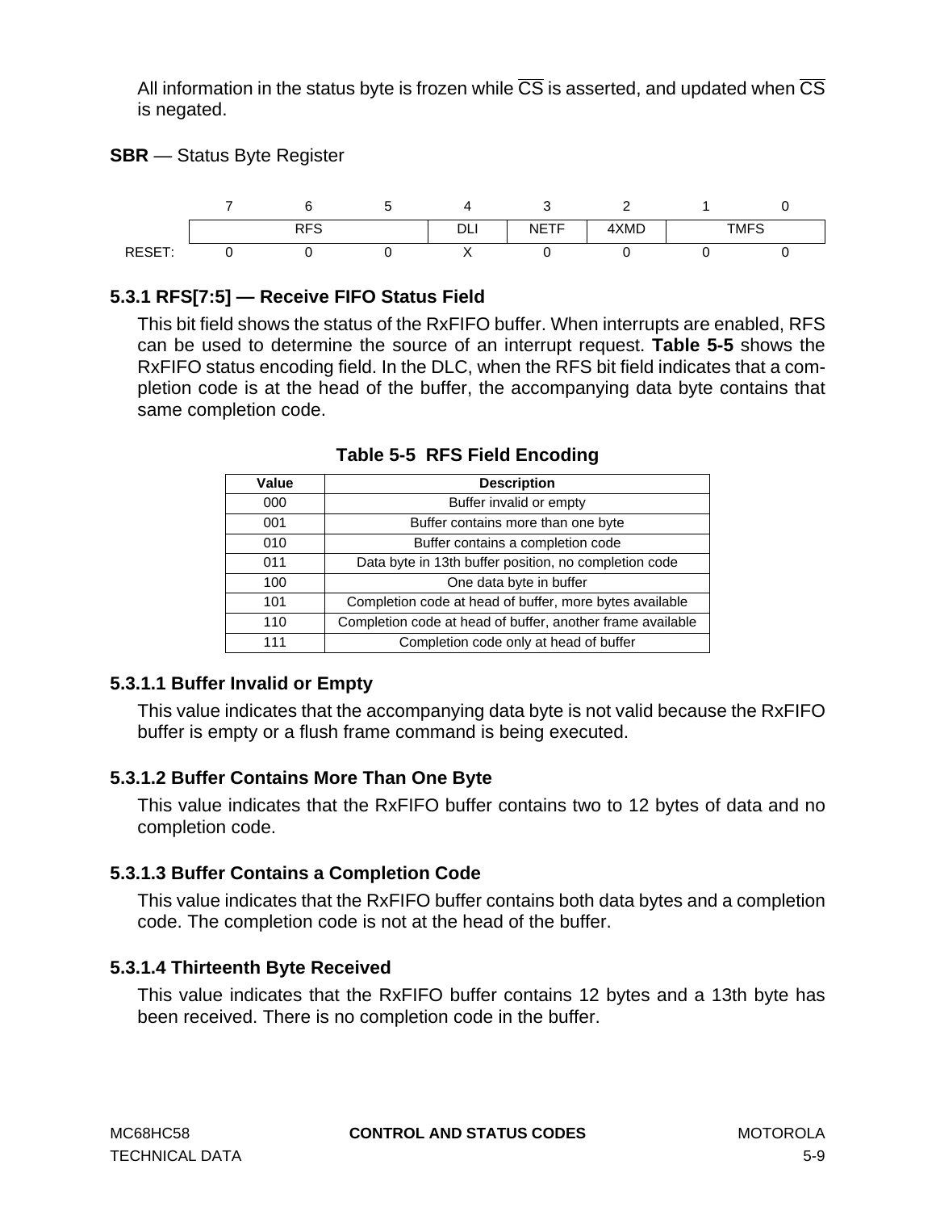All information in the status byte is frozen while $\overline{CS}$ is asserted, and updated when $\overline{CS}$ is negated.

**SBR** — Status Byte Register

| | 7 | 6 | 5 | 4 | 3 | 2 | 1 | 0 |
|---|---|---|---|---|---|---|---|---|
| | RFS | | | DLI | NETF | 4XMD | TMFS | |
| RESET: | 0 | 0 | 0 | X | 0 | 0 | 0 | 0 |

### 5.3.1 RFS[7:5] — Receive FIFO Status Field

This bit field shows the status of the RxFIFO buffer. When interrupts are enabled, RFS can be used to determine the source of an interrupt request. **Table 5-5** shows the RxFIFO status encoding field. In the DLC, when the RFS bit field indicates that a completion code is at the head of the buffer, the accompanying data byte contains that same completion code.

**Table 5-5 RFS Field Encoding**

| Value | Description |
|---|---|
| 000 | Buffer invalid or empty |
| 001 | Buffer contains more than one byte |
| 010 | Buffer contains a completion code |
| 011 | Data byte in 13th buffer position, no completion code |
| 100 | One data byte in buffer |
| 101 | Completion code at head of buffer, more bytes available |
| 110 | Completion code at head of buffer, another frame available |
| 111 | Completion code only at head of buffer |

#### 5.3.1.1 Buffer Invalid or Empty

This value indicates that the accompanying data byte is not valid because the RxFIFO buffer is empty or a flush frame command is being executed.

#### 5.3.1.2 Buffer Contains More Than One Byte

This value indicates that the RxFIFO buffer contains two to 12 bytes of data and no completion code.

#### 5.3.1.3 Buffer Contains a Completion Code

This value indicates that the RxFIFO buffer contains both data bytes and a completion code. The completion code is not at the head of the buffer.

#### 5.3.1.4 Thirteenth Byte Received

This value indicates that the RxFIFO buffer contains 12 bytes and a 13th byte has been received. There is no completion code in the buffer.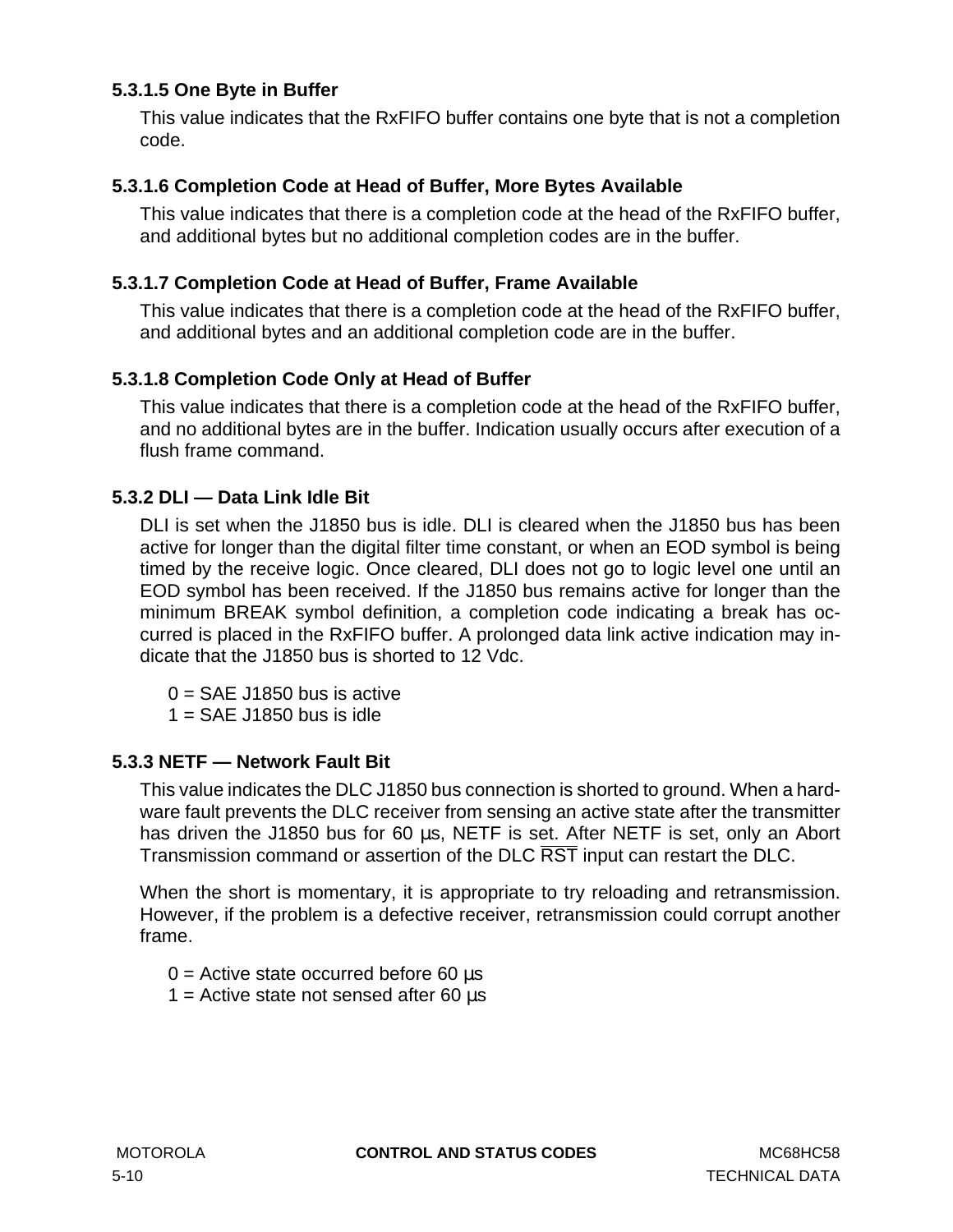#### 5.3.1.5 One Byte in Buffer

This value indicates that the RxFIFO buffer contains one byte that is not a completion code.

#### 5.3.1.6 Completion Code at Head of Buffer, More Bytes Available

This value indicates that there is a completion code at the head of the RxFIFO buffer, and additional bytes but no additional completion codes are in the buffer.

#### 5.3.1.7 Completion Code at Head of Buffer, Frame Available

This value indicates that there is a completion code at the head of the RxFIFO buffer, and additional bytes and an additional completion code are in the buffer.

#### 5.3.1.8 Completion Code Only at Head of Buffer

This value indicates that there is a completion code at the head of the RxFIFO buffer, and no additional bytes are in the buffer. Indication usually occurs after execution of a flush frame command.

### 5.3.2 DLI — Data Link Idle Bit

DLI is set when the J1850 bus is idle. DLI is cleared when the J1850 bus has been active for longer than the digital filter time constant, or when an EOD symbol is being timed by the receive logic. Once cleared, DLI does not go to logic level one until an EOD symbol has been received. If the J1850 bus remains active for longer than the minimum BREAK symbol definition, a completion code indicating a break has occurred is placed in the RxFIFO buffer. A prolonged data link active indication may indicate that the J1850 bus is shorted to 12 Vdc.

0 = SAE J1850 bus is active
1 = SAE J1850 bus is idle

### 5.3.3 NETF — Network Fault Bit

This value indicates the DLC J1850 bus connection is shorted to ground. When a hardware fault prevents the DLC receiver from sensing an active state after the transmitter has driven the J1850 bus for 60 µs, NETF is set. After NETF is set, only an Abort Transmission command or assertion of the DLC $\overline{RST}$ input can restart the DLC.

When the short is momentary, it is appropriate to try reloading and retransmission. However, if the problem is a defective receiver, retransmission could corrupt another frame.

0 = Active state occurred before 60 µs
1 = Active state not sensed after 60 µs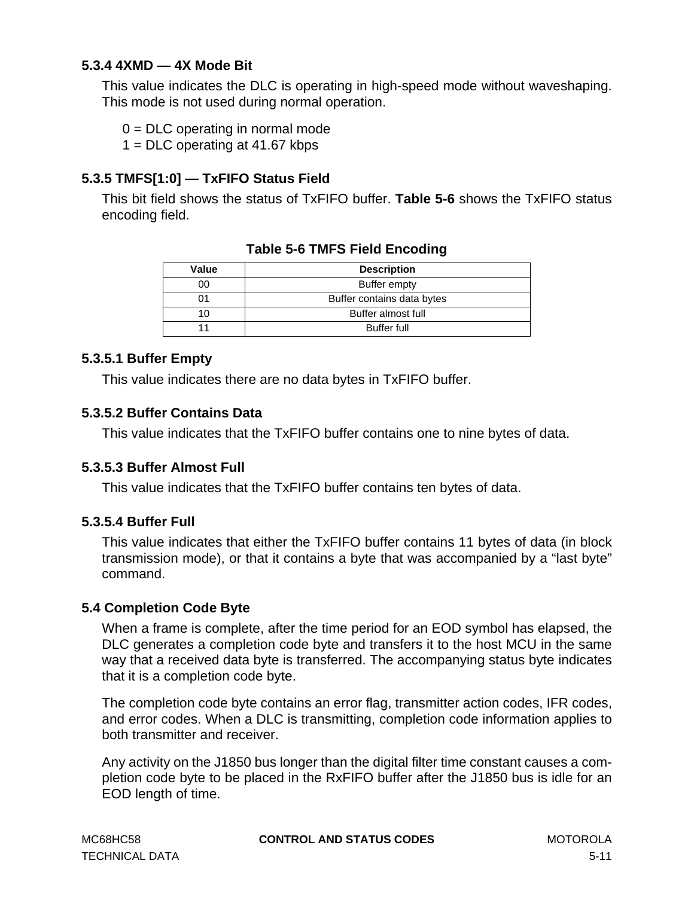### 5.3.4 4XMD — 4X Mode Bit

This value indicates the DLC is operating in high-speed mode without waveshaping. This mode is not used during normal operation.

0 = DLC operating in normal mode
1 = DLC operating at 41.67 kbps

### 5.3.5 TMFS[1:0] — TxFIFO Status Field

This bit field shows the status of TxFIFO buffer. **Table 5-6** shows the TxFIFO status encoding field.

**Table 5-6 TMFS Field Encoding**

| Value | Description |
|---|---|
| 00 | Buffer empty |
| 01 | Buffer contains data bytes |
| 10 | Buffer almost full |
| 11 | Buffer full |

#### 5.3.5.1 Buffer Empty

This value indicates there are no data bytes in TxFIFO buffer.

#### 5.3.5.2 Buffer Contains Data

This value indicates that the TxFIFO buffer contains one to nine bytes of data.

#### 5.3.5.3 Buffer Almost Full

This value indicates that the TxFIFO buffer contains ten bytes of data.

#### 5.3.5.4 Buffer Full

This value indicates that either the TxFIFO buffer contains 11 bytes of data (in block transmission mode), or that it contains a byte that was accompanied by a "last byte" command.

## 5.4 Completion Code Byte

When a frame is complete, after the time period for an EOD symbol has elapsed, the DLC generates a completion code byte and transfers it to the host MCU in the same way that a received data byte is transferred. The accompanying status byte indicates that it is a completion code byte.

The completion code byte contains an error flag, transmitter action codes, IFR codes, and error codes. When a DLC is transmitting, completion code information applies to both transmitter and receiver.

Any activity on the J1850 bus longer than the digital filter time constant causes a completion code byte to be placed in the RxFIFO buffer after the J1850 bus is idle for an EOD length of time.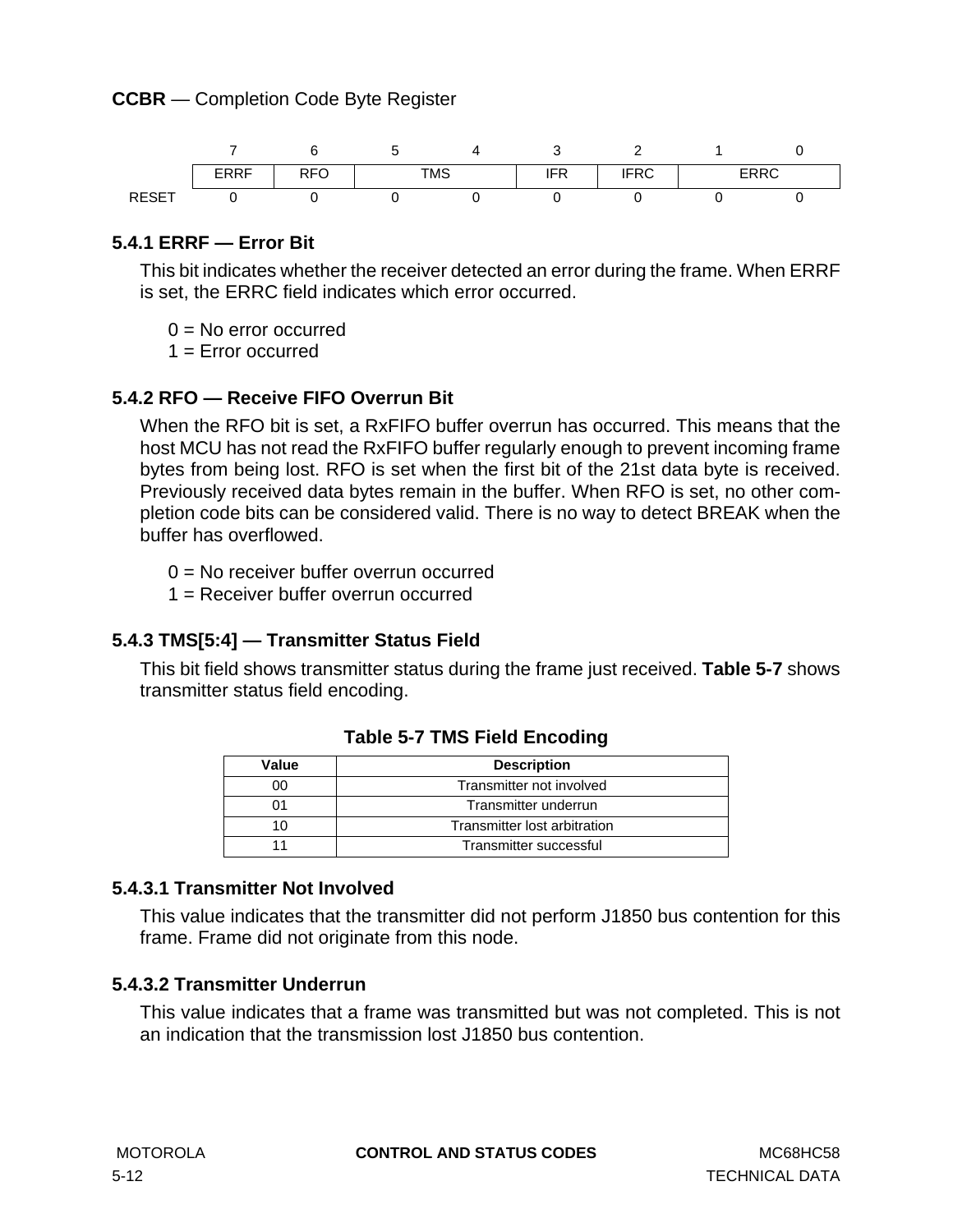**CCBR** — Completion Code Byte Register

| | 7 | 6 | 5 | 4 | 3 | 2 | 1 | 0 |
|---|---|---|---|---|---|---|---|---|
| | ERRF | RFO | TMS | | IFR | IFRC | ERRC | |
| RESET | 0 | 0 | 0 | 0 | 0 | 0 | 0 | 0 |

### 5.4.1 ERRF — Error Bit

This bit indicates whether the receiver detected an error during the frame. When ERRF is set, the ERRC field indicates which error occurred.

0 = No error occurred
1 = Error occurred

### 5.4.2 RFO — Receive FIFO Overrun Bit

When the RFO bit is set, a RxFIFO buffer overrun has occurred. This means that the host MCU has not read the RxFIFO buffer regularly enough to prevent incoming frame bytes from being lost. RFO is set when the first bit of the 21st data byte is received. Previously received data bytes remain in the buffer. When RFO is set, no other completion code bits can be considered valid. There is no way to detect BREAK when the buffer has overflowed.

0 = No receiver buffer overrun occurred
1 = Receiver buffer overrun occurred

### 5.4.3 TMS[5:4] — Transmitter Status Field

This bit field shows transmitter status during the frame just received. **Table 5-7** shows transmitter status field encoding.

**Table 5-7 TMS Field Encoding**

| Value | Description |
|---|---|
| 00 | Transmitter not involved |
| 01 | Transmitter underrun |
| 10 | Transmitter lost arbitration |
| 11 | Transmitter successful |

#### 5.4.3.1 Transmitter Not Involved

This value indicates that the transmitter did not perform J1850 bus contention for this frame. Frame did not originate from this node.

#### 5.4.3.2 Transmitter Underrun

This value indicates that a frame was transmitted but was not completed. This is not an indication that the transmission lost J1850 bus contention.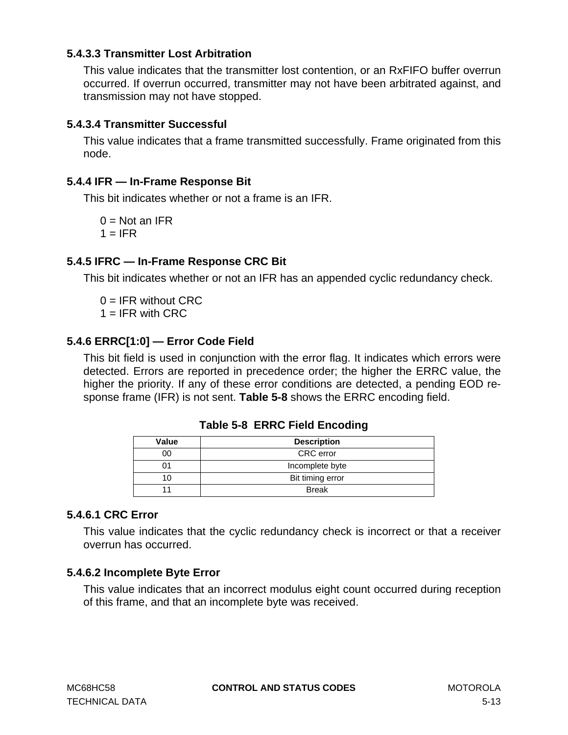#### 5.4.3.3 Transmitter Lost Arbitration

This value indicates that the transmitter lost contention, or an RxFIFO buffer overrun occurred. If overrun occurred, transmitter may not have been arbitrated against, and transmission may not have stopped.

#### 5.4.3.4 Transmitter Successful

This value indicates that a frame transmitted successfully. Frame originated from this node.

### 5.4.4 IFR — In-Frame Response Bit

This bit indicates whether or not a frame is an IFR.

0 = Not an IFR
1 = IFR

### 5.4.5 IFRC — In-Frame Response CRC Bit

This bit indicates whether or not an IFR has an appended cyclic redundancy check.

0 = IFR without CRC
1 = IFR with CRC

### 5.4.6 ERRC[1:0] — Error Code Field

This bit field is used in conjunction with the error flag. It indicates which errors were detected. Errors are reported in precedence order; the higher the ERRC value, the higher the priority. If any of these error conditions are detected, a pending EOD response frame (IFR) is not sent. **Table 5-8** shows the ERRC encoding field.

**Table 5-8 ERRC Field Encoding**

| Value | Description |
|---|---|
| 00 | CRC error |
| 01 | Incomplete byte |
| 10 | Bit timing error |
| 11 | Break |

#### 5.4.6.1 CRC Error

This value indicates that the cyclic redundancy check is incorrect or that a receiver overrun has occurred.

#### 5.4.6.2 Incomplete Byte Error

This value indicates that an incorrect modulus eight count occurred during reception of this frame, and that an incomplete byte was received.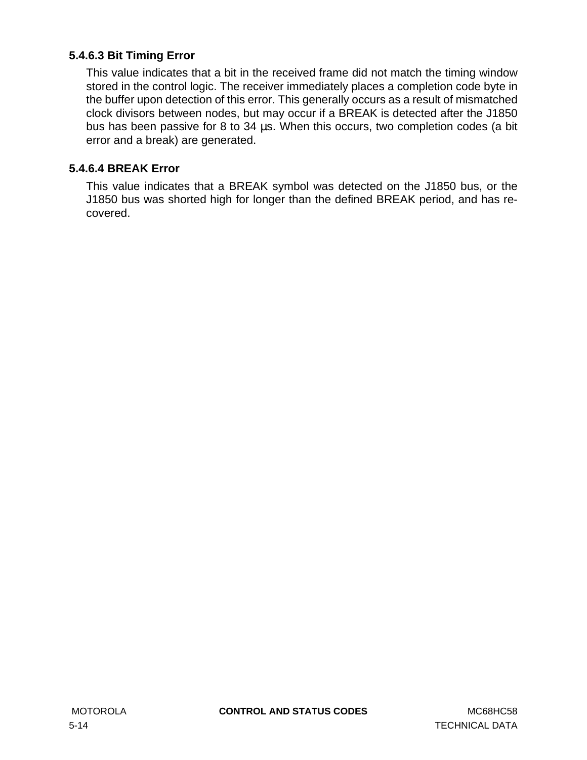#### 5.4.6.3 Bit Timing Error

This value indicates that a bit in the received frame did not match the timing window stored in the control logic. The receiver immediately places a completion code byte in the buffer upon detection of this error. This generally occurs as a result of mismatched clock divisors between nodes, but may occur if a BREAK is detected after the J1850 bus has been passive for 8 to 34 µs. When this occurs, two completion codes (a bit error and a break) are generated.

#### 5.4.6.4 BREAK Error

This value indicates that a BREAK symbol was detected on the J1850 bus, or the J1850 bus was shorted high for longer than the defined BREAK period, and has recovered.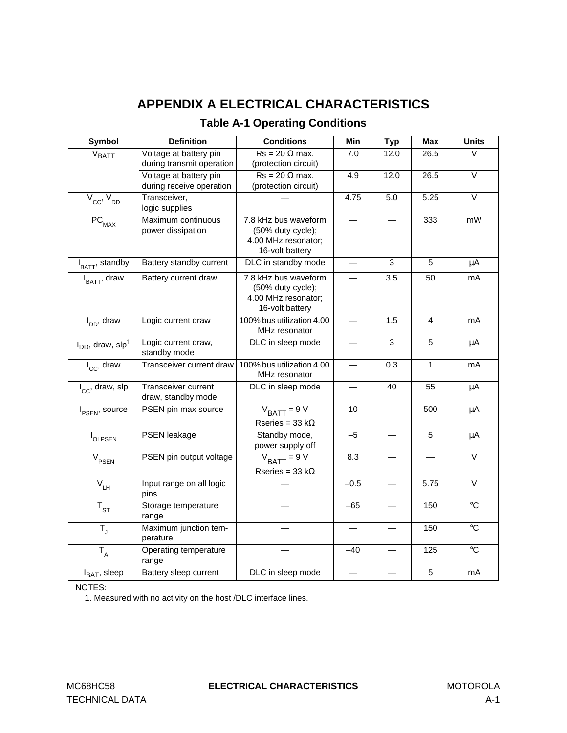# APPENDIX A ELECTRICAL CHARACTERISTICS

## Table A-1 Operating Conditions

| Symbol | Definition | Conditions | Min | Typ | Max | Units |
|---|---|---|---|---|---|---|
| $V_{BATT}$ | Voltage at battery pin during transmit operation | Rs = 20 Ω max. (protection circuit) | 7.0 | 12.0 | 26.5 | V |
| | Voltage at battery pin during receive operation | Rs = 20 Ω max. (protection circuit) | 4.9 | 12.0 | 26.5 | V |
| $V_{CC}$, $V_{DD}$ | Transceiver, logic supplies | — | 4.75 | 5.0 | 5.25 | V |
| $PC_{MAX}$ | Maximum continuous power dissipation | 7.8 kHz bus waveform (50% duty cycle); 4.00 MHz resonator; 16-volt battery | — | — | 333 | mW |
| $I_{BATT}$, standby | Battery standby current | DLC in standby mode | — | 3 | 5 | µA |
| $I_{BATT}$, draw | Battery current draw | 7.8 kHz bus waveform (50% duty cycle); 4.00 MHz resonator; 16-volt battery | — | 3.5 | 50 | mA |
| $I_{DD}$, draw | Logic current draw | 100% bus utilization 4.00 MHz resonator | — | 1.5 | 4 | mA |
| $I_{DD}$, draw, slp[1] | Logic current draw, standby mode | DLC in sleep mode | — | 3 | 5 | µA |
| $I_{CC}$, draw | Transceiver current draw | 100% bus utilization 4.00 MHz resonator | — | 0.3 | 1 | mA |
| $I_{CC}$, draw, slp | Transceiver current draw, standby mode | DLC in sleep mode | — | 40 | 55 | µA |
| $I_{PSEN}$, source | PSEN pin max source | $V_{BATT}$ = 9 V Rseries = 33 kΩ | 10 | — | 500 | µA |
| $I_{OLPSEN}$ | PSEN leakage | Standby mode, power supply off | –5 | — | 5 | µA |
| $V_{PSEN}$ | PSEN pin output voltage | $V_{BATT}$ = 9 V Rseries = 33 kΩ | 8.3 | — | — | V |
| $V_{LH}$ | Input range on all logic pins | — | –0.5 | — | 5.75 | V |
| $T_{ST}$ | Storage temperature range | — | –65 | — | 150 | °C |
| $T_J$ | Maximum junction temperature | — | — | — | 150 | °C |
| $T_A$ | Operating temperature range | — | –40 | — | 125 | °C |
| $I_{BAT}$, sleep | Battery sleep current | DLC in sleep mode | — | — | 5 | mA |

NOTES:

1. Measured with no activity on the host /DLC interface lines.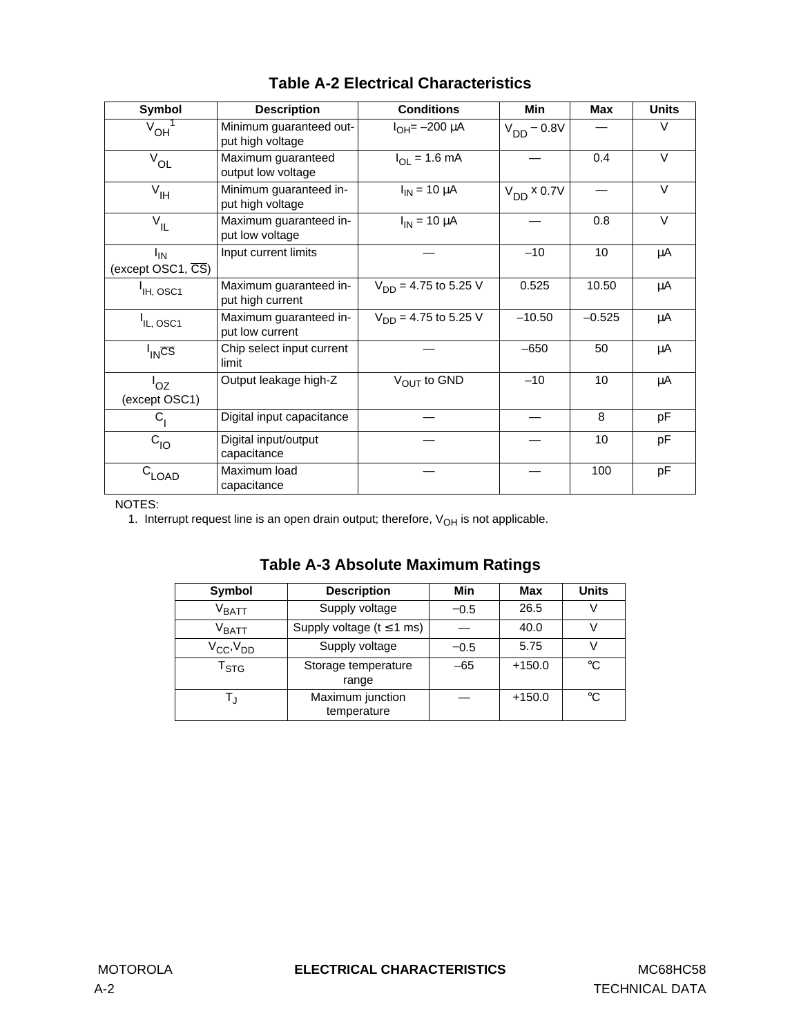## Table A-2 Electrical Characteristics

| Symbol | Description | Conditions | Min | Max | Units |
|---|---|---|---|---|---|
| $V_{OH}$[1] | Minimum guaranteed output high voltage | $I_{OH}$= –200 µA | $V_{DD}$ – 0.8V | — | V |
| $V_{OL}$ | Maximum guaranteed output low voltage | $I_{OL}$ = 1.6 mA | — | 0.4 | V |
| $V_{IH}$ | Minimum guaranteed input high voltage | $I_{IN}$ = 10 µA | $V_{DD}$ x 0.7V | — | V |
| $V_{IL}$ | Maximum guaranteed input low voltage | $I_{IN}$ = 10 µA | — | 0.8 | V |
| $I_{IN}$ (except OSC1, $\overline{CS}$) | Input current limits | — | –10 | 10 | µA |
| $I_{IH, OSC1}$ | Maximum guaranteed input high current | $V_{DD}$ = 4.75 to 5.25 V | 0.525 | 10.50 | µA |
| $I_{IL, OSC1}$ | Maximum guaranteed input low current | $V_{DD}$ = 4.75 to 5.25 V | –10.50 | –0.525 | µA |
| $I_{IN\overline{CS}}$ | Chip select input current limit | — | –650 | 50 | µA |
| $I_{OZ}$ (except OSC1) | Output leakage high-Z | $V_{OUT}$ to GND | –10 | 10 | µA |
| $C_I$ | Digital input capacitance | — | — | 8 | pF |
| $C_{IO}$ | Digital input/output capacitance | — | — | 10 | pF |
| $C_{LOAD}$ | Maximum load capacitance | — | — | 100 | pF |

NOTES:

1. Interrupt request line is an open drain output; therefore, $V_{OH}$ is not applicable.

## Table A-3 Absolute Maximum Ratings

| Symbol | Description | Min | Max | Units |
|---|---|---|---|---|
| $V_{BATT}$ | Supply voltage | –0.5 | 26.5 | V |
| $V_{BATT}$ | Supply voltage (t ≤ 1 ms) | — | 40.0 | V |
| $V_{CC}$,$V_{DD}$ | Supply voltage | –0.5 | 5.75 | V |
| $T_{STG}$ | Storage temperature range | –65 | +150.0 | °C |
| $T_J$ | Maximum junction temperature | — | +150.0 | °C |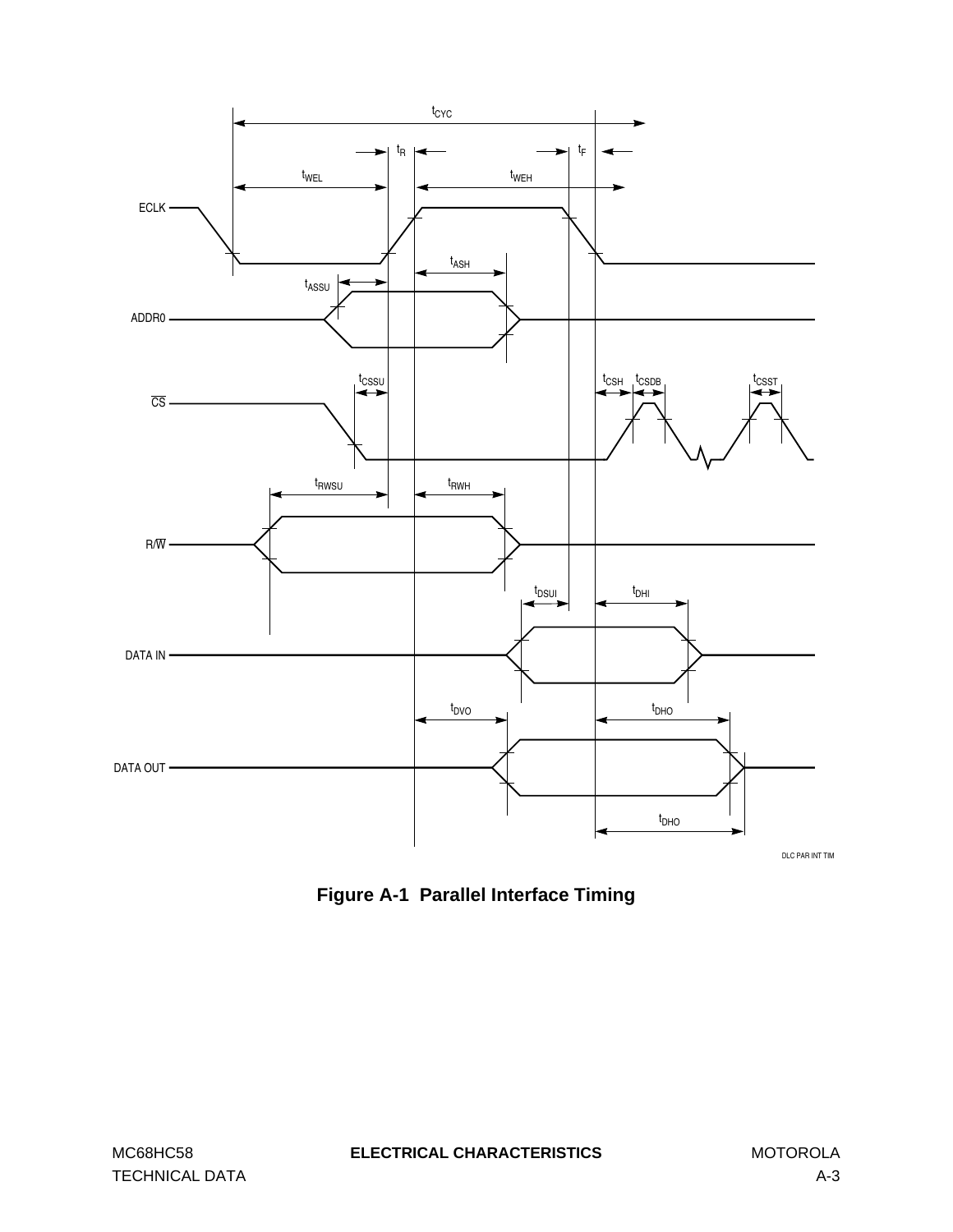$t_{CYC}$

$t_R$

$t_F$

$t_{WEL}$

$t_{WEH}$

ECLK

$t_{ASH}$

$t_{ASSU}$

ADDR0

$t_{CSSU}$

$t_{CSH}$

$t_{CSDB}$

$t_{CSST}$

$\overline{CS}$

$t_{RWSU}$

$t_{RWH}$

$R/\overline{W}$

$t_{DSUI}$

$t_{DHI}$

DATA IN

$t_{DVO}$

$t_{DHO}$

DATA OUT

$t_{DHO}$

DLC PAR INT TIM

**Figure A-1 Parallel Interface Timing**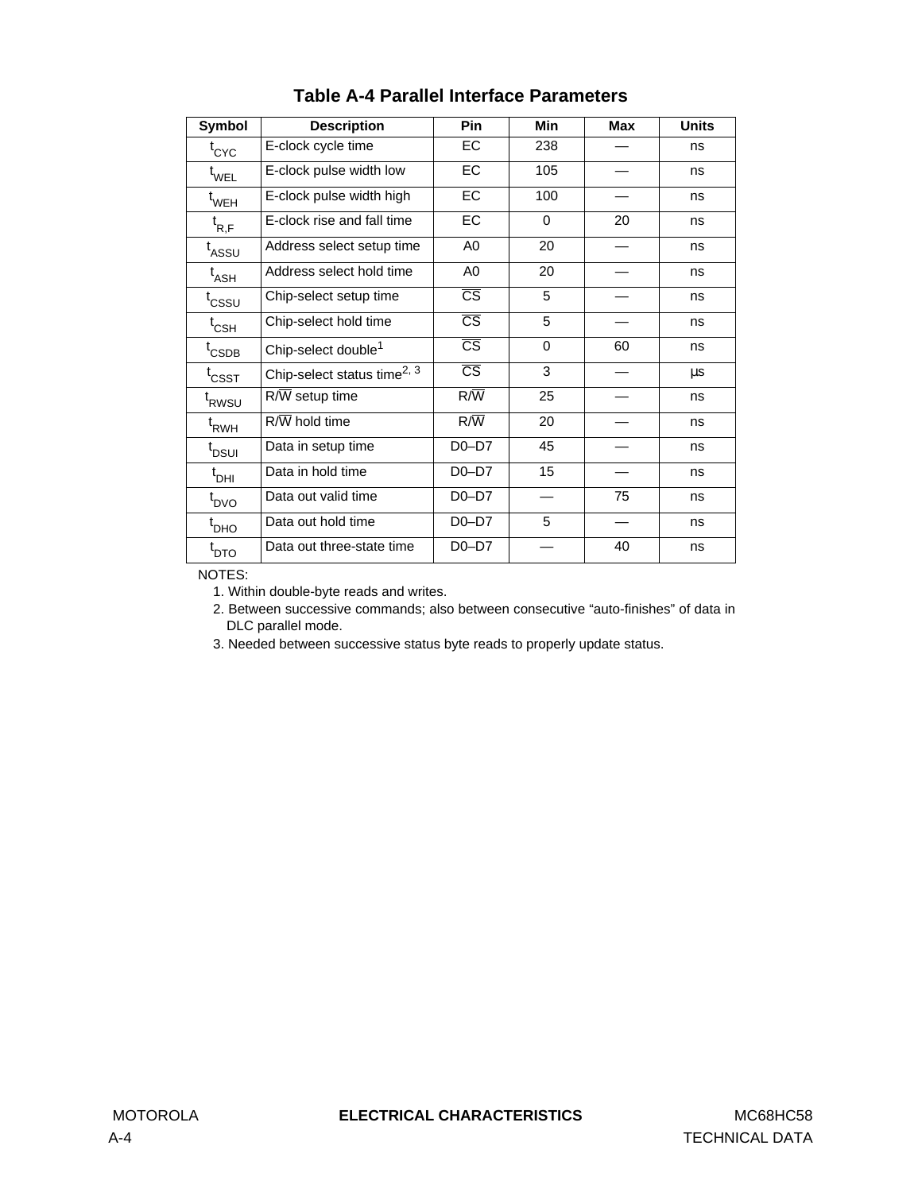## Table A-4 Parallel Interface Parameters

| Symbol | Description | Pin | Min | Max | Units |
|---|---|---|---|---|---|
| $t_{CYC}$ | E-clock cycle time | EC | 238 | — | ns |
| $t_{WEL}$ | E-clock pulse width low | EC | 105 | — | ns |
| $t_{WEH}$ | E-clock pulse width high | EC | 100 | — | ns |
| $t_{R,F}$ | E-clock rise and fall time | EC | 0 | 20 | ns |
| $t_{ASSU}$ | Address select setup time | A0 | 20 | — | ns |
| $t_{ASH}$ | Address select hold time | A0 | 20 | — | ns |
| $t_{CSSU}$ | Chip-select setup time | $\overline{CS}$ | 5 | — | ns |
| $t_{CSH}$ | Chip-select hold time | $\overline{CS}$ | 5 | — | ns |
| $t_{CSDB}$ | Chip-select double[1] | $\overline{CS}$ | 0 | 60 | ns |
| $t_{CSST}$ | Chip-select status time[2, 3] | $\overline{CS}$ | 3 | — | µs |
| $t_{RWSU}$ | R/$\overline{W}$ setup time | R/$\overline{W}$ | 25 | — | ns |
| $t_{RWH}$ | R/$\overline{W}$ hold time | R/$\overline{W}$ | 20 | — | ns |
| $t_{DSUI}$ | Data in setup time | D0–D7 | 45 | — | ns |
| $t_{DHI}$ | Data in hold time | D0–D7 | 15 | — | ns |
| $t_{DVO}$ | Data out valid time | D0–D7 | — | 75 | ns |
| $t_{DHO}$ | Data out hold time | D0–D7 | 5 | — | ns |
| $t_{DTO}$ | Data out three-state time | D0–D7 | — | 40 | ns |

NOTES:

1. Within double-byte reads and writes.
2. Between successive commands; also between consecutive “auto-finishes” of data in DLC parallel mode.
3. Needed between successive status byte reads to properly update status.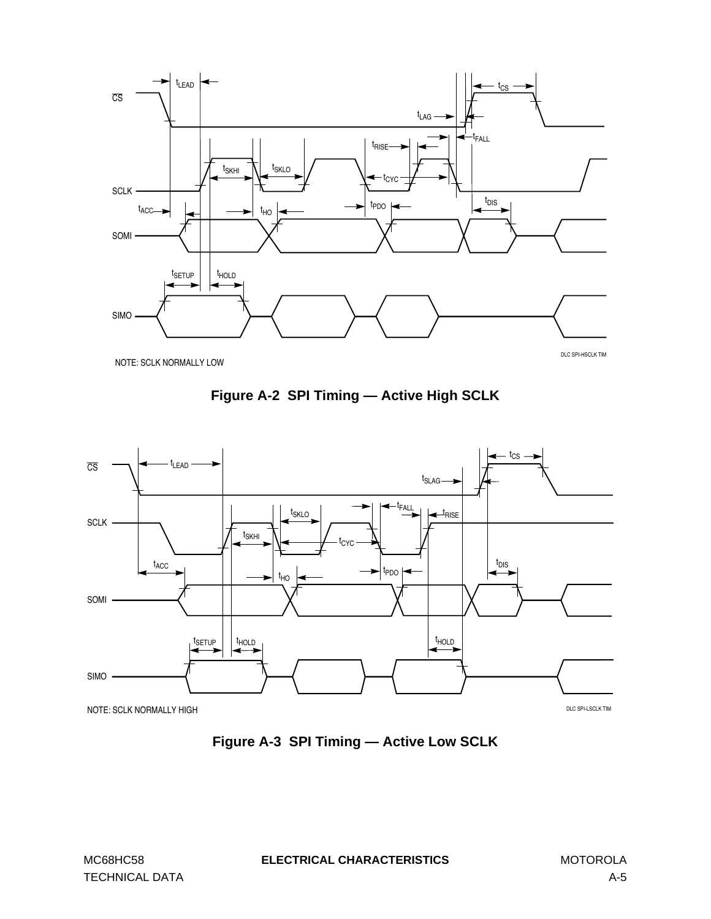$\overline{CS}$

$t_{LEAD}$

$t_{CS}$

$t_{LAG}$

$t_{FALL}$

$t_{RISE}$

$t_{SKHI}$

$t_{SKLO}$

$t_{CYC}$

SCLK

$t_{ACC}$

$t_{HO}$

$t_{PDO}$

$t_{DIS}$

SOMI

$t_{SETUP}$

$t_{HOLD}$

SIMO

NOTE: SCLK NORMALLY LOW

DLC SPI-HSCLK TIM

**Figure A-2 SPI Timing — Active High SCLK**

$\overline{CS}$

$t_{LEAD}$

$t_{CS}$

$t_{SLAG}$

$t_{FALL}$

$t_{SKLO}$

$t_{RISE}$

SCLK

$t_{SKHI}$

$t_{CYC}$

$t_{ACC}$

$t_{DIS}$

$t_{HO}$

$t_{PDO}$

SOMI

$t_{SETUP}$

$t_{HOLD}$

$t_{HOLD}$

SIMO

NOTE: SCLK NORMALLY HIGH

DLC SPI-LSCLK TIM

**Figure A-3 SPI Timing — Active Low SCLK**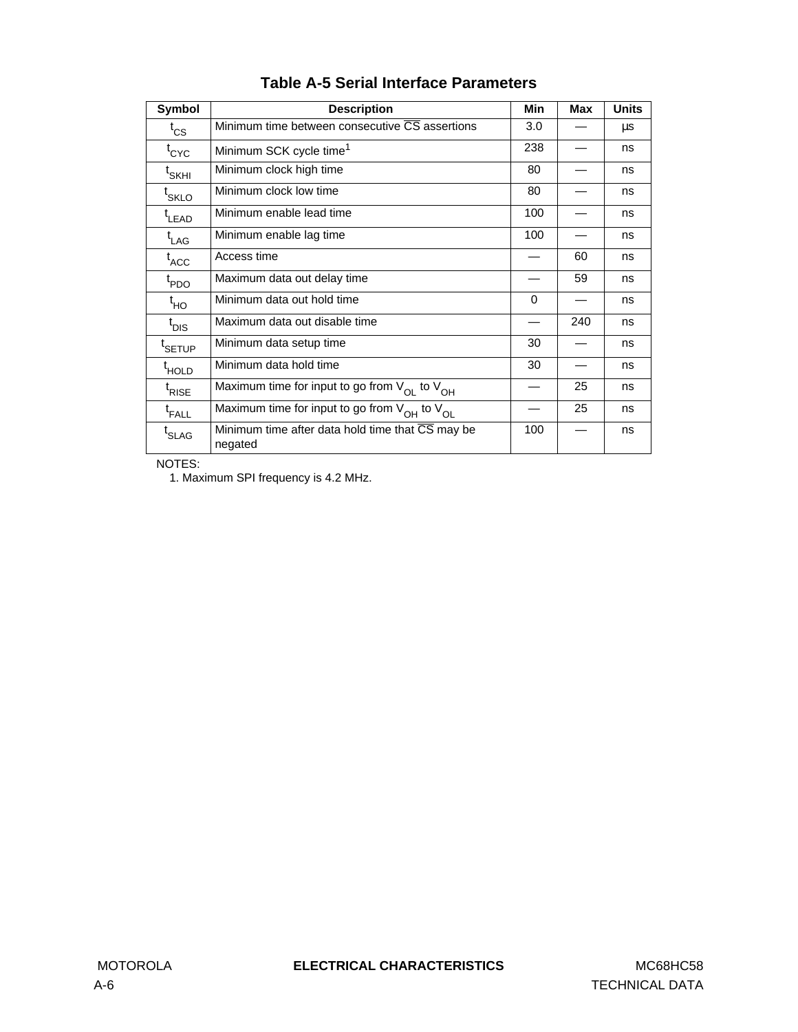**Table A-5 Serial Interface Parameters**

| Symbol | Description | Min | Max | Units |
|---|---|---|---|---|
| $t_{CS}$ | Minimum time between consecutive $\overline{CS}$ assertions | 3.0 | — | μs |
| $t_{CYC}$ | Minimum SCK cycle time[1] | 238 | — | ns |
| $t_{SKHI}$ | Minimum clock high time | 80 | — | ns |
| $t_{SKLO}$ | Minimum clock low time | 80 | — | ns |
| $t_{LEAD}$ | Minimum enable lead time | 100 | — | ns |
| $t_{LAG}$ | Minimum enable lag time | 100 | — | ns |
| $t_{ACC}$ | Access time | — | 60 | ns |
| $t_{PDO}$ | Maximum data out delay time | — | 59 | ns |
| $t_{HO}$ | Minimum data out hold time | 0 | — | ns |
| $t_{DIS}$ | Maximum data out disable time | — | 240 | ns |
| $t_{SETUP}$ | Minimum data setup time | 30 | — | ns |
| $t_{HOLD}$ | Minimum data hold time | 30 | — | ns |
| $t_{RISE}$ | Maximum time for input to go from $V_{OL}$ to $V_{OH}$ | — | 25 | ns |
| $t_{FALL}$ | Maximum time for input to go from $V_{OH}$ to $V_{OL}$ | — | 25 | ns |
| $t_{SLAG}$ | Minimum time after data hold time that $\overline{CS}$ may be negated | 100 | — | ns |

NOTES:

1. Maximum SPI frequency is 4.2 MHz.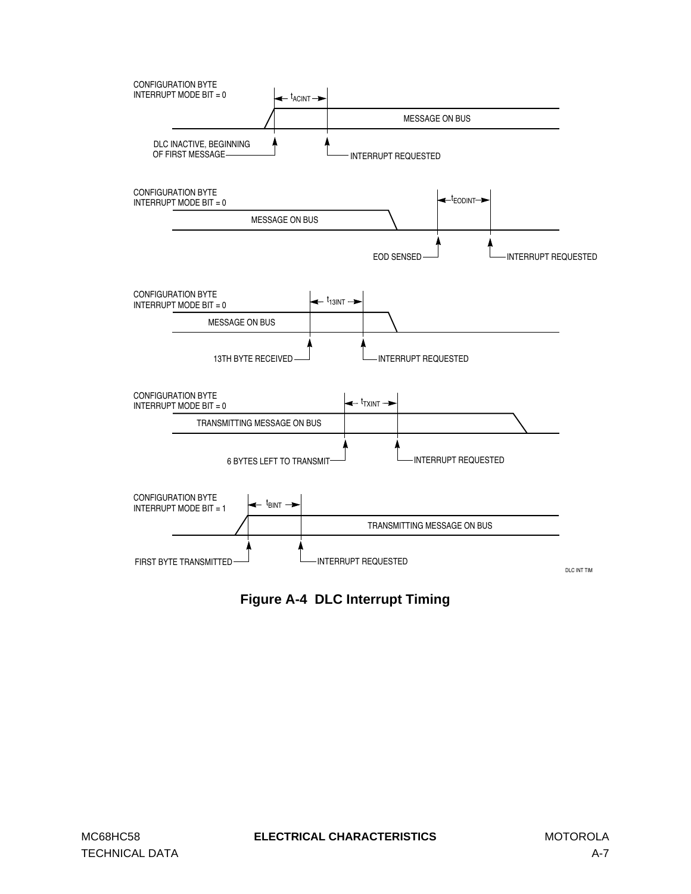CONFIGURATION BYTE
INTERRUPT MODE BIT = 0

$t_{ACINT}$

MESSAGE ON BUS

DLC INACTIVE, BEGINNING OF FIRST MESSAGE

INTERRUPT REQUESTED

CONFIGURATION BYTE
INTERRUPT MODE BIT = 0

$t_{EODINT}$

MESSAGE ON BUS

EOD SENSED

INTERRUPT REQUESTED

CONFIGURATION BYTE
INTERRUPT MODE BIT = 0

$t_{13INT}$

MESSAGE ON BUS

13TH BYTE RECEIVED

INTERRUPT REQUESTED

CONFIGURATION BYTE
INTERRUPT MODE BIT = 0

$t_{TXINT}$

TRANSMITTING MESSAGE ON BUS

6 BYTES LEFT TO TRANSMIT

INTERRUPT REQUESTED

CONFIGURATION BYTE
INTERRUPT MODE BIT = 1

$t_{BINT}$

TRANSMITTING MESSAGE ON BUS

FIRST BYTE TRANSMITTED

INTERRUPT REQUESTED

DLC INT TIM

**Figure A-4 DLC Interrupt Timing**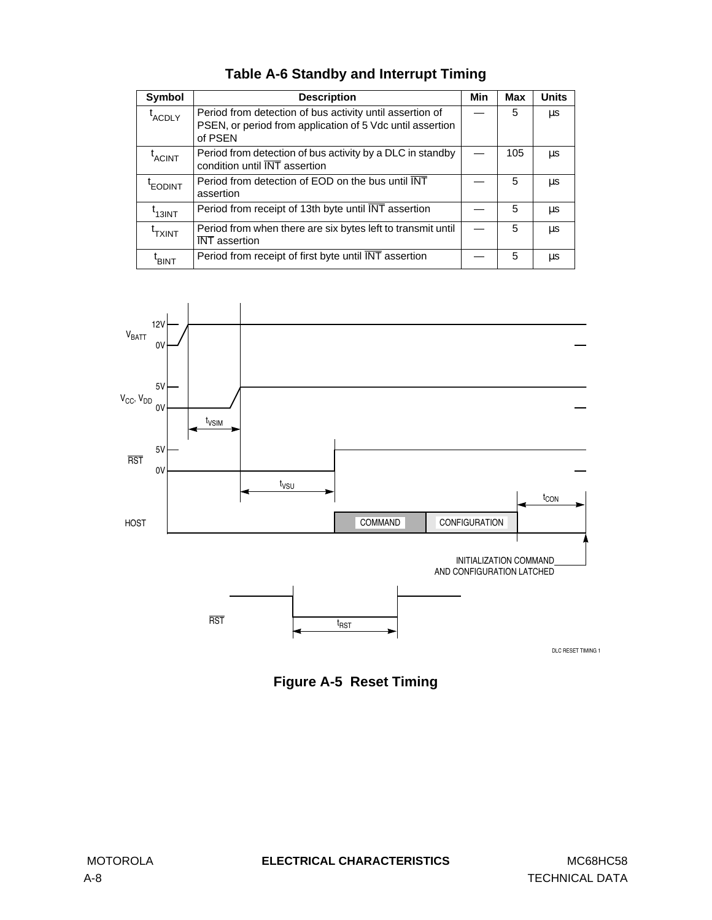**Table A-6 Standby and Interrupt Timing**

| Symbol | Description | Min | Max | Units |
|---|---|---|---|---|
| $t_{ACDLY}$ | Period from detection of bus activity until assertion of PSEN, or period from application of 5 Vdc until assertion of PSEN | — | 5 | µs |
| $t_{ACINT}$ | Period from detection of bus activity by a DLC in standby condition until $\overline{INT}$ assertion | — | 105 | µs |
| $t_{EODINT}$ | Period from detection of EOD on the bus until $\overline{INT}$ assertion | — | 5 | µs |
| $t_{13INT}$ | Period from receipt of 13th byte until $\overline{INT}$ assertion | — | 5 | µs |
| $t_{TXINT}$ | Period from when there are six bytes left to transmit until $\overline{INT}$ assertion | — | 5 | µs |
| $t_{BINT}$ | Period from receipt of first byte until $\overline{INT}$ assertion | — | 5 | µs |

$V_{BATT}$
12V
0V
$V_{CC}$, $V_{DD}$
5V
0V
$t_{VSIM}$
$\overline{RST}$
5V
0V
$t_{VSU}$
$t_{CON}$
HOST
COMMAND
CONFIGURATION
INITIALIZATION COMMAND AND CONFIGURATION LATCHED
$\overline{RST}$
$t_{RST}$
DLC RESET TIMING 1

**Figure A-5 Reset Timing**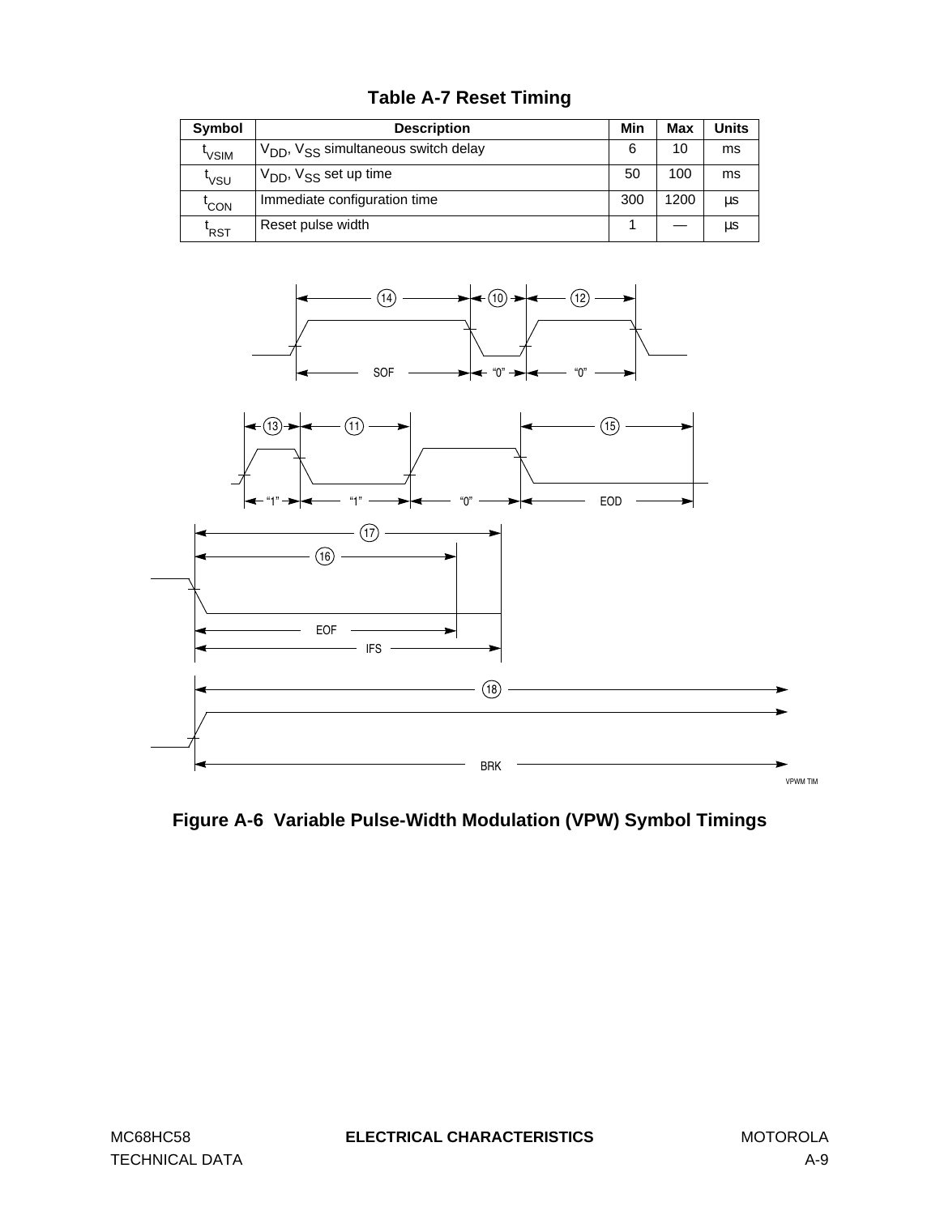## Table A-7 Reset Timing

| Symbol | Description | Min | Max | Units |
|---|---|---|---|---|
| $t_{VSIM}$ | $V_{DD}$, $V_{SS}$ simultaneous switch delay | 6 | 10 | ms |
| $t_{VSU}$ | $V_{DD}$, $V_{SS}$ set up time | 50 | 100 | ms |
| $t_{CON}$ | Immediate configuration time | 300 | 1200 | µs |
| $t_{RST}$ | Reset pulse width | 1 | — | µs |

14
10
12
SOF
"0"
"0"
13
11
15
"1"
"1"
"0"
EOD
17
16
EOF
IFS
18
BRK
VPWM TIM

**Figure A-6 Variable Pulse-Width Modulation (VPW) Symbol Timings**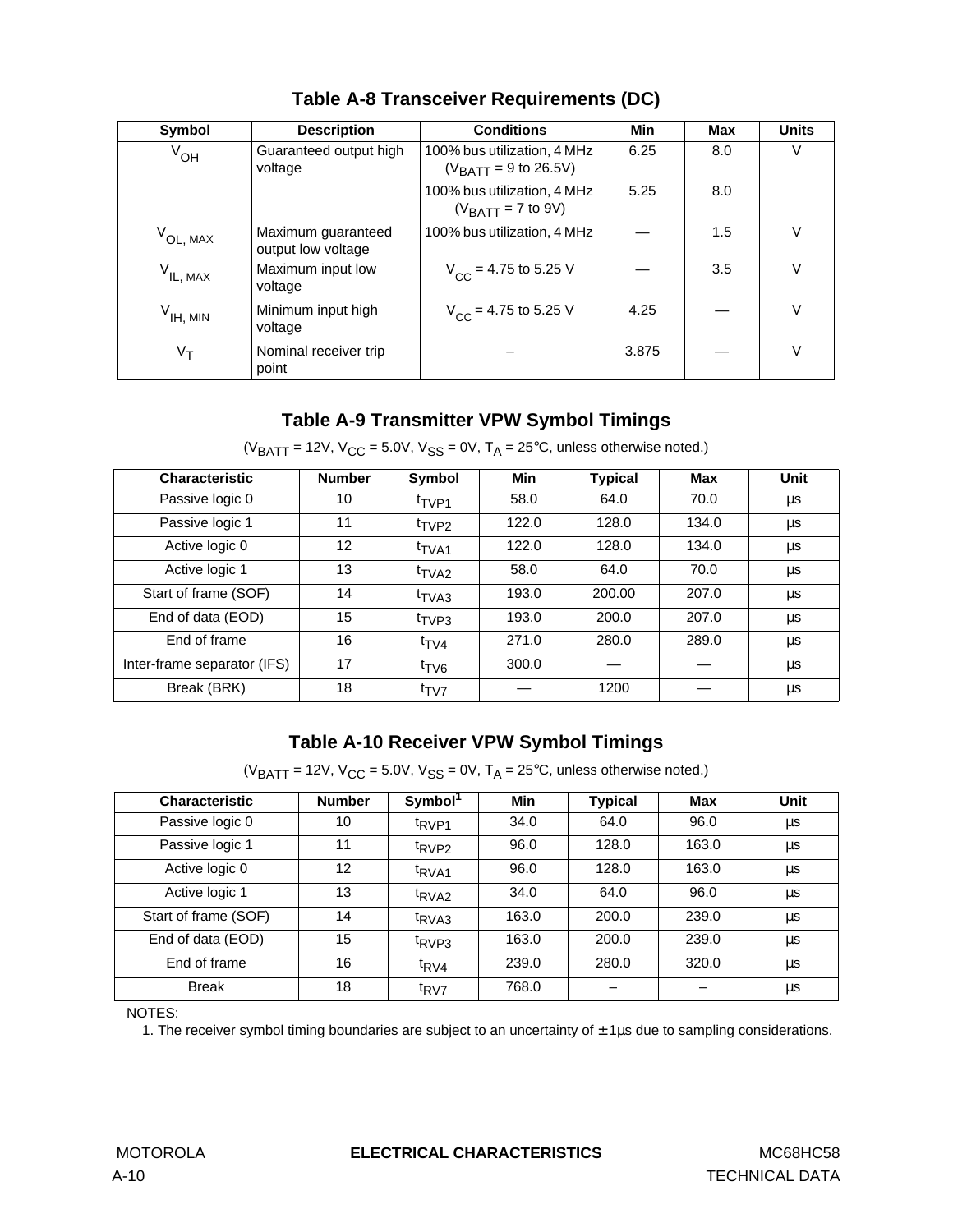### Table A-8 Transceiver Requirements (DC)

| Symbol | Description | Conditions | Min | Max | Units |
|---|---|---|---|---|---|
| $V_{OH}$ | Guaranteed output high voltage | 100% bus utilization, 4 MHz ($V_{BATT}$ = 9 to 26.5V) | 6.25 | 8.0 | V |
| | | 100% bus utilization, 4 MHz ($V_{BATT}$ = 7 to 9V) | 5.25 | 8.0 | |
| $V_{OL, MAX}$ | Maximum guaranteed output low voltage | 100% bus utilization, 4 MHz | — | 1.5 | V |
| $V_{IL, MAX}$ | Maximum input low voltage | $V_{CC}$ = 4.75 to 5.25 V | — | 3.5 | V |
| $V_{IH, MIN}$ | Minimum input high voltage | $V_{CC}$ = 4.75 to 5.25 V | 4.25 | — | V |
| $V_T$ | Nominal receiver trip point | – | 3.875 | — | V |

### Table A-9 Transmitter VPW Symbol Timings

($V_{BATT}$ = 12V, $V_{CC}$ = 5.0V, $V_{SS}$ = 0V, $T_A$ = 25°C, unless otherwise noted.)

| Characteristic | Number | Symbol | Min | Typical | Max | Unit |
|---|---|---|---|---|---|---|
| Passive logic 0 | 10 | $t_{TVP1}$ | 58.0 | 64.0 | 70.0 | µs |
| Passive logic 1 | 11 | $t_{TVP2}$ | 122.0 | 128.0 | 134.0 | µs |
| Active logic 0 | 12 | $t_{TVA1}$ | 122.0 | 128.0 | 134.0 | µs |
| Active logic 1 | 13 | $t_{TVA2}$ | 58.0 | 64.0 | 70.0 | µs |
| Start of frame (SOF) | 14 | $t_{TVA3}$ | 193.0 | 200.00 | 207.0 | µs |
| End of data (EOD) | 15 | $t_{TVP3}$ | 193.0 | 200.0 | 207.0 | µs |
| End of frame | 16 | $t_{TV4}$ | 271.0 | 280.0 | 289.0 | µs |
| Inter-frame separator (IFS) | 17 | $t_{TV6}$ | 300.0 | — | — | µs |
| Break (BRK) | 18 | $t_{TV7}$ | — | 1200 | — | µs |

### Table A-10 Receiver VPW Symbol Timings

($V_{BATT}$ = 12V, $V_{CC}$ = 5.0V, $V_{SS}$ = 0V, $T_A$ = 25°C, unless otherwise noted.)

| Characteristic | Number | Symbol[1] | Min | Typical | Max | Unit |
|---|---|---|---|---|---|---|
| Passive logic 0 | 10 | $t_{RVP1}$ | 34.0 | 64.0 | 96.0 | µs |
| Passive logic 1 | 11 | $t_{RVP2}$ | 96.0 | 128.0 | 163.0 | µs |
| Active logic 0 | 12 | $t_{RVA1}$ | 96.0 | 128.0 | 163.0 | µs |
| Active logic 1 | 13 | $t_{RVA2}$ | 34.0 | 64.0 | 96.0 | µs |
| Start of frame (SOF) | 14 | $t_{RVA3}$ | 163.0 | 200.0 | 239.0 | µs |
| End of data (EOD) | 15 | $t_{RVP3}$ | 163.0 | 200.0 | 239.0 | µs |
| End of frame | 16 | $t_{RV4}$ | 239.0 | 280.0 | 320.0 | µs |
| Break | 18 | $t_{RV7}$ | 768.0 | – | – | µs |

NOTES:

1. The receiver symbol timing boundaries are subject to an uncertainty of ± 1µs due to sampling considerations.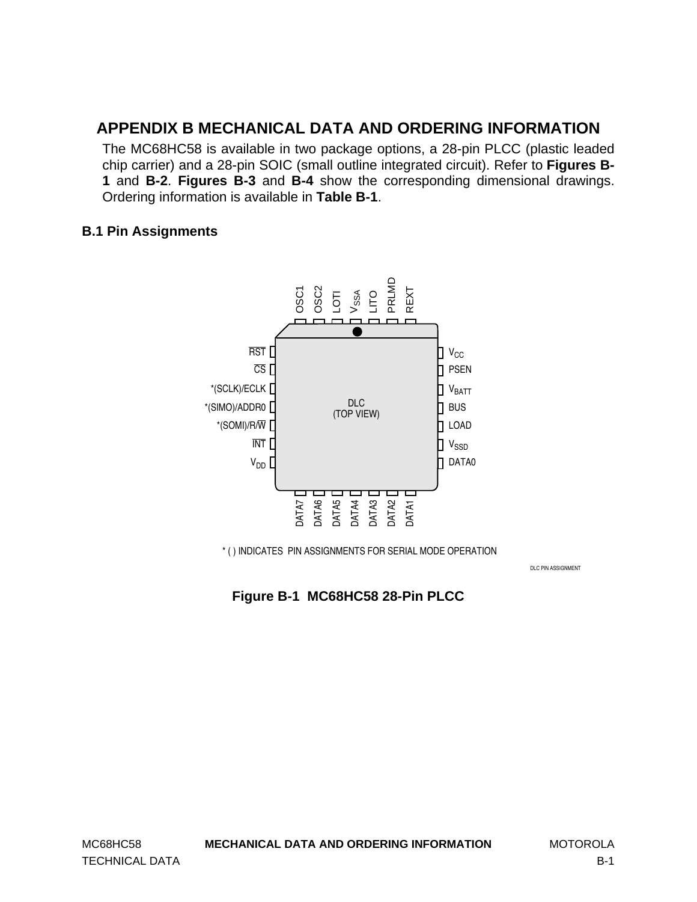# APPENDIX B MECHANICAL DATA AND ORDERING INFORMATION

The MC68HC58 is available in two package options, a 28-pin PLCC (plastic leaded chip carrier) and a 28-pin SOIC (small outline integrated circuit). Refer to **Figures B-1** and **B-2**. **Figures B-3** and **B-4** show the corresponding dimensional drawings. Ordering information is available in **Table B-1**.

## B.1 Pin Assignments

OSC1
OSC2
LOTI
$V_{SSA}$
LITO
PRLMD
REXT

RST
CS
*(SCLK)/ECLK
*(SIMO)/ADDR0
*(SOMI)/R/W
INT
$V_{DD}$

DLC
(TOP VIEW)

$V_{CC}$
PSEN
$V_{BATT}$
BUS
LOAD
$V_{SSD}$
DATA0

DATA7
DATA6
DATA5
DATA4
DATA3
DATA2
DATA1

* ( ) INDICATES PIN ASSIGNMENTS FOR SERIAL MODE OPERATION

DLC PIN ASSIGNMENT

**Figure B-1 MC68HC58 28-Pin PLCC**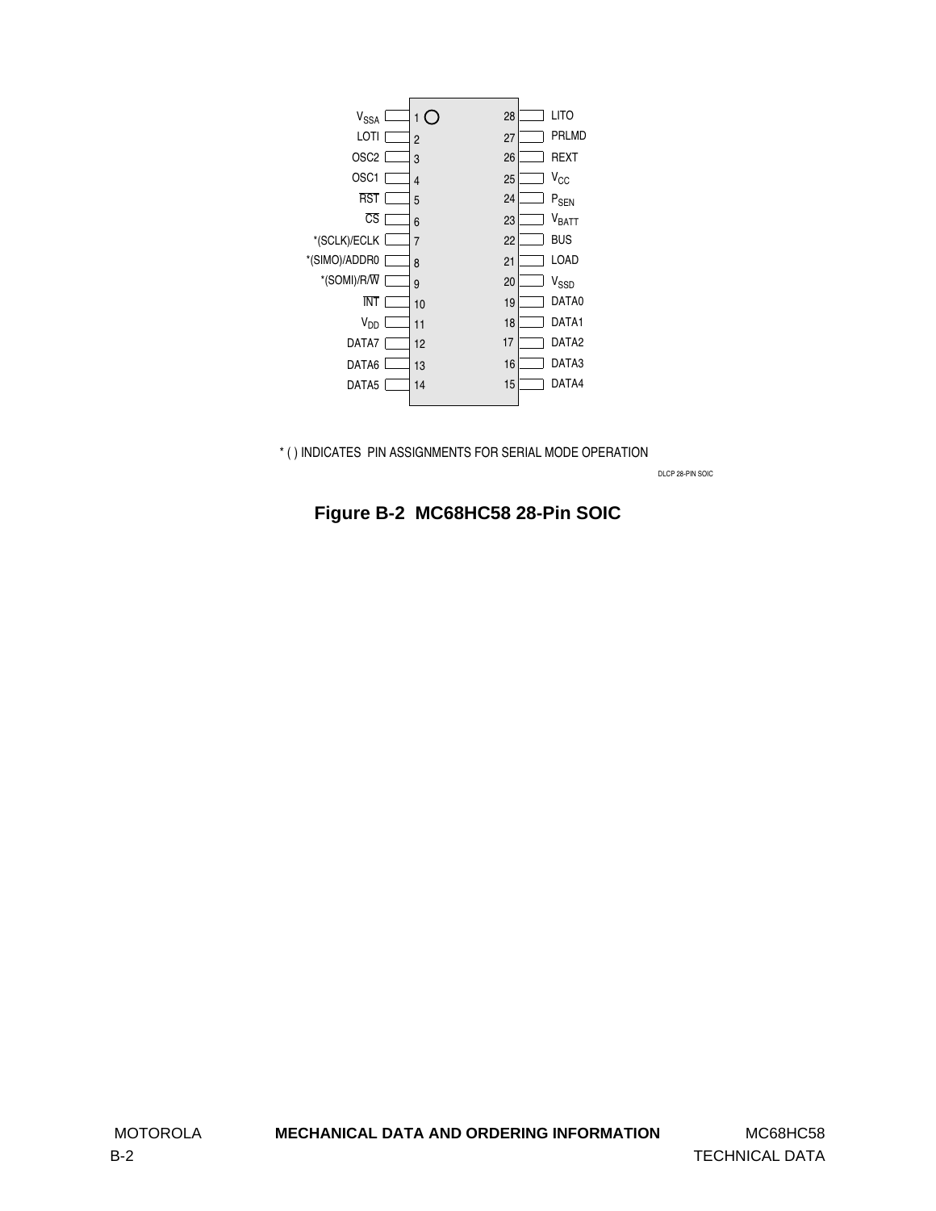| Pin Name | Pin | Pin | Pin Name |
|---|---|---|---|
| $V_{SSA}$ | 1 | 28 | LITO |
| LOTI | 2 | 27 | PRLMD |
| OSC2 | 3 | 26 | REXT |
| OSC1 | 4 | 25 | $V_{CC}$ |
| $\overline{RST}$ | 5 | 24 | $P_{SEN}$ |
| $\overline{CS}$ | 6 | 23 | $V_{BATT}$ |
| *(SCLK)/ECLK | 7 | 22 | BUS |
| *(SIMO)/ADDR0 | 8 | 21 | LOAD |
| *(SOMI)/R/$\overline{W}$ | 9 | 20 | $V_{SSD}$ |
| $\overline{INT}$ | 10 | 19 | DATA0 |
| $V_{DD}$ | 11 | 18 | DATA1 |
| DATA7 | 12 | 17 | DATA2 |
| DATA6 | 13 | 16 | DATA3 |
| DATA5 | 14 | 15 | DATA4 |

* ( ) INDICATES PIN ASSIGNMENTS FOR SERIAL MODE OPERATION

DLCP 28-PIN SOIC

**Figure B-2 MC68HC58 28-Pin SOIC**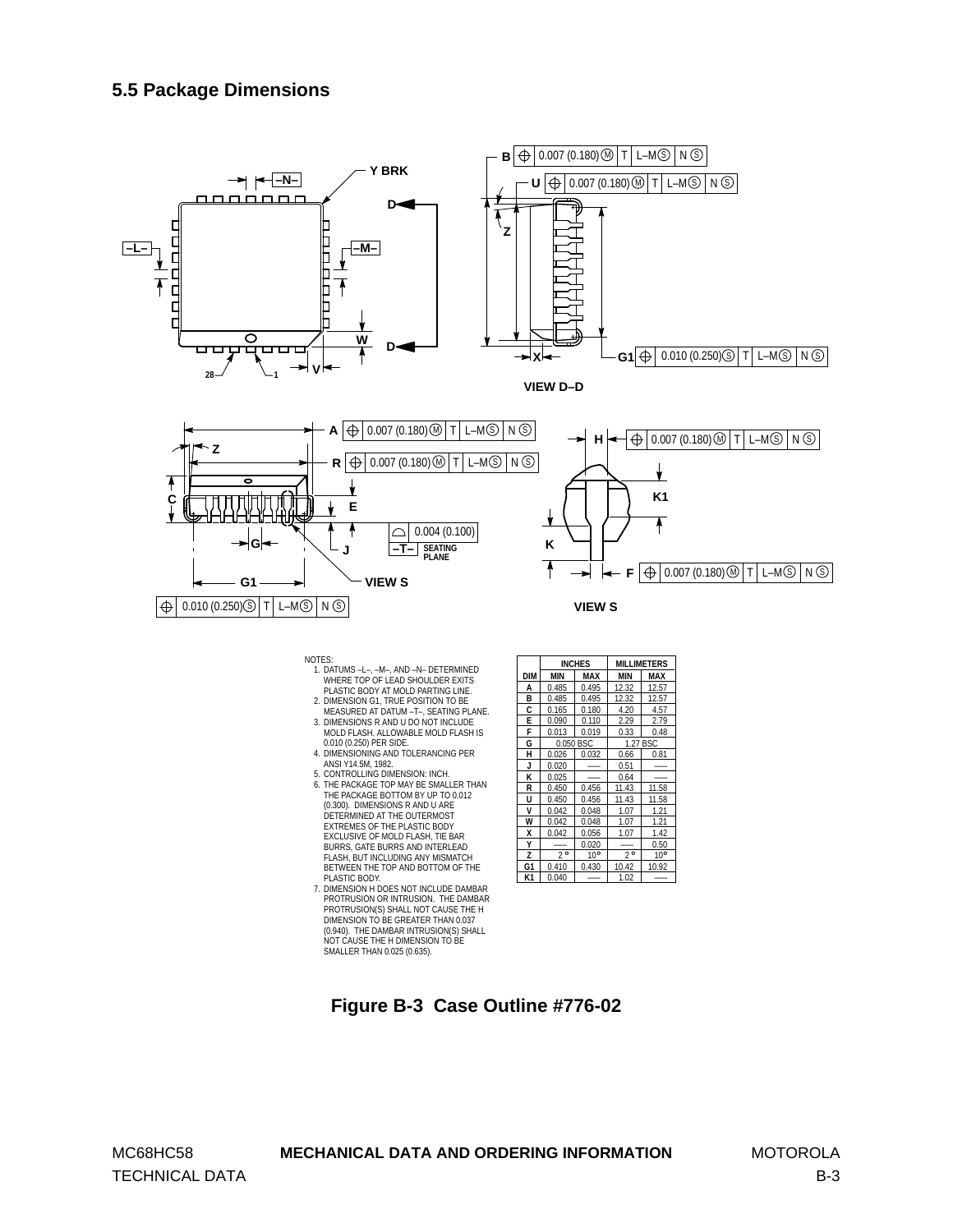## 5.5 Package Dimensions

NOTES:

1. DATUMS –L–, –M–, AND –N– DETERMINED WHERE TOP OF LEAD SHOULDER EXITS PLASTIC BODY AT MOLD PARTING LINE.
2. DIMENSION G1, TRUE POSITION TO BE MEASURED AT DATUM –T–, SEATING PLANE.
3. DIMENSIONS R AND U DO NOT INCLUDE MOLD FLASH. ALLOWABLE MOLD FLASH IS 0.010 (0.250) PER SIDE.
4. DIMENSIONING AND TOLERANCING PER ANSI Y14.5M, 1982.
5. CONTROLLING DIMENSION: INCH.
6. THE PACKAGE TOP MAY BE SMALLER THAN THE PACKAGE BOTTOM BY UP TO 0.012 (0.300). DIMENSIONS R AND U ARE DETERMINED AT THE OUTERMOST EXTREMES OF THE PLASTIC BODY EXCLUSIVE OF MOLD FLASH, TIE BAR BURRS, GATE BURRS AND INTERLEAD FLASH, BUT INCLUDING ANY MISMATCH BETWEEN THE TOP AND BOTTOM OF THE PLASTIC BODY.
7. DIMENSION H DOES NOT INCLUDE DAMBAR PROTRUSION OR INTRUSION. THE DAMBAR PROTRUSION(S) SHALL NOT CAUSE THE H DIMENSION TO BE GREATER THAN 0.037 (0.940). THE DAMBAR INTRUSION(S) SHALL NOT CAUSE THE H DIMENSION TO BE SMALLER THAN 0.025 (0.635).

| | INCHES | | MILLIMETERS | |
|---|---|---|---|---|
| DIM | MIN | MAX | MIN | MAX |
| A | 0.485 | 0.495 | 12.32 | 12.57 |
| B | 0.485 | 0.495 | 12.32 | 12.57 |
| C | 0.165 | 0.180 | 4.20 | 4.57 |
| E | 0.090 | 0.110 | 2.29 | 2.79 |
| F | 0.013 | 0.019 | 0.33 | 0.48 |
| G | 0.050 BSC | | 1.27 BSC | |
| H | 0.026 | 0.032 | 0.66 | 0.81 |
| J | 0.020 | — | 0.51 | — |
| K | 0.025 | — | 0.64 | — |
| R | 0.450 | 0.456 | 11.43 | 11.58 |
| U | 0.450 | 0.456 | 11.43 | 11.58 |
| V | 0.042 | 0.048 | 1.07 | 1.21 |
| W | 0.042 | 0.048 | 1.07 | 1.21 |
| X | 0.042 | 0.056 | 1.07 | 1.42 |
| Y | — | 0.020 | — | 0.50 |
| Z | 2° | 10° | 2° | 10° |
| G1 | 0.410 | 0.430 | 10.42 | 10.92 |
| K1 | 0.040 | — | 1.02 | — |

**Figure B-3 Case Outline #776-02**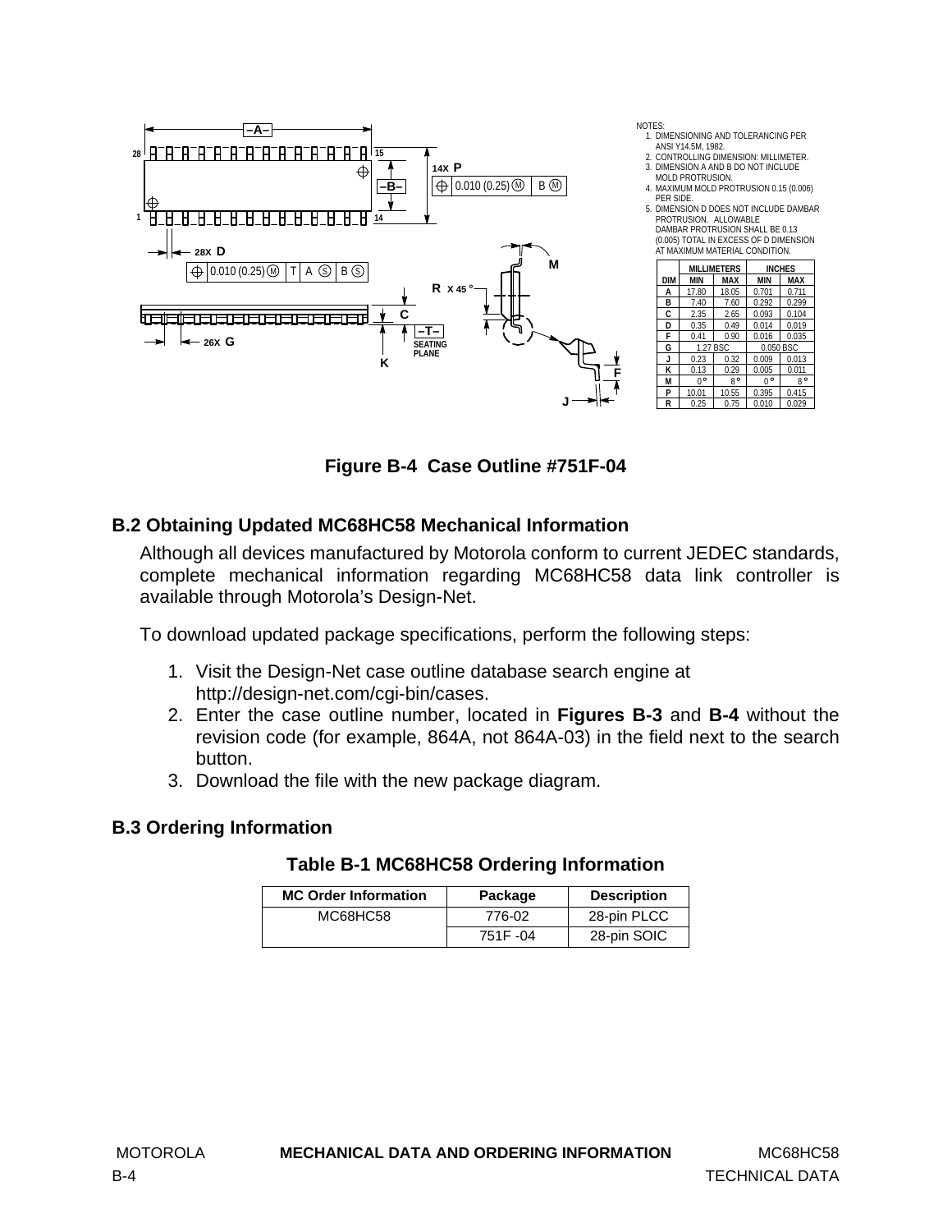NOTES:
1. DIMENSIONING AND TOLERANCING PER ANSI Y14.5M, 1982.
2. CONTROLLING DIMENSION: MILLIMETER.
3. DIMENSION A AND B DO NOT INCLUDE MOLD PROTRUSION.
4. MAXIMUM MOLD PROTRUSION 0.15 (0.006) PER SIDE.
5. DIMENSION D DOES NOT INCLUDE DAMBAR PROTRUSION. ALLOWABLE DAMBAR PROTRUSION SHALL BE 0.13 (0.005) TOTAL IN EXCESS OF D DIMENSION AT MAXIMUM MATERIAL CONDITION.

| DIM | MILLIMETERS MIN | MILLIMETERS MAX | INCHES MIN | INCHES MAX |
|---|---|---|---|---|
| A | 17.80 | 18.05 | 0.701 | 0.711 |
| B | 7.40 | 7.60 | 0.292 | 0.299 |
| C | 2.35 | 2.65 | 0.093 | 0.104 |
| D | 0.35 | 0.49 | 0.014 | 0.019 |
| F | 0.41 | 0.90 | 0.016 | 0.035 |
| G | 1.27 BSC | | 0.050 BSC | |
| J | 0.23 | 0.32 | 0.009 | 0.013 |
| K | 0.13 | 0.29 | 0.005 | 0.011 |
| M | 0° | 8° | 0° | 8° |
| P | 10.01 | 10.55 | 0.395 | 0.415 |
| R | 0.25 | 0.75 | 0.010 | 0.029 |

**Figure B-4 Case Outline #751F-04**

## B.2 Obtaining Updated MC68HC58 Mechanical Information

Although all devices manufactured by Motorola conform to current JEDEC standards, complete mechanical information regarding MC68HC58 data link controller is available through Motorola's Design-Net.

To download updated package specifications, perform the following steps:

1. Visit the Design-Net case outline database search engine at http://design-net.com/cgi-bin/cases.
2. Enter the case outline number, located in **Figures B-3** and **B-4** without the revision code (for example, 864A, not 864A-03) in the field next to the search button.
3. Download the file with the new package diagram.

## B.3 Ordering Information

**Table B-1 MC68HC58 Ordering Information**

| MC Order Information | Package | Description |
|---|---|---|
| MC68HC58 | 776-02 | 28-pin PLCC |
| | 751F -04 | 28-pin SOIC |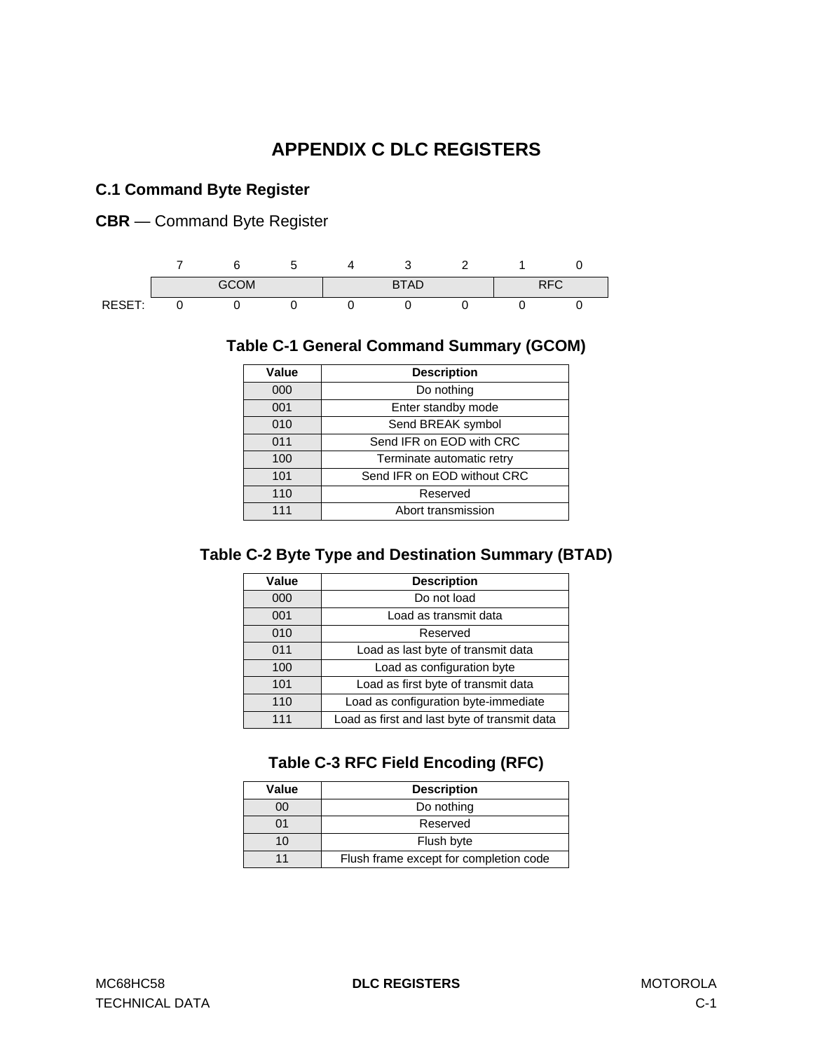# APPENDIX C DLC REGISTERS

## C.1 Command Byte Register

**CBR** — Command Byte Register

| | 7 | 6 | 5 | 4 | 3 | 2 | 1 | 0 |
|---|---|---|---|---|---|---|---|---|
| | GCOM | | | BTAD | | | RFC | |
| RESET: | 0 | 0 | 0 | 0 | 0 | 0 | 0 | 0 |

### Table C-1 General Command Summary (GCOM)

| Value | Description |
|---|---|
| 000 | Do nothing |
| 001 | Enter standby mode |
| 010 | Send BREAK symbol |
| 011 | Send IFR on EOD with CRC |
| 100 | Terminate automatic retry |
| 101 | Send IFR on EOD without CRC |
| 110 | Reserved |
| 111 | Abort transmission |

### Table C-2 Byte Type and Destination Summary (BTAD)

| Value | Description |
|---|---|
| 000 | Do not load |
| 001 | Load as transmit data |
| 010 | Reserved |
| 011 | Load as last byte of transmit data |
| 100 | Load as configuration byte |
| 101 | Load as first byte of transmit data |
| 110 | Load as configuration byte-immediate |
| 111 | Load as first and last byte of transmit data |

### Table C-3 RFC Field Encoding (RFC)

| Value | Description |
|---|---|
| 00 | Do nothing |
| 01 | Reserved |
| 10 | Flush byte |
| 11 | Flush frame except for completion code |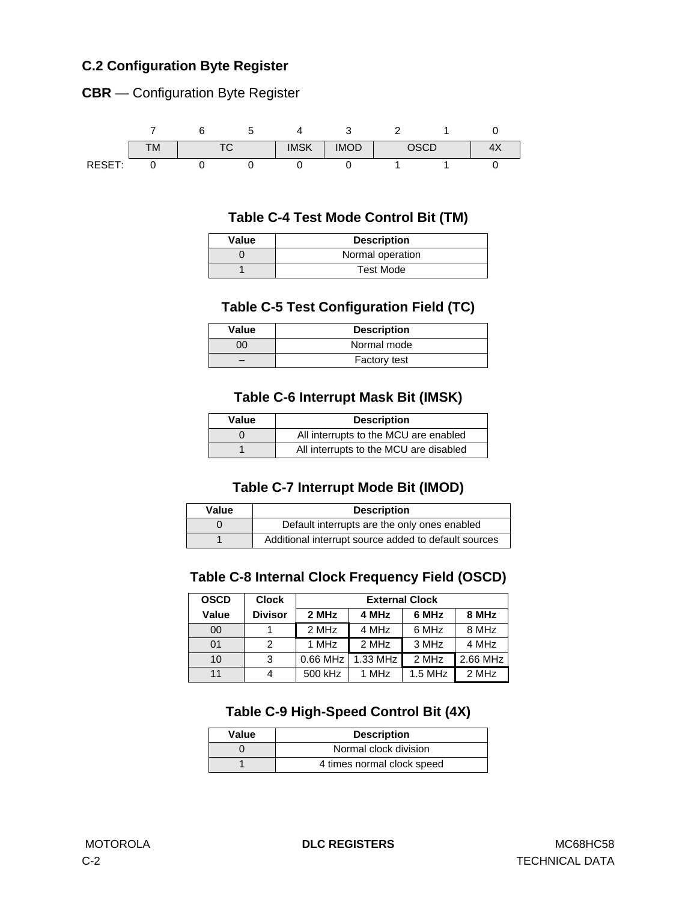## C.2 Configuration Byte Register

**CBR** — Configuration Byte Register

| | 7 | 6 | 5 | 4 | 3 | 2 | 1 | 0 |
|---|---|---|---|---|---|---|---|---|
| | TM | TC | | IMSK | IMOD | OSCD | | 4X |
| RESET: | 0 | 0 | 0 | 0 | 0 | 1 | 1 | 0 |

**Table C-4 Test Mode Control Bit (TM)**

| Value | Description |
|---|---|
| 0 | Normal operation |
| 1 | Test Mode |

**Table C-5 Test Configuration Field (TC)**

| Value | Description |
|---|---|
| 00 | Normal mode |
| – | Factory test |

**Table C-6 Interrupt Mask Bit (IMSK)**

| Value | Description |
|---|---|
| 0 | All interrupts to the MCU are enabled |
| 1 | All interrupts to the MCU are disabled |

**Table C-7 Interrupt Mode Bit (IMOD)**

| Value | Description |
|---|---|
| 0 | Default interrupts are the only ones enabled |
| 1 | Additional interrupt source added to default sources |

**Table C-8 Internal Clock Frequency Field (OSCD)**

| OSCD | Clock | External Clock | | | |
|---|---|---|---|---|---|
| Value | Divisor | 2 MHz | 4 MHz | 6 MHz | 8 MHz |
| 00 | 1 | 2 MHz | 4 MHz | 6 MHz | 8 MHz |
| 01 | 2 | 1 MHz | 2 MHz | 3 MHz | 4 MHz |
| 10 | 3 | 0.66 MHz | 1.33 MHz | 2 MHz | 2.66 MHz |
| 11 | 4 | 500 kHz | 1 MHz | 1.5 MHz | 2 MHz |

**Table C-9 High-Speed Control Bit (4X)**

| Value | Description |
|---|---|
| 0 | Normal clock division |
| 1 | 4 times normal clock speed |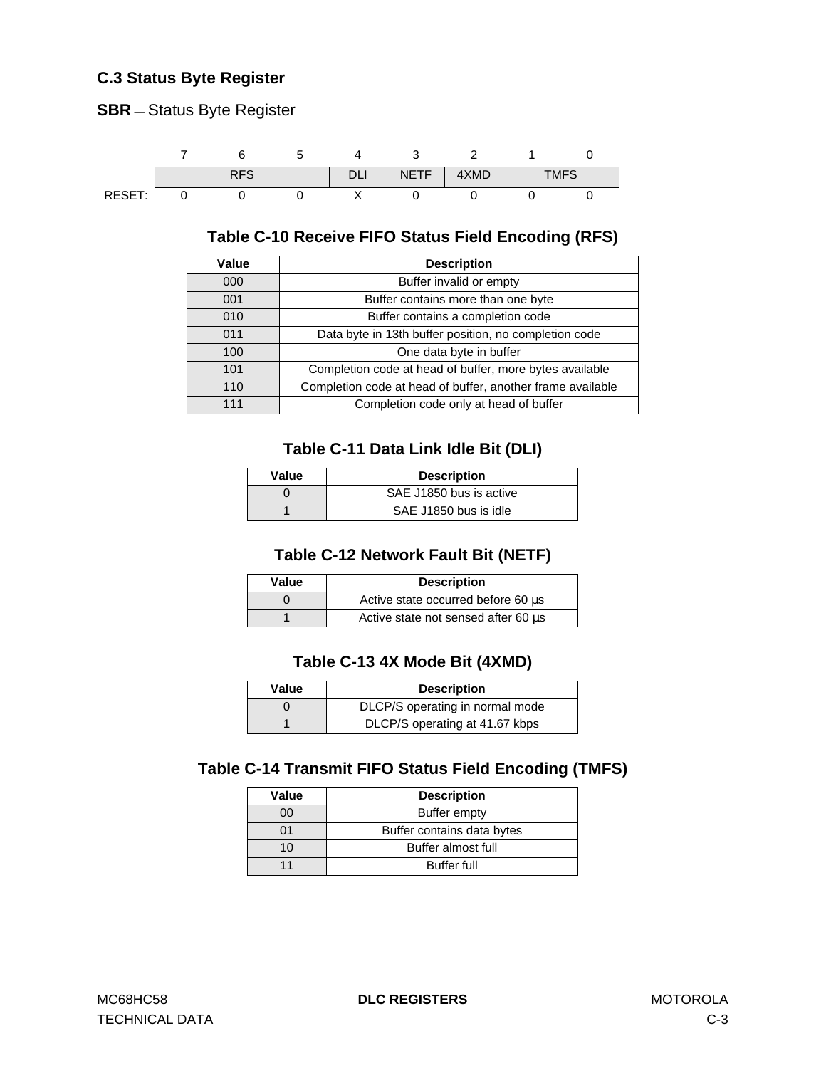### C.3 Status Byte Register

**SBR** — Status Byte Register

| | 7 | 6 | 5 | 4 | 3 | 2 | 1 | 0 |
|---|---|---|---|---|---|---|---|---|
| | RFS | | | DLI | NETF | 4XMD | TMFS | |
| RESET: | 0 | 0 | 0 | X | 0 | 0 | 0 | 0 |

**Table C-10 Receive FIFO Status Field Encoding (RFS)**

| Value | Description |
|---|---|
| 000 | Buffer invalid or empty |
| 001 | Buffer contains more than one byte |
| 010 | Buffer contains a completion code |
| 011 | Data byte in 13th buffer position, no completion code |
| 100 | One data byte in buffer |
| 101 | Completion code at head of buffer, more bytes available |
| 110 | Completion code at head of buffer, another frame available |
| 111 | Completion code only at head of buffer |

**Table C-11 Data Link Idle Bit (DLI)**

| Value | Description |
|---|---|
| 0 | SAE J1850 bus is active |
| 1 | SAE J1850 bus is idle |

**Table C-12 Network Fault Bit (NETF)**

| Value | Description |
|---|---|
| 0 | Active state occurred before 60 µs |
| 1 | Active state not sensed after 60 µs |

**Table C-13 4X Mode Bit (4XMD)**

| Value | Description |
|---|---|
| 0 | DLCP/S operating in normal mode |
| 1 | DLCP/S operating at 41.67 kbps |

**Table C-14 Transmit FIFO Status Field Encoding (TMFS)**

| Value | Description |
|---|---|
| 00 | Buffer empty |
| 01 | Buffer contains data bytes |
| 10 | Buffer almost full |
| 11 | Buffer full |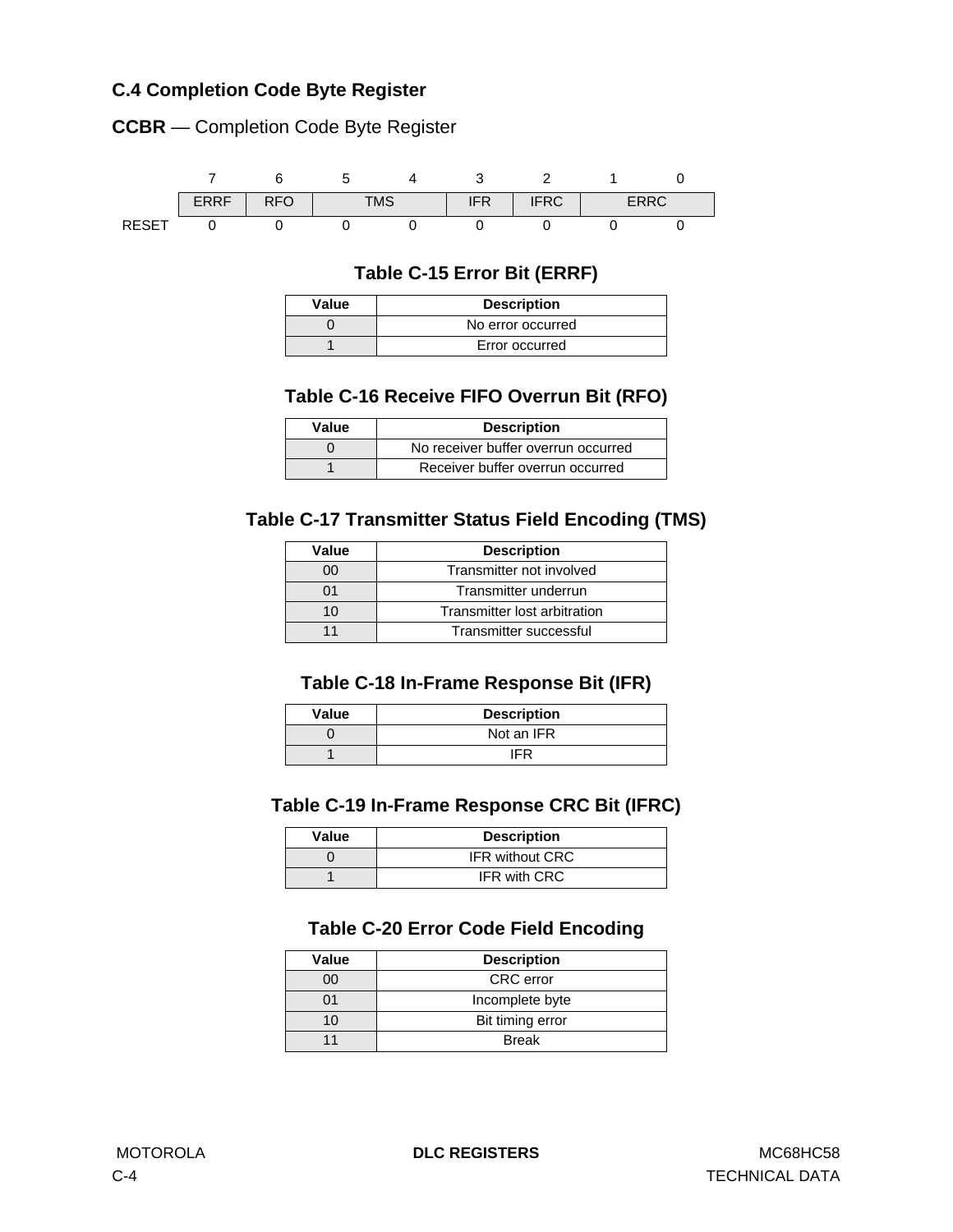## C.4 Completion Code Byte Register

**CCBR** — Completion Code Byte Register

| | 7 | 6 | 5 | 4 | 3 | 2 | 1 | 0 |
|---|---|---|---|---|---|---|---|---|
| | ERRF | RFO | TMS | | IFR | IFRC | ERRC | |
| RESET | 0 | 0 | 0 | 0 | 0 | 0 | 0 | 0 |

**Table C-15 Error Bit (ERRF)**

| Value | Description |
|---|---|
| 0 | No error occurred |
| 1 | Error occurred |

**Table C-16 Receive FIFO Overrun Bit (RFO)**

| Value | Description |
|---|---|
| 0 | No receiver buffer overrun occurred |
| 1 | Receiver buffer overrun occurred |

**Table C-17 Transmitter Status Field Encoding (TMS)**

| Value | Description |
|---|---|
| 00 | Transmitter not involved |
| 01 | Transmitter underrun |
| 10 | Transmitter lost arbitration |
| 11 | Transmitter successful |

**Table C-18 In-Frame Response Bit (IFR)**

| Value | Description |
|---|---|
| 0 | Not an IFR |
| 1 | IFR |

**Table C-19 In-Frame Response CRC Bit (IFRC)**

| Value | Description |
|---|---|
| 0 | IFR without CRC |
| 1 | IFR with CRC |

**Table C-20 Error Code Field Encoding**

| Value | Description |
|---|---|
| 00 | CRC error |
| 01 | Incomplete byte |
| 10 | Bit timing error |
| 11 | Break |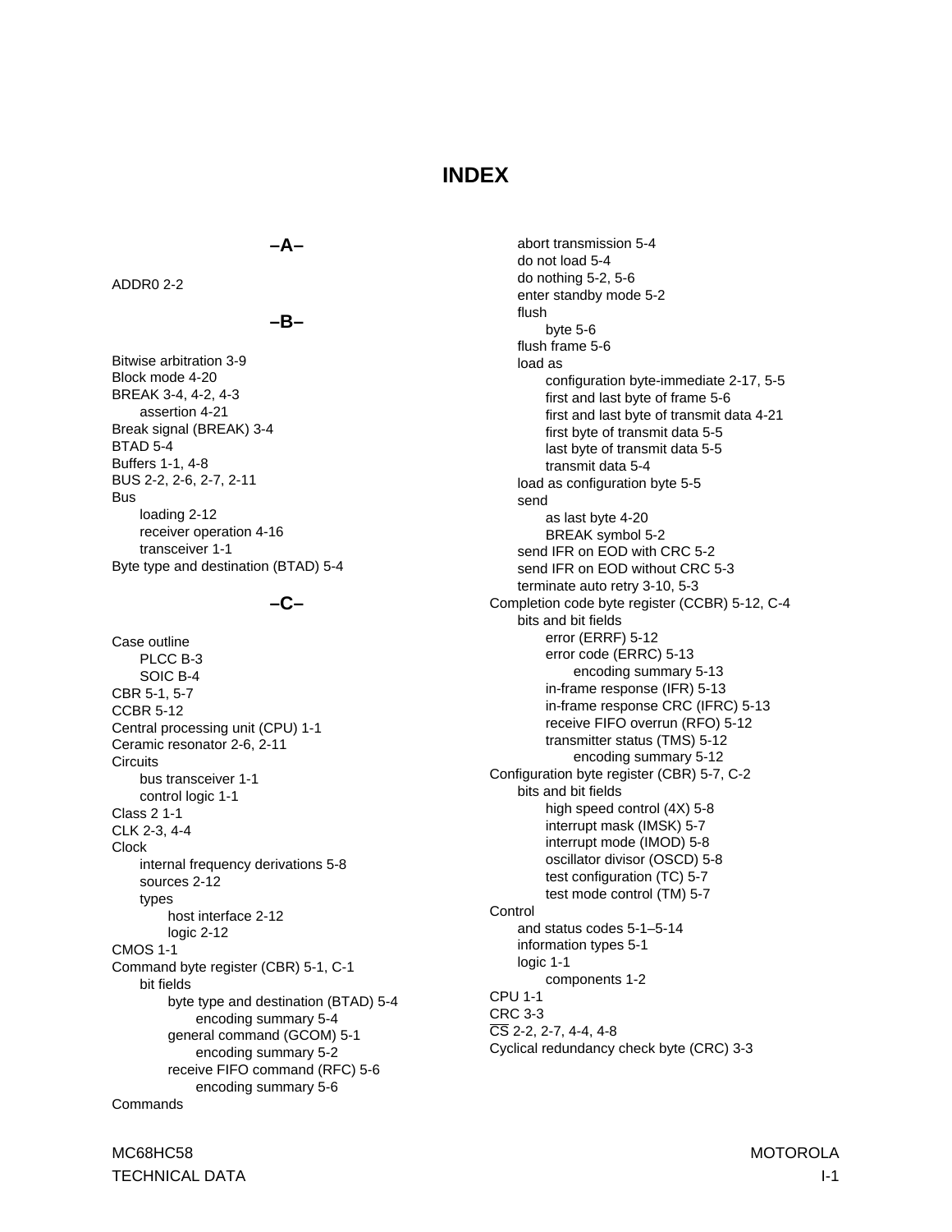# INDEX

## –A–

ADDR0 2-2

## –B–

Bitwise arbitration 3-9
Block mode 4-20
BREAK 3-4, 4-2, 4-3
  assertion 4-21
Break signal (BREAK) 3-4
BTAD 5-4
Buffers 1-1, 4-8
BUS 2-2, 2-6, 2-7, 2-11
Bus
  loading 2-12
  receiver operation 4-16
  transceiver 1-1
Byte type and destination (BTAD) 5-4

## –C–

Case outline
  PLCC B-3
  SOIC B-4
CBR 5-1, 5-7
CCBR 5-12
Central processing unit (CPU) 1-1
Ceramic resonator 2-6, 2-11
Circuits
  bus transceiver 1-1
  control logic 1-1
Class 2 1-1
CLK 2-3, 4-4
Clock
  internal frequency derivations 5-8
  sources 2-12
  types
    host interface 2-12
    logic 2-12
CMOS 1-1
Command byte register (CBR) 5-1, C-1
  bit fields
    byte type and destination (BTAD) 5-4
      encoding summary 5-4
    general command (GCOM) 5-1
      encoding summary 5-2
    receive FIFO command (RFC) 5-6
      encoding summary 5-6
Commands
  abort transmission 5-4
  do not load 5-4
  do nothing 5-2, 5-6
  enter standby mode 5-2
  flush
    byte 5-6
  flush frame 5-6
  load as
    configuration byte-immediate 2-17, 5-5
    first and last byte of frame 5-6
    first and last byte of transmit data 4-21
    first byte of transmit data 5-5
    last byte of transmit data 5-5
    transmit data 5-4
  load as configuration byte 5-5
  send
    as last byte 4-20
    BREAK symbol 5-2
  send IFR on EOD with CRC 5-2
  send IFR on EOD without CRC 5-3
  terminate auto retry 3-10, 5-3
Completion code byte register (CCBR) 5-12, C-4
  bits and bit fields
    error (ERRF) 5-12
    error code (ERRC) 5-13
      encoding summary 5-13
    in-frame response (IFR) 5-13
    in-frame response CRC (IFRC) 5-13
    receive FIFO overrun (RFO) 5-12
    transmitter status (TMS) 5-12
      encoding summary 5-12
Configuration byte register (CBR) 5-7, C-2
  bits and bit fields
    high speed control (4X) 5-8
    interrupt mask (IMSK) 5-7
    interrupt mode (IMOD) 5-8
    oscillator divisor (OSCD) 5-8
    test configuration (TC) 5-7
    test mode control (TM) 5-7
Control
  and status codes 5-1–5-14
  information types 5-1
  logic 1-1
    components 1-2
CPU 1-1
CRC 3-3
$\overline{\text{CS}}$ 2-2, 2-7, 4-4, 4-8
Cyclical redundancy check byte (CRC) 3-3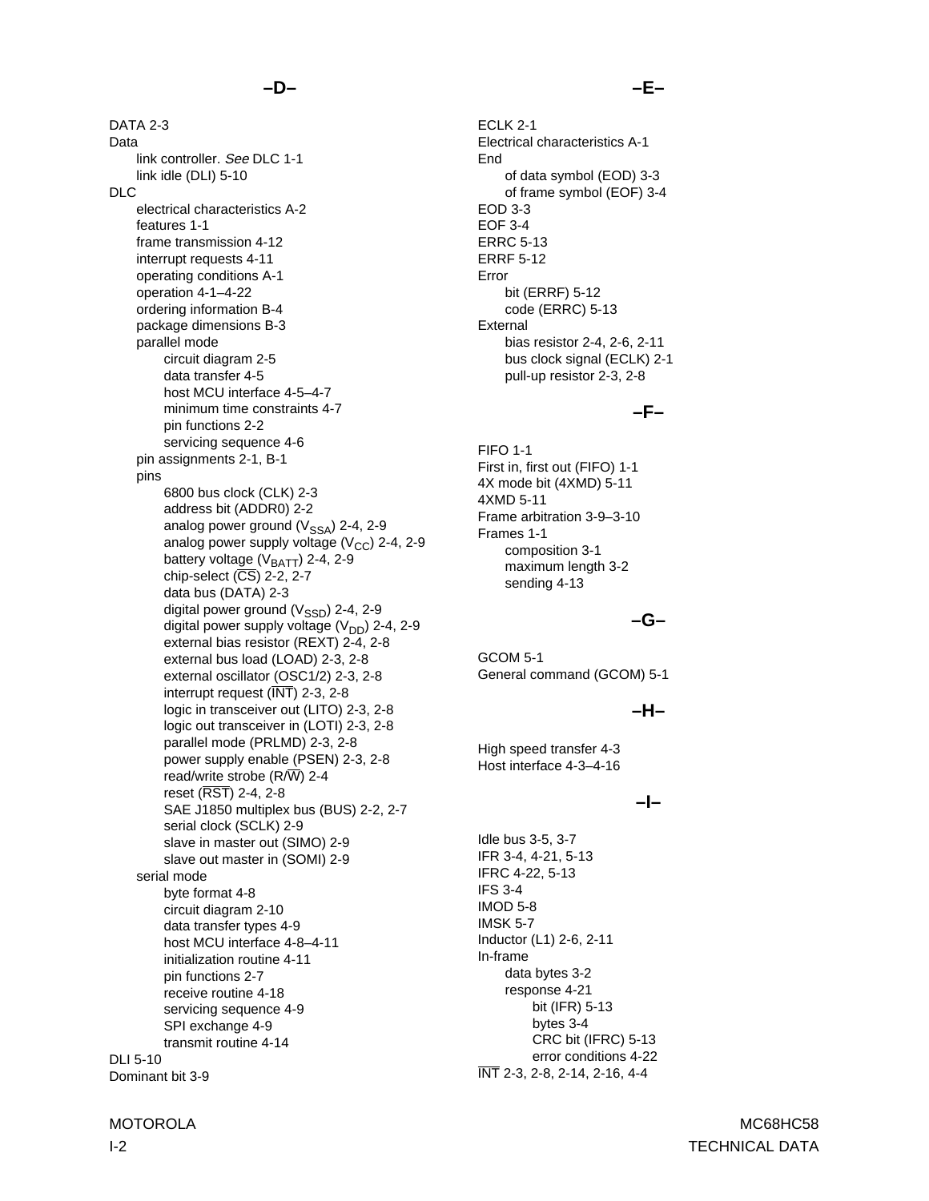## –D–

DATA 2-3
Data
- link controller. *See* DLC 1-1
- link idle (DLI) 5-10

DLC
- electrical characteristics A-2
- features 1-1
- frame transmission 4-12
- interrupt requests 4-11
- operating conditions A-1
- operation 4-1–4-22
- ordering information B-4
- package dimensions B-3
- parallel mode
  - circuit diagram 2-5
  - data transfer 4-5
  - host MCU interface 4-5–4-7
  - minimum time constraints 4-7
  - pin functions 2-2
  - servicing sequence 4-6
- pin assignments 2-1, B-1
- pins
  - 6800 bus clock (CLK) 2-3
  - address bit (ADDR0) 2-2
  - analog power ground ($V_{SSA}$) 2-4, 2-9
  - analog power supply voltage ($V_{CC}$) 2-4, 2-9
  - battery voltage ($V_{BATT}$) 2-4, 2-9
  - chip-select ($\overline{CS}$) 2-2, 2-7
  - data bus (DATA) 2-3
  - digital power ground ($V_{SSD}$) 2-4, 2-9
  - digital power supply voltage ($V_{DD}$) 2-4, 2-9
  - external bias resistor (REXT) 2-4, 2-8
  - external bus load (LOAD) 2-3, 2-8
  - external oscillator (OSC1/2) 2-3, 2-8
  - interrupt request ($\overline{INT}$) 2-3, 2-8
  - logic in transceiver out (LITO) 2-3, 2-8
  - logic out transceiver in (LOTI) 2-3, 2-8
  - parallel mode (PRLMD) 2-3, 2-8
  - power supply enable (PSEN) 2-3, 2-8
  - read/write strobe (R/$\overline{W}$) 2-4
  - reset ($\overline{RST}$) 2-4, 2-8
  - SAE J1850 multiplex bus (BUS) 2-2, 2-7
  - serial clock (SCLK) 2-9
  - slave in master out (SIMO) 2-9
  - slave out master in (SOMI) 2-9
- serial mode
  - byte format 4-8
  - circuit diagram 2-10
  - data transfer types 4-9
  - host MCU interface 4-8–4-11
  - initialization routine 4-11
  - pin functions 2-7
  - receive routine 4-18
  - servicing sequence 4-9
  - SPI exchange 4-9
  - transmit routine 4-14

DLI 5-10
Dominant bit 3-9

## –E–

ECLK 2-1
Electrical characteristics A-1
End
- of data symbol (EOD) 3-3
- of frame symbol (EOF) 3-4

EOD 3-3
EOF 3-4
ERRC 5-13
ERRF 5-12
Error
- bit (ERRF) 5-12
- code (ERRC) 5-13

External
- bias resistor 2-4, 2-6, 2-11
- bus clock signal (ECLK) 2-1
- pull-up resistor 2-3, 2-8

## –F–

FIFO 1-1
First in, first out (FIFO) 1-1
4X mode bit (4XMD) 5-11
4XMD 5-11
Frame arbitration 3-9–3-10
Frames 1-1
- composition 3-1
- maximum length 3-2
- sending 4-13

## –G–

GCOM 5-1
General command (GCOM) 5-1

## –H–

High speed transfer 4-3
Host interface 4-3–4-16

## –I–

Idle bus 3-5, 3-7
IFR 3-4, 4-21, 5-13
IFRC 4-22, 5-13
IFS 3-4
IMOD 5-8
IMSK 5-7
Inductor (L1) 2-6, 2-11
In-frame
- data bytes 3-2
- response 4-21
  - bit (IFR) 5-13
  - bytes 3-4
  - CRC bit (IFRC) 5-13
  - error conditions 4-22

$\overline{INT}$ 2-3, 2-8, 2-14, 2-16, 4-4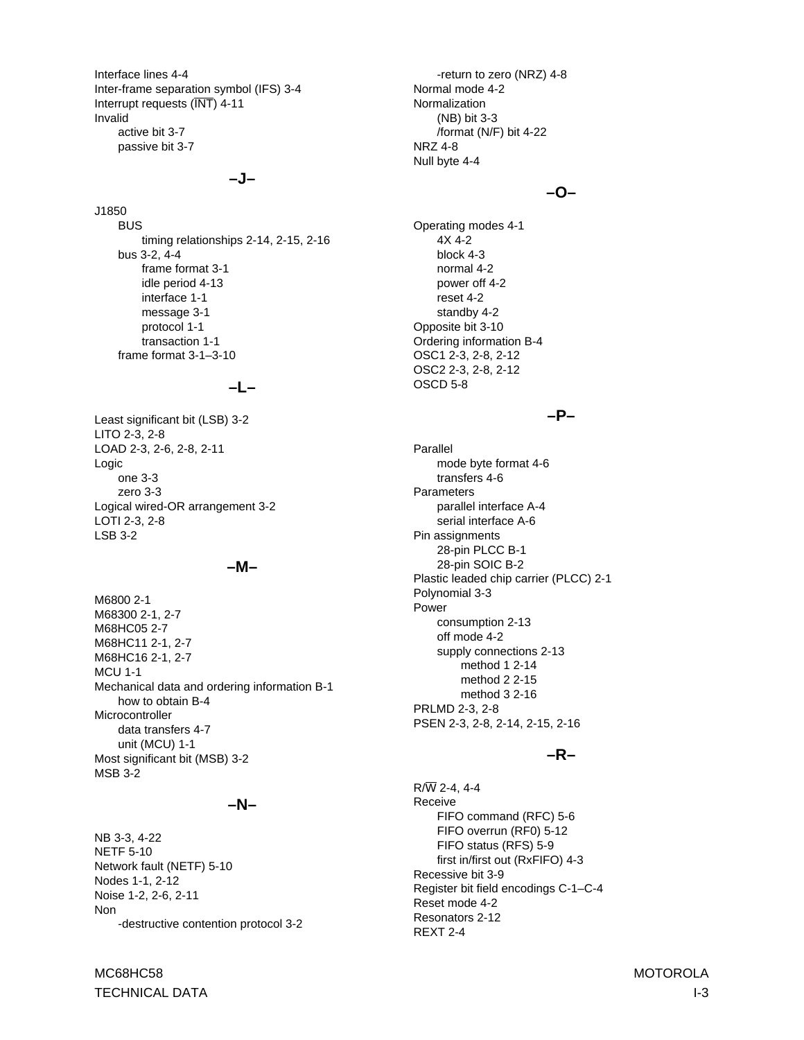Interface lines 4-4
Inter-frame separation symbol (IFS) 3-4
Interrupt requests ($\overline{\text{INT}}$) 4-11
Invalid
- active bit 3-7
- passive bit 3-7

## –J–

J1850
- BUS
  - timing relationships 2-14, 2-15, 2-16
- bus 3-2, 4-4
  - frame format 3-1
  - idle period 4-13
  - interface 1-1
  - message 3-1
  - protocol 1-1
  - transaction 1-1
- frame format 3-1–3-10

## –L–

Least significant bit (LSB) 3-2
LITO 2-3, 2-8
LOAD 2-3, 2-6, 2-8, 2-11
Logic
- one 3-3
- zero 3-3

Logical wired-OR arrangement 3-2
LOTI 2-3, 2-8
LSB 3-2

## –M–

M6800 2-1
M68300 2-1, 2-7
M68HC05 2-7
M68HC11 2-1, 2-7
M68HC16 2-1, 2-7
MCU 1-1
Mechanical data and ordering information B-1
- how to obtain B-4

Microcontroller
- data transfers 4-7
- unit (MCU) 1-1

Most significant bit (MSB) 3-2
MSB 3-2

## –N–

NB 3-3, 4-22
NETF 5-10
Network fault (NETF) 5-10
Nodes 1-1, 2-12
Noise 1-2, 2-6, 2-11
Non
- -destructive contention protocol 3-2
- -return to zero (NRZ) 4-8

Normal mode 4-2
Normalization
- (NB) bit 3-3
- /format (N/F) bit 4-22

NRZ 4-8
Null byte 4-4

## –O–

Operating modes 4-1
- 4X 4-2
- block 4-3
- normal 4-2
- power off 4-2
- reset 4-2
- standby 4-2

Opposite bit 3-10
Ordering information B-4
OSC1 2-3, 2-8, 2-12
OSC2 2-3, 2-8, 2-12
OSCD 5-8

## –P–

Parallel
- mode byte format 4-6
- transfers 4-6

Parameters
- parallel interface A-4
- serial interface A-6

Pin assignments
- 28-pin PLCC B-1
- 28-pin SOIC B-2

Plastic leaded chip carrier (PLCC) 2-1
Polynomial 3-3
Power
- consumption 2-13
- off mode 4-2
- supply connections 2-13
  - method 1 2-14
  - method 2 2-15
  - method 3 2-16

PRLMD 2-3, 2-8
PSEN 2-3, 2-8, 2-14, 2-15, 2-16

## –R–

R/$\overline{\text{W}}$ 2-4, 4-4
Receive
- FIFO command (RFC) 5-6
- FIFO overrun (RF0) 5-12
- FIFO status (RFS) 5-9
- first in/first out (RxFIFO) 4-3

Recessive bit 3-9
Register bit field encodings C-1–C-4
Reset mode 4-2
Resonators 2-12
REXT 2-4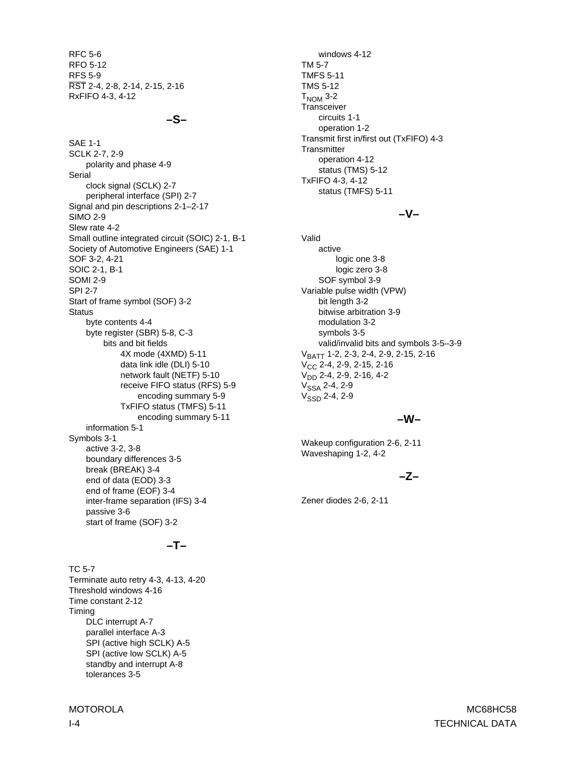RFC 5-6
RFO 5-12
$\overline{RFS}$ 5-9
$\overline{RST}$ 2-4, 2-8, 2-14, 2-15, 2-16
RxFIFO 4-3, 4-12

## –S–

SAE 1-1
SCLK 2-7, 2-9
 polarity and phase 4-9
Serial
 clock signal (SCLK) 2-7
 peripheral interface (SPI) 2-7
Signal and pin descriptions 2-1–2-17
SIMO 2-9
Slew rate 4-2
Small outline integrated circuit (SOIC) 2-1, B-1
Society of Automotive Engineers (SAE) 1-1
SOF 3-2, 4-21
SOIC 2-1, B-1
SOMI 2-9
SPI 2-7
Start of frame symbol (SOF) 3-2
Status
 byte contents 4-4
 byte register (SBR) 5-8, C-3
  bits and bit fields
   4X mode (4XMD) 5-11
   data link idle (DLI) 5-10
   network fault (NETF) 5-10
   receive FIFO status (RFS) 5-9
    encoding summary 5-9
   TxFIFO status (TMFS) 5-11
    encoding summary 5-11
 information 5-1
Symbols 3-1
 active 3-2, 3-8
 boundary differences 3-5
 break (BREAK) 3-4
 end of data (EOD) 3-3
 end of frame (EOF) 3-4
 inter-frame separation (IFS) 3-4
 passive 3-6
 start of frame (SOF) 3-2

## –T–

TC 5-7
Terminate auto retry 4-3, 4-13, 4-20
Threshold windows 4-16
Time constant 2-12
Timing
 DLC interrupt A-7
 parallel interface A-3
 SPI (active high SCLK) A-5
 SPI (active low SCLK) A-5
 standby and interrupt A-8
 tolerances 3-5
 windows 4-12
TM 5-7
TMFS 5-11
TMS 5-12
$T_{NOM}$ 3-2
Transceiver
 circuits 1-1
 operation 1-2
Transmit first in/first out (TxFIFO) 4-3
Transmitter
 operation 4-12
 status (TMS) 5-12
TxFIFO 4-3, 4-12
 status (TMFS) 5-11

## –V–

Valid
 active
  logic one 3-8
  logic zero 3-8
 SOF symbol 3-9
Variable pulse width (VPW)
 bit length 3-2
 bitwise arbitration 3-9
 modulation 3-2
 symbols 3-5
 valid/invalid bits and symbols 3-5–3-9
$V_{BATT}$ 1-2, 2-3, 2-4, 2-9, 2-15, 2-16
$V_{CC}$ 2-4, 2-9, 2-15, 2-16
$V_{DD}$ 2-4, 2-9, 2-16, 4-2
$V_{SSA}$ 2-4, 2-9
$V_{SSD}$ 2-4, 2-9

## –W–

Wakeup configuration 2-6, 2-11
Waveshaping 1-2, 4-2

## –Z–

Zener diodes 2-6, 2-11